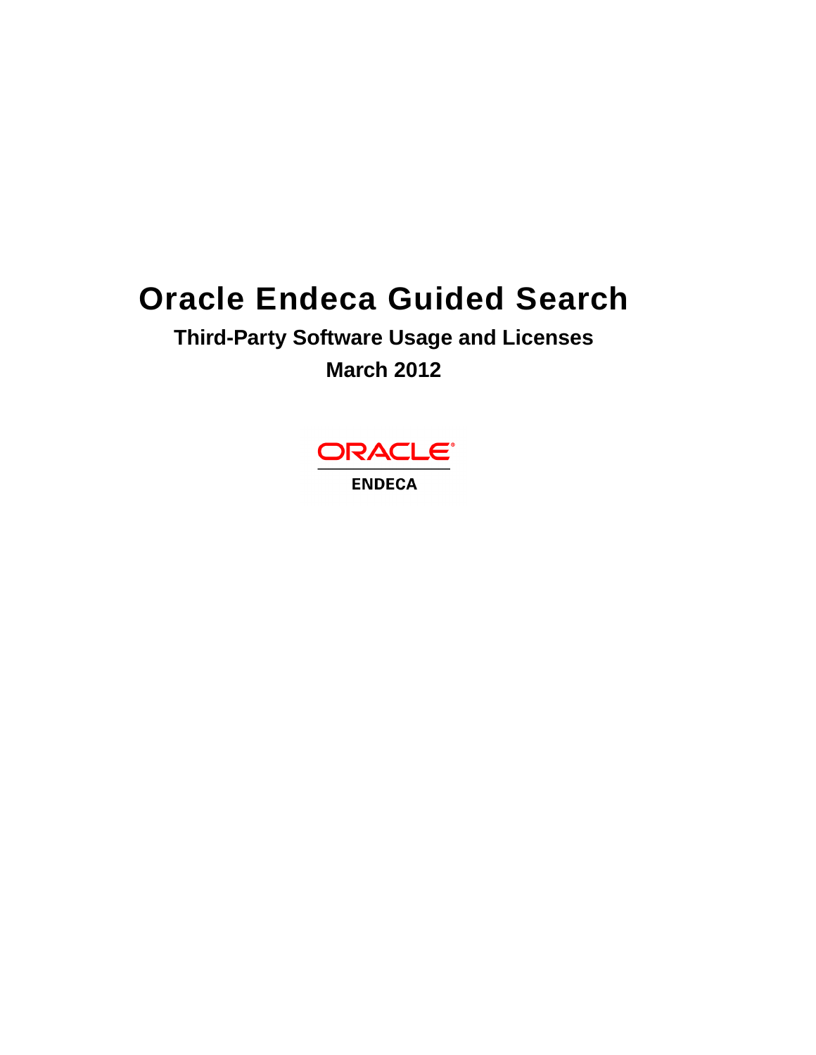# Oracle Endeca Guided Search

## Third-Party Software Usage and Licenses

## March 2012

ORACLE®

ENDECA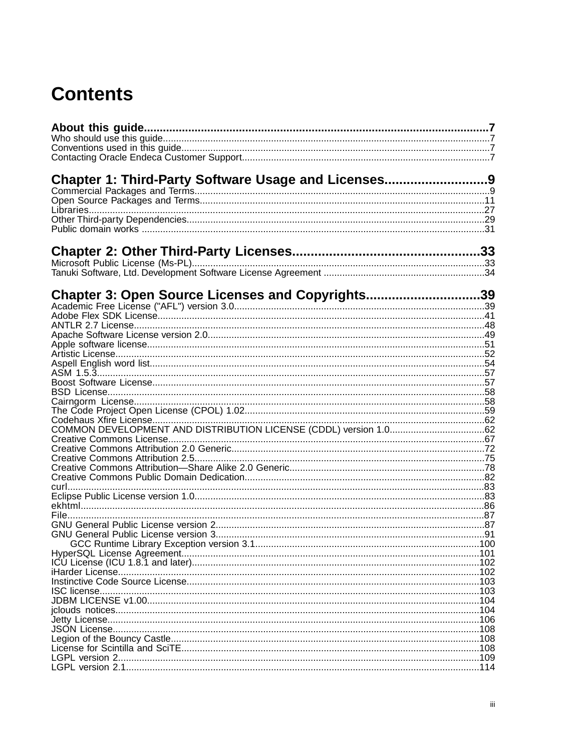# Contents

**About this guide.....7**

Who should use this guide.....7

Conventions used in this guide.....7

Contacting Oracle Endeca Customer Support.....7

**Chapter 1: Third-Party Software Usage and Licenses.....9**

Commercial Packages and Terms.....9

Open Source Packages and Terms.....11

Libraries.....27

Other Third-party Dependencies.....29

Public domain works.....31

**Chapter 2: Other Third-Party Licenses.....33**

Microsoft Public License (Ms-PL).....33

Tanuki Software, Ltd. Development Software License Agreement.....34

**Chapter 3: Open Source Licenses and Copyrights.....39**

Academic Free License ("AFL") version 3.0.....39

Adobe Flex SDK License.....41

ANTLR 2.7 License.....48

Apache Software License version 2.0.....49

Apple software license.....51

Artistic License.....52

Aspell English word list.....54

ASM 1.5.3.....57

Boost Software License.....57

BSD License.....58

Cairngorm License.....58

The Code Project Open License (CPOL) 1.02.....59

Codehaus Xfire License.....62

COMMON DEVELOPMENT AND DISTRIBUTION LICENSE (CDDL) version 1.0.....62

Creative Commons License.....67

Creative Commons Attribution 2.0 Generic.....72

Creative Commons Attribution 2.5.....75

Creative Commons Attribution—Share Alike 2.0 Generic.....78

Creative Commons Public Domain Dedication.....82

curl.....83

Eclipse Public License version 1.0.....83

ekhtml.....86

File.....87

GNU General Public License version 2.....87

GNU General Public License version 3.....91

- GCC Runtime Library Exception version 3.1.....100

HyperSQL License Agreement.....101

ICU License (ICU 1.8.1 and later).....102

iHarder License.....102

Instinctive Code Source License.....103

ISC license.....103

JDBM LICENSE v1.00.....104

jclouds notices.....104

Jetty License.....106

JSON License.....108

Legion of the Bouncy Castle.....108

License for Scintilla and SciTE.....108

LGPL version 2.....109

LGPL version 2.1.....114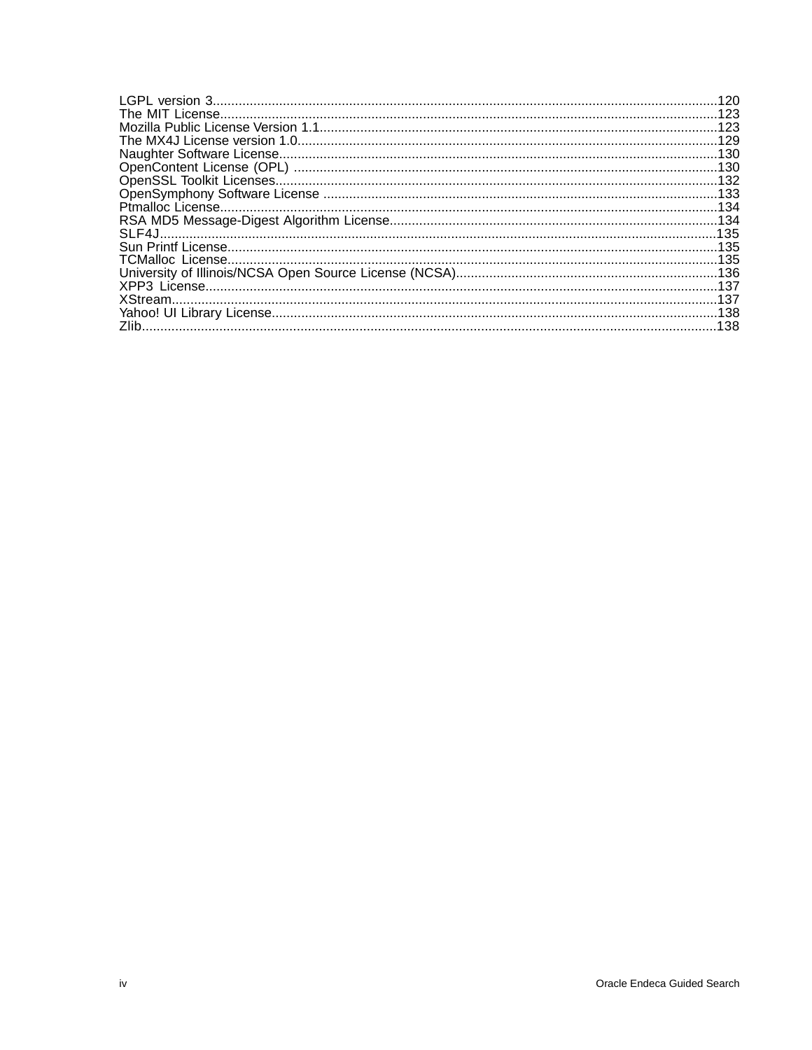LGPL version 3........................................................................................................................120
The MIT License.......................................................................................................................123
Mozilla Public License Version 1.1............................................................................................123
The MX4J License version 1.0..................................................................................................129
Naughter Software License.......................................................................................................130
OpenContent License (OPL) ...................................................................................................130
OpenSSL Toolkit Licenses........................................................................................................132
OpenSymphony Software License ...........................................................................................133
Ptmalloc License.......................................................................................................................134
RSA MD5 Message-Digest Algorithm License..........................................................................134
SLF4J.......................................................................................................................................135
Sun Printf License.....................................................................................................................135
TCMalloc License.....................................................................................................................135
University of Illinois/NCSA Open Source License (NCSA).......................................................136
XPP3 License...........................................................................................................................137
XStream...................................................................................................................................137
Yahoo! UI Library License.........................................................................................................138
Zlib...........................................................................................................................................138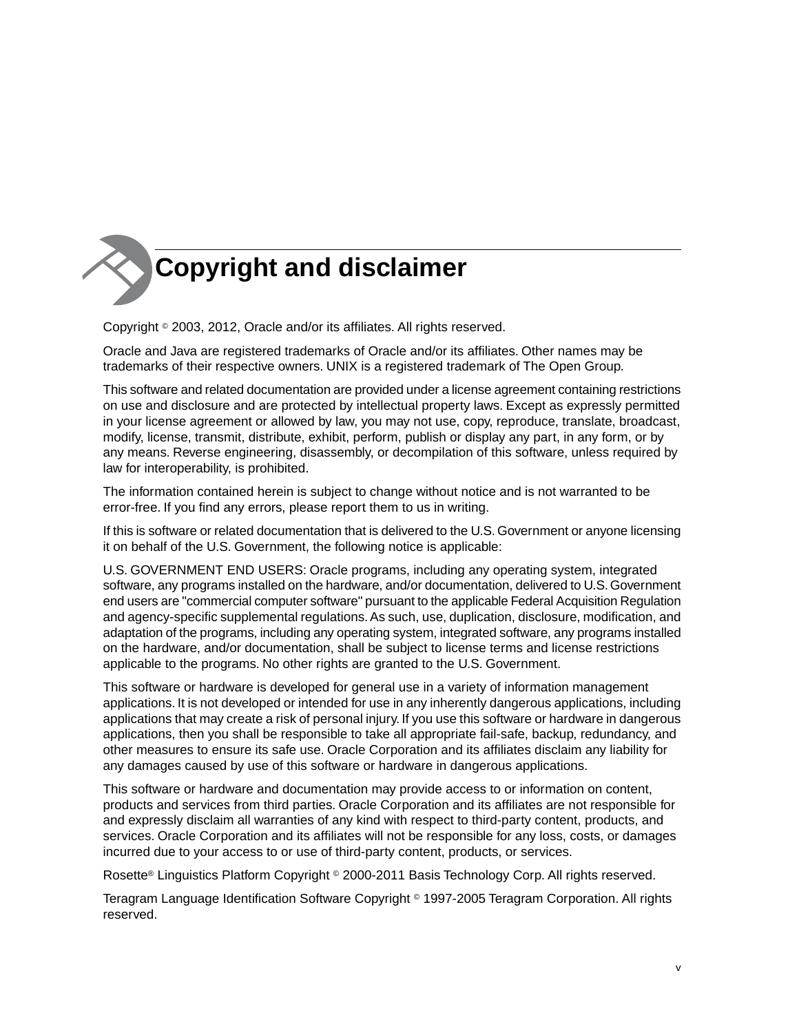# Copyright and disclaimer

Copyright © 2003, 2012, Oracle and/or its affiliates. All rights reserved.

Oracle and Java are registered trademarks of Oracle and/or its affiliates. Other names may be trademarks of their respective owners. UNIX is a registered trademark of The Open Group.

This software and related documentation are provided under a license agreement containing restrictions on use and disclosure and are protected by intellectual property laws. Except as expressly permitted in your license agreement or allowed by law, you may not use, copy, reproduce, translate, broadcast, modify, license, transmit, distribute, exhibit, perform, publish or display any part, in any form, or by any means. Reverse engineering, disassembly, or decompilation of this software, unless required by law for interoperability, is prohibited.

The information contained herein is subject to change without notice and is not warranted to be error-free. If you find any errors, please report them to us in writing.

If this is software or related documentation that is delivered to the U.S. Government or anyone licensing it on behalf of the U.S. Government, the following notice is applicable:

U.S. GOVERNMENT END USERS: Oracle programs, including any operating system, integrated software, any programs installed on the hardware, and/or documentation, delivered to U.S. Government end users are "commercial computer software" pursuant to the applicable Federal Acquisition Regulation and agency-specific supplemental regulations. As such, use, duplication, disclosure, modification, and adaptation of the programs, including any operating system, integrated software, any programs installed on the hardware, and/or documentation, shall be subject to license terms and license restrictions applicable to the programs. No other rights are granted to the U.S. Government.

This software or hardware is developed for general use in a variety of information management applications. It is not developed or intended for use in any inherently dangerous applications, including applications that may create a risk of personal injury. If you use this software or hardware in dangerous applications, then you shall be responsible to take all appropriate fail-safe, backup, redundancy, and other measures to ensure its safe use. Oracle Corporation and its affiliates disclaim any liability for any damages caused by use of this software or hardware in dangerous applications.

This software or hardware and documentation may provide access to or information on content, products and services from third parties. Oracle Corporation and its affiliates are not responsible for and expressly disclaim all warranties of any kind with respect to third-party content, products, and services. Oracle Corporation and its affiliates will not be responsible for any loss, costs, or damages incurred due to your access to or use of third-party content, products, or services.

Rosette® Linguistics Platform Copyright © 2000-2011 Basis Technology Corp. All rights reserved.

Teragram Language Identification Software Copyright © 1997-2005 Teragram Corporation. All rights reserved.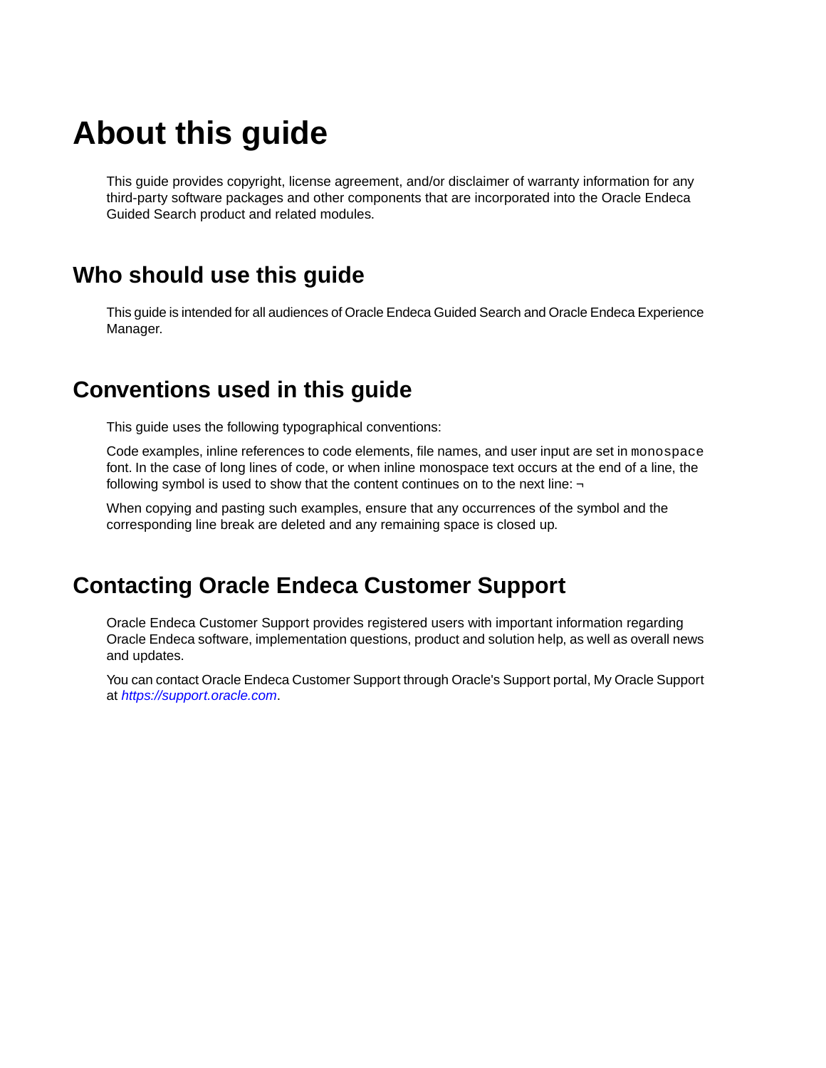# About this guide

This guide provides copyright, license agreement, and/or disclaimer of warranty information for any third-party software packages and other components that are incorporated into the Oracle Endeca Guided Search product and related modules.

## Who should use this guide

This guide is intended for all audiences of Oracle Endeca Guided Search and Oracle Endeca Experience Manager.

## Conventions used in this guide

This guide uses the following typographical conventions:

Code examples, inline references to code elements, file names, and user input are set in `monospace` font. In the case of long lines of code, or when inline monospace text occurs at the end of a line, the following symbol is used to show that the content continues on to the next line: ¬

When copying and pasting such examples, ensure that any occurrences of the symbol and the corresponding line break are deleted and any remaining space is closed up.

## Contacting Oracle Endeca Customer Support

Oracle Endeca Customer Support provides registered users with important information regarding Oracle Endeca software, implementation questions, product and solution help, as well as overall news and updates.

You can contact Oracle Endeca Customer Support through Oracle's Support portal, My Oracle Support at *https://support.oracle.com*.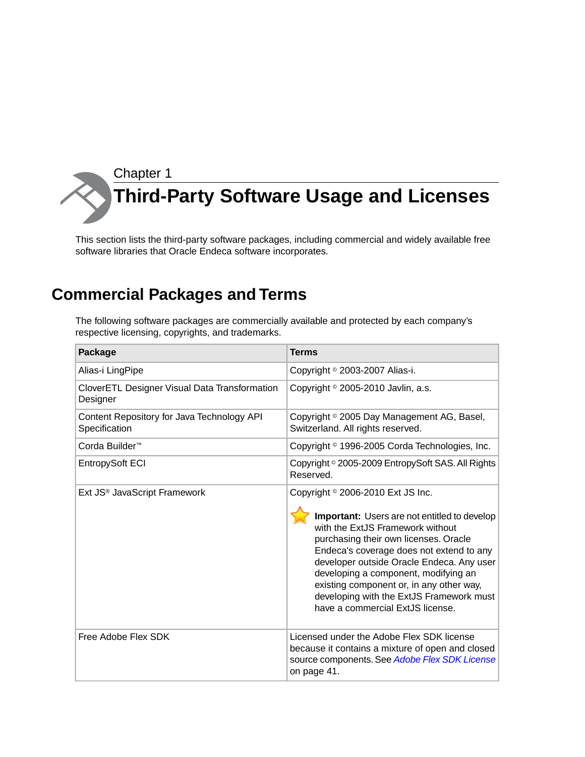Chapter 1

# Third-Party Software Usage and Licenses

This section lists the third-party software packages, including commercial and widely available free software libraries that Oracle Endeca software incorporates.

## Commercial Packages and Terms

The following software packages are commercially available and protected by each company's respective licensing, copyrights, and trademarks.

| Package | Terms |
| --- | --- |
| Alias-i LingPipe | Copyright © 2003-2007 Alias-i. |
| CloverETL Designer Visual Data Transformation Designer | Copyright © 2005-2010 Javlin, a.s. |
| Content Repository for Java Technology API Specification | Copyright © 2005 Day Management AG, Basel, Switzerland. All rights reserved. |
| Corda Builder™ | Copyright © 1996-2005 Corda Technologies, Inc. |
| EntropySoft ECI | Copyright © 2005-2009 EntropySoft SAS. All Rights Reserved. |
| Ext JS® JavaScript Framework | Copyright © 2006-2010 Ext JS Inc. **Important:** Users are not entitled to develop with the ExtJS Framework without purchasing their own licenses. Oracle Endeca's coverage does not extend to any developer outside Oracle Endeca. Any user developing a component, modifying an existing component or, in any other way, developing with the ExtJS Framework must have a commercial ExtJS license. |
| Free Adobe Flex SDK | Licensed under the Adobe Flex SDK license because it contains a mixture of open and closed source components. See *Adobe Flex SDK License* on page 41. |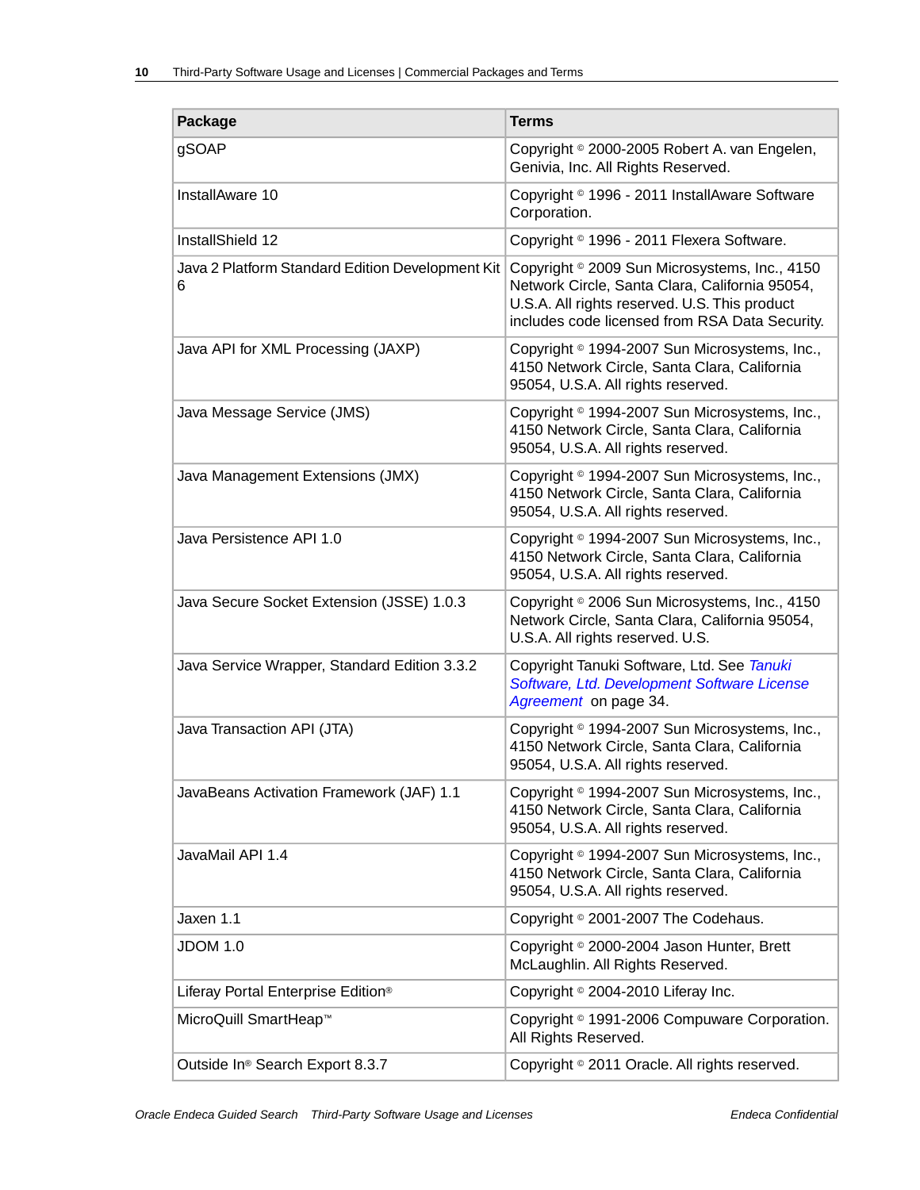| Package | Terms |
|---|---|
| gSOAP | Copyright © 2000-2005 Robert A. van Engelen, Genivia, Inc. All Rights Reserved. |
| InstallAware 10 | Copyright © 1996 - 2011 InstallAware Software Corporation. |
| InstallShield 12 | Copyright © 1996 - 2011 Flexera Software. |
| Java 2 Platform Standard Edition Development Kit 6 | Copyright © 2009 Sun Microsystems, Inc., 4150 Network Circle, Santa Clara, California 95054, U.S.A. All rights reserved. U.S. This product includes code licensed from RSA Data Security. |
| Java API for XML Processing (JAXP) | Copyright © 1994-2007 Sun Microsystems, Inc., 4150 Network Circle, Santa Clara, California 95054, U.S.A. All rights reserved. |
| Java Message Service (JMS) | Copyright © 1994-2007 Sun Microsystems, Inc., 4150 Network Circle, Santa Clara, California 95054, U.S.A. All rights reserved. |
| Java Management Extensions (JMX) | Copyright © 1994-2007 Sun Microsystems, Inc., 4150 Network Circle, Santa Clara, California 95054, U.S.A. All rights reserved. |
| Java Persistence API 1.0 | Copyright © 1994-2007 Sun Microsystems, Inc., 4150 Network Circle, Santa Clara, California 95054, U.S.A. All rights reserved. |
| Java Secure Socket Extension (JSSE) 1.0.3 | Copyright © 2006 Sun Microsystems, Inc., 4150 Network Circle, Santa Clara, California 95054, U.S.A. All rights reserved. U.S. |
| Java Service Wrapper, Standard Edition 3.3.2 | Copyright Tanuki Software, Ltd. See *Tanuki Software, Ltd. Development Software License Agreement* on page 34. |
| Java Transaction API (JTA) | Copyright © 1994-2007 Sun Microsystems, Inc., 4150 Network Circle, Santa Clara, California 95054, U.S.A. All rights reserved. |
| JavaBeans Activation Framework (JAF) 1.1 | Copyright © 1994-2007 Sun Microsystems, Inc., 4150 Network Circle, Santa Clara, California 95054, U.S.A. All rights reserved. |
| JavaMail API 1.4 | Copyright © 1994-2007 Sun Microsystems, Inc., 4150 Network Circle, Santa Clara, California 95054, U.S.A. All rights reserved. |
| Jaxen 1.1 | Copyright © 2001-2007 The Codehaus. |
| JDOM 1.0 | Copyright © 2000-2004 Jason Hunter, Brett McLaughlin. All Rights Reserved. |
| Liferay Portal Enterprise Edition® | Copyright © 2004-2010 Liferay Inc. |
| MicroQuill SmartHeap™ | Copyright © 1991-2006 Compuware Corporation. All Rights Reserved. |
| Outside In® Search Export 8.3.7 | Copyright © 2011 Oracle. All rights reserved. |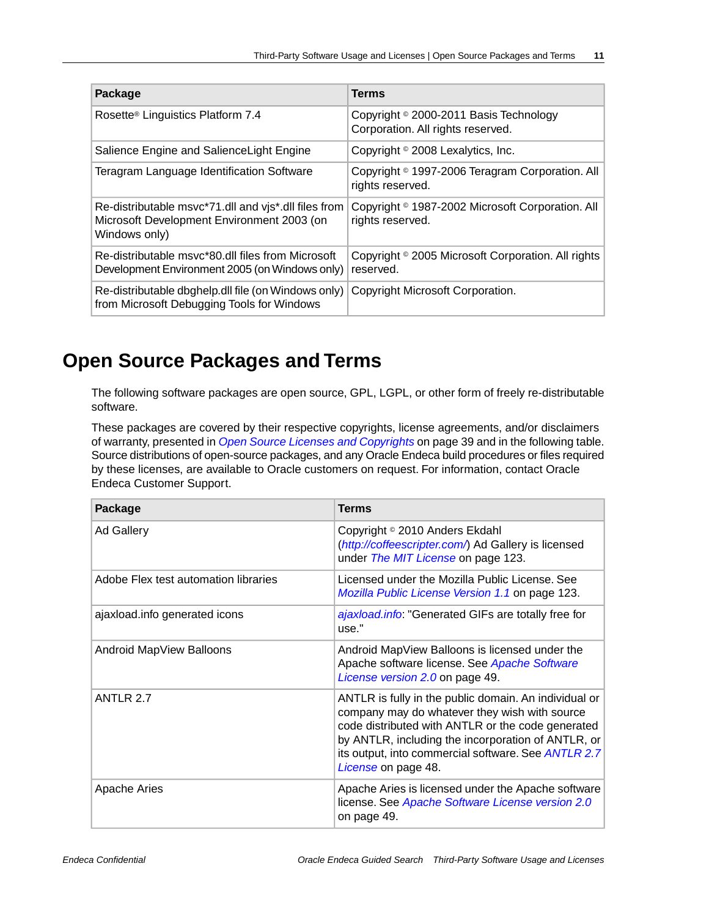| Package | Terms |
| --- | --- |
| Rosette® Linguistics Platform 7.4 | Copyright © 2000-2011 Basis Technology Corporation. All rights reserved. |
| Salience Engine and SalienceLight Engine | Copyright © 2008 Lexalytics, Inc. |
| Teragram Language Identification Software | Copyright © 1997-2006 Teragram Corporation. All rights reserved. |
| Re-distributable msvc*71.dll and vjs*.dll files from Microsoft Development Environment 2003 (on Windows only) | Copyright © 1987-2002 Microsoft Corporation. All rights reserved. |
| Re-distributable msvc*80.dll files from Microsoft Development Environment 2005 (on Windows only) | Copyright © 2005 Microsoft Corporation. All rights reserved. |
| Re-distributable dbghelp.dll file (on Windows only) from Microsoft Debugging Tools for Windows | Copyright Microsoft Corporation. |

# Open Source Packages and Terms

The following software packages are open source, GPL, LGPL, or other form of freely re-distributable software.

These packages are covered by their respective copyrights, license agreements, and/or disclaimers of warranty, presented in *Open Source Licenses and Copyrights* on page 39 and in the following table. Source distributions of open-source packages, and any Oracle Endeca build procedures or files required by these licenses, are available to Oracle customers on request. For information, contact Oracle Endeca Customer Support.

| Package | Terms |
| --- | --- |
| Ad Gallery | Copyright © 2010 Anders Ekdahl (*http://coffeescripter.com/*) Ad Gallery is licensed under *The MIT License* on page 123. |
| Adobe Flex test automation libraries | Licensed under the Mozilla Public License. See *Mozilla Public License Version 1.1* on page 123. |
| ajaxload.info generated icons | *ajaxload.info*: "Generated GIFs are totally free for use." |
| Android MapView Balloons | Android MapView Balloons is licensed under the Apache software license. See *Apache Software License version 2.0* on page 49. |
| ANTLR 2.7 | ANTLR is fully in the public domain. An individual or company may do whatever they wish with source code distributed with ANTLR or the code generated by ANTLR, including the incorporation of ANTLR, or its output, into commercial software. See *ANTLR 2.7 License* on page 48. |
| Apache Aries | Apache Aries is licensed under the Apache software license. See *Apache Software License version 2.0* on page 49. |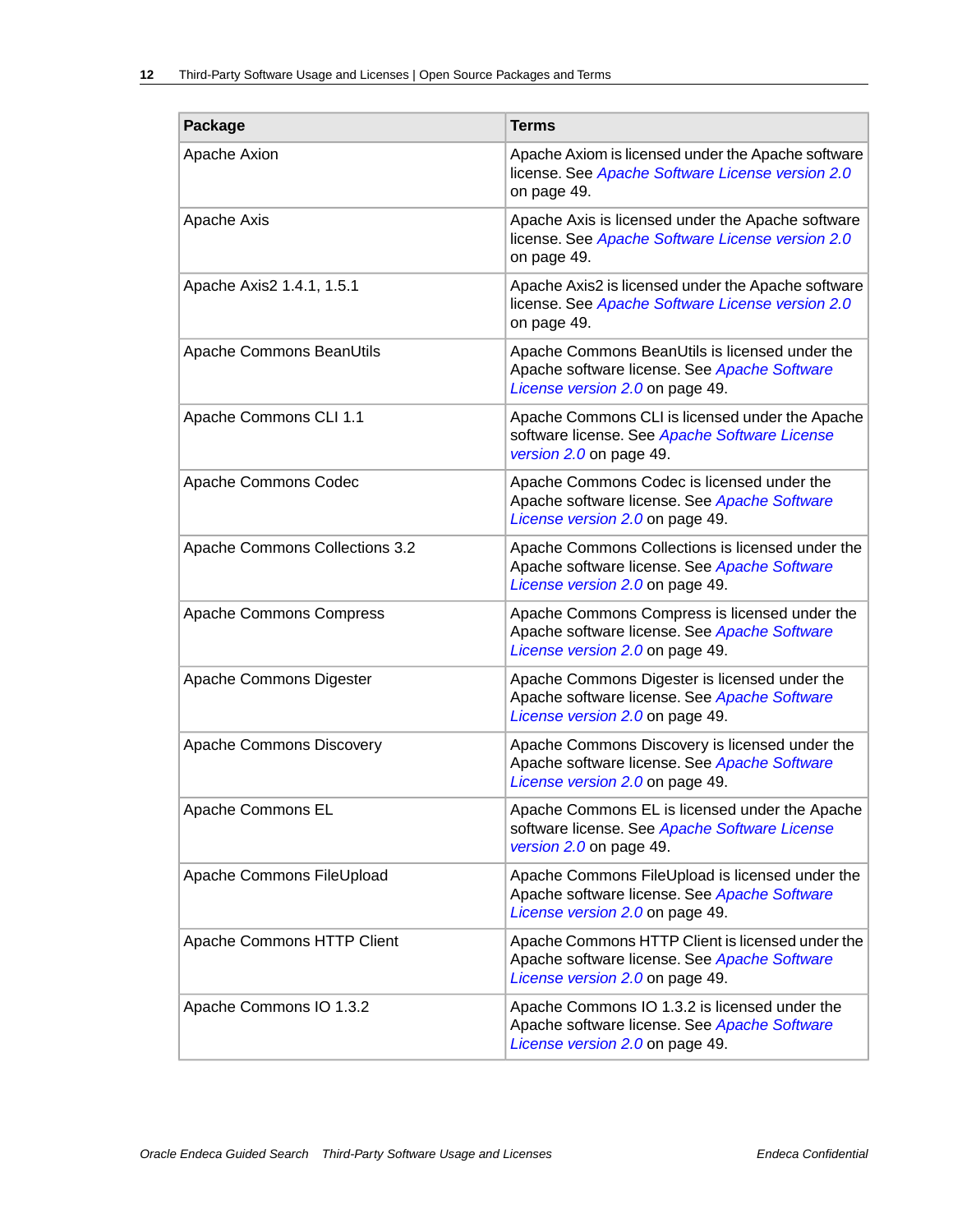| Package | Terms |
| --- | --- |
| Apache Axion | Apache Axiom is licensed under the Apache software license. See *Apache Software License version 2.0* on page 49. |
| Apache Axis | Apache Axis is licensed under the Apache software license. See *Apache Software License version 2.0* on page 49. |
| Apache Axis2 1.4.1, 1.5.1 | Apache Axis2 is licensed under the Apache software license. See *Apache Software License version 2.0* on page 49. |
| Apache Commons BeanUtils | Apache Commons BeanUtils is licensed under the Apache software license. See *Apache Software License version 2.0* on page 49. |
| Apache Commons CLI 1.1 | Apache Commons CLI is licensed under the Apache software license. See *Apache Software License version 2.0* on page 49. |
| Apache Commons Codec | Apache Commons Codec is licensed under the Apache software license. See *Apache Software License version 2.0* on page 49. |
| Apache Commons Collections 3.2 | Apache Commons Collections is licensed under the Apache software license. See *Apache Software License version 2.0* on page 49. |
| Apache Commons Compress | Apache Commons Compress is licensed under the Apache software license. See *Apache Software License version 2.0* on page 49. |
| Apache Commons Digester | Apache Commons Digester is licensed under the Apache software license. See *Apache Software License version 2.0* on page 49. |
| Apache Commons Discovery | Apache Commons Discovery is licensed under the Apache software license. See *Apache Software License version 2.0* on page 49. |
| Apache Commons EL | Apache Commons EL is licensed under the Apache software license. See *Apache Software License version 2.0* on page 49. |
| Apache Commons FileUpload | Apache Commons FileUpload is licensed under the Apache software license. See *Apache Software License version 2.0* on page 49. |
| Apache Commons HTTP Client | Apache Commons HTTP Client is licensed under the Apache software license. See *Apache Software License version 2.0* on page 49. |
| Apache Commons IO 1.3.2 | Apache Commons IO 1.3.2 is licensed under the Apache software license. See *Apache Software License version 2.0* on page 49. |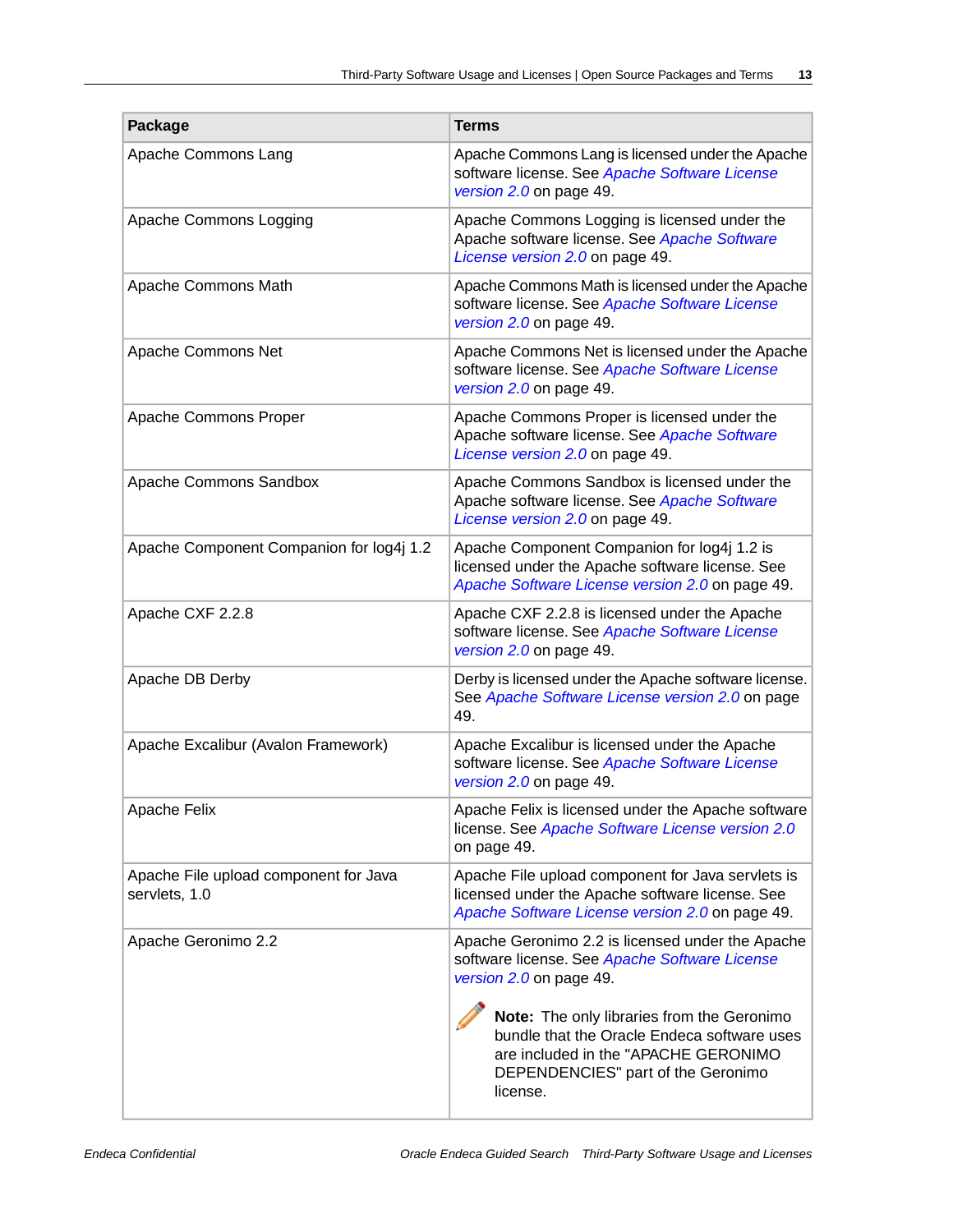| Package | Terms |
|---|---|
| Apache Commons Lang | Apache Commons Lang is licensed under the Apache software license. See *Apache Software License version 2.0* on page 49. |
| Apache Commons Logging | Apache Commons Logging is licensed under the Apache software license. See *Apache Software License version 2.0* on page 49. |
| Apache Commons Math | Apache Commons Math is licensed under the Apache software license. See *Apache Software License version 2.0* on page 49. |
| Apache Commons Net | Apache Commons Net is licensed under the Apache software license. See *Apache Software License version 2.0* on page 49. |
| Apache Commons Proper | Apache Commons Proper is licensed under the Apache software license. See *Apache Software License version 2.0* on page 49. |
| Apache Commons Sandbox | Apache Commons Sandbox is licensed under the Apache software license. See *Apache Software License version 2.0* on page 49. |
| Apache Component Companion for log4j 1.2 | Apache Component Companion for log4j 1.2 is licensed under the Apache software license. See *Apache Software License version 2.0* on page 49. |
| Apache CXF 2.2.8 | Apache CXF 2.2.8 is licensed under the Apache software license. See *Apache Software License version 2.0* on page 49. |
| Apache DB Derby | Derby is licensed under the Apache software license. See *Apache Software License version 2.0* on page 49. |
| Apache Excalibur (Avalon Framework) | Apache Excalibur is licensed under the Apache software license. See *Apache Software License version 2.0* on page 49. |
| Apache Felix | Apache Felix is licensed under the Apache software license. See *Apache Software License version 2.0* on page 49. |
| Apache File upload component for Java servlets, 1.0 | Apache File upload component for Java servlets is licensed under the Apache software license. See *Apache Software License version 2.0* on page 49. |
| Apache Geronimo 2.2 | Apache Geronimo 2.2 is licensed under the Apache software license. See *Apache Software License version 2.0* on page 49. **Note:** The only libraries from the Geronimo bundle that the Oracle Endeca software uses are included in the "APACHE GERONIMO DEPENDENCIES" part of the Geronimo license. |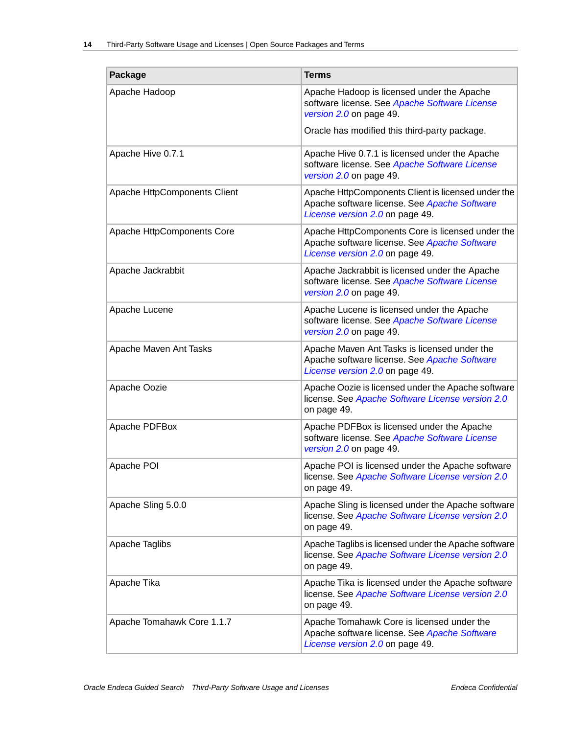| Package | Terms |
|---|---|
| Apache Hadoop | Apache Hadoop is licensed under the Apache software license. See *Apache Software License version 2.0* on page 49.<br><br>Oracle has modified this third-party package. |
| Apache Hive 0.7.1 | Apache Hive 0.7.1 is licensed under the Apache software license. See *Apache Software License version 2.0* on page 49. |
| Apache HttpComponents Client | Apache HttpComponents Client is licensed under the Apache software license. See *Apache Software License version 2.0* on page 49. |
| Apache HttpComponents Core | Apache HttpComponents Core is licensed under the Apache software license. See *Apache Software License version 2.0* on page 49. |
| Apache Jackrabbit | Apache Jackrabbit is licensed under the Apache software license. See *Apache Software License version 2.0* on page 49. |
| Apache Lucene | Apache Lucene is licensed under the Apache software license. See *Apache Software License version 2.0* on page 49. |
| Apache Maven Ant Tasks | Apache Maven Ant Tasks is licensed under the Apache software license. See *Apache Software License version 2.0* on page 49. |
| Apache Oozie | Apache Oozie is licensed under the Apache software license. See *Apache Software License version 2.0* on page 49. |
| Apache PDFBox | Apache PDFBox is licensed under the Apache software license. See *Apache Software License version 2.0* on page 49. |
| Apache POI | Apache POI is licensed under the Apache software license. See *Apache Software License version 2.0* on page 49. |
| Apache Sling 5.0.0 | Apache Sling is licensed under the Apache software license. See *Apache Software License version 2.0* on page 49. |
| Apache Taglibs | Apache Taglibs is licensed under the Apache software license. See *Apache Software License version 2.0* on page 49. |
| Apache Tika | Apache Tika is licensed under the Apache software license. See *Apache Software License version 2.0* on page 49. |
| Apache Tomahawk Core 1.1.7 | Apache Tomahawk Core is licensed under the Apache software license. See *Apache Software License version 2.0* on page 49. |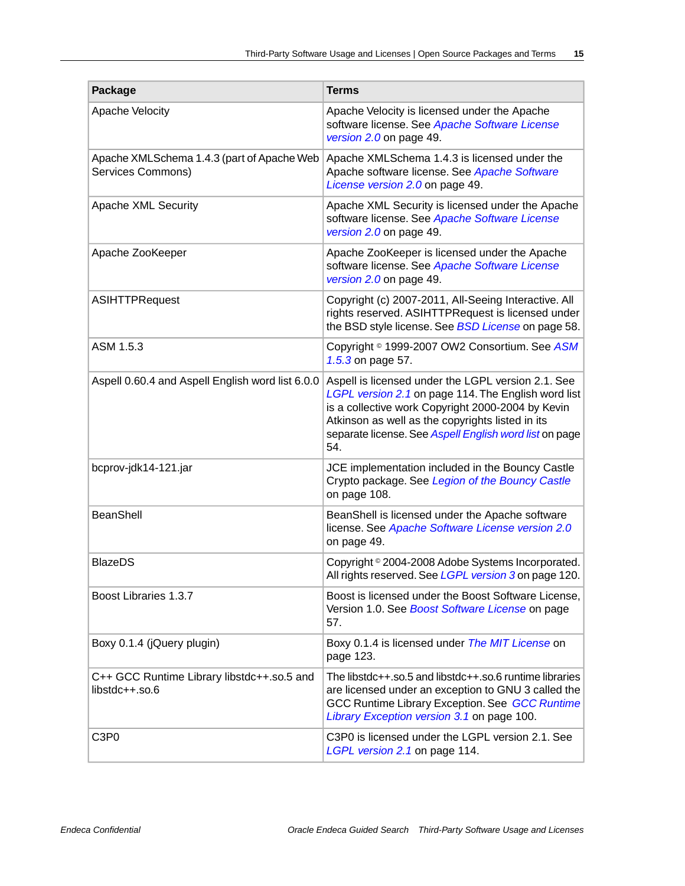| Package | Terms |
| --- | --- |
| Apache Velocity | Apache Velocity is licensed under the Apache software license. See *Apache Software License version 2.0* on page 49. |
| Apache XMLSchema 1.4.3 (part of Apache Web Services Commons) | Apache XMLSchema 1.4.3 is licensed under the Apache software license. See *Apache Software License version 2.0* on page 49. |
| Apache XML Security | Apache XML Security is licensed under the Apache software license. See *Apache Software License version 2.0* on page 49. |
| Apache ZooKeeper | Apache ZooKeeper is licensed under the Apache software license. See *Apache Software License version 2.0* on page 49. |
| ASIHTTPRequest | Copyright (c) 2007-2011, All-Seeing Interactive. All rights reserved. ASIHTTPRequest is licensed under the BSD style license. See *BSD License* on page 58. |
| ASM 1.5.3 | Copyright © 1999-2007 OW2 Consortium. See *ASM 1.5.3* on page 57. |
| Aspell 0.60.4 and Aspell English word list 6.0.0 | Aspell is licensed under the LGPL version 2.1. See *LGPL version 2.1* on page 114. The English word list is a collective work Copyright 2000-2004 by Kevin Atkinson as well as the copyrights listed in its separate license. See *Aspell English word list* on page 54. |
| bcprov-jdk14-121.jar | JCE implementation included in the Bouncy Castle Crypto package. See *Legion of the Bouncy Castle* on page 108. |
| BeanShell | BeanShell is licensed under the Apache software license. See *Apache Software License version 2.0* on page 49. |
| BlazeDS | Copyright © 2004-2008 Adobe Systems Incorporated. All rights reserved. See *LGPL version 3* on page 120. |
| Boost Libraries 1.3.7 | Boost is licensed under the Boost Software License, Version 1.0. See *Boost Software License* on page 57. |
| Boxy 0.1.4 (jQuery plugin) | Boxy 0.1.4 is licensed under *The MIT License* on page 123. |
| C++ GCC Runtime Library libstdc++.so.5 and libstdc++.so.6 | The libstdc++.so.5 and libstdc++.so.6 runtime libraries are licensed under an exception to GNU 3 called the GCC Runtime Library Exception. See *GCC Runtime Library Exception version 3.1* on page 100. |
| C3P0 | C3P0 is licensed under the LGPL version 2.1. See *LGPL version 2.1* on page 114. |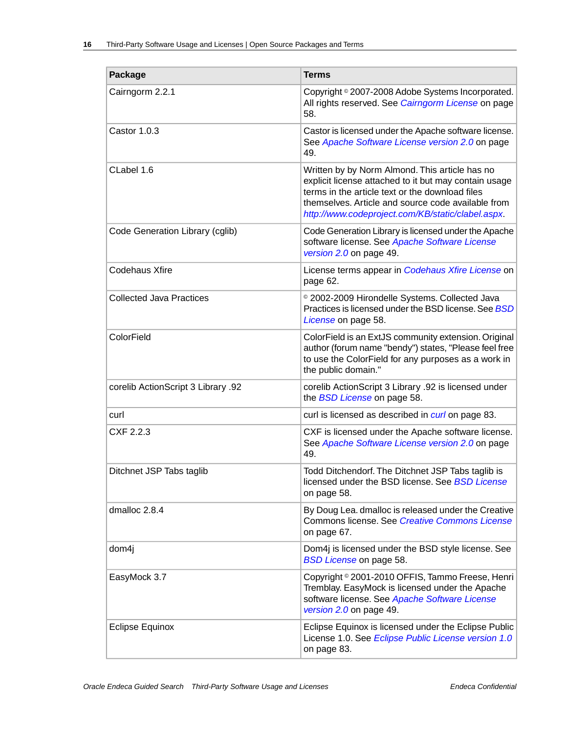| Package | Terms |
| --- | --- |
| Cairngorm 2.2.1 | Copyright © 2007-2008 Adobe Systems Incorporated. All rights reserved. See *Cairngorm License* on page 58. |
| Castor 1.0.3 | Castor is licensed under the Apache software license. See *Apache Software License version 2.0* on page 49. |
| CLabel 1.6 | Written by by Norm Almond. This article has no explicit license attached to it but may contain usage terms in the article text or the download files themselves. Article and source code available from *http://www.codeproject.com/KB/static/clabel.aspx*. |
| Code Generation Library (cglib) | Code Generation Library is licensed under the Apache software license. See *Apache Software License version 2.0* on page 49. |
| Codehaus Xfire | License terms appear in *Codehaus Xfire License* on page 62. |
| Collected Java Practices | © 2002-2009 Hirondelle Systems. Collected Java Practices is licensed under the BSD license. See *BSD License* on page 58. |
| ColorField | ColorField is an ExtJS community extension. Original author (forum name "bendy") states, "Please feel free to use the ColorField for any purposes as a work in the public domain." |
| corelib ActionScript 3 Library .92 | corelib ActionScript 3 Library .92 is licensed under the *BSD License* on page 58. |
| curl | curl is licensed as described in *curl* on page 83. |
| CXF 2.2.3 | CXF is licensed under the Apache software license. See *Apache Software License version 2.0* on page 49. |
| Ditchnet JSP Tabs taglib | Todd Ditchendorf. The Ditchnet JSP Tabs taglib is licensed under the BSD license. See *BSD License* on page 58. |
| dmalloc 2.8.4 | By Doug Lea. dmalloc is released under the Creative Commons license. See *Creative Commons License* on page 67. |
| dom4j | Dom4j is licensed under the BSD style license. See *BSD License* on page 58. |
| EasyMock 3.7 | Copyright © 2001-2010 OFFIS, Tammo Freese, Henri Tremblay. EasyMock is licensed under the Apache software license. See *Apache Software License version 2.0* on page 49. |
| Eclipse Equinox | Eclipse Equinox is licensed under the Eclipse Public License 1.0. See *Eclipse Public License version 1.0* on page 83. |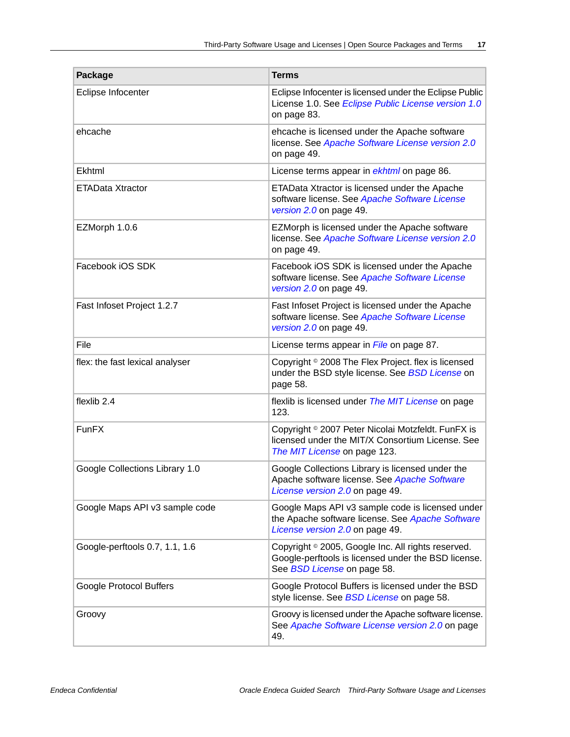| Package | Terms |
|---|---|
| Eclipse Infocenter | Eclipse Infocenter is licensed under the Eclipse Public License 1.0. See *Eclipse Public License version 1.0* on page 83. |
| ehcache | ehcache is licensed under the Apache software license. See *Apache Software License version 2.0* on page 49. |
| Ekhtml | License terms appear in *ekhtml* on page 86. |
| ETAData Xtractor | ETAData Xtractor is licensed under the Apache software license. See *Apache Software License version 2.0* on page 49. |
| EZMorph 1.0.6 | EZMorph is licensed under the Apache software license. See *Apache Software License version 2.0* on page 49. |
| Facebook iOS SDK | Facebook iOS SDK is licensed under the Apache software license. See *Apache Software License version 2.0* on page 49. |
| Fast Infoset Project 1.2.7 | Fast Infoset Project is licensed under the Apache software license. See *Apache Software License version 2.0* on page 49. |
| File | License terms appear in *File* on page 87. |
| flex: the fast lexical analyser | Copyright © 2008 The Flex Project. flex is licensed under the BSD style license. See *BSD License* on page 58. |
| flexlib 2.4 | flexlib is licensed under *The MIT License* on page 123. |
| FunFX | Copyright © 2007 Peter Nicolai Motzfeldt. FunFX is licensed under the MIT/X Consortium License. See *The MIT License* on page 123. |
| Google Collections Library 1.0 | Google Collections Library is licensed under the Apache software license. See *Apache Software License version 2.0* on page 49. |
| Google Maps API v3 sample code | Google Maps API v3 sample code is licensed under the Apache software license. See *Apache Software License version 2.0* on page 49. |
| Google-perftools 0.7, 1.1, 1.6 | Copyright © 2005, Google Inc. All rights reserved. Google-perftools is licensed under the BSD license. See *BSD License* on page 58. |
| Google Protocol Buffers | Google Protocol Buffers is licensed under the BSD style license. See *BSD License* on page 58. |
| Groovy | Groovy is licensed under the Apache software license. See *Apache Software License version 2.0* on page 49. |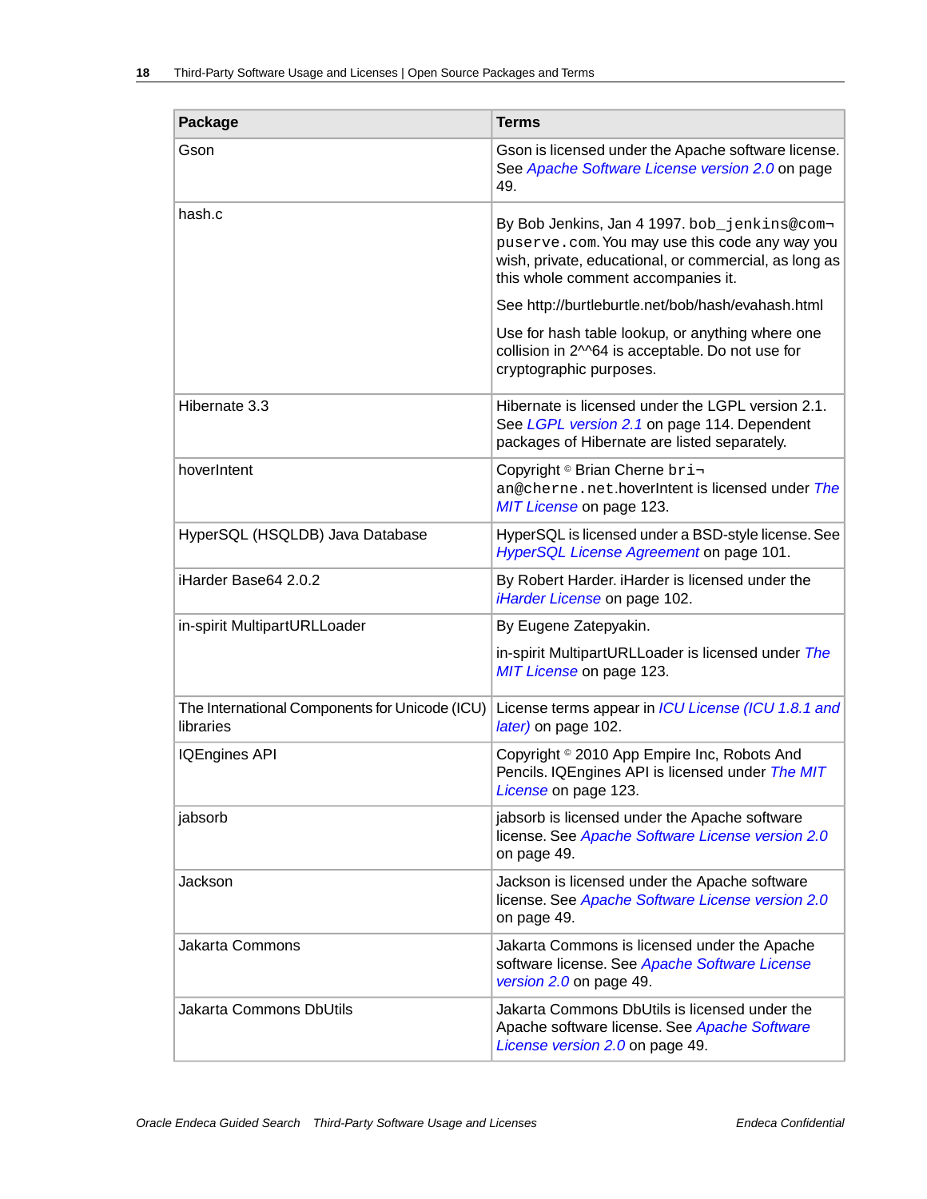| Package | Terms |
|---|---|
| Gson | Gson is licensed under the Apache software license. See *Apache Software License version 2.0* on page 49. |
| hash.c | By Bob Jenkins, Jan 4 1997. `bob_jenkins@compuserve.com`. You may use this code any way you wish, private, educational, or commercial, as long as this whole comment accompanies it.<br><br>See http://burtleburtle.net/bob/hash/evahash.html<br><br>Use for hash table lookup, or anything where one collision in 2^^64 is acceptable. Do not use for cryptographic purposes. |
| Hibernate 3.3 | Hibernate is licensed under the LGPL version 2.1. See *LGPL version 2.1* on page 114. Dependent packages of Hibernate are listed separately. |
| hoverIntent | Copyright © Brian Cherne `brian@cherne.net`.hoverIntent is licensed under *The MIT License* on page 123. |
| HyperSQL (HSQLDB) Java Database | HyperSQL is licensed under a BSD-style license. See *HyperSQL License Agreement* on page 101. |
| iHarder Base64 2.0.2 | By Robert Harder. iHarder is licensed under the *iHarder License* on page 102. |
| in-spirit MultipartURLLoader | By Eugene Zatepyakin.<br><br>in-spirit MultipartURLLoader is licensed under *The MIT License* on page 123. |
| The International Components for Unicode (ICU) libraries | License terms appear in *ICU License (ICU 1.8.1 and later)* on page 102. |
| IQEngines API | Copyright © 2010 App Empire Inc, Robots And Pencils. IQEngines API is licensed under *The MIT License* on page 123. |
| jabsorb | jabsorb is licensed under the Apache software license. See *Apache Software License version 2.0* on page 49. |
| Jackson | Jackson is licensed under the Apache software license. See *Apache Software License version 2.0* on page 49. |
| Jakarta Commons | Jakarta Commons is licensed under the Apache software license. See *Apache Software License version 2.0* on page 49. |
| Jakarta Commons DbUtils | Jakarta Commons DbUtils is licensed under the Apache software license. See *Apache Software License version 2.0* on page 49. |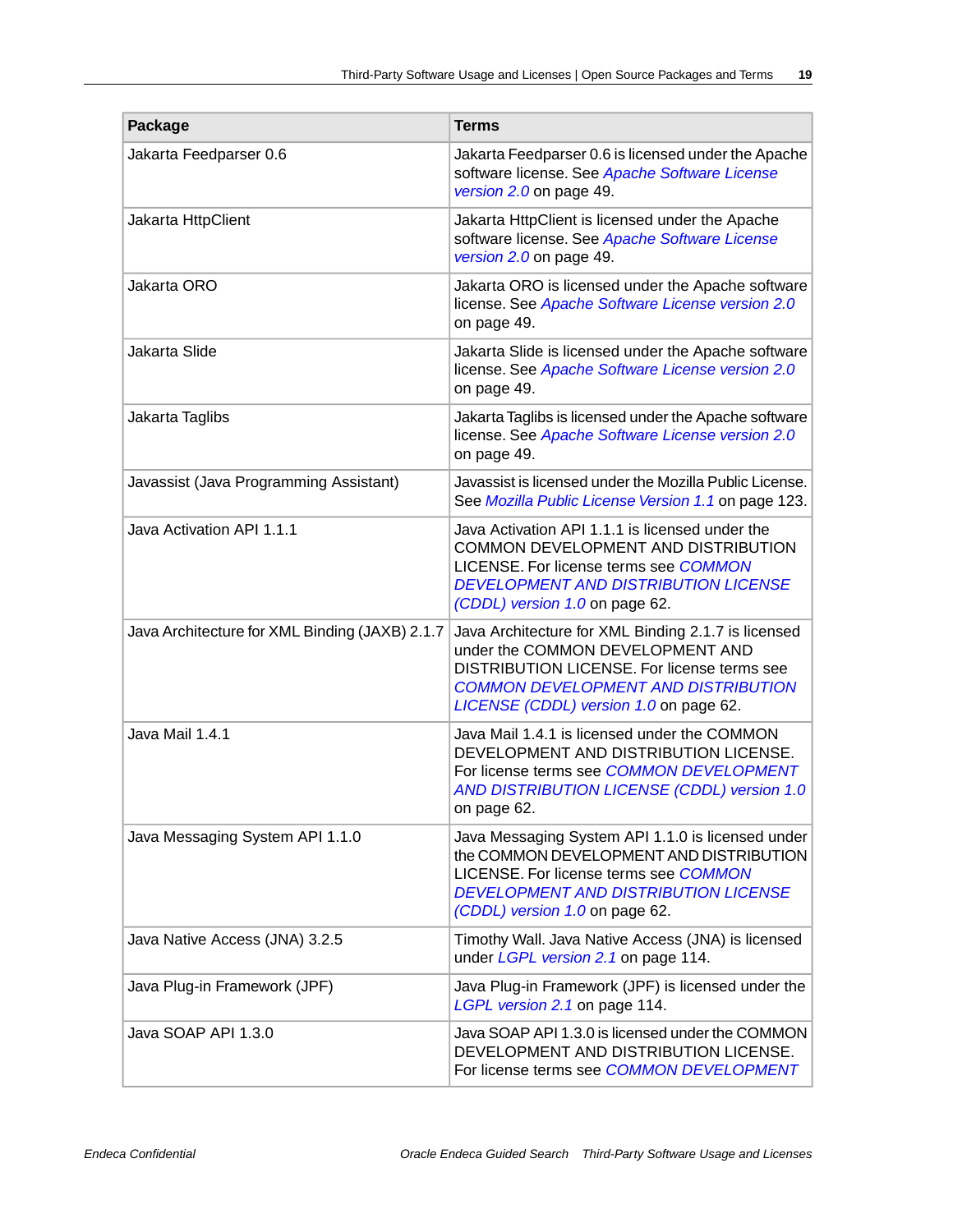| Package | Terms |
| --- | --- |
| Jakarta Feedparser 0.6 | Jakarta Feedparser 0.6 is licensed under the Apache software license. See *Apache Software License version 2.0* on page 49. |
| Jakarta HttpClient | Jakarta HttpClient is licensed under the Apache software license. See *Apache Software License version 2.0* on page 49. |
| Jakarta ORO | Jakarta ORO is licensed under the Apache software license. See *Apache Software License version 2.0* on page 49. |
| Jakarta Slide | Jakarta Slide is licensed under the Apache software license. See *Apache Software License version 2.0* on page 49. |
| Jakarta Taglibs | Jakarta Taglibs is licensed under the Apache software license. See *Apache Software License version 2.0* on page 49. |
| Javassist (Java Programming Assistant) | Javassist is licensed under the Mozilla Public License. See *Mozilla Public License Version 1.1* on page 123. |
| Java Activation API 1.1.1 | Java Activation API 1.1.1 is licensed under the COMMON DEVELOPMENT AND DISTRIBUTION LICENSE. For license terms see *COMMON DEVELOPMENT AND DISTRIBUTION LICENSE (CDDL) version 1.0* on page 62. |
| Java Architecture for XML Binding (JAXB) 2.1.7 | Java Architecture for XML Binding 2.1.7 is licensed under the COMMON DEVELOPMENT AND DISTRIBUTION LICENSE. For license terms see *COMMON DEVELOPMENT AND DISTRIBUTION LICENSE (CDDL) version 1.0* on page 62. |
| Java Mail 1.4.1 | Java Mail 1.4.1 is licensed under the COMMON DEVELOPMENT AND DISTRIBUTION LICENSE. For license terms see *COMMON DEVELOPMENT AND DISTRIBUTION LICENSE (CDDL) version 1.0* on page 62. |
| Java Messaging System API 1.1.0 | Java Messaging System API 1.1.0 is licensed under the COMMON DEVELOPMENT AND DISTRIBUTION LICENSE. For license terms see *COMMON DEVELOPMENT AND DISTRIBUTION LICENSE (CDDL) version 1.0* on page 62. |
| Java Native Access (JNA) 3.2.5 | Timothy Wall. Java Native Access (JNA) is licensed under *LGPL version 2.1* on page 114. |
| Java Plug-in Framework (JPF) | Java Plug-in Framework (JPF) is licensed under the *LGPL version 2.1* on page 114. |
| Java SOAP API 1.3.0 | Java SOAP API 1.3.0 is licensed under the COMMON DEVELOPMENT AND DISTRIBUTION LICENSE. For license terms see *COMMON DEVELOPMENT* |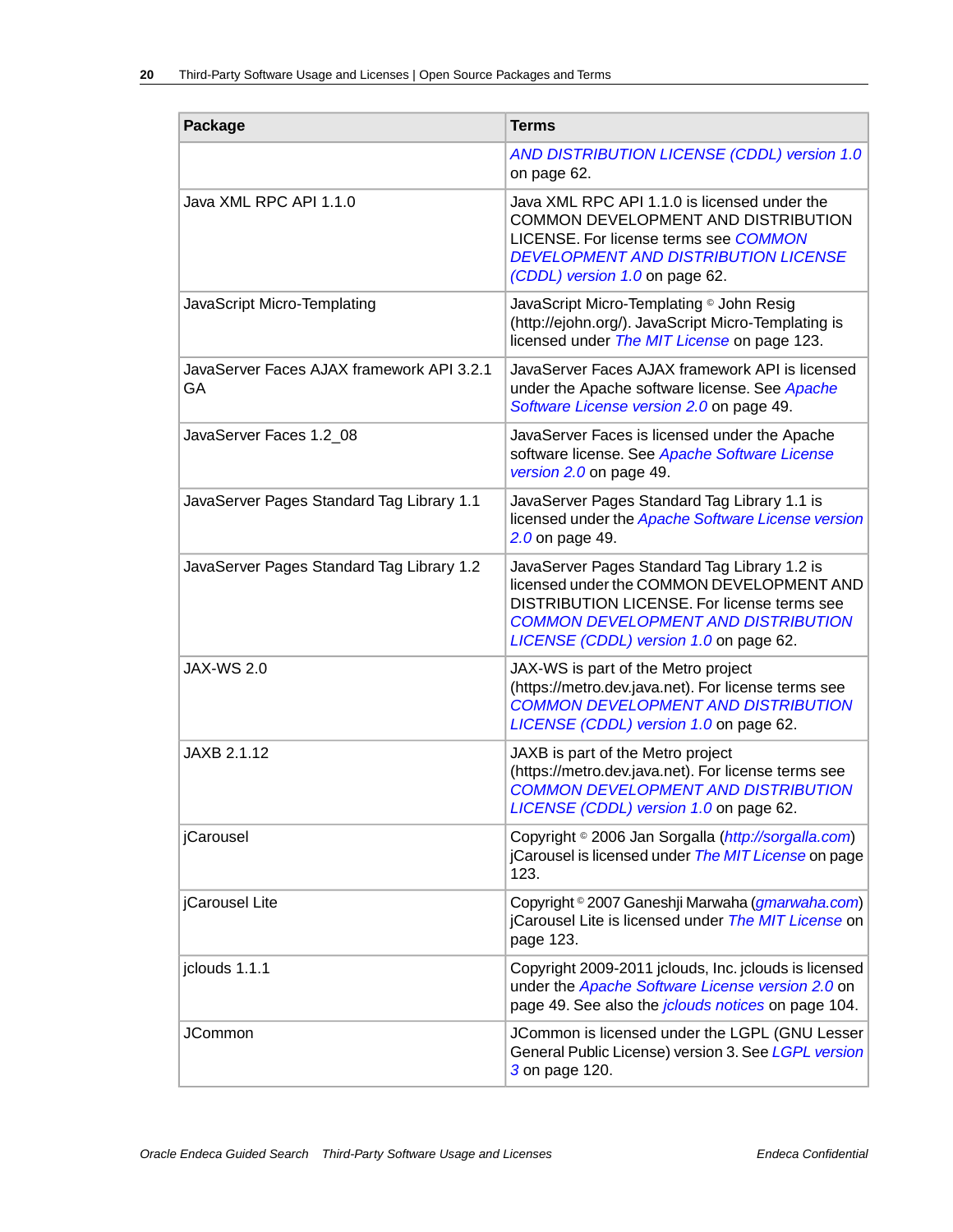| Package | Terms |
|---|---|
| | *AND DISTRIBUTION LICENSE (CDDL) version 1.0* on page 62. |
| Java XML RPC API 1.1.0 | Java XML RPC API 1.1.0 is licensed under the COMMON DEVELOPMENT AND DISTRIBUTION LICENSE. For license terms see *COMMON DEVELOPMENT AND DISTRIBUTION LICENSE (CDDL) version 1.0* on page 62. |
| JavaScript Micro-Templating | JavaScript Micro-Templating © John Resig (http://ejohn.org/). JavaScript Micro-Templating is licensed under *The MIT License* on page 123. |
| JavaServer Faces AJAX framework API 3.2.1 GA | JavaServer Faces AJAX framework API is licensed under the Apache software license. See *Apache Software License version 2.0* on page 49. |
| JavaServer Faces 1.2_08 | JavaServer Faces is licensed under the Apache software license. See *Apache Software License version 2.0* on page 49. |
| JavaServer Pages Standard Tag Library 1.1 | JavaServer Pages Standard Tag Library 1.1 is licensed under the *Apache Software License version 2.0* on page 49. |
| JavaServer Pages Standard Tag Library 1.2 | JavaServer Pages Standard Tag Library 1.2 is licensed under the COMMON DEVELOPMENT AND DISTRIBUTION LICENSE. For license terms see *COMMON DEVELOPMENT AND DISTRIBUTION LICENSE (CDDL) version 1.0* on page 62. |
| JAX-WS 2.0 | JAX-WS is part of the Metro project (https://metro.dev.java.net). For license terms see *COMMON DEVELOPMENT AND DISTRIBUTION LICENSE (CDDL) version 1.0* on page 62. |
| JAXB 2.1.12 | JAXB is part of the Metro project (https://metro.dev.java.net). For license terms see *COMMON DEVELOPMENT AND DISTRIBUTION LICENSE (CDDL) version 1.0* on page 62. |
| jCarousel | Copyright © 2006 Jan Sorgalla (*http://sorgalla.com*) jCarousel is licensed under *The MIT License* on page 123. |
| jCarousel Lite | Copyright © 2007 Ganeshji Marwaha (*gmarwaha.com*) jCarousel Lite is licensed under *The MIT License* on page 123. |
| jclouds 1.1.1 | Copyright 2009-2011 jclouds, Inc. jclouds is licensed under the *Apache Software License version 2.0* on page 49. See also the *jclouds notices* on page 104. |
| JCommon | JCommon is licensed under the LGPL (GNU Lesser General Public License) version 3. See *LGPL version 3* on page 120. |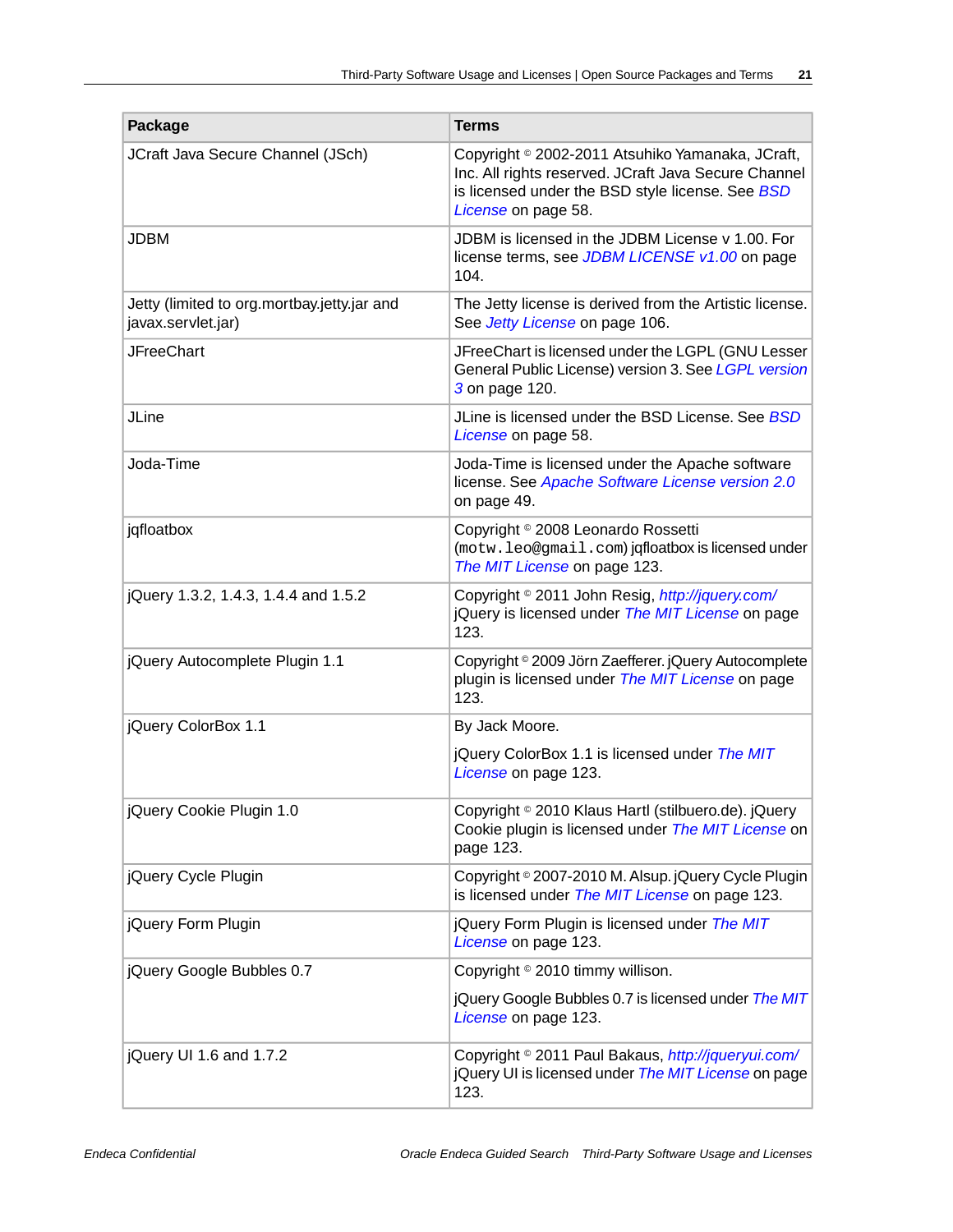| Package | Terms |
|---|---|
| JCraft Java Secure Channel (JSch) | Copyright © 2002-2011 Atsuhiko Yamanaka, JCraft, Inc. All rights reserved. JCraft Java Secure Channel is licensed under the BSD style license. See *BSD License* on page 58. |
| JDBM | JDBM is licensed in the JDBM License v 1.00. For license terms, see *JDBM LICENSE v1.00* on page 104. |
| Jetty (limited to org.mortbay.jetty.jar and javax.servlet.jar) | The Jetty license is derived from the Artistic license. See *Jetty License* on page 106. |
| JFreeChart | JFreeChart is licensed under the LGPL (GNU Lesser General Public License) version 3. See *LGPL version 3* on page 120. |
| JLine | JLine is licensed under the BSD License. See *BSD License* on page 58. |
| Joda-Time | Joda-Time is licensed under the Apache software license. See *Apache Software License version 2.0* on page 49. |
| jqfloatbox | Copyright © 2008 Leonardo Rossetti (`motw.leo@gmail.com`) jqfloatbox is licensed under *The MIT License* on page 123. |
| jQuery 1.3.2, 1.4.3, 1.4.4 and 1.5.2 | Copyright © 2011 John Resig, *http://jquery.com/* jQuery is licensed under *The MIT License* on page 123. |
| jQuery Autocomplete Plugin 1.1 | Copyright © 2009 Jörn Zaefferer. jQuery Autocomplete plugin is licensed under *The MIT License* on page 123. |
| jQuery ColorBox 1.1 | By Jack Moore.<br><br>jQuery ColorBox 1.1 is licensed under *The MIT License* on page 123. |
| jQuery Cookie Plugin 1.0 | Copyright © 2010 Klaus Hartl (stilbuero.de). jQuery Cookie plugin is licensed under *The MIT License* on page 123. |
| jQuery Cycle Plugin | Copyright © 2007-2010 M. Alsup. jQuery Cycle Plugin is licensed under *The MIT License* on page 123. |
| jQuery Form Plugin | jQuery Form Plugin is licensed under *The MIT License* on page 123. |
| jQuery Google Bubbles 0.7 | Copyright © 2010 timmy willison.<br><br>jQuery Google Bubbles 0.7 is licensed under *The MIT License* on page 123. |
| jQuery UI 1.6 and 1.7.2 | Copyright © 2011 Paul Bakaus, *http://jqueryui.com/* jQuery UI is licensed under *The MIT License* on page 123. |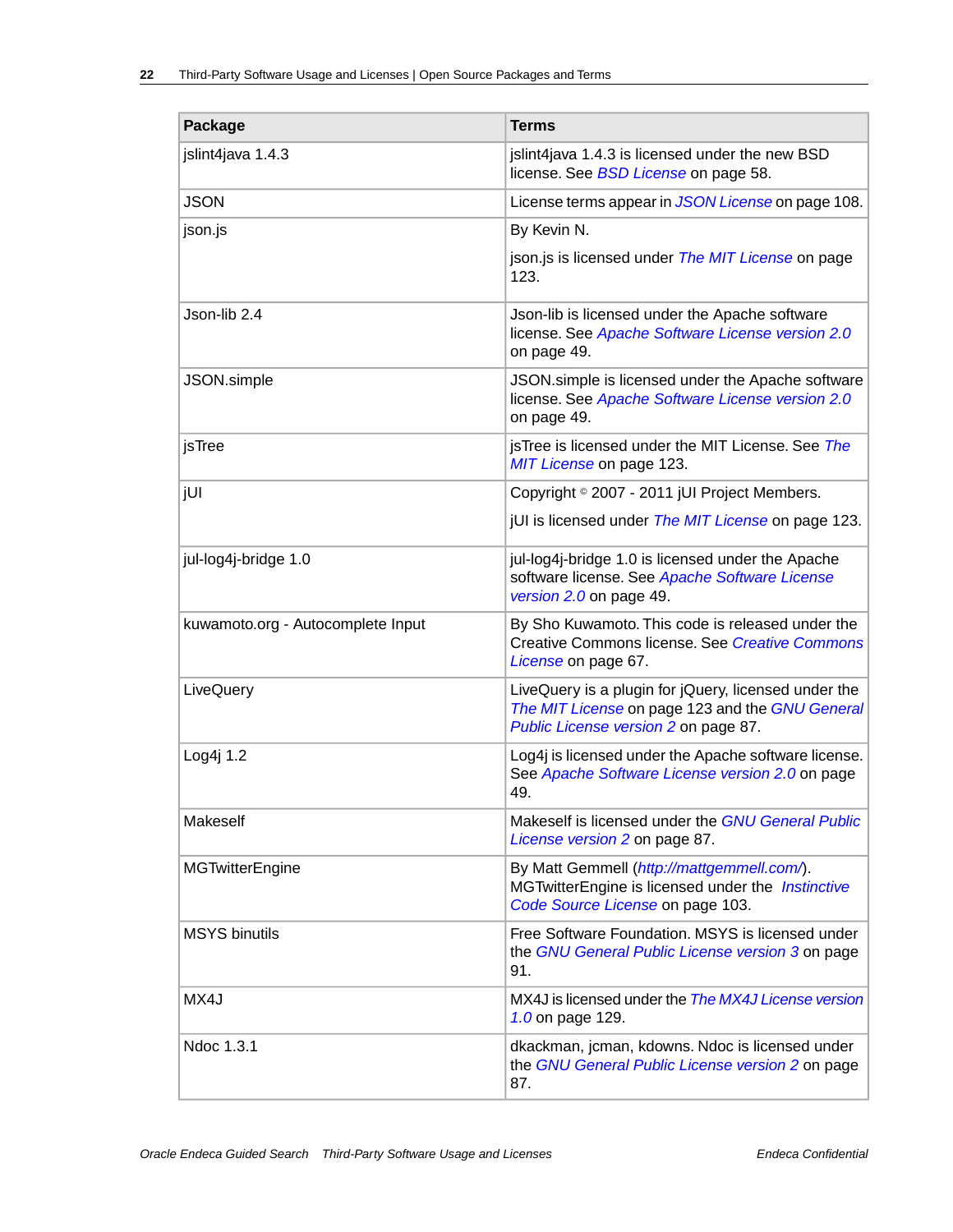| Package | Terms |
|---|---|
| jslint4java 1.4.3 | jslint4java 1.4.3 is licensed under the new BSD license. See *BSD License* on page 58. |
| JSON | License terms appear in *JSON License* on page 108. |
| json.js | By Kevin N.<br><br>json.js is licensed under *The MIT License* on page 123. |
| Json-lib 2.4 | Json-lib is licensed under the Apache software license. See *Apache Software License version 2.0* on page 49. |
| JSON.simple | JSON.simple is licensed under the Apache software license. See *Apache Software License version 2.0* on page 49. |
| jsTree | jsTree is licensed under the MIT License. See *The MIT License* on page 123. |
| jUI | Copyright © 2007 - 2011 jUI Project Members.<br><br>jUI is licensed under *The MIT License* on page 123. |
| jul-log4j-bridge 1.0 | jul-log4j-bridge 1.0 is licensed under the Apache software license. See *Apache Software License version 2.0* on page 49. |
| kuwamoto.org - Autocomplete Input | By Sho Kuwamoto. This code is released under the Creative Commons license. See *Creative Commons License* on page 67. |
| LiveQuery | LiveQuery is a plugin for jQuery, licensed under the *The MIT License* on page 123 and the *GNU General Public License version 2* on page 87. |
| Log4j 1.2 | Log4j is licensed under the Apache software license. See *Apache Software License version 2.0* on page 49. |
| Makeself | Makeself is licensed under the *GNU General Public License version 2* on page 87. |
| MGTwitterEngine | By Matt Gemmell (*http://mattgemmell.com/*). MGTwitterEngine is licensed under the *Instinctive Code Source License* on page 103. |
| MSYS binutils | Free Software Foundation. MSYS is licensed under the *GNU General Public License version 3* on page 91. |
| MX4J | MX4J is licensed under the *The MX4J License version 1.0* on page 129. |
| Ndoc 1.3.1 | dkackman, jcman, kdowns. Ndoc is licensed under the *GNU General Public License version 2* on page 87. |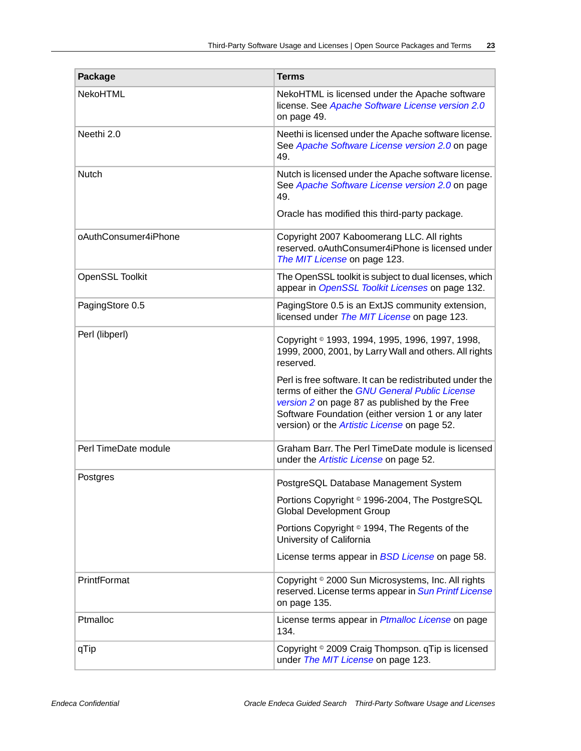| Package | Terms |
|---|---|
| NekoHTML | NekoHTML is licensed under the Apache software license. See *Apache Software License version 2.0* on page 49. |
| Neethi 2.0 | Neethi is licensed under the Apache software license. See *Apache Software License version 2.0* on page 49. |
| Nutch | Nutch is licensed under the Apache software license. See *Apache Software License version 2.0* on page 49.<br><br>Oracle has modified this third-party package. |
| oAuthConsumer4iPhone | Copyright 2007 Kaboomerang LLC. All rights reserved. oAuthConsumer4iPhone is licensed under *The MIT License* on page 123. |
| OpenSSL Toolkit | The OpenSSL toolkit is subject to dual licenses, which appear in *OpenSSL Toolkit Licenses* on page 132. |
| PagingStore 0.5 | PagingStore 0.5 is an ExtJS community extension, licensed under *The MIT License* on page 123. |
| Perl (libperl) | Copyright © 1993, 1994, 1995, 1996, 1997, 1998, 1999, 2000, 2001, by Larry Wall and others. All rights reserved.<br><br>Perl is free software. It can be redistributed under the terms of either the *GNU General Public License version 2* on page 87 as published by the Free Software Foundation (either version 1 or any later version) or the *Artistic License* on page 52. |
| Perl TimeDate module | Graham Barr. The Perl TimeDate module is licensed under the *Artistic License* on page 52. |
| Postgres | PostgreSQL Database Management System<br><br>Portions Copyright © 1996-2004, The PostgreSQL Global Development Group<br><br>Portions Copyright © 1994, The Regents of the University of California<br><br>License terms appear in *BSD License* on page 58. |
| PrintfFormat | Copyright © 2000 Sun Microsystems, Inc. All rights reserved. License terms appear in *Sun Printf License* on page 135. |
| Ptmalloc | License terms appear in *Ptmalloc License* on page 134. |
| qTip | Copyright © 2009 Craig Thompson. qTip is licensed under *The MIT License* on page 123. |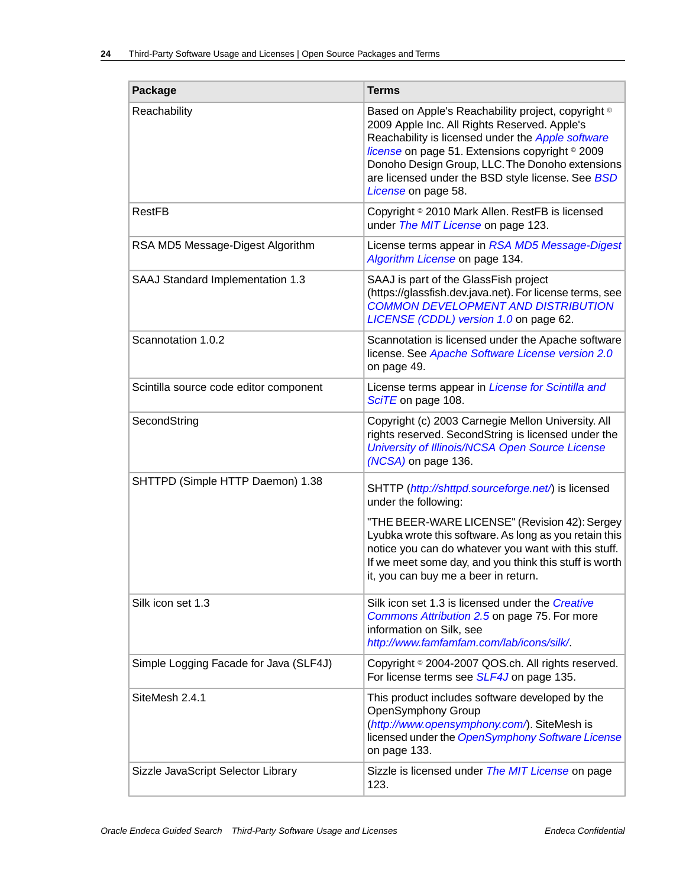| Package | Terms |
| --- | --- |
| Reachability | Based on Apple's Reachability project, copyright © 2009 Apple Inc. All Rights Reserved. Apple's Reachability is licensed under the *Apple software license* on page 51. Extensions copyright © 2009 Donoho Design Group, LLC. The Donoho extensions are licensed under the BSD style license. See *BSD License* on page 58. |
| RestFB | Copyright © 2010 Mark Allen. RestFB is licensed under *The MIT License* on page 123. |
| RSA MD5 Message-Digest Algorithm | License terms appear in *RSA MD5 Message-Digest Algorithm License* on page 134. |
| SAAJ Standard Implementation 1.3 | SAAJ is part of the GlassFish project (https://glassfish.dev.java.net). For license terms, see *COMMON DEVELOPMENT AND DISTRIBUTION LICENSE (CDDL) version 1.0* on page 62. |
| Scannotation 1.0.2 | Scannotation is licensed under the Apache software license. See *Apache Software License version 2.0* on page 49. |
| Scintilla source code editor component | License terms appear in *License for Scintilla and SciTE* on page 108. |
| SecondString | Copyright (c) 2003 Carnegie Mellon University. All rights reserved. SecondString is licensed under the *University of Illinois/NCSA Open Source License (NCSA)* on page 136. |
| SHTTPD (Simple HTTP Daemon) 1.38 | SHTTP (*http://shttpd.sourceforge.net/*) is licensed under the following:<br><br>"THE BEER-WARE LICENSE" (Revision 42): Sergey Lyubka wrote this software. As long as you retain this notice you can do whatever you want with this stuff. If we meet some day, and you think this stuff is worth it, you can buy me a beer in return. |
| Silk icon set 1.3 | Silk icon set 1.3 is licensed under the *Creative Commons Attribution 2.5* on page 75. For more information on Silk, see *http://www.famfamfam.com/lab/icons/silk/*. |
| Simple Logging Facade for Java (SLF4J) | Copyright © 2004-2007 QOS.ch. All rights reserved. For license terms see *SLF4J* on page 135. |
| SiteMesh 2.4.1 | This product includes software developed by the OpenSymphony Group (*http://www.opensymphony.com/*). SiteMesh is licensed under the *OpenSymphony Software License* on page 133. |
| Sizzle JavaScript Selector Library | Sizzle is licensed under *The MIT License* on page 123. |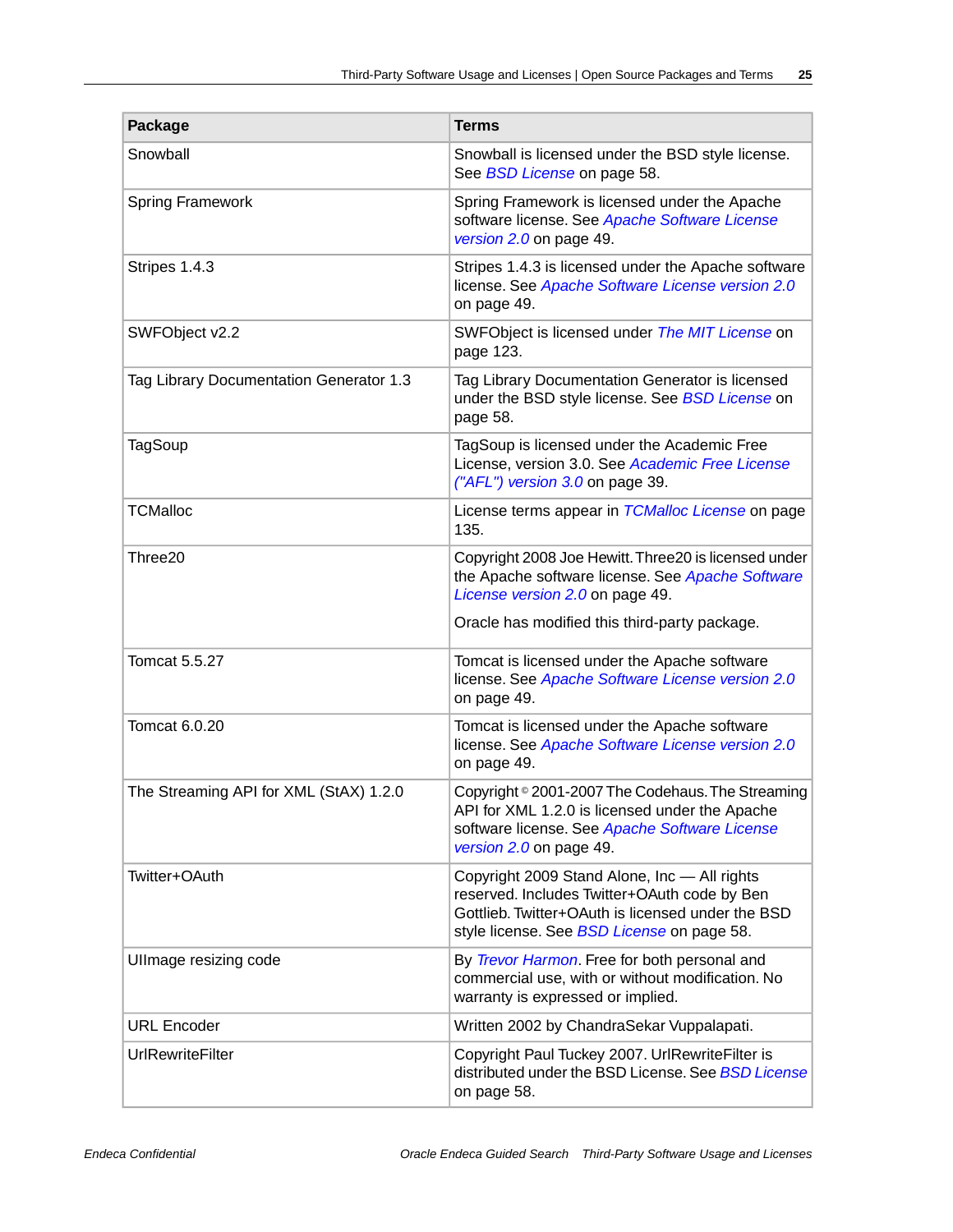| Package | Terms |
| --- | --- |
| Snowball | Snowball is licensed under the BSD style license. See *BSD License* on page 58. |
| Spring Framework | Spring Framework is licensed under the Apache software license. See *Apache Software License version 2.0* on page 49. |
| Stripes 1.4.3 | Stripes 1.4.3 is licensed under the Apache software license. See *Apache Software License version 2.0* on page 49. |
| SWFObject v2.2 | SWFObject is licensed under *The MIT License* on page 123. |
| Tag Library Documentation Generator 1.3 | Tag Library Documentation Generator is licensed under the BSD style license. See *BSD License* on page 58. |
| TagSoup | TagSoup is licensed under the Academic Free License, version 3.0. See *Academic Free License ("AFL") version 3.0* on page 39. |
| TCMalloc | License terms appear in *TCMalloc License* on page 135. |
| Three20 | Copyright 2008 Joe Hewitt. Three20 is licensed under the Apache software license. See *Apache Software License version 2.0* on page 49. Oracle has modified this third-party package. |
| Tomcat 5.5.27 | Tomcat is licensed under the Apache software license. See *Apache Software License version 2.0* on page 49. |
| Tomcat 6.0.20 | Tomcat is licensed under the Apache software license. See *Apache Software License version 2.0* on page 49. |
| The Streaming API for XML (StAX) 1.2.0 | Copyright © 2001-2007 The Codehaus. The Streaming API for XML 1.2.0 is licensed under the Apache software license. See *Apache Software License version 2.0* on page 49. |
| Twitter+OAuth | Copyright 2009 Stand Alone, Inc — All rights reserved. Includes Twitter+OAuth code by Ben Gottlieb. Twitter+OAuth is licensed under the BSD style license. See *BSD License* on page 58. |
| UIImage resizing code | By *Trevor Harmon*. Free for both personal and commercial use, with or without modification. No warranty is expressed or implied. |
| URL Encoder | Written 2002 by ChandraSekar Vuppalapati. |
| UrlRewriteFilter | Copyright Paul Tuckey 2007. UrlRewriteFilter is distributed under the BSD License. See *BSD License* on page 58. |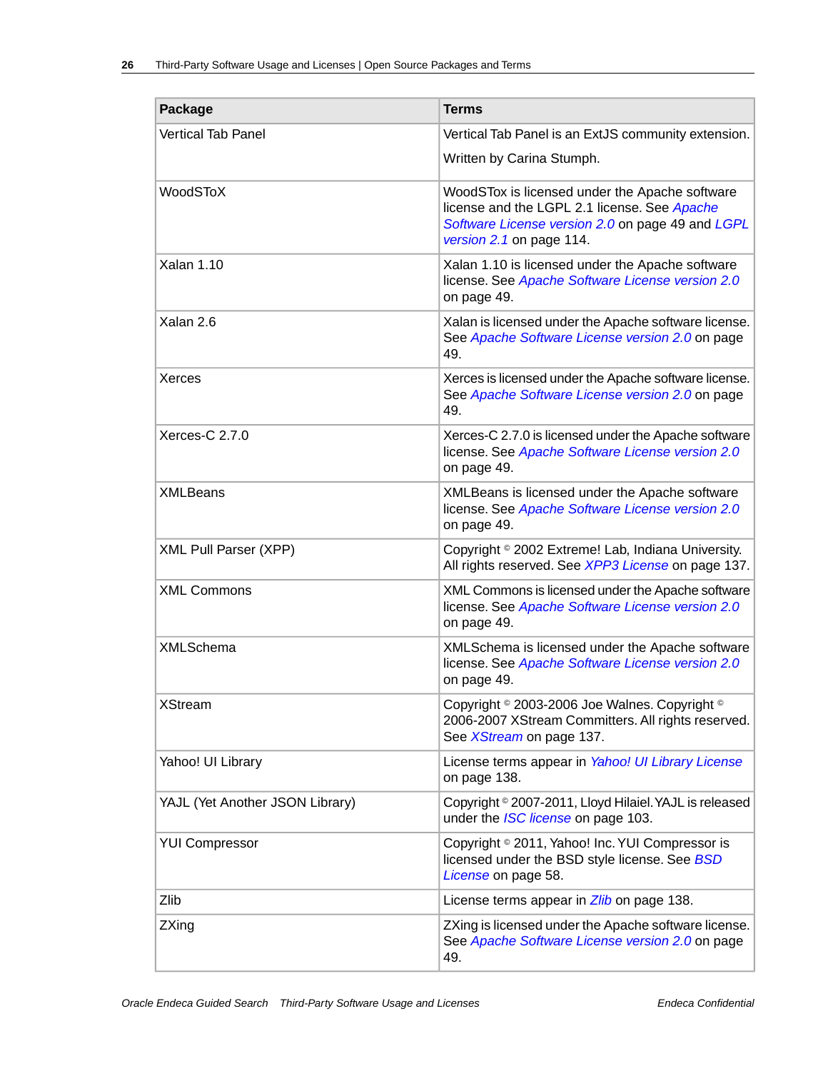| Package | Terms |
|---|---|
| Vertical Tab Panel | Vertical Tab Panel is an ExtJS community extension.<br><br>Written by Carina Stumph. |
| WoodSToX | WoodSTox is licensed under the Apache software license and the LGPL 2.1 license. See *Apache Software License version 2.0* on page 49 and *LGPL version 2.1* on page 114. |
| Xalan 1.10 | Xalan 1.10 is licensed under the Apache software license. See *Apache Software License version 2.0* on page 49. |
| Xalan 2.6 | Xalan is licensed under the Apache software license. See *Apache Software License version 2.0* on page 49. |
| Xerces | Xerces is licensed under the Apache software license. See *Apache Software License version 2.0* on page 49. |
| Xerces-C 2.7.0 | Xerces-C 2.7.0 is licensed under the Apache software license. See *Apache Software License version 2.0* on page 49. |
| XMLBeans | XMLBeans is licensed under the Apache software license. See *Apache Software License version 2.0* on page 49. |
| XML Pull Parser (XPP) | Copyright © 2002 Extreme! Lab, Indiana University. All rights reserved. See *XPP3 License* on page 137. |
| XML Commons | XML Commons is licensed under the Apache software license. See *Apache Software License version 2.0* on page 49. |
| XMLSchema | XMLSchema is licensed under the Apache software license. See *Apache Software License version 2.0* on page 49. |
| XStream | Copyright © 2003-2006 Joe Walnes. Copyright © 2006-2007 XStream Committers. All rights reserved. See *XStream* on page 137. |
| Yahoo! UI Library | License terms appear in *Yahoo! UI Library License* on page 138. |
| YAJL (Yet Another JSON Library) | Copyright © 2007-2011, Lloyd Hilaiel. YAJL is released under the *ISC license* on page 103. |
| YUI Compressor | Copyright © 2011, Yahoo! Inc. YUI Compressor is licensed under the BSD style license. See *BSD License* on page 58. |
| Zlib | License terms appear in *Zlib* on page 138. |
| ZXing | ZXing is licensed under the Apache software license. See *Apache Software License version 2.0* on page 49. |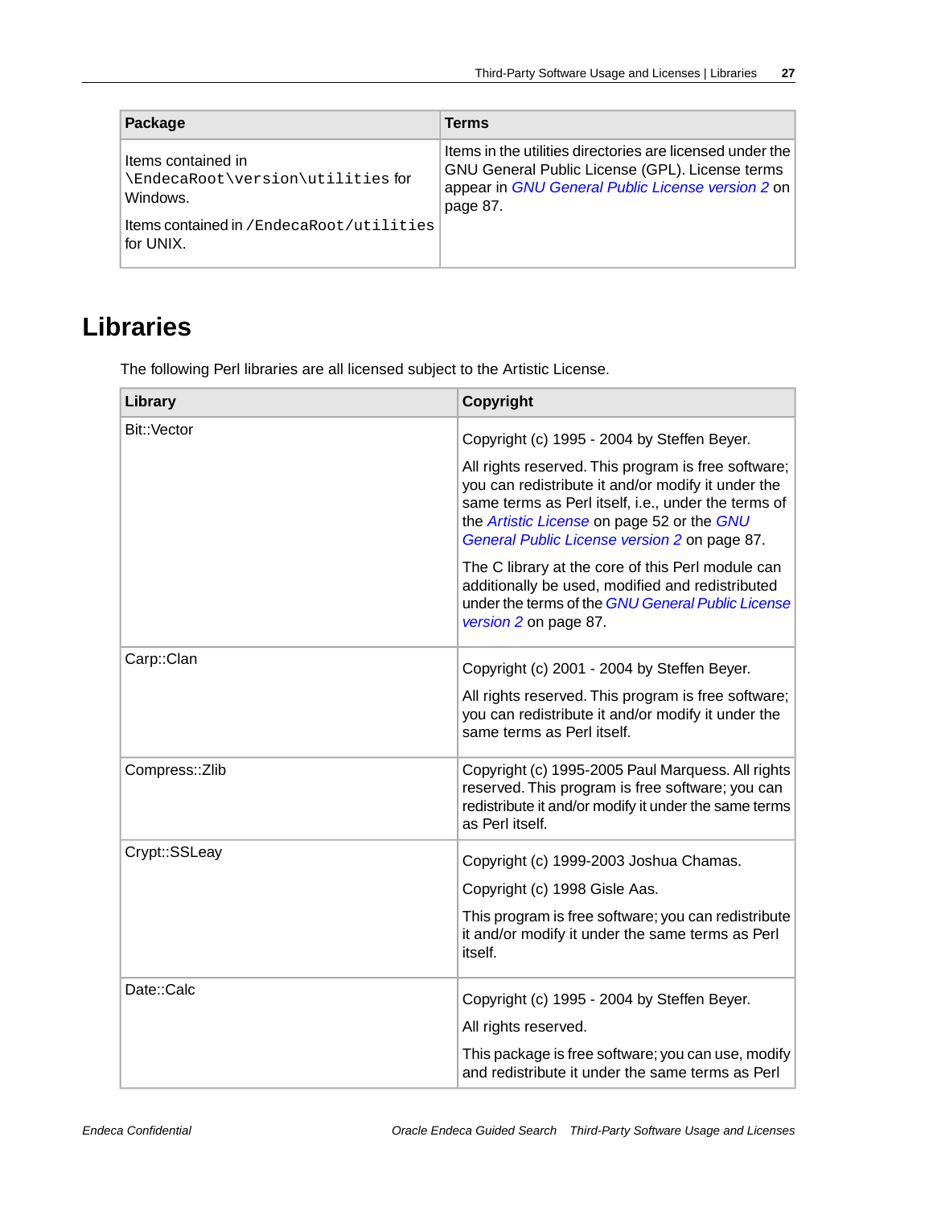| Package | Terms |
| --- | --- |
| Items contained in `\EndecaRoot\version\utilities` for Windows.<br><br>Items contained in `/EndecaRoot/utilities` for UNIX. | Items in the utilities directories are licensed under the GNU General Public License (GPL). License terms appear in *GNU General Public License version 2* on page 87. |

## Libraries

The following Perl libraries are all licensed subject to the Artistic License.

| Library | Copyright |
| --- | --- |
| Bit::Vector | Copyright (c) 1995 - 2004 by Steffen Beyer.<br><br>All rights reserved. This program is free software; you can redistribute it and/or modify it under the same terms as Perl itself, i.e., under the terms of the *Artistic License* on page 52 or the *GNU General Public License version 2* on page 87.<br><br>The C library at the core of this Perl module can additionally be used, modified and redistributed under the terms of the *GNU General Public License version 2* on page 87. |
| Carp::Clan | Copyright (c) 2001 - 2004 by Steffen Beyer.<br><br>All rights reserved. This program is free software; you can redistribute it and/or modify it under the same terms as Perl itself. |
| Compress::Zlib | Copyright (c) 1995-2005 Paul Marquess. All rights reserved. This program is free software; you can redistribute it and/or modify it under the same terms as Perl itself. |
| Crypt::SSLeay | Copyright (c) 1999-2003 Joshua Chamas.<br><br>Copyright (c) 1998 Gisle Aas.<br><br>This program is free software; you can redistribute it and/or modify it under the same terms as Perl itself. |
| Date::Calc | Copyright (c) 1995 - 2004 by Steffen Beyer.<br><br>All rights reserved.<br><br>This package is free software; you can use, modify and redistribute it under the same terms as Perl |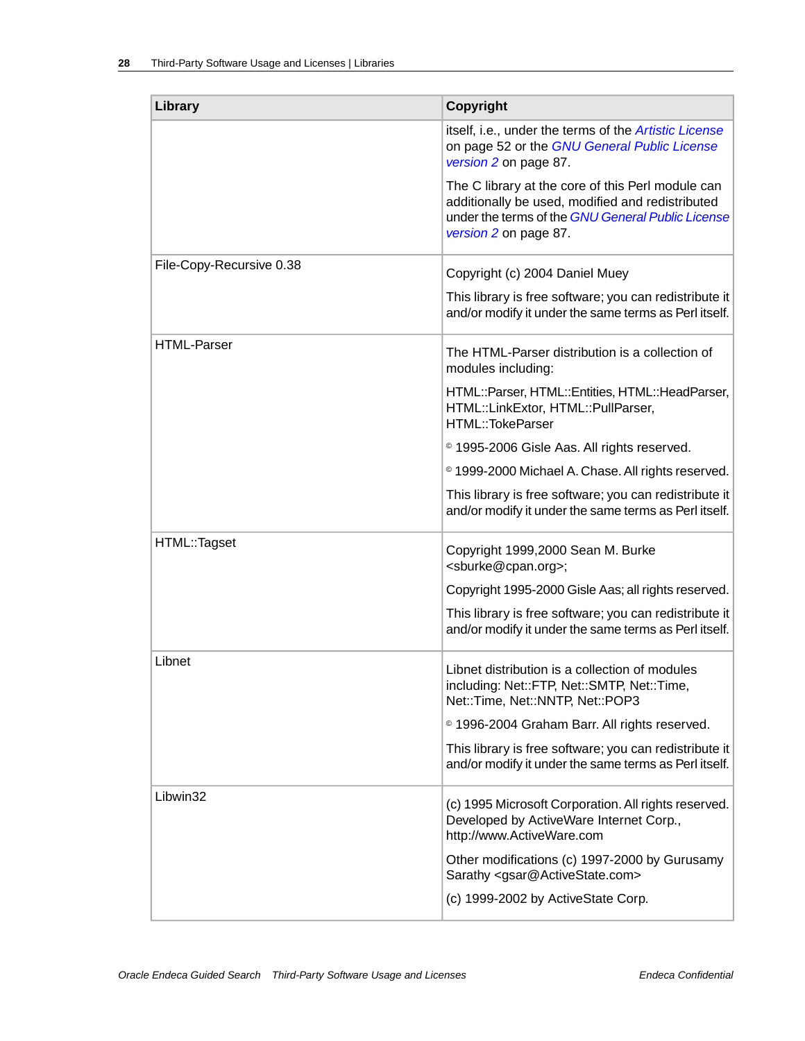| Library | Copyright |
| --- | --- |
| | itself, i.e., under the terms of the *Artistic License* on page 52 or the *GNU General Public License version 2* on page 87.<br><br>The C library at the core of this Perl module can additionally be used, modified and redistributed under the terms of the *GNU General Public License version 2* on page 87. |
| File-Copy-Recursive 0.38 | Copyright (c) 2004 Daniel Muey<br><br>This library is free software; you can redistribute it and/or modify it under the same terms as Perl itself. |
| HTML-Parser | The HTML-Parser distribution is a collection of modules including:<br><br>HTML::Parser, HTML::Entities, HTML::HeadParser, HTML::LinkExtor, HTML::PullParser, HTML::TokeParser<br><br>© 1995-2006 Gisle Aas. All rights reserved.<br><br>© 1999-2000 Michael A. Chase. All rights reserved.<br><br>This library is free software; you can redistribute it and/or modify it under the same terms as Perl itself. |
| HTML::Tagset | Copyright 1999,2000 Sean M. Burke <sburke@cpan.org>;<br><br>Copyright 1995-2000 Gisle Aas; all rights reserved.<br><br>This library is free software; you can redistribute it and/or modify it under the same terms as Perl itself. |
| Libnet | Libnet distribution is a collection of modules including: Net::FTP, Net::SMTP, Net::Time, Net::Time, Net::NNTP, Net::POP3<br><br>© 1996-2004 Graham Barr. All rights reserved.<br><br>This library is free software; you can redistribute it and/or modify it under the same terms as Perl itself. |
| Libwin32 | (c) 1995 Microsoft Corporation. All rights reserved. Developed by ActiveWare Internet Corp., http://www.ActiveWare.com<br><br>Other modifications (c) 1997-2000 by Gurusamy Sarathy <gsar@ActiveState.com><br><br>(c) 1999-2002 by ActiveState Corp. |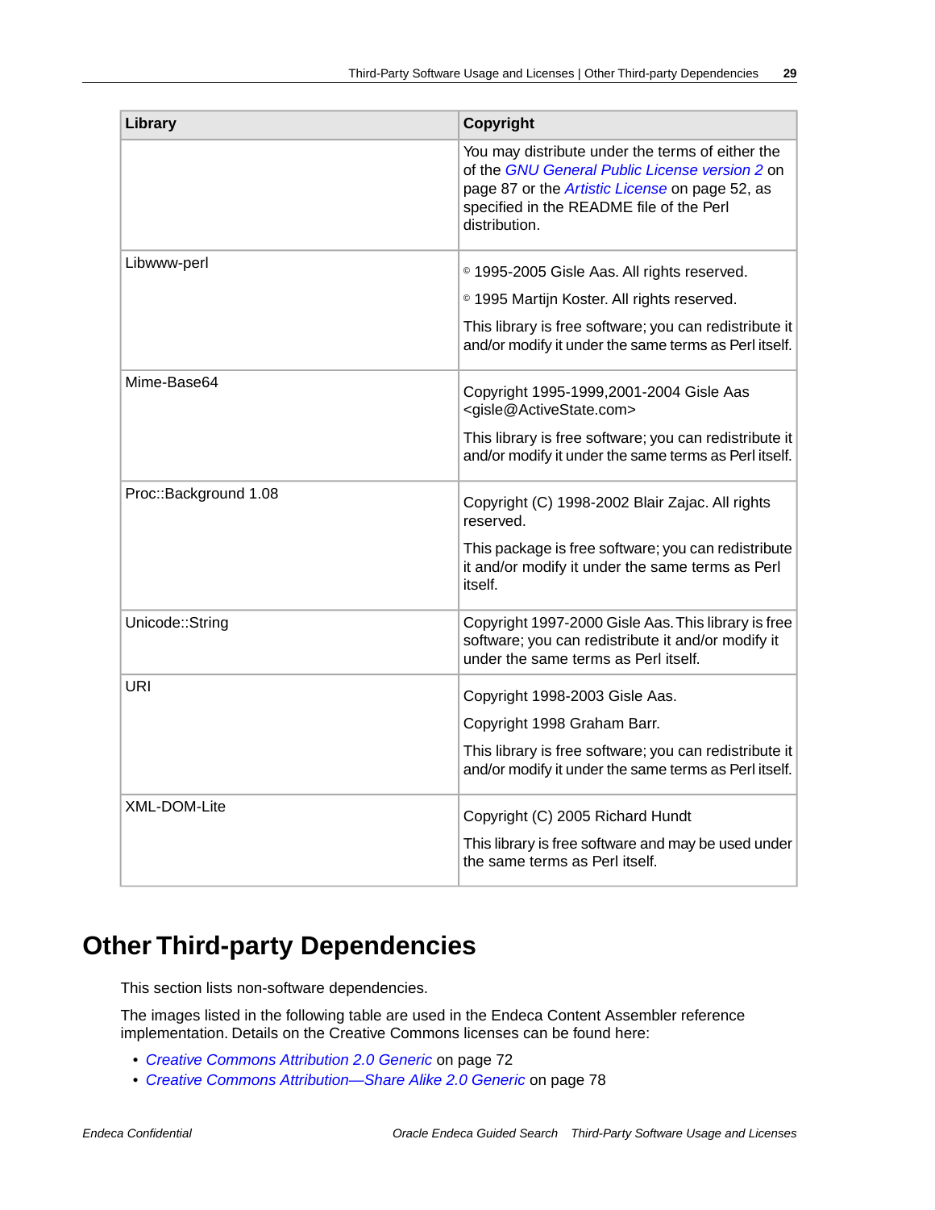| Library | Copyright |
|---|---|
| | You may distribute under the terms of either the of the *GNU General Public License version 2* on page 87 or the *Artistic License* on page 52, as specified in the README file of the Perl distribution. |
| Libwww-perl | © 1995-2005 Gisle Aas. All rights reserved.<br><br>© 1995 Martijn Koster. All rights reserved.<br><br>This library is free software; you can redistribute it and/or modify it under the same terms as Perl itself. |
| Mime-Base64 | Copyright 1995-1999,2001-2004 Gisle Aas <gisle@ActiveState.com><br><br>This library is free software; you can redistribute it and/or modify it under the same terms as Perl itself. |
| Proc::Background 1.08 | Copyright (C) 1998-2002 Blair Zajac. All rights reserved.<br><br>This package is free software; you can redistribute it and/or modify it under the same terms as Perl itself. |
| Unicode::String | Copyright 1997-2000 Gisle Aas. This library is free software; you can redistribute it and/or modify it under the same terms as Perl itself. |
| URI | Copyright 1998-2003 Gisle Aas.<br><br>Copyright 1998 Graham Barr.<br><br>This library is free software; you can redistribute it and/or modify it under the same terms as Perl itself. |
| XML-DOM-Lite | Copyright (C) 2005 Richard Hundt<br><br>This library is free software and may be used under the same terms as Perl itself. |

# Other Third-party Dependencies

This section lists non-software dependencies.

The images listed in the following table are used in the Endeca Content Assembler reference implementation. Details on the Creative Commons licenses can be found here:

- *Creative Commons Attribution 2.0 Generic* on page 72
- *Creative Commons Attribution—Share Alike 2.0 Generic* on page 78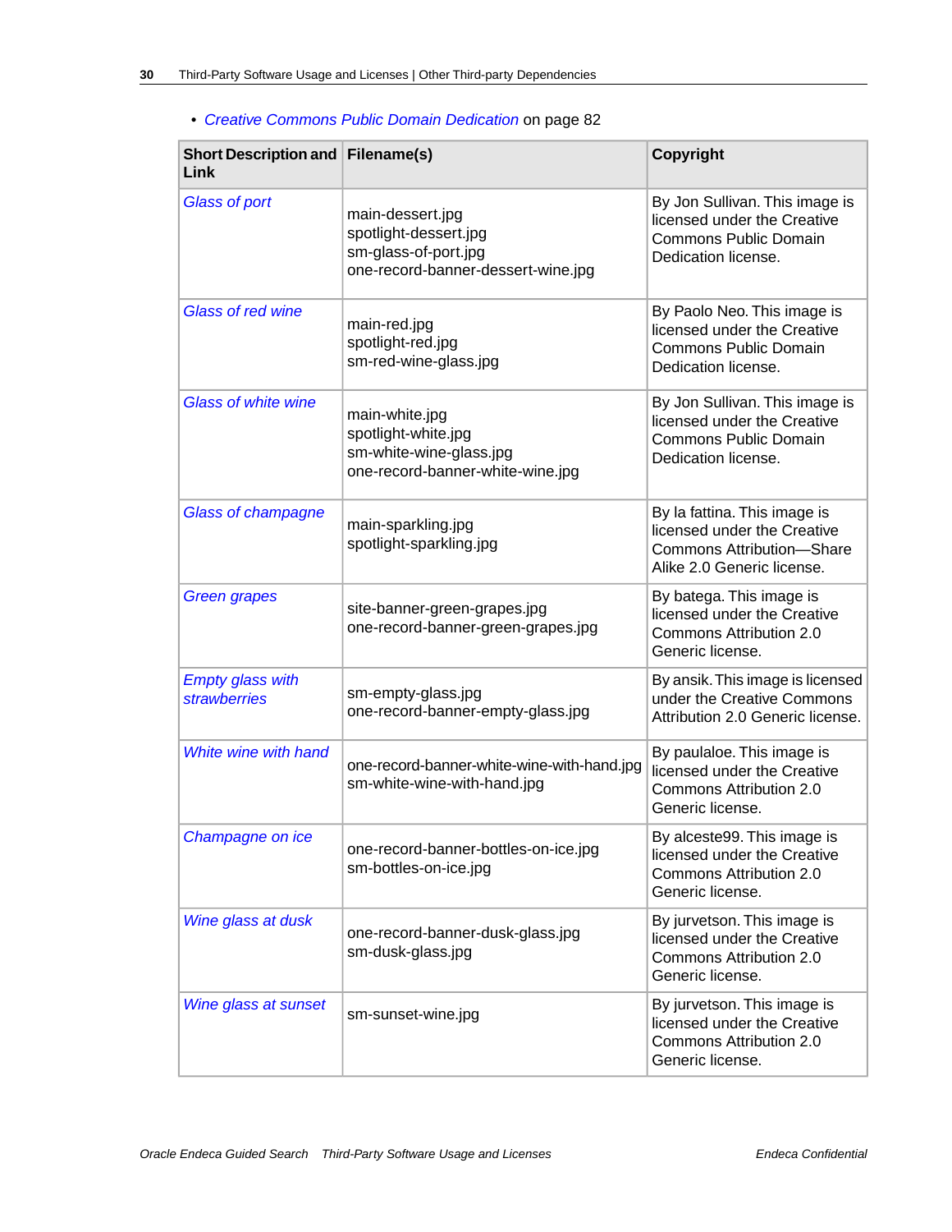- *Creative Commons Public Domain Dedication* on page 82

| Short Description and Link | Filename(s) | Copyright |
|---|---|---|
| *Glass of port* | main-dessert.jpg<br>spotlight-dessert.jpg<br>sm-glass-of-port.jpg<br>one-record-banner-dessert-wine.jpg | By Jon Sullivan. This image is licensed under the Creative Commons Public Domain Dedication license. |
| *Glass of red wine* | main-red.jpg<br>spotlight-red.jpg<br>sm-red-wine-glass.jpg | By Paolo Neo. This image is licensed under the Creative Commons Public Domain Dedication license. |
| *Glass of white wine* | main-white.jpg<br>spotlight-white.jpg<br>sm-white-wine-glass.jpg<br>one-record-banner-white-wine.jpg | By Jon Sullivan. This image is licensed under the Creative Commons Public Domain Dedication license. |
| *Glass of champagne* | main-sparkling.jpg<br>spotlight-sparkling.jpg | By la fattina. This image is licensed under the Creative Commons Attribution—Share Alike 2.0 Generic license. |
| *Green grapes* | site-banner-green-grapes.jpg<br>one-record-banner-green-grapes.jpg | By batega. This image is licensed under the Creative Commons Attribution 2.0 Generic license. |
| *Empty glass with strawberries* | sm-empty-glass.jpg<br>one-record-banner-empty-glass.jpg | By ansik. This image is licensed under the Creative Commons Attribution 2.0 Generic license. |
| *White wine with hand* | one-record-banner-white-wine-with-hand.jpg<br>sm-white-wine-with-hand.jpg | By paulaloe. This image is licensed under the Creative Commons Attribution 2.0 Generic license. |
| *Champagne on ice* | one-record-banner-bottles-on-ice.jpg<br>sm-bottles-on-ice.jpg | By alceste99. This image is licensed under the Creative Commons Attribution 2.0 Generic license. |
| *Wine glass at dusk* | one-record-banner-dusk-glass.jpg<br>sm-dusk-glass.jpg | By jurvetson. This image is licensed under the Creative Commons Attribution 2.0 Generic license. |
| *Wine glass at sunset* | sm-sunset-wine.jpg | By jurvetson. This image is licensed under the Creative Commons Attribution 2.0 Generic license. |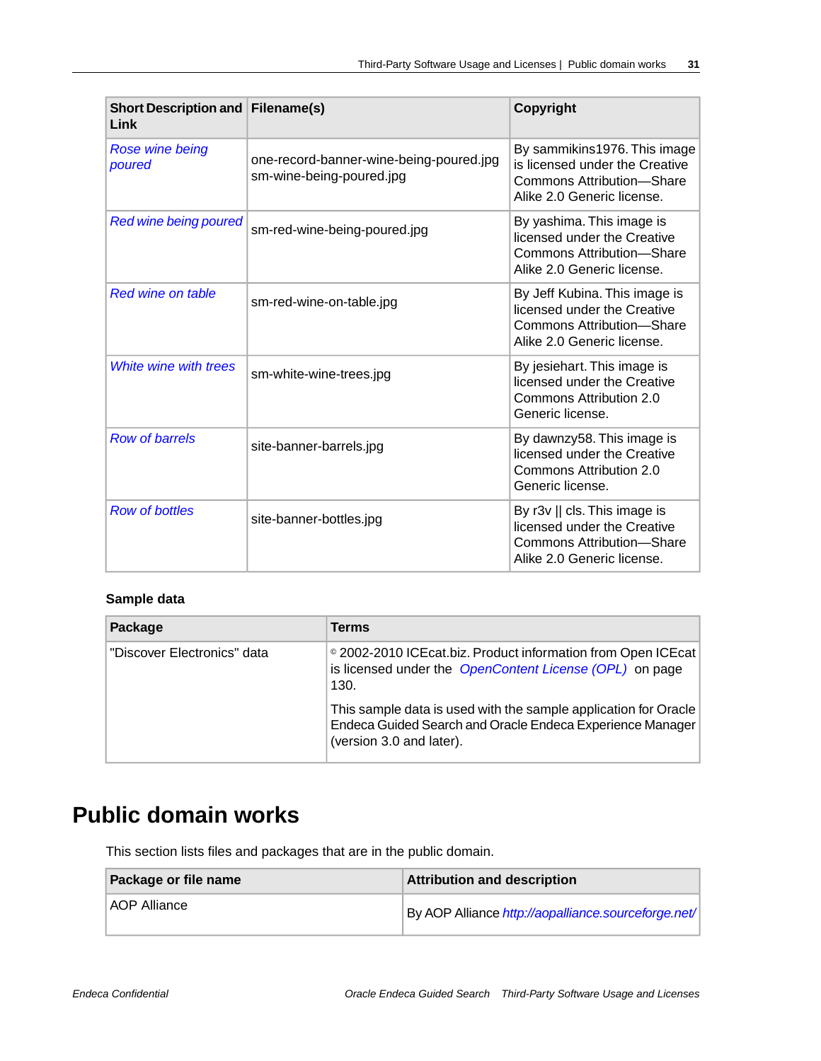| Short Description and Link | Filename(s) | Copyright |
|---|---|---|
| *Rose wine being poured* | one-record-banner-wine-being-poured.jpg sm-wine-being-poured.jpg | By sammikins1976. This image is licensed under the Creative Commons Attribution—Share Alike 2.0 Generic license. |
| *Red wine being poured* | sm-red-wine-being-poured.jpg | By yashima. This image is licensed under the Creative Commons Attribution—Share Alike 2.0 Generic license. |
| *Red wine on table* | sm-red-wine-on-table.jpg | By Jeff Kubina. This image is licensed under the Creative Commons Attribution—Share Alike 2.0 Generic license. |
| *White wine with trees* | sm-white-wine-trees.jpg | By jesiehart. This image is licensed under the Creative Commons Attribution 2.0 Generic license. |
| *Row of barrels* | site-banner-barrels.jpg | By dawnzy58. This image is licensed under the Creative Commons Attribution 2.0 Generic license. |
| *Row of bottles* | site-banner-bottles.jpg | By r3v \|\| cls. This image is licensed under the Creative Commons Attribution—Share Alike 2.0 Generic license. |

### Sample data

| Package | Terms |
|---|---|
| "Discover Electronics" data | © 2002-2010 ICEcat.biz. Product information from Open ICEcat is licensed under the *OpenContent License (OPL)* on page 130.<br><br>This sample data is used with the sample application for Oracle Endeca Guided Search and Oracle Endeca Experience Manager (version 3.0 and later). |

# Public domain works

This section lists files and packages that are in the public domain.

| Package or file name | Attribution and description |
|---|---|
| AOP Alliance | By AOP Alliance *http://aopalliance.sourceforge.net/* |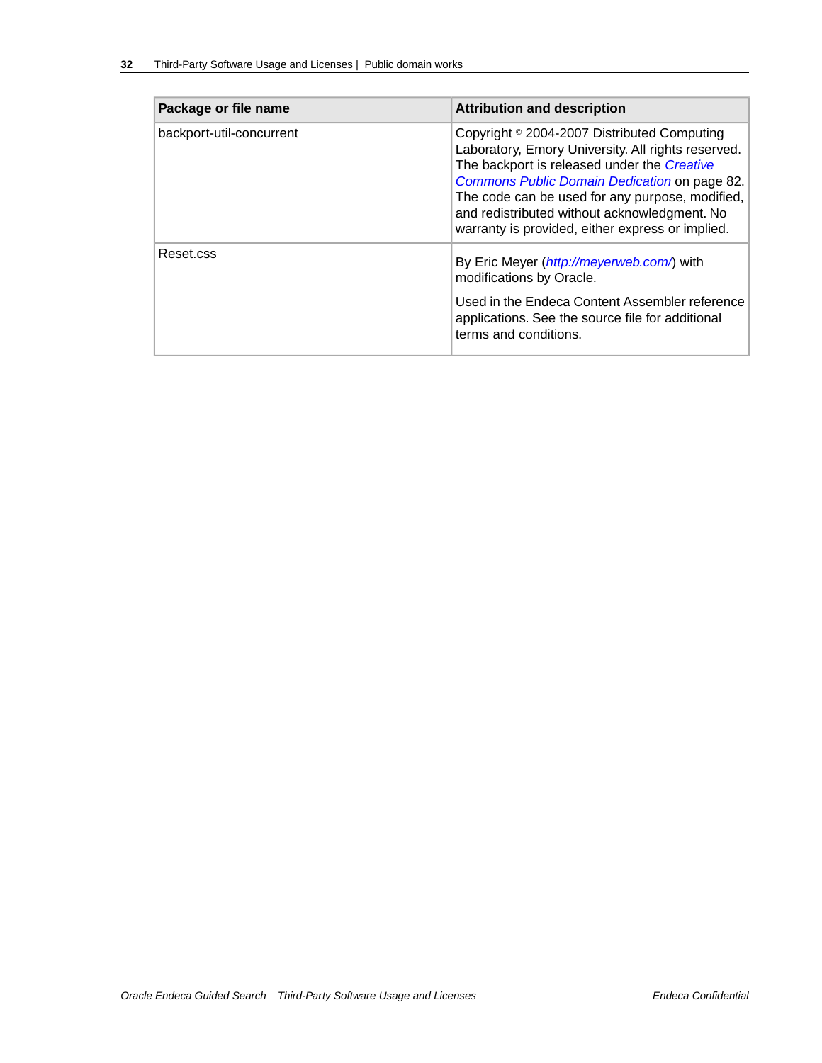| Package or file name | Attribution and description |
| --- | --- |
| backport-util-concurrent | Copyright © 2004-2007 Distributed Computing Laboratory, Emory University. All rights reserved. The backport is released under the *Creative Commons Public Domain Dedication* on page 82. The code can be used for any purpose, modified, and redistributed without acknowledgment. No warranty is provided, either express or implied. |
| Reset.css | By Eric Meyer (*http://meyerweb.com/*) with modifications by Oracle. Used in the Endeca Content Assembler reference applications. See the source file for additional terms and conditions. |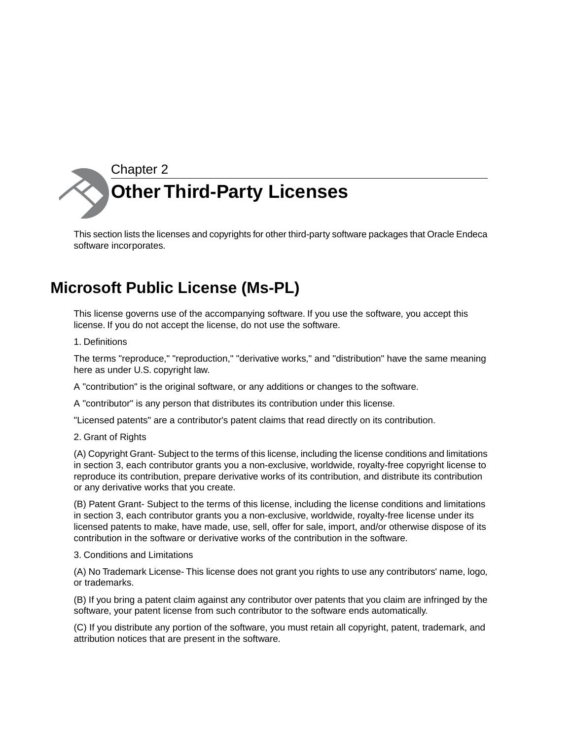Chapter 2

# Other Third-Party Licenses

This section lists the licenses and copyrights for other third-party software packages that Oracle Endeca software incorporates.

## Microsoft Public License (Ms-PL)

This license governs use of the accompanying software. If you use the software, you accept this license. If you do not accept the license, do not use the software.

1. Definitions

The terms "reproduce," "reproduction," "derivative works," and "distribution" have the same meaning here as under U.S. copyright law.

A "contribution" is the original software, or any additions or changes to the software.

A "contributor" is any person that distributes its contribution under this license.

"Licensed patents" are a contributor's patent claims that read directly on its contribution.

2. Grant of Rights

(A) Copyright Grant- Subject to the terms of this license, including the license conditions and limitations in section 3, each contributor grants you a non-exclusive, worldwide, royalty-free copyright license to reproduce its contribution, prepare derivative works of its contribution, and distribute its contribution or any derivative works that you create.

(B) Patent Grant- Subject to the terms of this license, including the license conditions and limitations in section 3, each contributor grants you a non-exclusive, worldwide, royalty-free license under its licensed patents to make, have made, use, sell, offer for sale, import, and/or otherwise dispose of its contribution in the software or derivative works of the contribution in the software.

3. Conditions and Limitations

(A) No Trademark License- This license does not grant you rights to use any contributors' name, logo, or trademarks.

(B) If you bring a patent claim against any contributor over patents that you claim are infringed by the software, your patent license from such contributor to the software ends automatically.

(C) If you distribute any portion of the software, you must retain all copyright, patent, trademark, and attribution notices that are present in the software.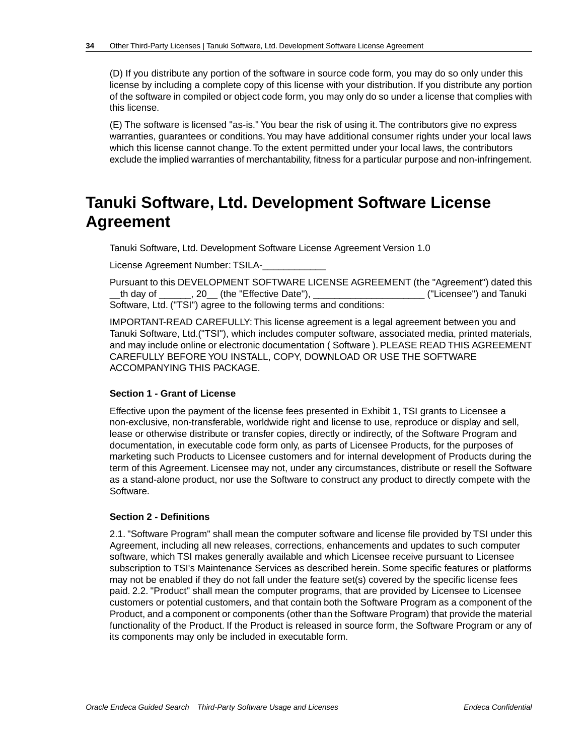(D) If you distribute any portion of the software in source code form, you may do so only under this license by including a complete copy of this license with your distribution. If you distribute any portion of the software in compiled or object code form, you may only do so under a license that complies with this license.

(E) The software is licensed "as-is." You bear the risk of using it. The contributors give no express warranties, guarantees or conditions. You may have additional consumer rights under your local laws which this license cannot change. To the extent permitted under your local laws, the contributors exclude the implied warranties of merchantability, fitness for a particular purpose and non-infringement.

# Tanuki Software, Ltd. Development Software License Agreement

Tanuki Software, Ltd. Development Software License Agreement Version 1.0

License Agreement Number: TSILA-____________

Pursuant to this DEVELOPMENT SOFTWARE LICENSE AGREEMENT (the "Agreement") dated this __th day of ______, 20__ (the "Effective Date"), _____________________ ("Licensee") and Tanuki Software, Ltd. ("TSI") agree to the following terms and conditions:

IMPORTANT-READ CAREFULLY: This license agreement is a legal agreement between you and Tanuki Software, Ltd.("TSI"), which includes computer software, associated media, printed materials, and may include online or electronic documentation ( Software ). PLEASE READ THIS AGREEMENT CAREFULLY BEFORE YOU INSTALL, COPY, DOWNLOAD OR USE THE SOFTWARE ACCOMPANYING THIS PACKAGE.

**Section 1 - Grant of License**

Effective upon the payment of the license fees presented in Exhibit 1, TSI grants to Licensee a non-exclusive, non-transferable, worldwide right and license to use, reproduce or display and sell, lease or otherwise distribute or transfer copies, directly or indirectly, of the Software Program and documentation, in executable code form only, as parts of Licensee Products, for the purposes of marketing such Products to Licensee customers and for internal development of Products during the term of this Agreement. Licensee may not, under any circumstances, distribute or resell the Software as a stand-alone product, nor use the Software to construct any product to directly compete with the Software.

**Section 2 - Definitions**

2.1. "Software Program" shall mean the computer software and license file provided by TSI under this Agreement, including all new releases, corrections, enhancements and updates to such computer software, which TSI makes generally available and which Licensee receive pursuant to Licensee subscription to TSI's Maintenance Services as described herein. Some specific features or platforms may not be enabled if they do not fall under the feature set(s) covered by the specific license fees paid. 2.2. "Product" shall mean the computer programs, that are provided by Licensee to Licensee customers or potential customers, and that contain both the Software Program as a component of the Product, and a component or components (other than the Software Program) that provide the material functionality of the Product. If the Product is released in source form, the Software Program or any of its components may only be included in executable form.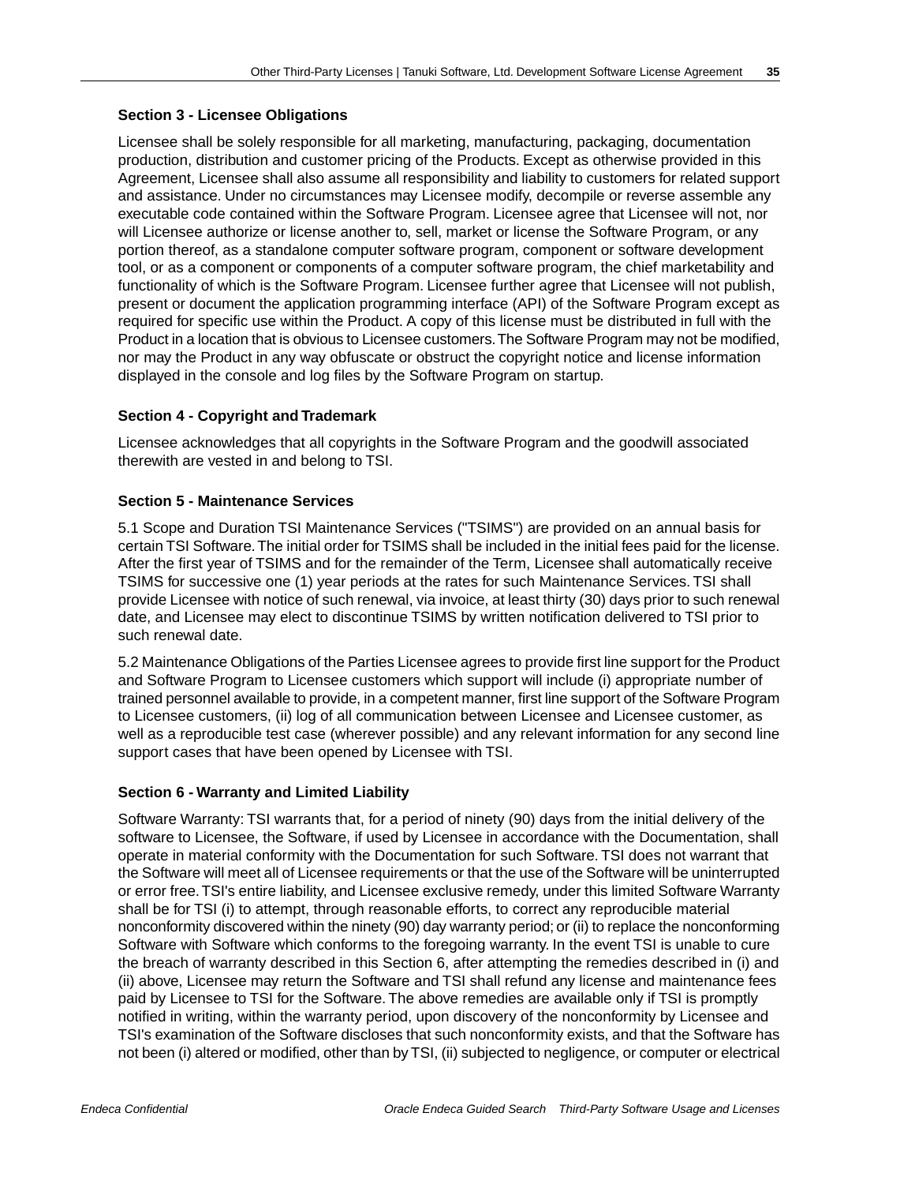### Section 3 - Licensee Obligations

Licensee shall be solely responsible for all marketing, manufacturing, packaging, documentation production, distribution and customer pricing of the Products. Except as otherwise provided in this Agreement, Licensee shall also assume all responsibility and liability to customers for related support and assistance. Under no circumstances may Licensee modify, decompile or reverse assemble any executable code contained within the Software Program. Licensee agree that Licensee will not, nor will Licensee authorize or license another to, sell, market or license the Software Program, or any portion thereof, as a standalone computer software program, component or software development tool, or as a component or components of a computer software program, the chief marketability and functionality of which is the Software Program. Licensee further agree that Licensee will not publish, present or document the application programming interface (API) of the Software Program except as required for specific use within the Product. A copy of this license must be distributed in full with the Product in a location that is obvious to Licensee customers. The Software Program may not be modified, nor may the Product in any way obfuscate or obstruct the copyright notice and license information displayed in the console and log files by the Software Program on startup.

### Section 4 - Copyright and Trademark

Licensee acknowledges that all copyrights in the Software Program and the goodwill associated therewith are vested in and belong to TSI.

### Section 5 - Maintenance Services

5.1 Scope and Duration TSI Maintenance Services ("TSIMS") are provided on an annual basis for certain TSI Software. The initial order for TSIMS shall be included in the initial fees paid for the license. After the first year of TSIMS and for the remainder of the Term, Licensee shall automatically receive TSIMS for successive one (1) year periods at the rates for such Maintenance Services. TSI shall provide Licensee with notice of such renewal, via invoice, at least thirty (30) days prior to such renewal date, and Licensee may elect to discontinue TSIMS by written notification delivered to TSI prior to such renewal date.

5.2 Maintenance Obligations of the Parties Licensee agrees to provide first line support for the Product and Software Program to Licensee customers which support will include (i) appropriate number of trained personnel available to provide, in a competent manner, first line support of the Software Program to Licensee customers, (ii) log of all communication between Licensee and Licensee customer, as well as a reproducible test case (wherever possible) and any relevant information for any second line support cases that have been opened by Licensee with TSI.

### Section 6 - Warranty and Limited Liability

Software Warranty: TSI warrants that, for a period of ninety (90) days from the initial delivery of the software to Licensee, the Software, if used by Licensee in accordance with the Documentation, shall operate in material conformity with the Documentation for such Software. TSI does not warrant that the Software will meet all of Licensee requirements or that the use of the Software will be uninterrupted or error free. TSI's entire liability, and Licensee exclusive remedy, under this limited Software Warranty shall be for TSI (i) to attempt, through reasonable efforts, to correct any reproducible material nonconformity discovered within the ninety (90) day warranty period; or (ii) to replace the nonconforming Software with Software which conforms to the foregoing warranty. In the event TSI is unable to cure the breach of warranty described in this Section 6, after attempting the remedies described in (i) and (ii) above, Licensee may return the Software and TSI shall refund any license and maintenance fees paid by Licensee to TSI for the Software. The above remedies are available only if TSI is promptly notified in writing, within the warranty period, upon discovery of the nonconformity by Licensee and TSI's examination of the Software discloses that such nonconformity exists, and that the Software has not been (i) altered or modified, other than by TSI, (ii) subjected to negligence, or computer or electrical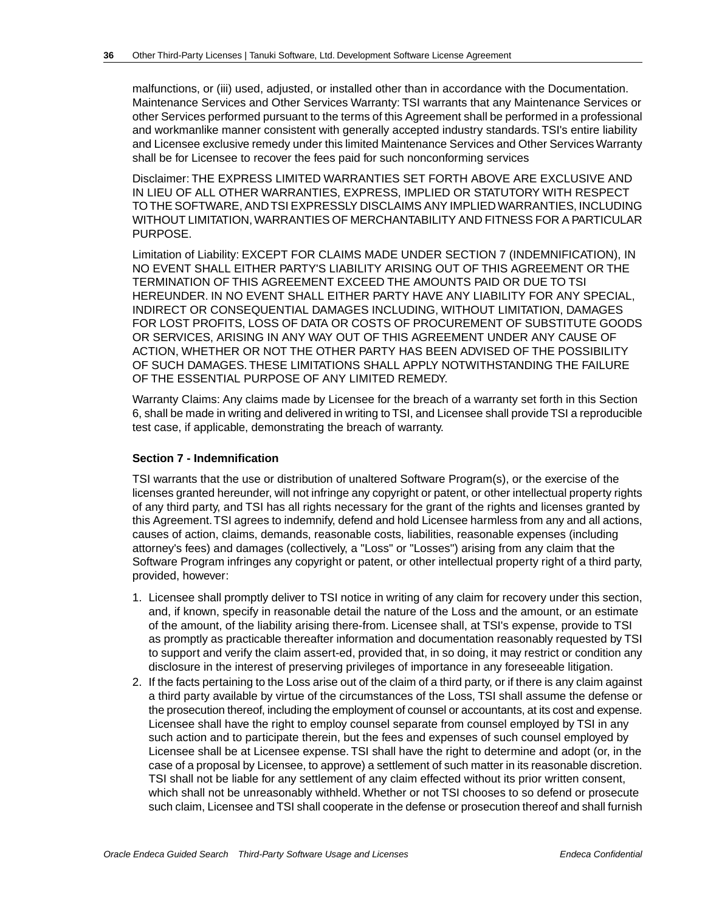malfunctions, or (iii) used, adjusted, or installed other than in accordance with the Documentation. Maintenance Services and Other Services Warranty: TSI warrants that any Maintenance Services or other Services performed pursuant to the terms of this Agreement shall be performed in a professional and workmanlike manner consistent with generally accepted industry standards. TSI's entire liability and Licensee exclusive remedy under this limited Maintenance Services and Other Services Warranty shall be for Licensee to recover the fees paid for such nonconforming services

Disclaimer: THE EXPRESS LIMITED WARRANTIES SET FORTH ABOVE ARE EXCLUSIVE AND IN LIEU OF ALL OTHER WARRANTIES, EXPRESS, IMPLIED OR STATUTORY WITH RESPECT TO THE SOFTWARE, AND TSI EXPRESSLY DISCLAIMS ANY IMPLIED WARRANTIES, INCLUDING WITHOUT LIMITATION, WARRANTIES OF MERCHANTABILITY AND FITNESS FOR A PARTICULAR PURPOSE.

Limitation of Liability: EXCEPT FOR CLAIMS MADE UNDER SECTION 7 (INDEMNIFICATION), IN NO EVENT SHALL EITHER PARTY'S LIABILITY ARISING OUT OF THIS AGREEMENT OR THE TERMINATION OF THIS AGREEMENT EXCEED THE AMOUNTS PAID OR DUE TO TSI HEREUNDER. IN NO EVENT SHALL EITHER PARTY HAVE ANY LIABILITY FOR ANY SPECIAL, INDIRECT OR CONSEQUENTIAL DAMAGES INCLUDING, WITHOUT LIMITATION, DAMAGES FOR LOST PROFITS, LOSS OF DATA OR COSTS OF PROCUREMENT OF SUBSTITUTE GOODS OR SERVICES, ARISING IN ANY WAY OUT OF THIS AGREEMENT UNDER ANY CAUSE OF ACTION, WHETHER OR NOT THE OTHER PARTY HAS BEEN ADVISED OF THE POSSIBILITY OF SUCH DAMAGES. THESE LIMITATIONS SHALL APPLY NOTWITHSTANDING THE FAILURE OF THE ESSENTIAL PURPOSE OF ANY LIMITED REMEDY.

Warranty Claims: Any claims made by Licensee for the breach of a warranty set forth in this Section 6, shall be made in writing and delivered in writing to TSI, and Licensee shall provide TSI a reproducible test case, if applicable, demonstrating the breach of warranty.

**Section 7 - Indemnification**

TSI warrants that the use or distribution of unaltered Software Program(s), or the exercise of the licenses granted hereunder, will not infringe any copyright or patent, or other intellectual property rights of any third party, and TSI has all rights necessary for the grant of the rights and licenses granted by this Agreement. TSI agrees to indemnify, defend and hold Licensee harmless from any and all actions, causes of action, claims, demands, reasonable costs, liabilities, reasonable expenses (including attorney's fees) and damages (collectively, a "Loss" or "Losses") arising from any claim that the Software Program infringes any copyright or patent, or other intellectual property right of a third party, provided, however:

1. Licensee shall promptly deliver to TSI notice in writing of any claim for recovery under this section, and, if known, specify in reasonable detail the nature of the Loss and the amount, or an estimate of the amount, of the liability arising there-from. Licensee shall, at TSI's expense, provide to TSI as promptly as practicable thereafter information and documentation reasonably requested by TSI to support and verify the claim assert-ed, provided that, in so doing, it may restrict or condition any disclosure in the interest of preserving privileges of importance in any foreseeable litigation.
2. If the facts pertaining to the Loss arise out of the claim of a third party, or if there is any claim against a third party available by virtue of the circumstances of the Loss, TSI shall assume the defense or the prosecution thereof, including the employment of counsel or accountants, at its cost and expense. Licensee shall have the right to employ counsel separate from counsel employed by TSI in any such action and to participate therein, but the fees and expenses of such counsel employed by Licensee shall be at Licensee expense. TSI shall have the right to determine and adopt (or, in the case of a proposal by Licensee, to approve) a settlement of such matter in its reasonable discretion. TSI shall not be liable for any settlement of any claim effected without its prior written consent, which shall not be unreasonably withheld. Whether or not TSI chooses to so defend or prosecute such claim, Licensee and TSI shall cooperate in the defense or prosecution thereof and shall furnish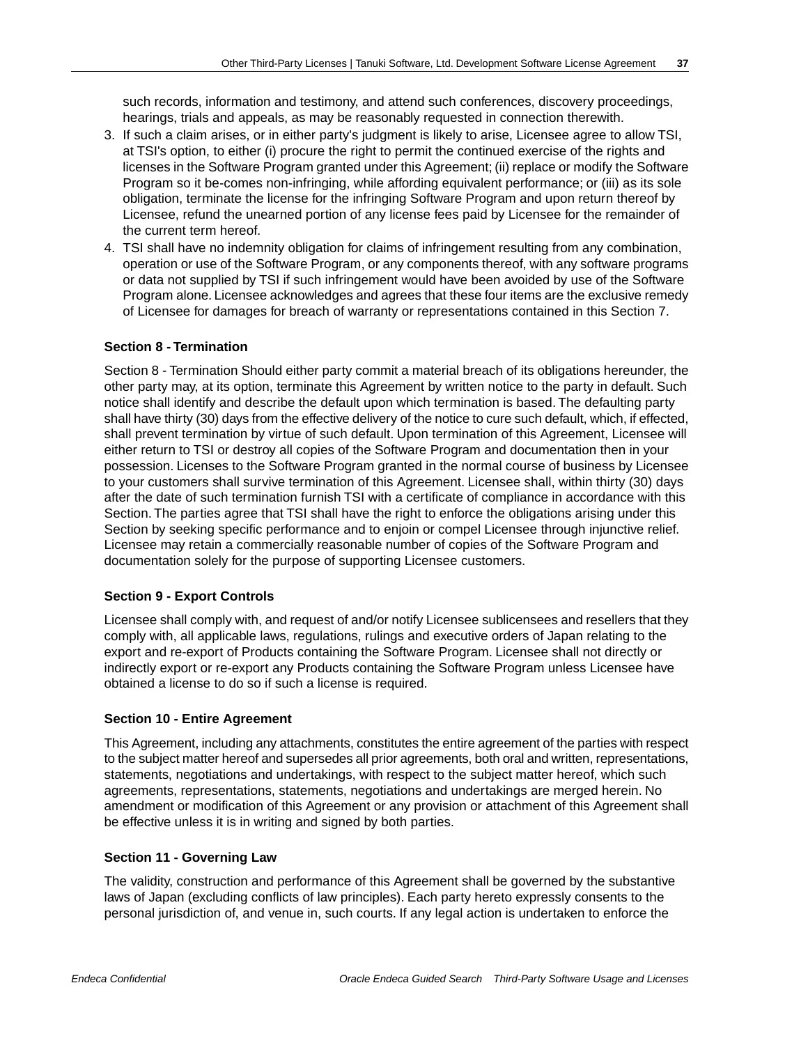such records, information and testimony, and attend such conferences, discovery proceedings, hearings, trials and appeals, as may be reasonably requested in connection therewith.

3. If such a claim arises, or in either party's judgment is likely to arise, Licensee agree to allow TSI, at TSI's option, to either (i) procure the right to permit the continued exercise of the rights and licenses in the Software Program granted under this Agreement; (ii) replace or modify the Software Program so it be-comes non-infringing, while affording equivalent performance; or (iii) as its sole obligation, terminate the license for the infringing Software Program and upon return thereof by Licensee, refund the unearned portion of any license fees paid by Licensee for the remainder of the current term hereof.
4. TSI shall have no indemnity obligation for claims of infringement resulting from any combination, operation or use of the Software Program, or any components thereof, with any software programs or data not supplied by TSI if such infringement would have been avoided by use of the Software Program alone. Licensee acknowledges and agrees that these four items are the exclusive remedy of Licensee for damages for breach of warranty or representations contained in this Section 7.

#### Section 8 - Termination

Section 8 - Termination Should either party commit a material breach of its obligations hereunder, the other party may, at its option, terminate this Agreement by written notice to the party in default. Such notice shall identify and describe the default upon which termination is based. The defaulting party shall have thirty (30) days from the effective delivery of the notice to cure such default, which, if effected, shall prevent termination by virtue of such default. Upon termination of this Agreement, Licensee will either return to TSI or destroy all copies of the Software Program and documentation then in your possession. Licenses to the Software Program granted in the normal course of business by Licensee to your customers shall survive termination of this Agreement. Licensee shall, within thirty (30) days after the date of such termination furnish TSI with a certificate of compliance in accordance with this Section. The parties agree that TSI shall have the right to enforce the obligations arising under this Section by seeking specific performance and to enjoin or compel Licensee through injunctive relief. Licensee may retain a commercially reasonable number of copies of the Software Program and documentation solely for the purpose of supporting Licensee customers.

#### Section 9 - Export Controls

Licensee shall comply with, and request of and/or notify Licensee sublicensees and resellers that they comply with, all applicable laws, regulations, rulings and executive orders of Japan relating to the export and re-export of Products containing the Software Program. Licensee shall not directly or indirectly export or re-export any Products containing the Software Program unless Licensee have obtained a license to do so if such a license is required.

#### Section 10 - Entire Agreement

This Agreement, including any attachments, constitutes the entire agreement of the parties with respect to the subject matter hereof and supersedes all prior agreements, both oral and written, representations, statements, negotiations and undertakings, with respect to the subject matter hereof, which such agreements, representations, statements, negotiations and undertakings are merged herein. No amendment or modification of this Agreement or any provision or attachment of this Agreement shall be effective unless it is in writing and signed by both parties.

#### Section 11 - Governing Law

The validity, construction and performance of this Agreement shall be governed by the substantive laws of Japan (excluding conflicts of law principles). Each party hereto expressly consents to the personal jurisdiction of, and venue in, such courts. If any legal action is undertaken to enforce the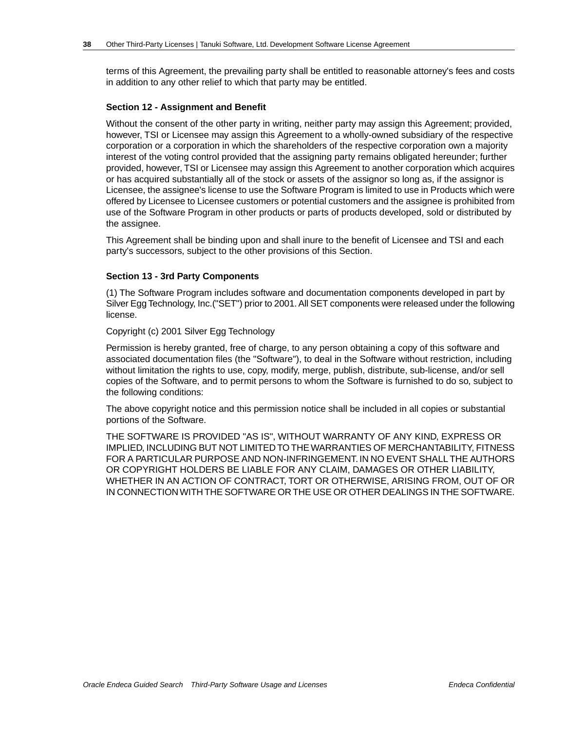terms of this Agreement, the prevailing party shall be entitled to reasonable attorney's fees and costs in addition to any other relief to which that party may be entitled.

#### Section 12 - Assignment and Benefit

Without the consent of the other party in writing, neither party may assign this Agreement; provided, however, TSI or Licensee may assign this Agreement to a wholly-owned subsidiary of the respective corporation or a corporation in which the shareholders of the respective corporation own a majority interest of the voting control provided that the assigning party remains obligated hereunder; further provided, however, TSI or Licensee may assign this Agreement to another corporation which acquires or has acquired substantially all of the stock or assets of the assignor so long as, if the assignor is Licensee, the assignee's license to use the Software Program is limited to use in Products which were offered by Licensee to Licensee customers or potential customers and the assignee is prohibited from use of the Software Program in other products or parts of products developed, sold or distributed by the assignee.

This Agreement shall be binding upon and shall inure to the benefit of Licensee and TSI and each party's successors, subject to the other provisions of this Section.

#### Section 13 - 3rd Party Components

(1) The Software Program includes software and documentation components developed in part by Silver Egg Technology, Inc.("SET") prior to 2001. All SET components were released under the following license.

Copyright (c) 2001 Silver Egg Technology

Permission is hereby granted, free of charge, to any person obtaining a copy of this software and associated documentation files (the "Software"), to deal in the Software without restriction, including without limitation the rights to use, copy, modify, merge, publish, distribute, sub-license, and/or sell copies of the Software, and to permit persons to whom the Software is furnished to do so, subject to the following conditions:

The above copyright notice and this permission notice shall be included in all copies or substantial portions of the Software.

THE SOFTWARE IS PROVIDED "AS IS", WITHOUT WARRANTY OF ANY KIND, EXPRESS OR IMPLIED, INCLUDING BUT NOT LIMITED TO THE WARRANTIES OF MERCHANTABILITY, FITNESS FOR A PARTICULAR PURPOSE AND NON-INFRINGEMENT. IN NO EVENT SHALL THE AUTHORS OR COPYRIGHT HOLDERS BE LIABLE FOR ANY CLAIM, DAMAGES OR OTHER LIABILITY, WHETHER IN AN ACTION OF CONTRACT, TORT OR OTHERWISE, ARISING FROM, OUT OF OR IN CONNECTION WITH THE SOFTWARE OR THE USE OR OTHER DEALINGS IN THE SOFTWARE.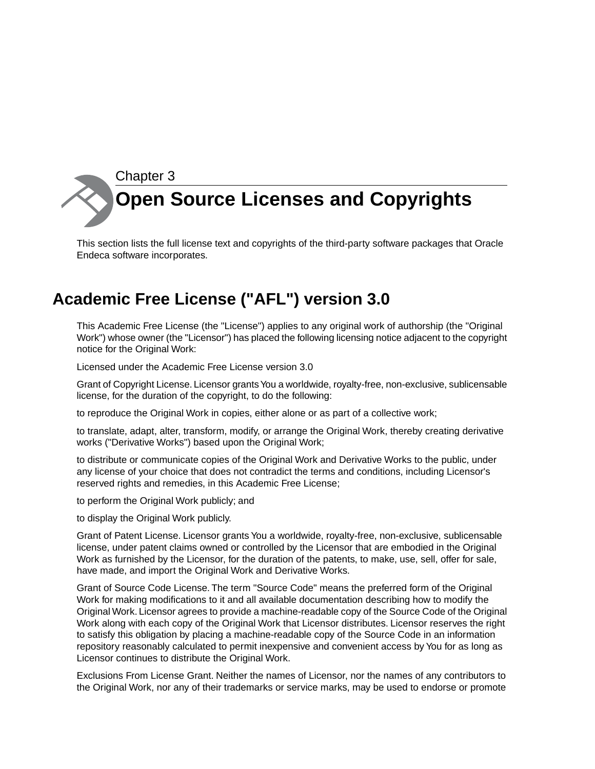Chapter 3

# Open Source Licenses and Copyrights

This section lists the full license text and copyrights of the third-party software packages that Oracle Endeca software incorporates.

## Academic Free License ("AFL") version 3.0

This Academic Free License (the "License") applies to any original work of authorship (the "Original Work") whose owner (the "Licensor") has placed the following licensing notice adjacent to the copyright notice for the Original Work:

Licensed under the Academic Free License version 3.0

Grant of Copyright License. Licensor grants You a worldwide, royalty-free, non-exclusive, sublicensable license, for the duration of the copyright, to do the following:

to reproduce the Original Work in copies, either alone or as part of a collective work;

to translate, adapt, alter, transform, modify, or arrange the Original Work, thereby creating derivative works ("Derivative Works") based upon the Original Work;

to distribute or communicate copies of the Original Work and Derivative Works to the public, under any license of your choice that does not contradict the terms and conditions, including Licensor's reserved rights and remedies, in this Academic Free License;

to perform the Original Work publicly; and

to display the Original Work publicly.

Grant of Patent License. Licensor grants You a worldwide, royalty-free, non-exclusive, sublicensable license, under patent claims owned or controlled by the Licensor that are embodied in the Original Work as furnished by the Licensor, for the duration of the patents, to make, use, sell, offer for sale, have made, and import the Original Work and Derivative Works.

Grant of Source Code License. The term "Source Code" means the preferred form of the Original Work for making modifications to it and all available documentation describing how to modify the Original Work. Licensor agrees to provide a machine-readable copy of the Source Code of the Original Work along with each copy of the Original Work that Licensor distributes. Licensor reserves the right to satisfy this obligation by placing a machine-readable copy of the Source Code in an information repository reasonably calculated to permit inexpensive and convenient access by You for as long as Licensor continues to distribute the Original Work.

Exclusions From License Grant. Neither the names of Licensor, nor the names of any contributors to the Original Work, nor any of their trademarks or service marks, may be used to endorse or promote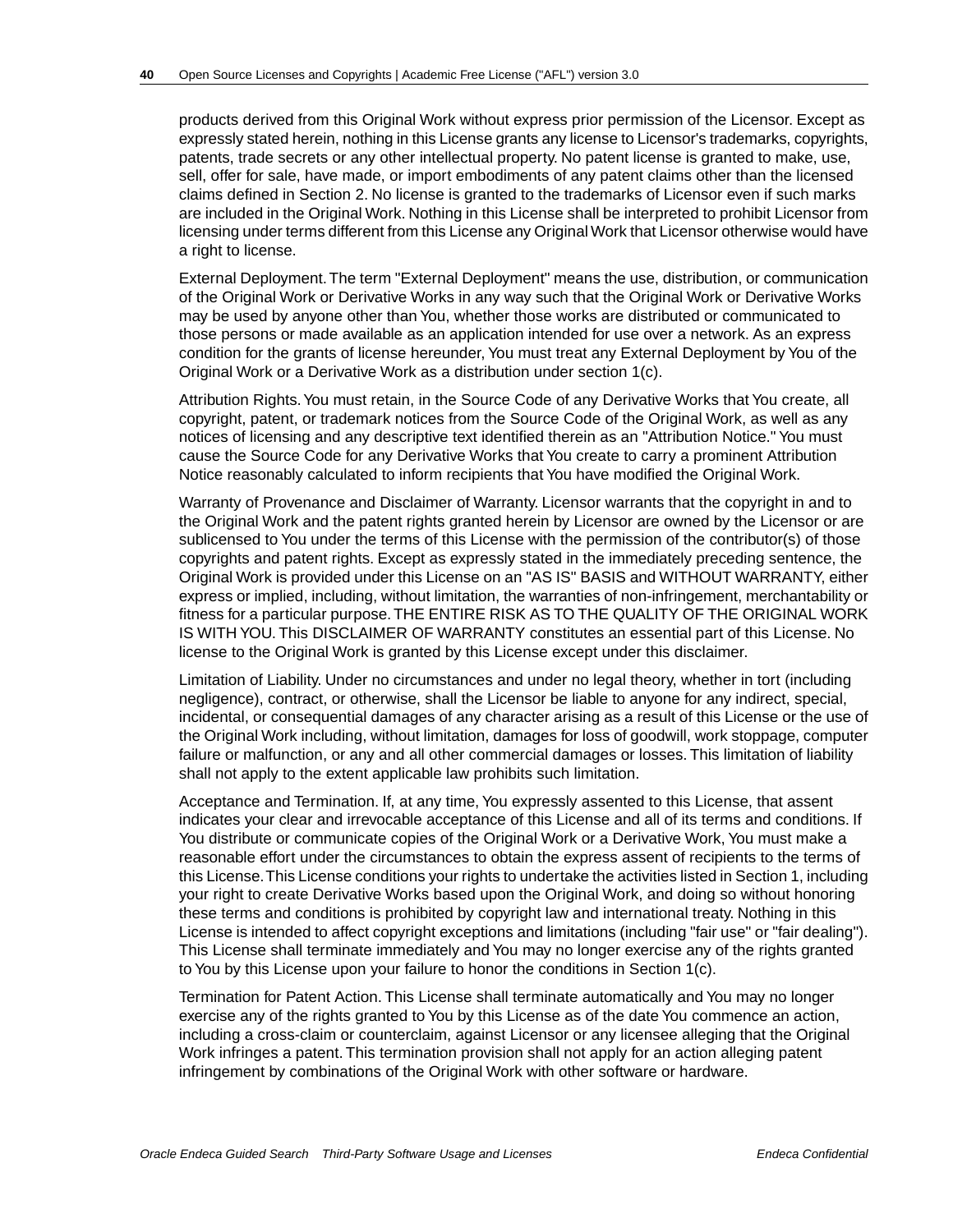products derived from this Original Work without express prior permission of the Licensor. Except as expressly stated herein, nothing in this License grants any license to Licensor's trademarks, copyrights, patents, trade secrets or any other intellectual property. No patent license is granted to make, use, sell, offer for sale, have made, or import embodiments of any patent claims other than the licensed claims defined in Section 2. No license is granted to the trademarks of Licensor even if such marks are included in the Original Work. Nothing in this License shall be interpreted to prohibit Licensor from licensing under terms different from this License any Original Work that Licensor otherwise would have a right to license.

External Deployment. The term "External Deployment" means the use, distribution, or communication of the Original Work or Derivative Works in any way such that the Original Work or Derivative Works may be used by anyone other than You, whether those works are distributed or communicated to those persons or made available as an application intended for use over a network. As an express condition for the grants of license hereunder, You must treat any External Deployment by You of the Original Work or a Derivative Work as a distribution under section 1(c).

Attribution Rights. You must retain, in the Source Code of any Derivative Works that You create, all copyright, patent, or trademark notices from the Source Code of the Original Work, as well as any notices of licensing and any descriptive text identified therein as an "Attribution Notice." You must cause the Source Code for any Derivative Works that You create to carry a prominent Attribution Notice reasonably calculated to inform recipients that You have modified the Original Work.

Warranty of Provenance and Disclaimer of Warranty. Licensor warrants that the copyright in and to the Original Work and the patent rights granted herein by Licensor are owned by the Licensor or are sublicensed to You under the terms of this License with the permission of the contributor(s) of those copyrights and patent rights. Except as expressly stated in the immediately preceding sentence, the Original Work is provided under this License on an "AS IS" BASIS and WITHOUT WARRANTY, either express or implied, including, without limitation, the warranties of non-infringement, merchantability or fitness for a particular purpose. THE ENTIRE RISK AS TO THE QUALITY OF THE ORIGINAL WORK IS WITH YOU. This DISCLAIMER OF WARRANTY constitutes an essential part of this License. No license to the Original Work is granted by this License except under this disclaimer.

Limitation of Liability. Under no circumstances and under no legal theory, whether in tort (including negligence), contract, or otherwise, shall the Licensor be liable to anyone for any indirect, special, incidental, or consequential damages of any character arising as a result of this License or the use of the Original Work including, without limitation, damages for loss of goodwill, work stoppage, computer failure or malfunction, or any and all other commercial damages or losses. This limitation of liability shall not apply to the extent applicable law prohibits such limitation.

Acceptance and Termination. If, at any time, You expressly assented to this License, that assent indicates your clear and irrevocable acceptance of this License and all of its terms and conditions. If You distribute or communicate copies of the Original Work or a Derivative Work, You must make a reasonable effort under the circumstances to obtain the express assent of recipients to the terms of this License. This License conditions your rights to undertake the activities listed in Section 1, including your right to create Derivative Works based upon the Original Work, and doing so without honoring these terms and conditions is prohibited by copyright law and international treaty. Nothing in this License is intended to affect copyright exceptions and limitations (including "fair use" or "fair dealing"). This License shall terminate immediately and You may no longer exercise any of the rights granted to You by this License upon your failure to honor the conditions in Section 1(c).

Termination for Patent Action. This License shall terminate automatically and You may no longer exercise any of the rights granted to You by this License as of the date You commence an action, including a cross-claim or counterclaim, against Licensor or any licensee alleging that the Original Work infringes a patent. This termination provision shall not apply for an action alleging patent infringement by combinations of the Original Work with other software or hardware.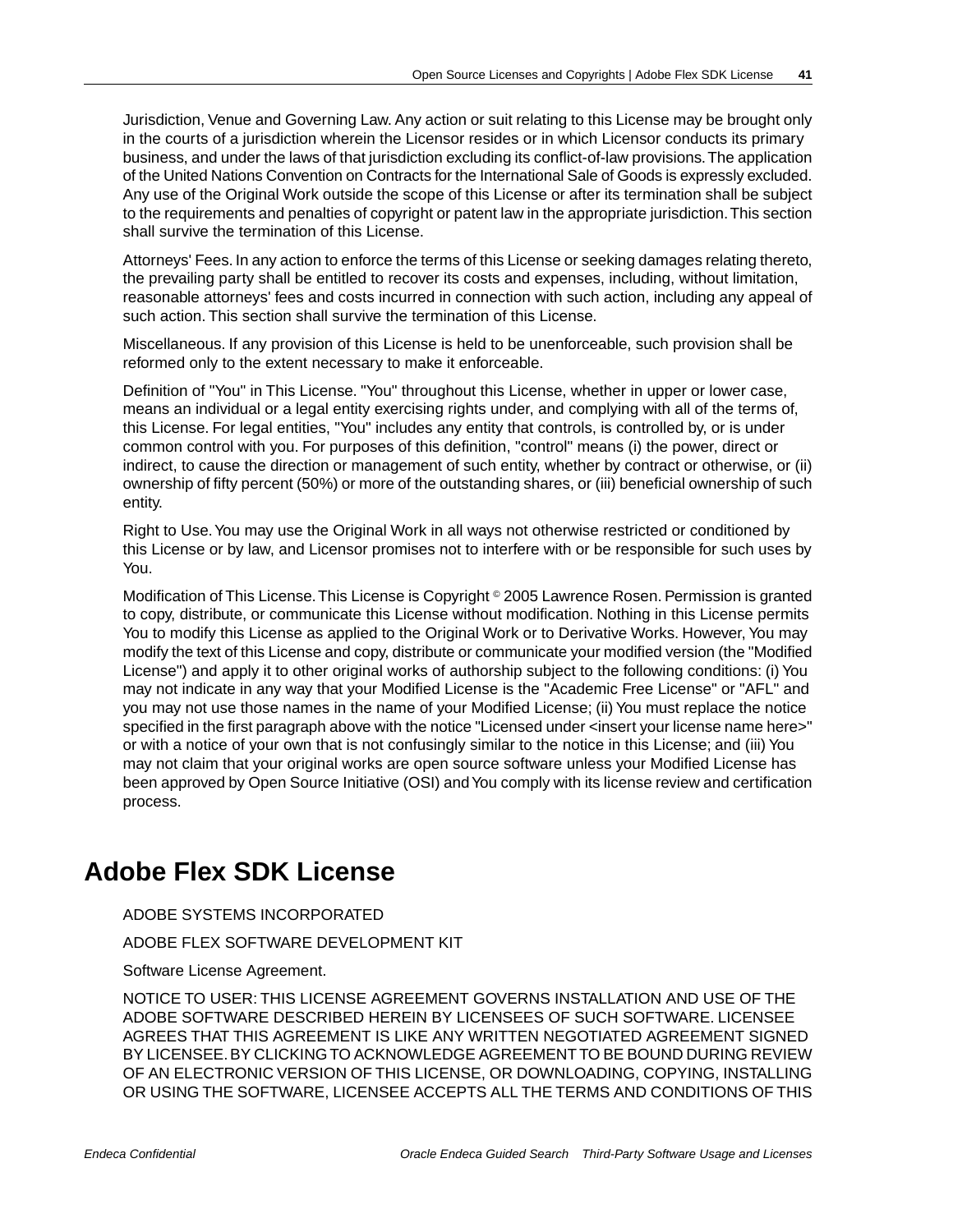Jurisdiction, Venue and Governing Law. Any action or suit relating to this License may be brought only in the courts of a jurisdiction wherein the Licensor resides or in which Licensor conducts its primary business, and under the laws of that jurisdiction excluding its conflict-of-law provisions. The application of the United Nations Convention on Contracts for the International Sale of Goods is expressly excluded. Any use of the Original Work outside the scope of this License or after its termination shall be subject to the requirements and penalties of copyright or patent law in the appropriate jurisdiction. This section shall survive the termination of this License.

Attorneys' Fees. In any action to enforce the terms of this License or seeking damages relating thereto, the prevailing party shall be entitled to recover its costs and expenses, including, without limitation, reasonable attorneys' fees and costs incurred in connection with such action, including any appeal of such action. This section shall survive the termination of this License.

Miscellaneous. If any provision of this License is held to be unenforceable, such provision shall be reformed only to the extent necessary to make it enforceable.

Definition of "You" in This License. "You" throughout this License, whether in upper or lower case, means an individual or a legal entity exercising rights under, and complying with all of the terms of, this License. For legal entities, "You" includes any entity that controls, is controlled by, or is under common control with you. For purposes of this definition, "control" means (i) the power, direct or indirect, to cause the direction or management of such entity, whether by contract or otherwise, or (ii) ownership of fifty percent (50%) or more of the outstanding shares, or (iii) beneficial ownership of such entity.

Right to Use. You may use the Original Work in all ways not otherwise restricted or conditioned by this License or by law, and Licensor promises not to interfere with or be responsible for such uses by You.

Modification of This License. This License is Copyright © 2005 Lawrence Rosen. Permission is granted to copy, distribute, or communicate this License without modification. Nothing in this License permits You to modify this License as applied to the Original Work or to Derivative Works. However, You may modify the text of this License and copy, distribute or communicate your modified version (the "Modified License") and apply it to other original works of authorship subject to the following conditions: (i) You may not indicate in any way that your Modified License is the "Academic Free License" or "AFL" and you may not use those names in the name of your Modified License; (ii) You must replace the notice specified in the first paragraph above with the notice "Licensed under <insert your license name here>" or with a notice of your own that is not confusingly similar to the notice in this License; and (iii) You may not claim that your original works are open source software unless your Modified License has been approved by Open Source Initiative (OSI) and You comply with its license review and certification process.

## Adobe Flex SDK License

ADOBE SYSTEMS INCORPORATED

ADOBE FLEX SOFTWARE DEVELOPMENT KIT

Software License Agreement.

NOTICE TO USER: THIS LICENSE AGREEMENT GOVERNS INSTALLATION AND USE OF THE ADOBE SOFTWARE DESCRIBED HEREIN BY LICENSEES OF SUCH SOFTWARE. LICENSEE AGREES THAT THIS AGREEMENT IS LIKE ANY WRITTEN NEGOTIATED AGREEMENT SIGNED BY LICENSEE. BY CLICKING TO ACKNOWLEDGE AGREEMENT TO BE BOUND DURING REVIEW OF AN ELECTRONIC VERSION OF THIS LICENSE, OR DOWNLOADING, COPYING, INSTALLING OR USING THE SOFTWARE, LICENSEE ACCEPTS ALL THE TERMS AND CONDITIONS OF THIS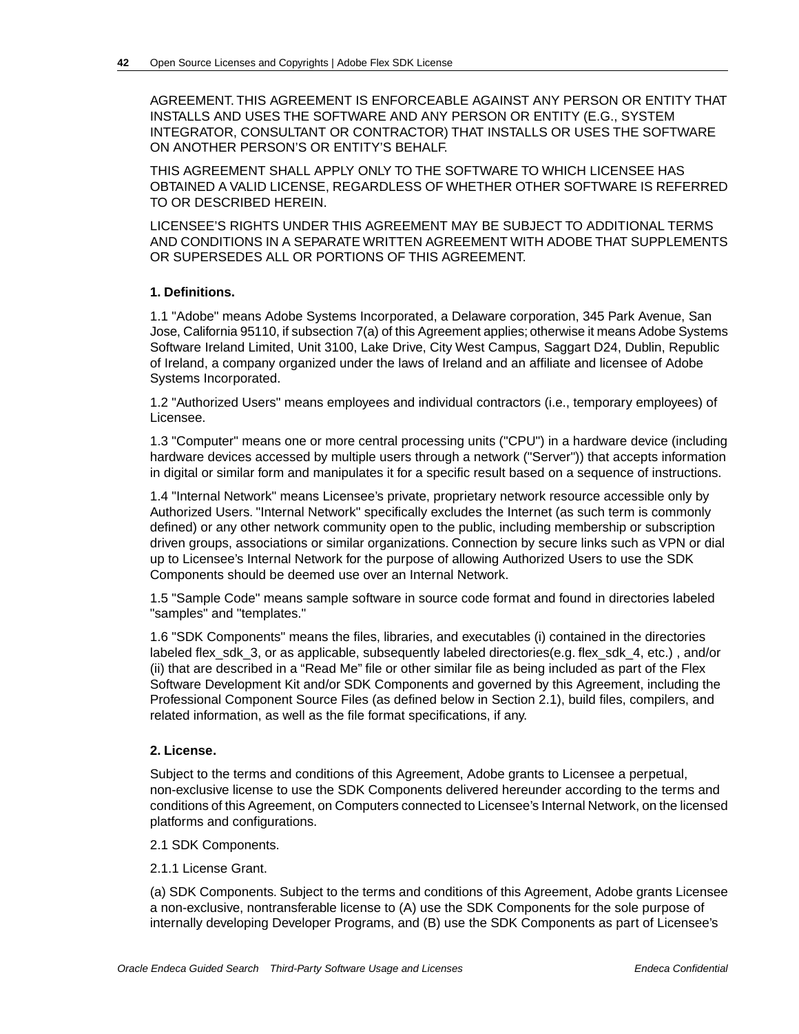AGREEMENT. THIS AGREEMENT IS ENFORCEABLE AGAINST ANY PERSON OR ENTITY THAT INSTALLS AND USES THE SOFTWARE AND ANY PERSON OR ENTITY (E.G., SYSTEM INTEGRATOR, CONSULTANT OR CONTRACTOR) THAT INSTALLS OR USES THE SOFTWARE ON ANOTHER PERSON'S OR ENTITY'S BEHALF.

THIS AGREEMENT SHALL APPLY ONLY TO THE SOFTWARE TO WHICH LICENSEE HAS OBTAINED A VALID LICENSE, REGARDLESS OF WHETHER OTHER SOFTWARE IS REFERRED TO OR DESCRIBED HEREIN.

LICENSEE'S RIGHTS UNDER THIS AGREEMENT MAY BE SUBJECT TO ADDITIONAL TERMS AND CONDITIONS IN A SEPARATE WRITTEN AGREEMENT WITH ADOBE THAT SUPPLEMENTS OR SUPERSEDES ALL OR PORTIONS OF THIS AGREEMENT.

**1. Definitions.**

1.1 "Adobe" means Adobe Systems Incorporated, a Delaware corporation, 345 Park Avenue, San Jose, California 95110, if subsection 7(a) of this Agreement applies; otherwise it means Adobe Systems Software Ireland Limited, Unit 3100, Lake Drive, City West Campus, Saggart D24, Dublin, Republic of Ireland, a company organized under the laws of Ireland and an affiliate and licensee of Adobe Systems Incorporated.

1.2 "Authorized Users" means employees and individual contractors (i.e., temporary employees) of Licensee.

1.3 "Computer" means one or more central processing units ("CPU") in a hardware device (including hardware devices accessed by multiple users through a network ("Server")) that accepts information in digital or similar form and manipulates it for a specific result based on a sequence of instructions.

1.4 "Internal Network" means Licensee's private, proprietary network resource accessible only by Authorized Users. "Internal Network" specifically excludes the Internet (as such term is commonly defined) or any other network community open to the public, including membership or subscription driven groups, associations or similar organizations. Connection by secure links such as VPN or dial up to Licensee's Internal Network for the purpose of allowing Authorized Users to use the SDK Components should be deemed use over an Internal Network.

1.5 "Sample Code" means sample software in source code format and found in directories labeled "samples" and "templates."

1.6 "SDK Components" means the files, libraries, and executables (i) contained in the directories labeled flex_sdk_3, or as applicable, subsequently labeled directories(e.g. flex_sdk_4, etc.) , and/or (ii) that are described in a "Read Me" file or other similar file as being included as part of the Flex Software Development Kit and/or SDK Components and governed by this Agreement, including the Professional Component Source Files (as defined below in Section 2.1), build files, compilers, and related information, as well as the file format specifications, if any.

**2. License.**

Subject to the terms and conditions of this Agreement, Adobe grants to Licensee a perpetual, non-exclusive license to use the SDK Components delivered hereunder according to the terms and conditions of this Agreement, on Computers connected to Licensee's Internal Network, on the licensed platforms and configurations.

2.1 SDK Components.

2.1.1 License Grant.

(a) SDK Components. Subject to the terms and conditions of this Agreement, Adobe grants Licensee a non-exclusive, nontransferable license to (A) use the SDK Components for the sole purpose of internally developing Developer Programs, and (B) use the SDK Components as part of Licensee's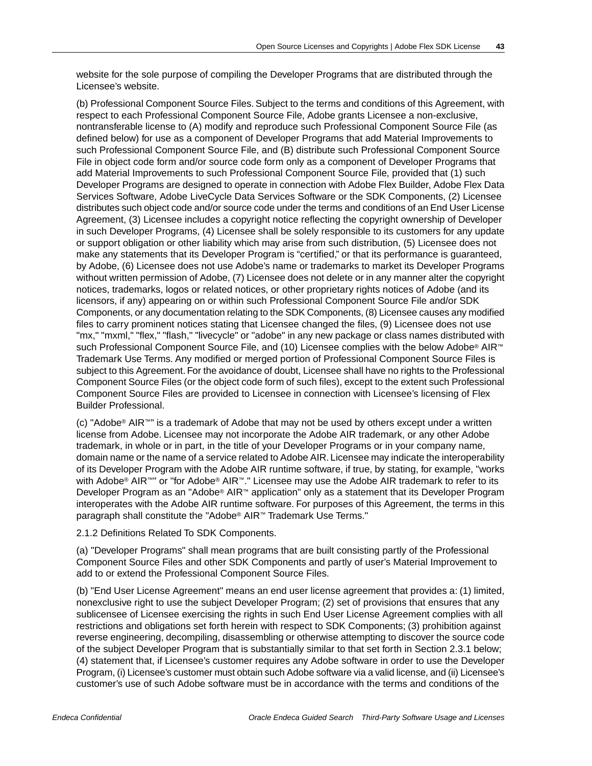website for the sole purpose of compiling the Developer Programs that are distributed through the Licensee's website.

(b) Professional Component Source Files. Subject to the terms and conditions of this Agreement, with respect to each Professional Component Source File, Adobe grants Licensee a non-exclusive, nontransferable license to (A) modify and reproduce such Professional Component Source File (as defined below) for use as a component of Developer Programs that add Material Improvements to such Professional Component Source File, and (B) distribute such Professional Component Source File in object code form and/or source code form only as a component of Developer Programs that add Material Improvements to such Professional Component Source File, provided that (1) such Developer Programs are designed to operate in connection with Adobe Flex Builder, Adobe Flex Data Services Software, Adobe LiveCycle Data Services Software or the SDK Components, (2) Licensee distributes such object code and/or source code under the terms and conditions of an End User License Agreement, (3) Licensee includes a copyright notice reflecting the copyright ownership of Developer in such Developer Programs, (4) Licensee shall be solely responsible to its customers for any update or support obligation or other liability which may arise from such distribution, (5) Licensee does not make any statements that its Developer Program is "certified," or that its performance is guaranteed, by Adobe, (6) Licensee does not use Adobe's name or trademarks to market its Developer Programs without written permission of Adobe, (7) Licensee does not delete or in any manner alter the copyright notices, trademarks, logos or related notices, or other proprietary rights notices of Adobe (and its licensors, if any) appearing on or within such Professional Component Source File and/or SDK Components, or any documentation relating to the SDK Components, (8) Licensee causes any modified files to carry prominent notices stating that Licensee changed the files, (9) Licensee does not use "mx," "mxml," "flex," "flash," "livecycle" or "adobe" in any new package or class names distributed with such Professional Component Source File, and (10) Licensee complies with the below Adobe® AIR™ Trademark Use Terms. Any modified or merged portion of Professional Component Source Files is subject to this Agreement. For the avoidance of doubt, Licensee shall have no rights to the Professional Component Source Files (or the object code form of such files), except to the extent such Professional Component Source Files are provided to Licensee in connection with Licensee's licensing of Flex Builder Professional.

(c) "Adobe® AIR™" is a trademark of Adobe that may not be used by others except under a written license from Adobe. Licensee may not incorporate the Adobe AIR trademark, or any other Adobe trademark, in whole or in part, in the title of your Developer Programs or in your company name, domain name or the name of a service related to Adobe AIR. Licensee may indicate the interoperability of its Developer Program with the Adobe AIR runtime software, if true, by stating, for example, "works with Adobe® AIR™" or "for Adobe® AIR™." Licensee may use the Adobe AIR trademark to refer to its Developer Program as an "Adobe® AIR™ application" only as a statement that its Developer Program interoperates with the Adobe AIR runtime software. For purposes of this Agreement, the terms in this paragraph shall constitute the "Adobe® AIR™ Trademark Use Terms."

2.1.2 Definitions Related To SDK Components.

(a) "Developer Programs" shall mean programs that are built consisting partly of the Professional Component Source Files and other SDK Components and partly of user's Material Improvement to add to or extend the Professional Component Source Files.

(b) "End User License Agreement" means an end user license agreement that provides a: (1) limited, nonexclusive right to use the subject Developer Program; (2) set of provisions that ensures that any sublicensee of Licensee exercising the rights in such End User License Agreement complies with all restrictions and obligations set forth herein with respect to SDK Components; (3) prohibition against reverse engineering, decompiling, disassembling or otherwise attempting to discover the source code of the subject Developer Program that is substantially similar to that set forth in Section 2.3.1 below; (4) statement that, if Licensee's customer requires any Adobe software in order to use the Developer Program, (i) Licensee's customer must obtain such Adobe software via a valid license, and (ii) Licensee's customer's use of such Adobe software must be in accordance with the terms and conditions of the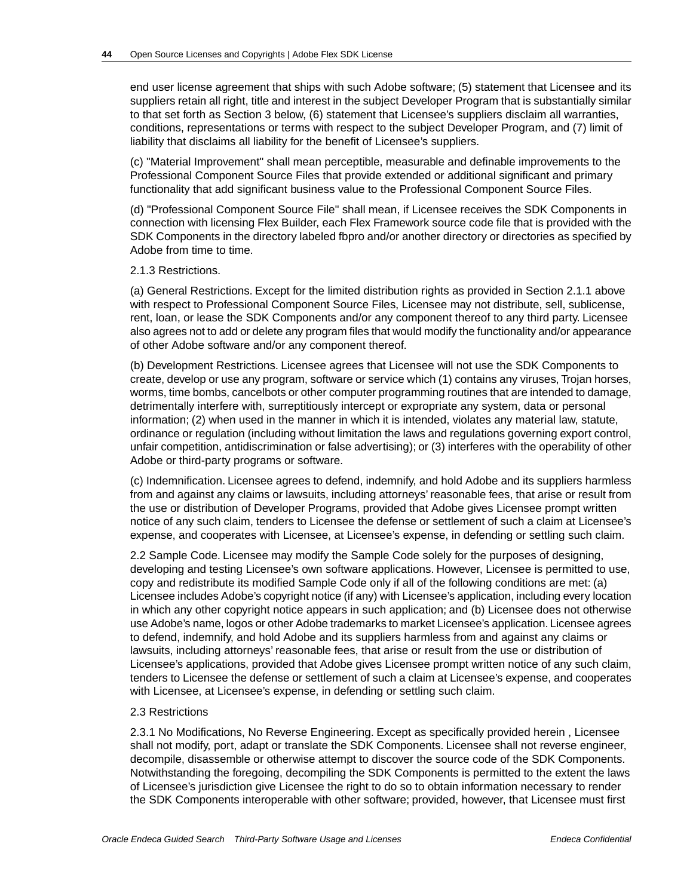end user license agreement that ships with such Adobe software; (5) statement that Licensee and its suppliers retain all right, title and interest in the subject Developer Program that is substantially similar to that set forth as Section 3 below, (6) statement that Licensee's suppliers disclaim all warranties, conditions, representations or terms with respect to the subject Developer Program, and (7) limit of liability that disclaims all liability for the benefit of Licensee's suppliers.

(c) "Material Improvement" shall mean perceptible, measurable and definable improvements to the Professional Component Source Files that provide extended or additional significant and primary functionality that add significant business value to the Professional Component Source Files.

(d) "Professional Component Source File" shall mean, if Licensee receives the SDK Components in connection with licensing Flex Builder, each Flex Framework source code file that is provided with the SDK Components in the directory labeled fbpro and/or another directory or directories as specified by Adobe from time to time.

2.1.3 Restrictions.

(a) General Restrictions. Except for the limited distribution rights as provided in Section 2.1.1 above with respect to Professional Component Source Files, Licensee may not distribute, sell, sublicense, rent, loan, or lease the SDK Components and/or any component thereof to any third party. Licensee also agrees not to add or delete any program files that would modify the functionality and/or appearance of other Adobe software and/or any component thereof.

(b) Development Restrictions. Licensee agrees that Licensee will not use the SDK Components to create, develop or use any program, software or service which (1) contains any viruses, Trojan horses, worms, time bombs, cancelbots or other computer programming routines that are intended to damage, detrimentally interfere with, surreptitiously intercept or expropriate any system, data or personal information; (2) when used in the manner in which it is intended, violates any material law, statute, ordinance or regulation (including without limitation the laws and regulations governing export control, unfair competition, antidiscrimination or false advertising); or (3) interferes with the operability of other Adobe or third-party programs or software.

(c) Indemnification. Licensee agrees to defend, indemnify, and hold Adobe and its suppliers harmless from and against any claims or lawsuits, including attorneys' reasonable fees, that arise or result from the use or distribution of Developer Programs, provided that Adobe gives Licensee prompt written notice of any such claim, tenders to Licensee the defense or settlement of such a claim at Licensee's expense, and cooperates with Licensee, at Licensee's expense, in defending or settling such claim.

2.2 Sample Code. Licensee may modify the Sample Code solely for the purposes of designing, developing and testing Licensee's own software applications. However, Licensee is permitted to use, copy and redistribute its modified Sample Code only if all of the following conditions are met: (a) Licensee includes Adobe's copyright notice (if any) with Licensee's application, including every location in which any other copyright notice appears in such application; and (b) Licensee does not otherwise use Adobe's name, logos or other Adobe trademarks to market Licensee's application. Licensee agrees to defend, indemnify, and hold Adobe and its suppliers harmless from and against any claims or lawsuits, including attorneys' reasonable fees, that arise or result from the use or distribution of Licensee's applications, provided that Adobe gives Licensee prompt written notice of any such claim, tenders to Licensee the defense or settlement of such a claim at Licensee's expense, and cooperates with Licensee, at Licensee's expense, in defending or settling such claim.

2.3 Restrictions

2.3.1 No Modifications, No Reverse Engineering. Except as specifically provided herein , Licensee shall not modify, port, adapt or translate the SDK Components. Licensee shall not reverse engineer, decompile, disassemble or otherwise attempt to discover the source code of the SDK Components. Notwithstanding the foregoing, decompiling the SDK Components is permitted to the extent the laws of Licensee's jurisdiction give Licensee the right to do so to obtain information necessary to render the SDK Components interoperable with other software; provided, however, that Licensee must first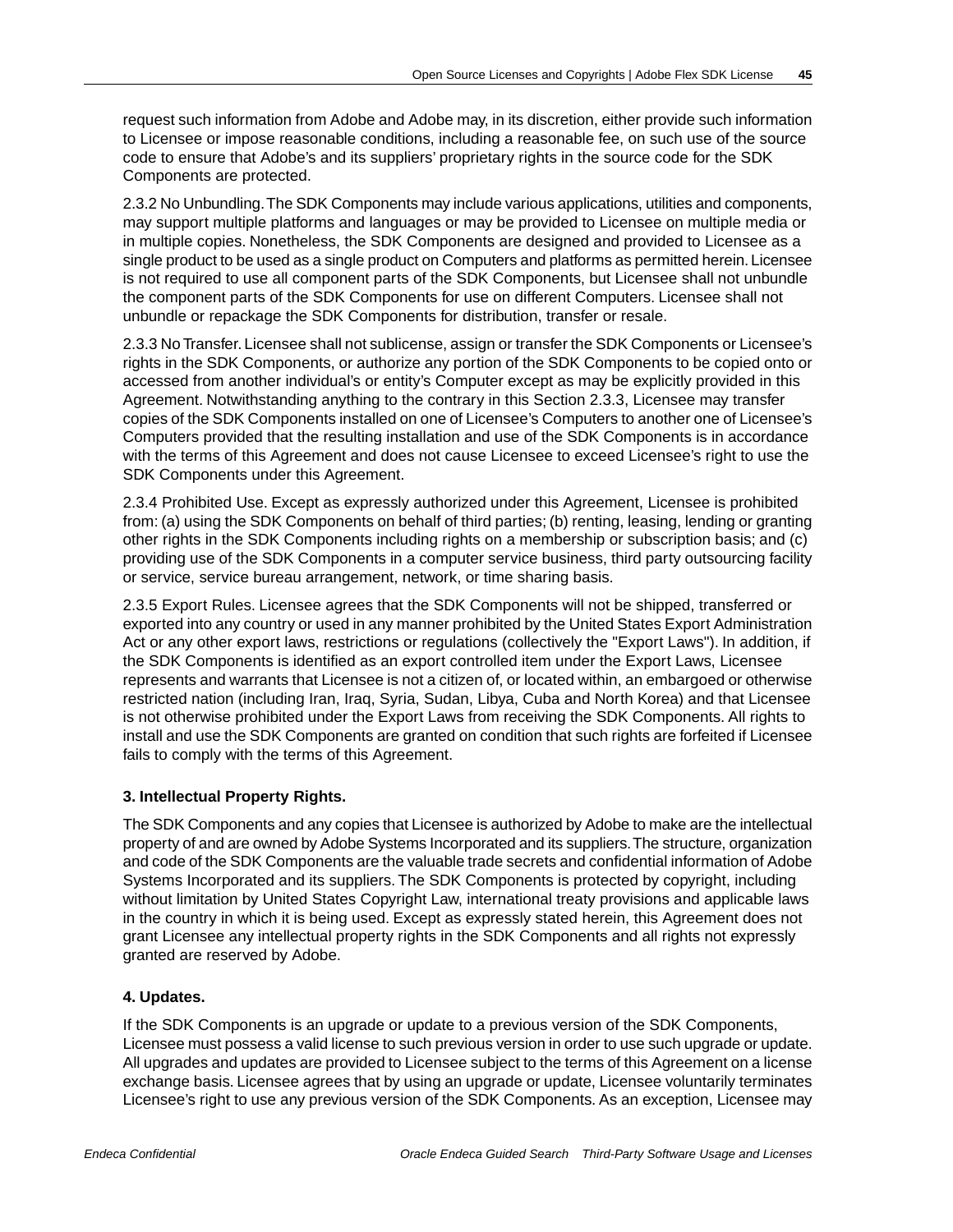request such information from Adobe and Adobe may, in its discretion, either provide such information to Licensee or impose reasonable conditions, including a reasonable fee, on such use of the source code to ensure that Adobe's and its suppliers' proprietary rights in the source code for the SDK Components are protected.

2.3.2 No Unbundling. The SDK Components may include various applications, utilities and components, may support multiple platforms and languages or may be provided to Licensee on multiple media or in multiple copies. Nonetheless, the SDK Components are designed and provided to Licensee as a single product to be used as a single product on Computers and platforms as permitted herein. Licensee is not required to use all component parts of the SDK Components, but Licensee shall not unbundle the component parts of the SDK Components for use on different Computers. Licensee shall not unbundle or repackage the SDK Components for distribution, transfer or resale.

2.3.3 No Transfer. Licensee shall not sublicense, assign or transfer the SDK Components or Licensee's rights in the SDK Components, or authorize any portion of the SDK Components to be copied onto or accessed from another individual's or entity's Computer except as may be explicitly provided in this Agreement. Notwithstanding anything to the contrary in this Section 2.3.3, Licensee may transfer copies of the SDK Components installed on one of Licensee's Computers to another one of Licensee's Computers provided that the resulting installation and use of the SDK Components is in accordance with the terms of this Agreement and does not cause Licensee to exceed Licensee's right to use the SDK Components under this Agreement.

2.3.4 Prohibited Use. Except as expressly authorized under this Agreement, Licensee is prohibited from: (a) using the SDK Components on behalf of third parties; (b) renting, leasing, lending or granting other rights in the SDK Components including rights on a membership or subscription basis; and (c) providing use of the SDK Components in a computer service business, third party outsourcing facility or service, service bureau arrangement, network, or time sharing basis.

2.3.5 Export Rules. Licensee agrees that the SDK Components will not be shipped, transferred or exported into any country or used in any manner prohibited by the United States Export Administration Act or any other export laws, restrictions or regulations (collectively the "Export Laws"). In addition, if the SDK Components is identified as an export controlled item under the Export Laws, Licensee represents and warrants that Licensee is not a citizen of, or located within, an embargoed or otherwise restricted nation (including Iran, Iraq, Syria, Sudan, Libya, Cuba and North Korea) and that Licensee is not otherwise prohibited under the Export Laws from receiving the SDK Components. All rights to install and use the SDK Components are granted on condition that such rights are forfeited if Licensee fails to comply with the terms of this Agreement.

**3. Intellectual Property Rights.**

The SDK Components and any copies that Licensee is authorized by Adobe to make are the intellectual property of and are owned by Adobe Systems Incorporated and its suppliers. The structure, organization and code of the SDK Components are the valuable trade secrets and confidential information of Adobe Systems Incorporated and its suppliers. The SDK Components is protected by copyright, including without limitation by United States Copyright Law, international treaty provisions and applicable laws in the country in which it is being used. Except as expressly stated herein, this Agreement does not grant Licensee any intellectual property rights in the SDK Components and all rights not expressly granted are reserved by Adobe.

**4. Updates.**

If the SDK Components is an upgrade or update to a previous version of the SDK Components, Licensee must possess a valid license to such previous version in order to use such upgrade or update. All upgrades and updates are provided to Licensee subject to the terms of this Agreement on a license exchange basis. Licensee agrees that by using an upgrade or update, Licensee voluntarily terminates Licensee's right to use any previous version of the SDK Components. As an exception, Licensee may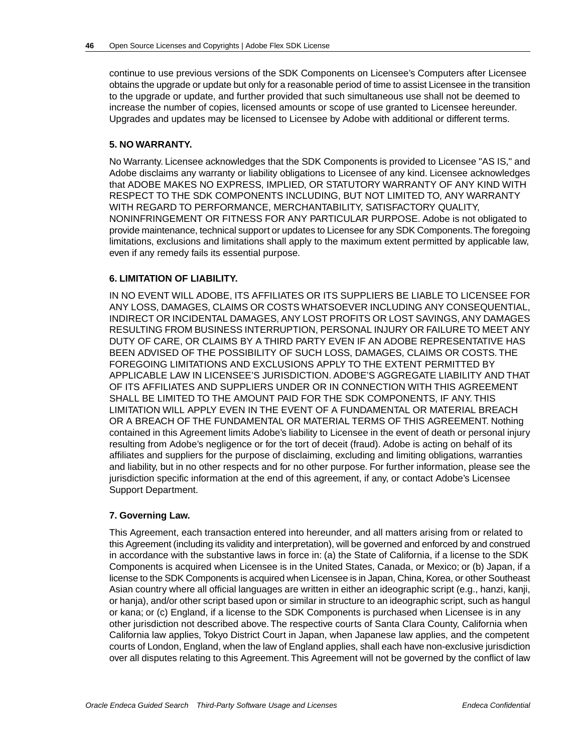continue to use previous versions of the SDK Components on Licensee's Computers after Licensee obtains the upgrade or update but only for a reasonable period of time to assist Licensee in the transition to the upgrade or update, and further provided that such simultaneous use shall not be deemed to increase the number of copies, licensed amounts or scope of use granted to Licensee hereunder. Upgrades and updates may be licensed to Licensee by Adobe with additional or different terms.

**5. NO WARRANTY.**

No Warranty. Licensee acknowledges that the SDK Components is provided to Licensee "AS IS," and Adobe disclaims any warranty or liability obligations to Licensee of any kind. Licensee acknowledges that ADOBE MAKES NO EXPRESS, IMPLIED, OR STATUTORY WARRANTY OF ANY KIND WITH RESPECT TO THE SDK COMPONENTS INCLUDING, BUT NOT LIMITED TO, ANY WARRANTY WITH REGARD TO PERFORMANCE, MERCHANTABILITY, SATISFACTORY QUALITY, NONINFRINGEMENT OR FITNESS FOR ANY PARTICULAR PURPOSE. Adobe is not obligated to provide maintenance, technical support or updates to Licensee for any SDK Components. The foregoing limitations, exclusions and limitations shall apply to the maximum extent permitted by applicable law, even if any remedy fails its essential purpose.

**6. LIMITATION OF LIABILITY.**

IN NO EVENT WILL ADOBE, ITS AFFILIATES OR ITS SUPPLIERS BE LIABLE TO LICENSEE FOR ANY LOSS, DAMAGES, CLAIMS OR COSTS WHATSOEVER INCLUDING ANY CONSEQUENTIAL, INDIRECT OR INCIDENTAL DAMAGES, ANY LOST PROFITS OR LOST SAVINGS, ANY DAMAGES RESULTING FROM BUSINESS INTERRUPTION, PERSONAL INJURY OR FAILURE TO MEET ANY DUTY OF CARE, OR CLAIMS BY A THIRD PARTY EVEN IF AN ADOBE REPRESENTATIVE HAS BEEN ADVISED OF THE POSSIBILITY OF SUCH LOSS, DAMAGES, CLAIMS OR COSTS. THE FOREGOING LIMITATIONS AND EXCLUSIONS APPLY TO THE EXTENT PERMITTED BY APPLICABLE LAW IN LICENSEE'S JURISDICTION. ADOBE'S AGGREGATE LIABILITY AND THAT OF ITS AFFILIATES AND SUPPLIERS UNDER OR IN CONNECTION WITH THIS AGREEMENT SHALL BE LIMITED TO THE AMOUNT PAID FOR THE SDK COMPONENTS, IF ANY. THIS LIMITATION WILL APPLY EVEN IN THE EVENT OF A FUNDAMENTAL OR MATERIAL BREACH OR A BREACH OF THE FUNDAMENTAL OR MATERIAL TERMS OF THIS AGREEMENT. Nothing contained in this Agreement limits Adobe's liability to Licensee in the event of death or personal injury resulting from Adobe's negligence or for the tort of deceit (fraud). Adobe is acting on behalf of its affiliates and suppliers for the purpose of disclaiming, excluding and limiting obligations, warranties and liability, but in no other respects and for no other purpose. For further information, please see the jurisdiction specific information at the end of this agreement, if any, or contact Adobe's Licensee Support Department.

**7. Governing Law.**

This Agreement, each transaction entered into hereunder, and all matters arising from or related to this Agreement (including its validity and interpretation), will be governed and enforced by and construed in accordance with the substantive laws in force in: (a) the State of California, if a license to the SDK Components is acquired when Licensee is in the United States, Canada, or Mexico; or (b) Japan, if a license to the SDK Components is acquired when Licensee is in Japan, China, Korea, or other Southeast Asian country where all official languages are written in either an ideographic script (e.g., hanzi, kanji, or hanja), and/or other script based upon or similar in structure to an ideographic script, such as hangul or kana; or (c) England, if a license to the SDK Components is purchased when Licensee is in any other jurisdiction not described above. The respective courts of Santa Clara County, California when California law applies, Tokyo District Court in Japan, when Japanese law applies, and the competent courts of London, England, when the law of England applies, shall each have non-exclusive jurisdiction over all disputes relating to this Agreement. This Agreement will not be governed by the conflict of law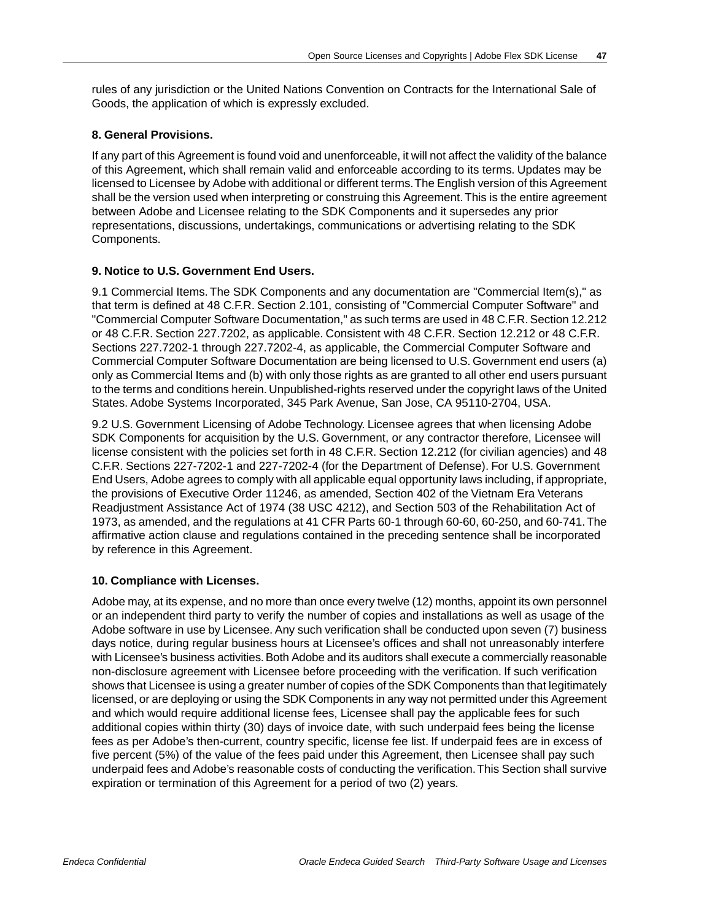rules of any jurisdiction or the United Nations Convention on Contracts for the International Sale of Goods, the application of which is expressly excluded.

### 8. General Provisions.

If any part of this Agreement is found void and unenforceable, it will not affect the validity of the balance of this Agreement, which shall remain valid and enforceable according to its terms. Updates may be licensed to Licensee by Adobe with additional or different terms. The English version of this Agreement shall be the version used when interpreting or construing this Agreement. This is the entire agreement between Adobe and Licensee relating to the SDK Components and it supersedes any prior representations, discussions, undertakings, communications or advertising relating to the SDK Components.

### 9. Notice to U.S. Government End Users.

9.1 Commercial Items. The SDK Components and any documentation are "Commercial Item(s)," as that term is defined at 48 C.F.R. Section 2.101, consisting of "Commercial Computer Software" and "Commercial Computer Software Documentation," as such terms are used in 48 C.F.R. Section 12.212 or 48 C.F.R. Section 227.7202, as applicable. Consistent with 48 C.F.R. Section 12.212 or 48 C.F.R. Sections 227.7202-1 through 227.7202-4, as applicable, the Commercial Computer Software and Commercial Computer Software Documentation are being licensed to U.S. Government end users (a) only as Commercial Items and (b) with only those rights as are granted to all other end users pursuant to the terms and conditions herein. Unpublished-rights reserved under the copyright laws of the United States. Adobe Systems Incorporated, 345 Park Avenue, San Jose, CA 95110-2704, USA.

9.2 U.S. Government Licensing of Adobe Technology. Licensee agrees that when licensing Adobe SDK Components for acquisition by the U.S. Government, or any contractor therefore, Licensee will license consistent with the policies set forth in 48 C.F.R. Section 12.212 (for civilian agencies) and 48 C.F.R. Sections 227-7202-1 and 227-7202-4 (for the Department of Defense). For U.S. Government End Users, Adobe agrees to comply with all applicable equal opportunity laws including, if appropriate, the provisions of Executive Order 11246, as amended, Section 402 of the Vietnam Era Veterans Readjustment Assistance Act of 1974 (38 USC 4212), and Section 503 of the Rehabilitation Act of 1973, as amended, and the regulations at 41 CFR Parts 60-1 through 60-60, 60-250, and 60-741. The affirmative action clause and regulations contained in the preceding sentence shall be incorporated by reference in this Agreement.

### 10. Compliance with Licenses.

Adobe may, at its expense, and no more than once every twelve (12) months, appoint its own personnel or an independent third party to verify the number of copies and installations as well as usage of the Adobe software in use by Licensee. Any such verification shall be conducted upon seven (7) business days notice, during regular business hours at Licensee's offices and shall not unreasonably interfere with Licensee's business activities. Both Adobe and its auditors shall execute a commercially reasonable non-disclosure agreement with Licensee before proceeding with the verification. If such verification shows that Licensee is using a greater number of copies of the SDK Components than that legitimately licensed, or are deploying or using the SDK Components in any way not permitted under this Agreement and which would require additional license fees, Licensee shall pay the applicable fees for such additional copies within thirty (30) days of invoice date, with such underpaid fees being the license fees as per Adobe's then-current, country specific, license fee list. If underpaid fees are in excess of five percent (5%) of the value of the fees paid under this Agreement, then Licensee shall pay such underpaid fees and Adobe's reasonable costs of conducting the verification. This Section shall survive expiration or termination of this Agreement for a period of two (2) years.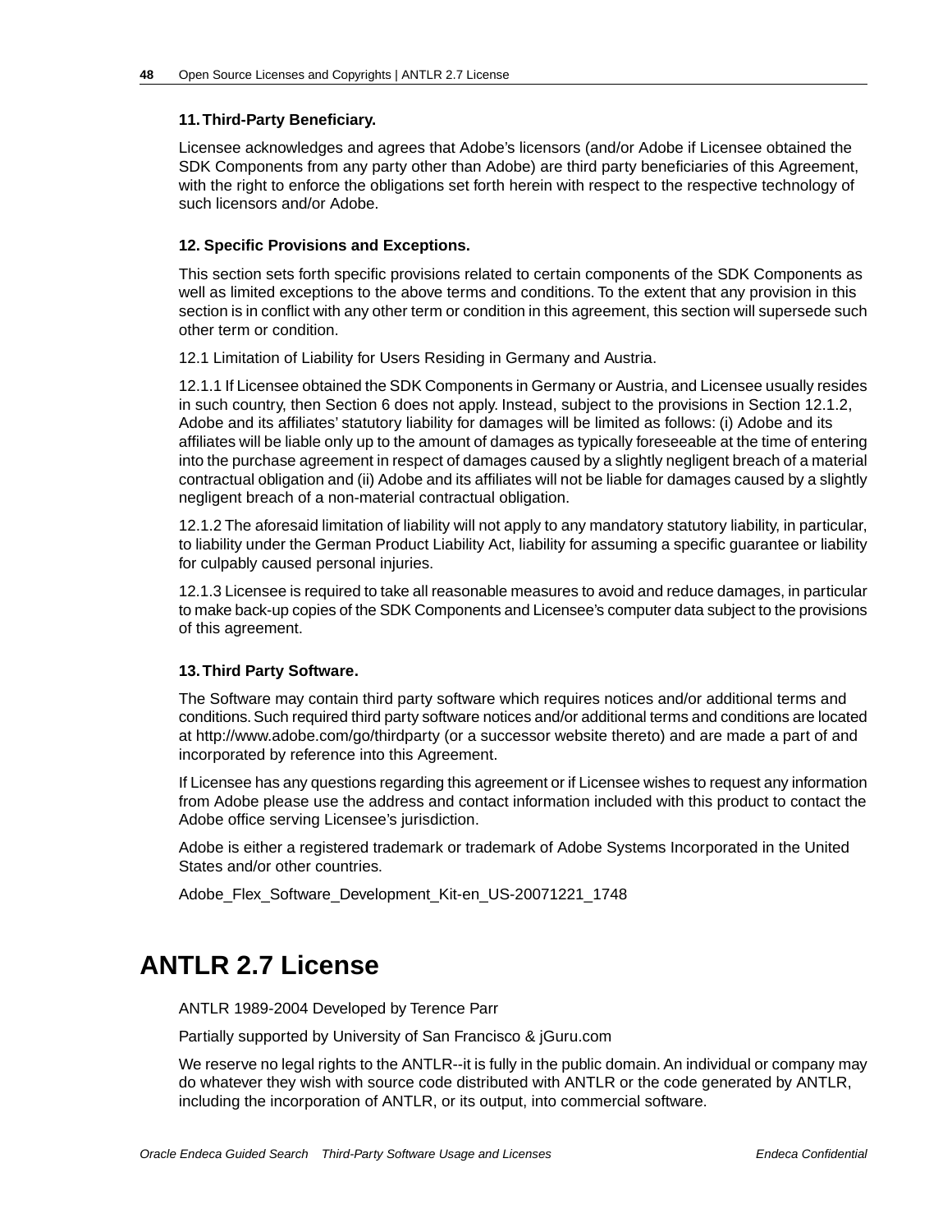**11. Third-Party Beneficiary.**

Licensee acknowledges and agrees that Adobe's licensors (and/or Adobe if Licensee obtained the SDK Components from any party other than Adobe) are third party beneficiaries of this Agreement, with the right to enforce the obligations set forth herein with respect to the respective technology of such licensors and/or Adobe.

**12. Specific Provisions and Exceptions.**

This section sets forth specific provisions related to certain components of the SDK Components as well as limited exceptions to the above terms and conditions. To the extent that any provision in this section is in conflict with any other term or condition in this agreement, this section will supersede such other term or condition.

12.1 Limitation of Liability for Users Residing in Germany and Austria.

12.1.1 If Licensee obtained the SDK Components in Germany or Austria, and Licensee usually resides in such country, then Section 6 does not apply. Instead, subject to the provisions in Section 12.1.2, Adobe and its affiliates' statutory liability for damages will be limited as follows: (i) Adobe and its affiliates will be liable only up to the amount of damages as typically foreseeable at the time of entering into the purchase agreement in respect of damages caused by a slightly negligent breach of a material contractual obligation and (ii) Adobe and its affiliates will not be liable for damages caused by a slightly negligent breach of a non-material contractual obligation.

12.1.2 The aforesaid limitation of liability will not apply to any mandatory statutory liability, in particular, to liability under the German Product Liability Act, liability for assuming a specific guarantee or liability for culpably caused personal injuries.

12.1.3 Licensee is required to take all reasonable measures to avoid and reduce damages, in particular to make back-up copies of the SDK Components and Licensee's computer data subject to the provisions of this agreement.

**13. Third Party Software.**

The Software may contain third party software which requires notices and/or additional terms and conditions. Such required third party software notices and/or additional terms and conditions are located at http://www.adobe.com/go/thirdparty (or a successor website thereto) and are made a part of and incorporated by reference into this Agreement.

If Licensee has any questions regarding this agreement or if Licensee wishes to request any information from Adobe please use the address and contact information included with this product to contact the Adobe office serving Licensee's jurisdiction.

Adobe is either a registered trademark or trademark of Adobe Systems Incorporated in the United States and/or other countries.

Adobe_Flex_Software_Development_Kit-en_US-20071221_1748

# ANTLR 2.7 License

ANTLR 1989-2004 Developed by Terence Parr

Partially supported by University of San Francisco & jGuru.com

We reserve no legal rights to the ANTLR--it is fully in the public domain. An individual or company may do whatever they wish with source code distributed with ANTLR or the code generated by ANTLR, including the incorporation of ANTLR, or its output, into commercial software.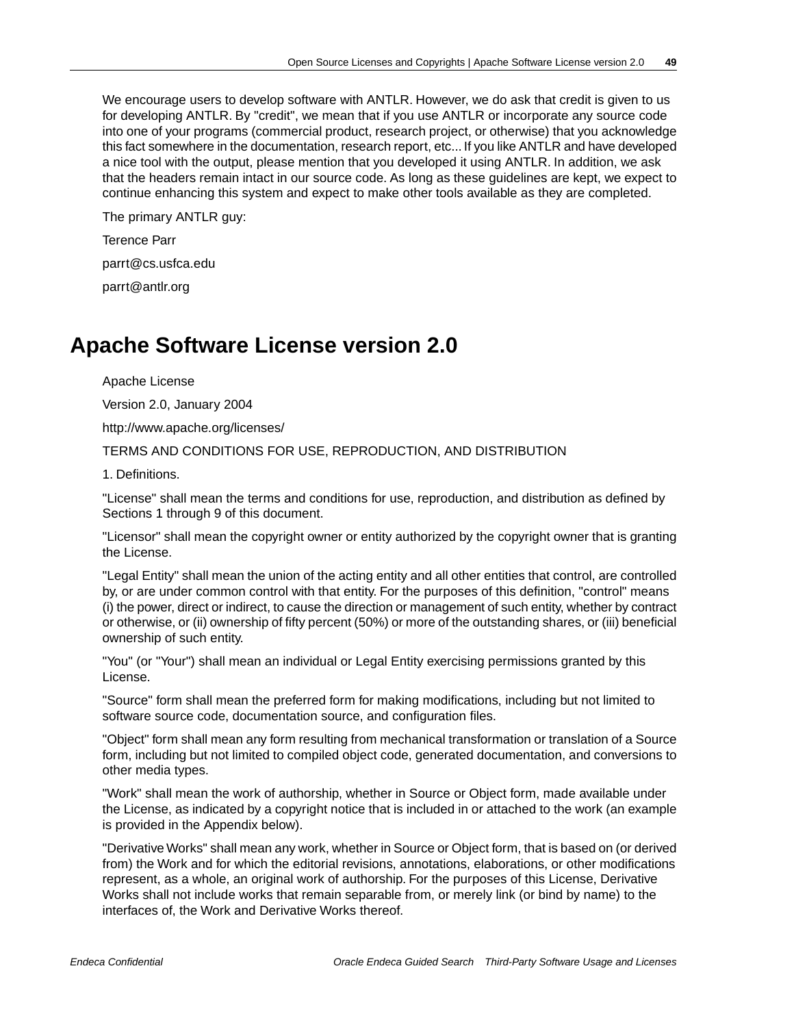We encourage users to develop software with ANTLR. However, we do ask that credit is given to us for developing ANTLR. By "credit", we mean that if you use ANTLR or incorporate any source code into one of your programs (commercial product, research project, or otherwise) that you acknowledge this fact somewhere in the documentation, research report, etc... If you like ANTLR and have developed a nice tool with the output, please mention that you developed it using ANTLR. In addition, we ask that the headers remain intact in our source code. As long as these guidelines are kept, we expect to continue enhancing this system and expect to make other tools available as they are completed.

The primary ANTLR guy:

Terence Parr

parrt@cs.usfca.edu

parrt@antlr.org

# Apache Software License version 2.0

Apache License

Version 2.0, January 2004

http://www.apache.org/licenses/

TERMS AND CONDITIONS FOR USE, REPRODUCTION, AND DISTRIBUTION

1. Definitions.

"License" shall mean the terms and conditions for use, reproduction, and distribution as defined by Sections 1 through 9 of this document.

"Licensor" shall mean the copyright owner or entity authorized by the copyright owner that is granting the License.

"Legal Entity" shall mean the union of the acting entity and all other entities that control, are controlled by, or are under common control with that entity. For the purposes of this definition, "control" means (i) the power, direct or indirect, to cause the direction or management of such entity, whether by contract or otherwise, or (ii) ownership of fifty percent (50%) or more of the outstanding shares, or (iii) beneficial ownership of such entity.

"You" (or "Your") shall mean an individual or Legal Entity exercising permissions granted by this License.

"Source" form shall mean the preferred form for making modifications, including but not limited to software source code, documentation source, and configuration files.

"Object" form shall mean any form resulting from mechanical transformation or translation of a Source form, including but not limited to compiled object code, generated documentation, and conversions to other media types.

"Work" shall mean the work of authorship, whether in Source or Object form, made available under the License, as indicated by a copyright notice that is included in or attached to the work (an example is provided in the Appendix below).

"Derivative Works" shall mean any work, whether in Source or Object form, that is based on (or derived from) the Work and for which the editorial revisions, annotations, elaborations, or other modifications represent, as a whole, an original work of authorship. For the purposes of this License, Derivative Works shall not include works that remain separable from, or merely link (or bind by name) to the interfaces of, the Work and Derivative Works thereof.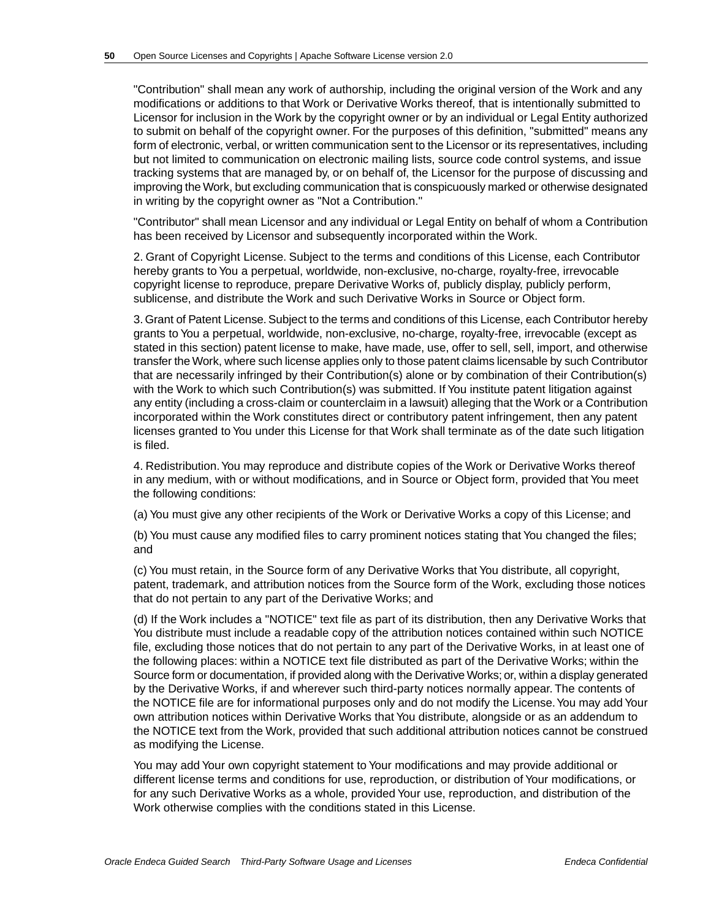"Contribution" shall mean any work of authorship, including the original version of the Work and any modifications or additions to that Work or Derivative Works thereof, that is intentionally submitted to Licensor for inclusion in the Work by the copyright owner or by an individual or Legal Entity authorized to submit on behalf of the copyright owner. For the purposes of this definition, "submitted" means any form of electronic, verbal, or written communication sent to the Licensor or its representatives, including but not limited to communication on electronic mailing lists, source code control systems, and issue tracking systems that are managed by, or on behalf of, the Licensor for the purpose of discussing and improving the Work, but excluding communication that is conspicuously marked or otherwise designated in writing by the copyright owner as "Not a Contribution."

"Contributor" shall mean Licensor and any individual or Legal Entity on behalf of whom a Contribution has been received by Licensor and subsequently incorporated within the Work.

2. Grant of Copyright License. Subject to the terms and conditions of this License, each Contributor hereby grants to You a perpetual, worldwide, non-exclusive, no-charge, royalty-free, irrevocable copyright license to reproduce, prepare Derivative Works of, publicly display, publicly perform, sublicense, and distribute the Work and such Derivative Works in Source or Object form.

3. Grant of Patent License. Subject to the terms and conditions of this License, each Contributor hereby grants to You a perpetual, worldwide, non-exclusive, no-charge, royalty-free, irrevocable (except as stated in this section) patent license to make, have made, use, offer to sell, sell, import, and otherwise transfer the Work, where such license applies only to those patent claims licensable by such Contributor that are necessarily infringed by their Contribution(s) alone or by combination of their Contribution(s) with the Work to which such Contribution(s) was submitted. If You institute patent litigation against any entity (including a cross-claim or counterclaim in a lawsuit) alleging that the Work or a Contribution incorporated within the Work constitutes direct or contributory patent infringement, then any patent licenses granted to You under this License for that Work shall terminate as of the date such litigation is filed.

4. Redistribution. You may reproduce and distribute copies of the Work or Derivative Works thereof in any medium, with or without modifications, and in Source or Object form, provided that You meet the following conditions:

(a) You must give any other recipients of the Work or Derivative Works a copy of this License; and

(b) You must cause any modified files to carry prominent notices stating that You changed the files; and

(c) You must retain, in the Source form of any Derivative Works that You distribute, all copyright, patent, trademark, and attribution notices from the Source form of the Work, excluding those notices that do not pertain to any part of the Derivative Works; and

(d) If the Work includes a "NOTICE" text file as part of its distribution, then any Derivative Works that You distribute must include a readable copy of the attribution notices contained within such NOTICE file, excluding those notices that do not pertain to any part of the Derivative Works, in at least one of the following places: within a NOTICE text file distributed as part of the Derivative Works; within the Source form or documentation, if provided along with the Derivative Works; or, within a display generated by the Derivative Works, if and wherever such third-party notices normally appear. The contents of the NOTICE file are for informational purposes only and do not modify the License. You may add Your own attribution notices within Derivative Works that You distribute, alongside or as an addendum to the NOTICE text from the Work, provided that such additional attribution notices cannot be construed as modifying the License.

You may add Your own copyright statement to Your modifications and may provide additional or different license terms and conditions for use, reproduction, or distribution of Your modifications, or for any such Derivative Works as a whole, provided Your use, reproduction, and distribution of the Work otherwise complies with the conditions stated in this License.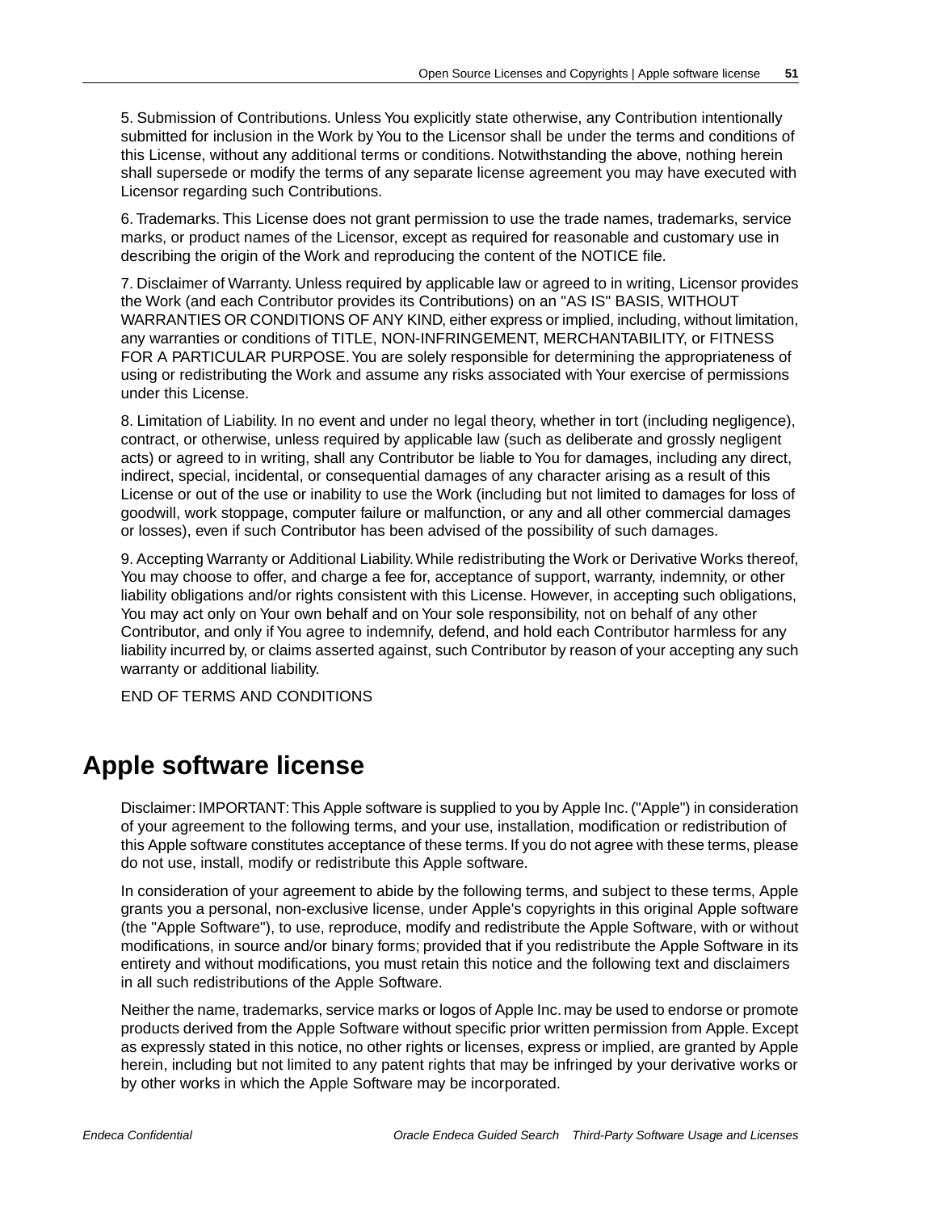5. Submission of Contributions. Unless You explicitly state otherwise, any Contribution intentionally submitted for inclusion in the Work by You to the Licensor shall be under the terms and conditions of this License, without any additional terms or conditions. Notwithstanding the above, nothing herein shall supersede or modify the terms of any separate license agreement you may have executed with Licensor regarding such Contributions.

6. Trademarks. This License does not grant permission to use the trade names, trademarks, service marks, or product names of the Licensor, except as required for reasonable and customary use in describing the origin of the Work and reproducing the content of the NOTICE file.

7. Disclaimer of Warranty. Unless required by applicable law or agreed to in writing, Licensor provides the Work (and each Contributor provides its Contributions) on an "AS IS" BASIS, WITHOUT WARRANTIES OR CONDITIONS OF ANY KIND, either express or implied, including, without limitation, any warranties or conditions of TITLE, NON-INFRINGEMENT, MERCHANTABILITY, or FITNESS FOR A PARTICULAR PURPOSE. You are solely responsible for determining the appropriateness of using or redistributing the Work and assume any risks associated with Your exercise of permissions under this License.

8. Limitation of Liability. In no event and under no legal theory, whether in tort (including negligence), contract, or otherwise, unless required by applicable law (such as deliberate and grossly negligent acts) or agreed to in writing, shall any Contributor be liable to You for damages, including any direct, indirect, special, incidental, or consequential damages of any character arising as a result of this License or out of the use or inability to use the Work (including but not limited to damages for loss of goodwill, work stoppage, computer failure or malfunction, or any and all other commercial damages or losses), even if such Contributor has been advised of the possibility of such damages.

9. Accepting Warranty or Additional Liability. While redistributing the Work or Derivative Works thereof, You may choose to offer, and charge a fee for, acceptance of support, warranty, indemnity, or other liability obligations and/or rights consistent with this License. However, in accepting such obligations, You may act only on Your own behalf and on Your sole responsibility, not on behalf of any other Contributor, and only if You agree to indemnify, defend, and hold each Contributor harmless for any liability incurred by, or claims asserted against, such Contributor by reason of your accepting any such warranty or additional liability.

END OF TERMS AND CONDITIONS

## Apple software license

Disclaimer: IMPORTANT: This Apple software is supplied to you by Apple Inc. ("Apple") in consideration of your agreement to the following terms, and your use, installation, modification or redistribution of this Apple software constitutes acceptance of these terms. If you do not agree with these terms, please do not use, install, modify or redistribute this Apple software.

In consideration of your agreement to abide by the following terms, and subject to these terms, Apple grants you a personal, non-exclusive license, under Apple's copyrights in this original Apple software (the "Apple Software"), to use, reproduce, modify and redistribute the Apple Software, with or without modifications, in source and/or binary forms; provided that if you redistribute the Apple Software in its entirety and without modifications, you must retain this notice and the following text and disclaimers in all such redistributions of the Apple Software.

Neither the name, trademarks, service marks or logos of Apple Inc. may be used to endorse or promote products derived from the Apple Software without specific prior written permission from Apple. Except as expressly stated in this notice, no other rights or licenses, express or implied, are granted by Apple herein, including but not limited to any patent rights that may be infringed by your derivative works or by other works in which the Apple Software may be incorporated.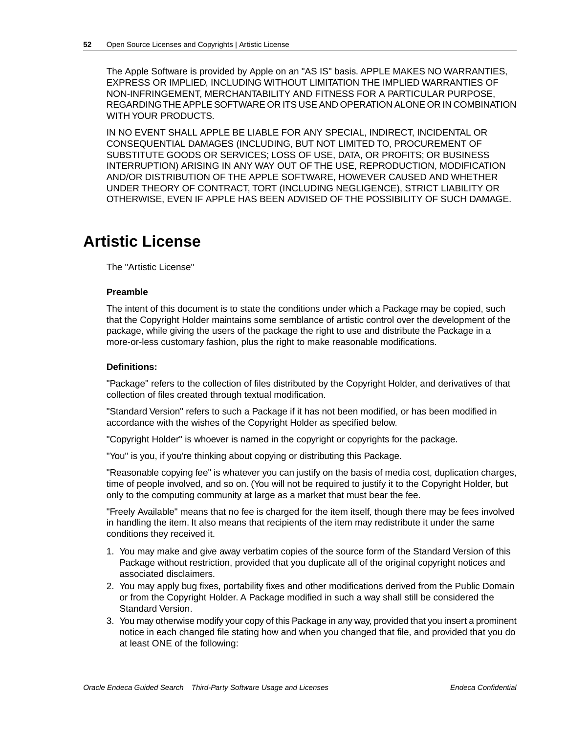The Apple Software is provided by Apple on an "AS IS" basis. APPLE MAKES NO WARRANTIES, EXPRESS OR IMPLIED, INCLUDING WITHOUT LIMITATION THE IMPLIED WARRANTIES OF NON-INFRINGEMENT, MERCHANTABILITY AND FITNESS FOR A PARTICULAR PURPOSE, REGARDING THE APPLE SOFTWARE OR ITS USE AND OPERATION ALONE OR IN COMBINATION WITH YOUR PRODUCTS.

IN NO EVENT SHALL APPLE BE LIABLE FOR ANY SPECIAL, INDIRECT, INCIDENTAL OR CONSEQUENTIAL DAMAGES (INCLUDING, BUT NOT LIMITED TO, PROCUREMENT OF SUBSTITUTE GOODS OR SERVICES; LOSS OF USE, DATA, OR PROFITS; OR BUSINESS INTERRUPTION) ARISING IN ANY WAY OUT OF THE USE, REPRODUCTION, MODIFICATION AND/OR DISTRIBUTION OF THE APPLE SOFTWARE, HOWEVER CAUSED AND WHETHER UNDER THEORY OF CONTRACT, TORT (INCLUDING NEGLIGENCE), STRICT LIABILITY OR OTHERWISE, EVEN IF APPLE HAS BEEN ADVISED OF THE POSSIBILITY OF SUCH DAMAGE.

# Artistic License

The "Artistic License"

**Preamble**

The intent of this document is to state the conditions under which a Package may be copied, such that the Copyright Holder maintains some semblance of artistic control over the development of the package, while giving the users of the package the right to use and distribute the Package in a more-or-less customary fashion, plus the right to make reasonable modifications.

**Definitions:**

"Package" refers to the collection of files distributed by the Copyright Holder, and derivatives of that collection of files created through textual modification.

"Standard Version" refers to such a Package if it has not been modified, or has been modified in accordance with the wishes of the Copyright Holder as specified below.

"Copyright Holder" is whoever is named in the copyright or copyrights for the package.

"You" is you, if you're thinking about copying or distributing this Package.

"Reasonable copying fee" is whatever you can justify on the basis of media cost, duplication charges, time of people involved, and so on. (You will not be required to justify it to the Copyright Holder, but only to the computing community at large as a market that must bear the fee.

"Freely Available" means that no fee is charged for the item itself, though there may be fees involved in handling the item. It also means that recipients of the item may redistribute it under the same conditions they received it.

1. You may make and give away verbatim copies of the source form of the Standard Version of this Package without restriction, provided that you duplicate all of the original copyright notices and associated disclaimers.
2. You may apply bug fixes, portability fixes and other modifications derived from the Public Domain or from the Copyright Holder. A Package modified in such a way shall still be considered the Standard Version.
3. You may otherwise modify your copy of this Package in any way, provided that you insert a prominent notice in each changed file stating how and when you changed that file, and provided that you do at least ONE of the following: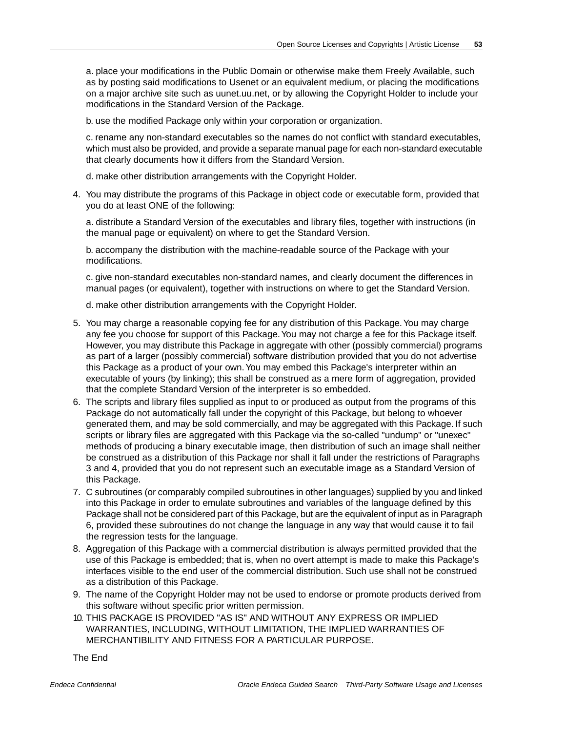a. place your modifications in the Public Domain or otherwise make them Freely Available, such as by posting said modifications to Usenet or an equivalent medium, or placing the modifications on a major archive site such as uunet.uu.net, or by allowing the Copyright Holder to include your modifications in the Standard Version of the Package.

b. use the modified Package only within your corporation or organization.

c. rename any non-standard executables so the names do not conflict with standard executables, which must also be provided, and provide a separate manual page for each non-standard executable that clearly documents how it differs from the Standard Version.

d. make other distribution arrangements with the Copyright Holder.

4. You may distribute the programs of this Package in object code or executable form, provided that you do at least ONE of the following:

   a. distribute a Standard Version of the executables and library files, together with instructions (in the manual page or equivalent) on where to get the Standard Version.

   b. accompany the distribution with the machine-readable source of the Package with your modifications.

   c. give non-standard executables non-standard names, and clearly document the differences in manual pages (or equivalent), together with instructions on where to get the Standard Version.

   d. make other distribution arrangements with the Copyright Holder.

5. You may charge a reasonable copying fee for any distribution of this Package. You may charge any fee you choose for support of this Package. You may not charge a fee for this Package itself. However, you may distribute this Package in aggregate with other (possibly commercial) programs as part of a larger (possibly commercial) software distribution provided that you do not advertise this Package as a product of your own. You may embed this Package's interpreter within an executable of yours (by linking); this shall be construed as a mere form of aggregation, provided that the complete Standard Version of the interpreter is so embedded.
6. The scripts and library files supplied as input to or produced as output from the programs of this Package do not automatically fall under the copyright of this Package, but belong to whoever generated them, and may be sold commercially, and may be aggregated with this Package. If such scripts or library files are aggregated with this Package via the so-called "undump" or "unexec" methods of producing a binary executable image, then distribution of such an image shall neither be construed as a distribution of this Package nor shall it fall under the restrictions of Paragraphs 3 and 4, provided that you do not represent such an executable image as a Standard Version of this Package.
7. C subroutines (or comparably compiled subroutines in other languages) supplied by you and linked into this Package in order to emulate subroutines and variables of the language defined by this Package shall not be considered part of this Package, but are the equivalent of input as in Paragraph 6, provided these subroutines do not change the language in any way that would cause it to fail the regression tests for the language.
8. Aggregation of this Package with a commercial distribution is always permitted provided that the use of this Package is embedded; that is, when no overt attempt is made to make this Package's interfaces visible to the end user of the commercial distribution. Such use shall not be construed as a distribution of this Package.
9. The name of the Copyright Holder may not be used to endorse or promote products derived from this software without specific prior written permission.
10. THIS PACKAGE IS PROVIDED "AS IS" AND WITHOUT ANY EXPRESS OR IMPLIED WARRANTIES, INCLUDING, WITHOUT LIMITATION, THE IMPLIED WARRANTIES OF MERCHANTIBILITY AND FITNESS FOR A PARTICULAR PURPOSE.

The End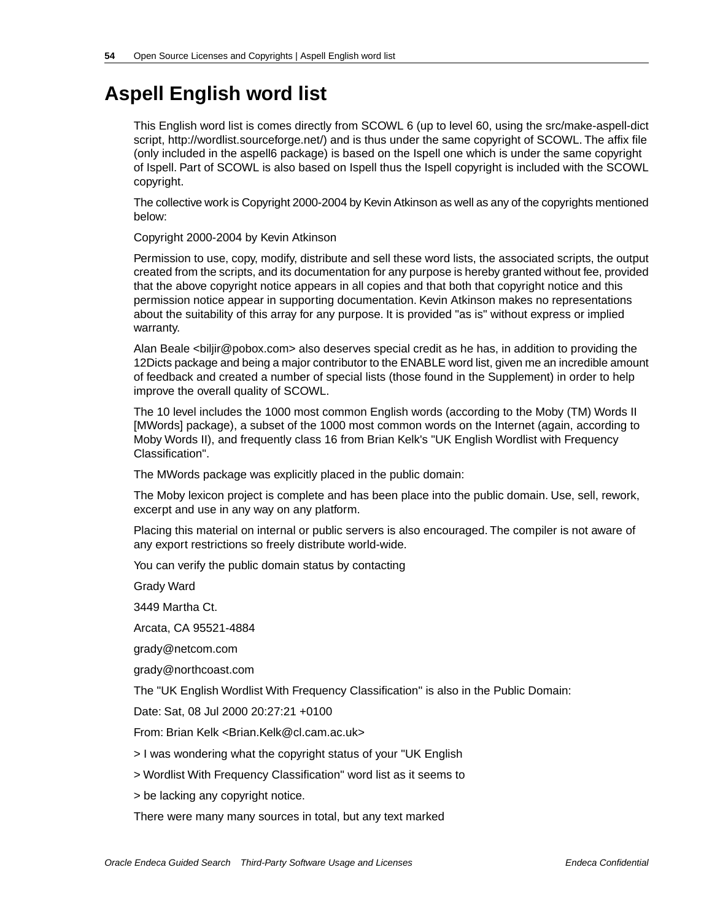# Aspell English word list

This English word list is comes directly from SCOWL 6 (up to level 60, using the src/make-aspell-dict script, http://wordlist.sourceforge.net/) and is thus under the same copyright of SCOWL. The affix file (only included in the aspell6 package) is based on the Ispell one which is under the same copyright of Ispell. Part of SCOWL is also based on Ispell thus the Ispell copyright is included with the SCOWL copyright.

The collective work is Copyright 2000-2004 by Kevin Atkinson as well as any of the copyrights mentioned below:

Copyright 2000-2004 by Kevin Atkinson

Permission to use, copy, modify, distribute and sell these word lists, the associated scripts, the output created from the scripts, and its documentation for any purpose is hereby granted without fee, provided that the above copyright notice appears in all copies and that both that copyright notice and this permission notice appear in supporting documentation. Kevin Atkinson makes no representations about the suitability of this array for any purpose. It is provided "as is" without express or implied warranty.

Alan Beale <biljir@pobox.com> also deserves special credit as he has, in addition to providing the 12Dicts package and being a major contributor to the ENABLE word list, given me an incredible amount of feedback and created a number of special lists (those found in the Supplement) in order to help improve the overall quality of SCOWL.

The 10 level includes the 1000 most common English words (according to the Moby (TM) Words II [MWords] package), a subset of the 1000 most common words on the Internet (again, according to Moby Words II), and frequently class 16 from Brian Kelk's "UK English Wordlist with Frequency Classification".

The MWords package was explicitly placed in the public domain:

The Moby lexicon project is complete and has been place into the public domain. Use, sell, rework, excerpt and use in any way on any platform.

Placing this material on internal or public servers is also encouraged. The compiler is not aware of any export restrictions so freely distribute world-wide.

You can verify the public domain status by contacting

Grady Ward

3449 Martha Ct.

Arcata, CA 95521-4884

grady@netcom.com

grady@northcoast.com

The "UK English Wordlist With Frequency Classification" is also in the Public Domain:

Date: Sat, 08 Jul 2000 20:27:21 +0100

From: Brian Kelk <Brian.Kelk@cl.cam.ac.uk>

> I was wondering what the copyright status of your "UK English

> Wordlist With Frequency Classification" word list as it seems to

> be lacking any copyright notice.

There were many many sources in total, but any text marked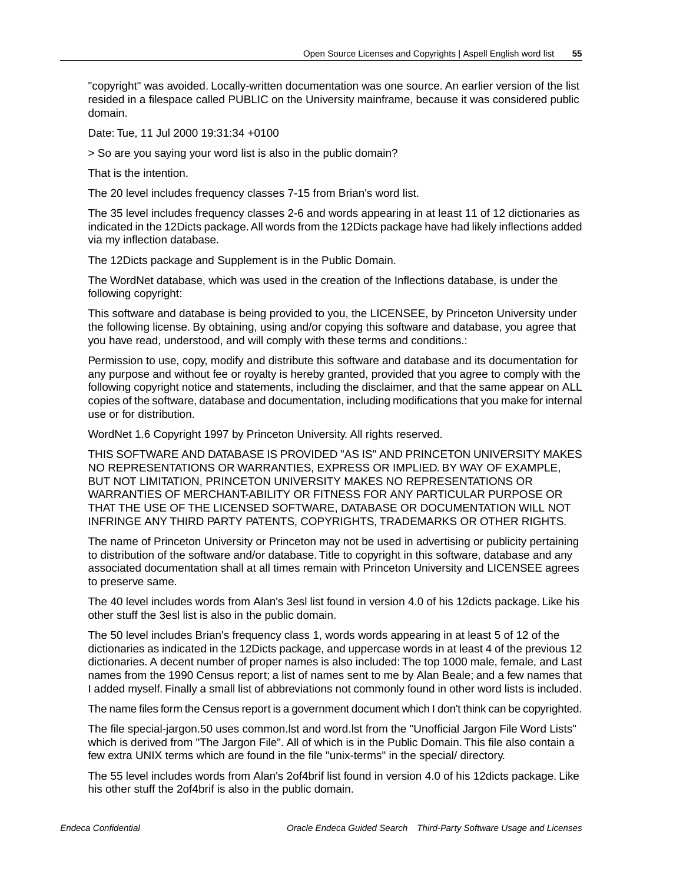"copyright" was avoided. Locally-written documentation was one source. An earlier version of the list resided in a filespace called PUBLIC on the University mainframe, because it was considered public domain.

Date: Tue, 11 Jul 2000 19:31:34 +0100

> So are you saying your word list is also in the public domain?

That is the intention.

The 20 level includes frequency classes 7-15 from Brian's word list.

The 35 level includes frequency classes 2-6 and words appearing in at least 11 of 12 dictionaries as indicated in the 12Dicts package. All words from the 12Dicts package have had likely inflections added via my inflection database.

The 12Dicts package and Supplement is in the Public Domain.

The WordNet database, which was used in the creation of the Inflections database, is under the following copyright:

This software and database is being provided to you, the LICENSEE, by Princeton University under the following license. By obtaining, using and/or copying this software and database, you agree that you have read, understood, and will comply with these terms and conditions.:

Permission to use, copy, modify and distribute this software and database and its documentation for any purpose and without fee or royalty is hereby granted, provided that you agree to comply with the following copyright notice and statements, including the disclaimer, and that the same appear on ALL copies of the software, database and documentation, including modifications that you make for internal use or for distribution.

WordNet 1.6 Copyright 1997 by Princeton University. All rights reserved.

THIS SOFTWARE AND DATABASE IS PROVIDED "AS IS" AND PRINCETON UNIVERSITY MAKES NO REPRESENTATIONS OR WARRANTIES, EXPRESS OR IMPLIED. BY WAY OF EXAMPLE, BUT NOT LIMITATION, PRINCETON UNIVERSITY MAKES NO REPRESENTATIONS OR WARRANTIES OF MERCHANT-ABILITY OR FITNESS FOR ANY PARTICULAR PURPOSE OR THAT THE USE OF THE LICENSED SOFTWARE, DATABASE OR DOCUMENTATION WILL NOT INFRINGE ANY THIRD PARTY PATENTS, COPYRIGHTS, TRADEMARKS OR OTHER RIGHTS.

The name of Princeton University or Princeton may not be used in advertising or publicity pertaining to distribution of the software and/or database. Title to copyright in this software, database and any associated documentation shall at all times remain with Princeton University and LICENSEE agrees to preserve same.

The 40 level includes words from Alan's 3esl list found in version 4.0 of his 12dicts package. Like his other stuff the 3esl list is also in the public domain.

The 50 level includes Brian's frequency class 1, words words appearing in at least 5 of 12 of the dictionaries as indicated in the 12Dicts package, and uppercase words in at least 4 of the previous 12 dictionaries. A decent number of proper names is also included: The top 1000 male, female, and Last names from the 1990 Census report; a list of names sent to me by Alan Beale; and a few names that I added myself. Finally a small list of abbreviations not commonly found in other word lists is included.

The name files form the Census report is a government document which I don't think can be copyrighted.

The file special-jargon.50 uses common.lst and word.lst from the "Unofficial Jargon File Word Lists" which is derived from "The Jargon File". All of which is in the Public Domain. This file also contain a few extra UNIX terms which are found in the file "unix-terms" in the special/ directory.

The 55 level includes words from Alan's 2of4brif list found in version 4.0 of his 12dicts package. Like his other stuff the 2of4brif is also in the public domain.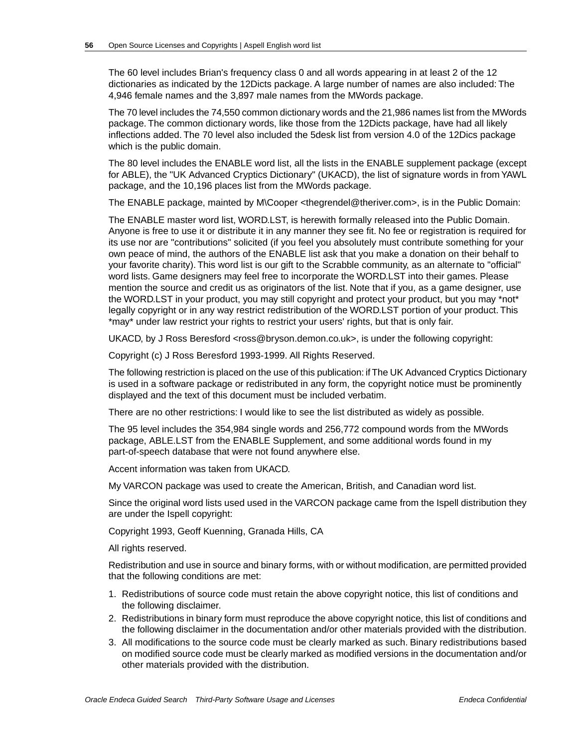The 60 level includes Brian's frequency class 0 and all words appearing in at least 2 of the 12 dictionaries as indicated by the 12Dicts package. A large number of names are also included: The 4,946 female names and the 3,897 male names from the MWords package.

The 70 level includes the 74,550 common dictionary words and the 21,986 names list from the MWords package. The common dictionary words, like those from the 12Dicts package, have had all likely inflections added. The 70 level also included the 5desk list from version 4.0 of the 12Dics package which is the public domain.

The 80 level includes the ENABLE word list, all the lists in the ENABLE supplement package (except for ABLE), the "UK Advanced Cryptics Dictionary" (UKACD), the list of signature words in from YAWL package, and the 10,196 places list from the MWords package.

The ENABLE package, mainted by M\Cooper <thegrendel@theriver.com>, is in the Public Domain:

The ENABLE master word list, WORD.LST, is herewith formally released into the Public Domain. Anyone is free to use it or distribute it in any manner they see fit. No fee or registration is required for its use nor are "contributions" solicited (if you feel you absolutely must contribute something for your own peace of mind, the authors of the ENABLE list ask that you make a donation on their behalf to your favorite charity). This word list is our gift to the Scrabble community, as an alternate to "official" word lists. Game designers may feel free to incorporate the WORD.LST into their games. Please mention the source and credit us as originators of the list. Note that if you, as a game designer, use the WORD.LST in your product, you may still copyright and protect your product, but you may *not* legally copyright or in any way restrict redistribution of the WORD.LST portion of your product. This *may* under law restrict your rights to restrict your users' rights, but that is only fair.

UKACD, by J Ross Beresford <ross@bryson.demon.co.uk>, is under the following copyright:

Copyright (c) J Ross Beresford 1993-1999. All Rights Reserved.

The following restriction is placed on the use of this publication: if The UK Advanced Cryptics Dictionary is used in a software package or redistributed in any form, the copyright notice must be prominently displayed and the text of this document must be included verbatim.

There are no other restrictions: I would like to see the list distributed as widely as possible.

The 95 level includes the 354,984 single words and 256,772 compound words from the MWords package, ABLE.LST from the ENABLE Supplement, and some additional words found in my part-of-speech database that were not found anywhere else.

Accent information was taken from UKACD.

My VARCON package was used to create the American, British, and Canadian word list.

Since the original word lists used used in the VARCON package came from the Ispell distribution they are under the Ispell copyright:

Copyright 1993, Geoff Kuenning, Granada Hills, CA

All rights reserved.

Redistribution and use in source and binary forms, with or without modification, are permitted provided that the following conditions are met:

1. Redistributions of source code must retain the above copyright notice, this list of conditions and the following disclaimer.
2. Redistributions in binary form must reproduce the above copyright notice, this list of conditions and the following disclaimer in the documentation and/or other materials provided with the distribution.
3. All modifications to the source code must be clearly marked as such. Binary redistributions based on modified source code must be clearly marked as modified versions in the documentation and/or other materials provided with the distribution.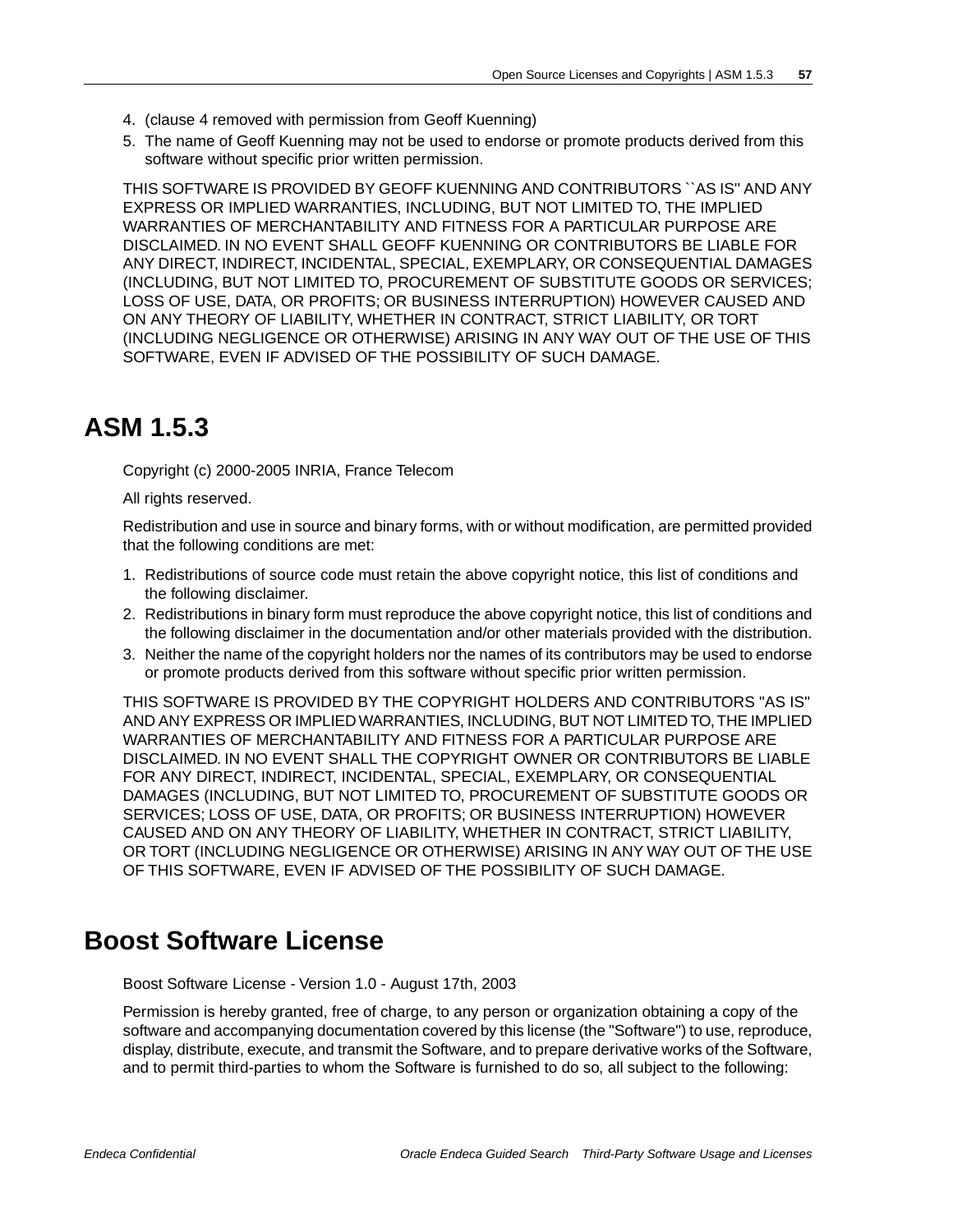4. (clause 4 removed with permission from Geoff Kuenning)
5. The name of Geoff Kuenning may not be used to endorse or promote products derived from this software without specific prior written permission.

THIS SOFTWARE IS PROVIDED BY GEOFF KUENNING AND CONTRIBUTORS ``AS IS'' AND ANY EXPRESS OR IMPLIED WARRANTIES, INCLUDING, BUT NOT LIMITED TO, THE IMPLIED WARRANTIES OF MERCHANTABILITY AND FITNESS FOR A PARTICULAR PURPOSE ARE DISCLAIMED. IN NO EVENT SHALL GEOFF KUENNING OR CONTRIBUTORS BE LIABLE FOR ANY DIRECT, INDIRECT, INCIDENTAL, SPECIAL, EXEMPLARY, OR CONSEQUENTIAL DAMAGES (INCLUDING, BUT NOT LIMITED TO, PROCUREMENT OF SUBSTITUTE GOODS OR SERVICES; LOSS OF USE, DATA, OR PROFITS; OR BUSINESS INTERRUPTION) HOWEVER CAUSED AND ON ANY THEORY OF LIABILITY, WHETHER IN CONTRACT, STRICT LIABILITY, OR TORT (INCLUDING NEGLIGENCE OR OTHERWISE) ARISING IN ANY WAY OUT OF THE USE OF THIS SOFTWARE, EVEN IF ADVISED OF THE POSSIBILITY OF SUCH DAMAGE.

## ASM 1.5.3

Copyright (c) 2000-2005 INRIA, France Telecom

All rights reserved.

Redistribution and use in source and binary forms, with or without modification, are permitted provided that the following conditions are met:

1. Redistributions of source code must retain the above copyright notice, this list of conditions and the following disclaimer.
2. Redistributions in binary form must reproduce the above copyright notice, this list of conditions and the following disclaimer in the documentation and/or other materials provided with the distribution.
3. Neither the name of the copyright holders nor the names of its contributors may be used to endorse or promote products derived from this software without specific prior written permission.

THIS SOFTWARE IS PROVIDED BY THE COPYRIGHT HOLDERS AND CONTRIBUTORS "AS IS" AND ANY EXPRESS OR IMPLIED WARRANTIES, INCLUDING, BUT NOT LIMITED TO, THE IMPLIED WARRANTIES OF MERCHANTABILITY AND FITNESS FOR A PARTICULAR PURPOSE ARE DISCLAIMED. IN NO EVENT SHALL THE COPYRIGHT OWNER OR CONTRIBUTORS BE LIABLE FOR ANY DIRECT, INDIRECT, INCIDENTAL, SPECIAL, EXEMPLARY, OR CONSEQUENTIAL DAMAGES (INCLUDING, BUT NOT LIMITED TO, PROCUREMENT OF SUBSTITUTE GOODS OR SERVICES; LOSS OF USE, DATA, OR PROFITS; OR BUSINESS INTERRUPTION) HOWEVER CAUSED AND ON ANY THEORY OF LIABILITY, WHETHER IN CONTRACT, STRICT LIABILITY, OR TORT (INCLUDING NEGLIGENCE OR OTHERWISE) ARISING IN ANY WAY OUT OF THE USE OF THIS SOFTWARE, EVEN IF ADVISED OF THE POSSIBILITY OF SUCH DAMAGE.

## Boost Software License

Boost Software License - Version 1.0 - August 17th, 2003

Permission is hereby granted, free of charge, to any person or organization obtaining a copy of the software and accompanying documentation covered by this license (the "Software") to use, reproduce, display, distribute, execute, and transmit the Software, and to prepare derivative works of the Software, and to permit third-parties to whom the Software is furnished to do so, all subject to the following: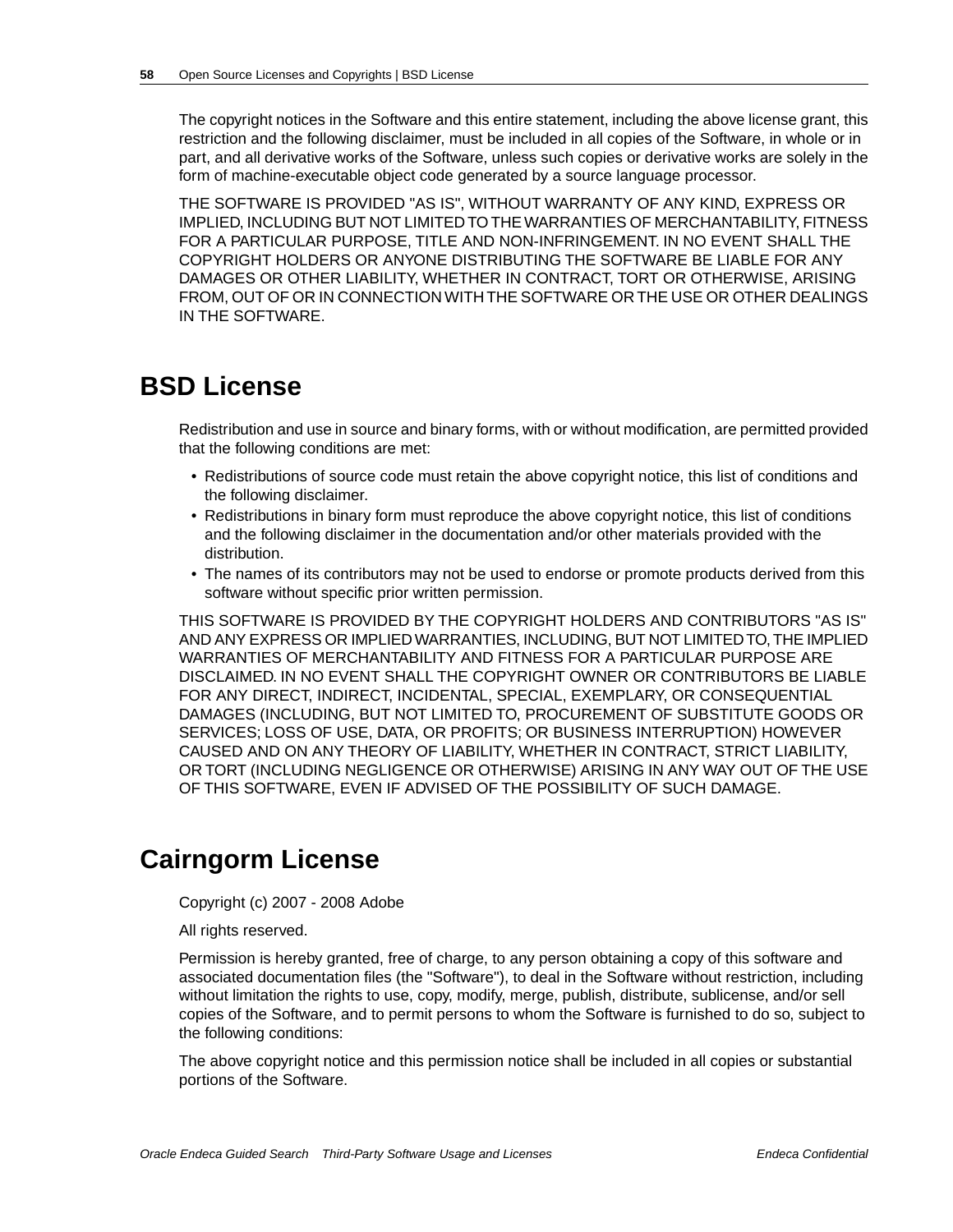The copyright notices in the Software and this entire statement, including the above license grant, this restriction and the following disclaimer, must be included in all copies of the Software, in whole or in part, and all derivative works of the Software, unless such copies or derivative works are solely in the form of machine-executable object code generated by a source language processor.

THE SOFTWARE IS PROVIDED "AS IS", WITHOUT WARRANTY OF ANY KIND, EXPRESS OR IMPLIED, INCLUDING BUT NOT LIMITED TO THE WARRANTIES OF MERCHANTABILITY, FITNESS FOR A PARTICULAR PURPOSE, TITLE AND NON-INFRINGEMENT. IN NO EVENT SHALL THE COPYRIGHT HOLDERS OR ANYONE DISTRIBUTING THE SOFTWARE BE LIABLE FOR ANY DAMAGES OR OTHER LIABILITY, WHETHER IN CONTRACT, TORT OR OTHERWISE, ARISING FROM, OUT OF OR IN CONNECTION WITH THE SOFTWARE OR THE USE OR OTHER DEALINGS IN THE SOFTWARE.

# BSD License

Redistribution and use in source and binary forms, with or without modification, are permitted provided that the following conditions are met:

- Redistributions of source code must retain the above copyright notice, this list of conditions and the following disclaimer.
- Redistributions in binary form must reproduce the above copyright notice, this list of conditions and the following disclaimer in the documentation and/or other materials provided with the distribution.
- The names of its contributors may not be used to endorse or promote products derived from this software without specific prior written permission.

THIS SOFTWARE IS PROVIDED BY THE COPYRIGHT HOLDERS AND CONTRIBUTORS "AS IS" AND ANY EXPRESS OR IMPLIED WARRANTIES, INCLUDING, BUT NOT LIMITED TO, THE IMPLIED WARRANTIES OF MERCHANTABILITY AND FITNESS FOR A PARTICULAR PURPOSE ARE DISCLAIMED. IN NO EVENT SHALL THE COPYRIGHT OWNER OR CONTRIBUTORS BE LIABLE FOR ANY DIRECT, INDIRECT, INCIDENTAL, SPECIAL, EXEMPLARY, OR CONSEQUENTIAL DAMAGES (INCLUDING, BUT NOT LIMITED TO, PROCUREMENT OF SUBSTITUTE GOODS OR SERVICES; LOSS OF USE, DATA, OR PROFITS; OR BUSINESS INTERRUPTION) HOWEVER CAUSED AND ON ANY THEORY OF LIABILITY, WHETHER IN CONTRACT, STRICT LIABILITY, OR TORT (INCLUDING NEGLIGENCE OR OTHERWISE) ARISING IN ANY WAY OUT OF THE USE OF THIS SOFTWARE, EVEN IF ADVISED OF THE POSSIBILITY OF SUCH DAMAGE.

# Cairngorm License

Copyright (c) 2007 - 2008 Adobe

All rights reserved.

Permission is hereby granted, free of charge, to any person obtaining a copy of this software and associated documentation files (the "Software"), to deal in the Software without restriction, including without limitation the rights to use, copy, modify, merge, publish, distribute, sublicense, and/or sell copies of the Software, and to permit persons to whom the Software is furnished to do so, subject to the following conditions:

The above copyright notice and this permission notice shall be included in all copies or substantial portions of the Software.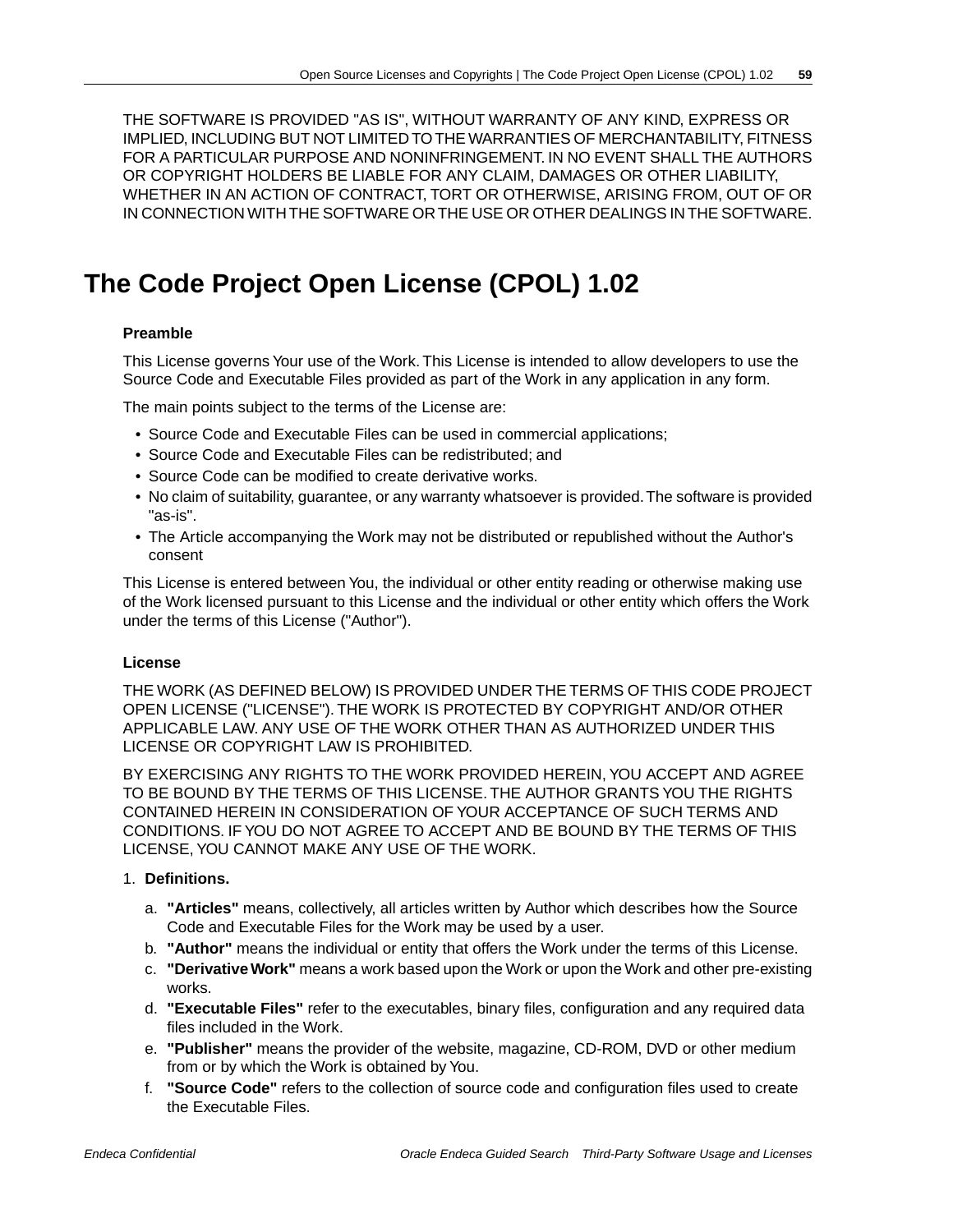THE SOFTWARE IS PROVIDED "AS IS", WITHOUT WARRANTY OF ANY KIND, EXPRESS OR IMPLIED, INCLUDING BUT NOT LIMITED TO THE WARRANTIES OF MERCHANTABILITY, FITNESS FOR A PARTICULAR PURPOSE AND NONINFRINGEMENT. IN NO EVENT SHALL THE AUTHORS OR COPYRIGHT HOLDERS BE LIABLE FOR ANY CLAIM, DAMAGES OR OTHER LIABILITY, WHETHER IN AN ACTION OF CONTRACT, TORT OR OTHERWISE, ARISING FROM, OUT OF OR IN CONNECTION WITH THE SOFTWARE OR THE USE OR OTHER DEALINGS IN THE SOFTWARE.

# The Code Project Open License (CPOL) 1.02

**Preamble**

This License governs Your use of the Work. This License is intended to allow developers to use the Source Code and Executable Files provided as part of the Work in any application in any form.

The main points subject to the terms of the License are:

- Source Code and Executable Files can be used in commercial applications;
- Source Code and Executable Files can be redistributed; and
- Source Code can be modified to create derivative works.
- No claim of suitability, guarantee, or any warranty whatsoever is provided. The software is provided "as-is".
- The Article accompanying the Work may not be distributed or republished without the Author's consent

This License is entered between You, the individual or other entity reading or otherwise making use of the Work licensed pursuant to this License and the individual or other entity which offers the Work under the terms of this License ("Author").

**License**

THE WORK (AS DEFINED BELOW) IS PROVIDED UNDER THE TERMS OF THIS CODE PROJECT OPEN LICENSE ("LICENSE"). THE WORK IS PROTECTED BY COPYRIGHT AND/OR OTHER APPLICABLE LAW. ANY USE OF THE WORK OTHER THAN AS AUTHORIZED UNDER THIS LICENSE OR COPYRIGHT LAW IS PROHIBITED.

BY EXERCISING ANY RIGHTS TO THE WORK PROVIDED HEREIN, YOU ACCEPT AND AGREE TO BE BOUND BY THE TERMS OF THIS LICENSE. THE AUTHOR GRANTS YOU THE RIGHTS CONTAINED HEREIN IN CONSIDERATION OF YOUR ACCEPTANCE OF SUCH TERMS AND CONDITIONS. IF YOU DO NOT AGREE TO ACCEPT AND BE BOUND BY THE TERMS OF THIS LICENSE, YOU CANNOT MAKE ANY USE OF THE WORK.

1. **Definitions.**

   a. **"Articles"** means, collectively, all articles written by Author which describes how the Source Code and Executable Files for the Work may be used by a user.
   b. **"Author"** means the individual or entity that offers the Work under the terms of this License.
   c. **"Derivative Work"** means a work based upon the Work or upon the Work and other pre-existing works.
   d. **"Executable Files"** refer to the executables, binary files, configuration and any required data files included in the Work.
   e. **"Publisher"** means the provider of the website, magazine, CD-ROM, DVD or other medium from or by which the Work is obtained by You.
   f. **"Source Code"** refers to the collection of source code and configuration files used to create the Executable Files.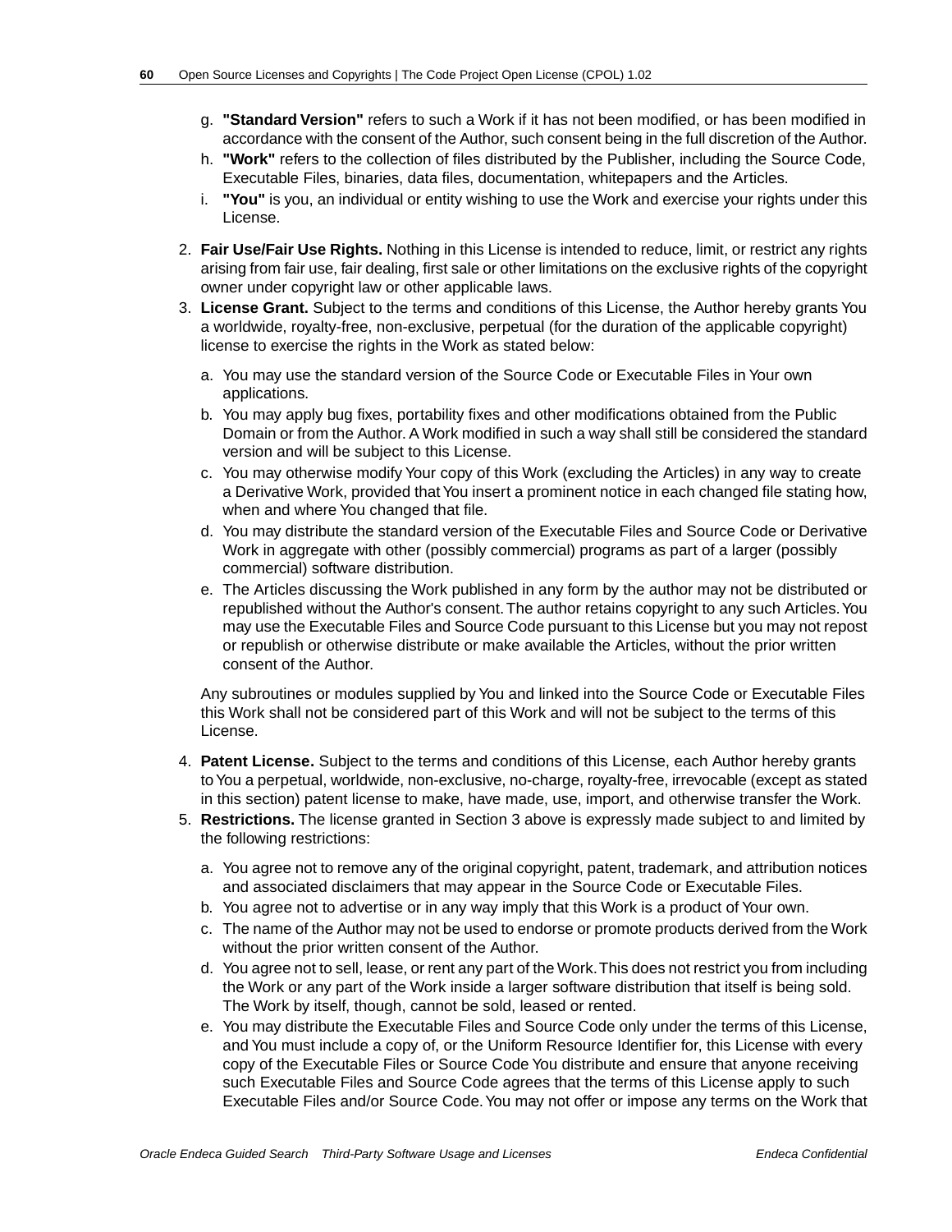g. **"Standard Version"** refers to such a Work if it has not been modified, or has been modified in accordance with the consent of the Author, such consent being in the full discretion of the Author.
   h. **"Work"** refers to the collection of files distributed by the Publisher, including the Source Code, Executable Files, binaries, data files, documentation, whitepapers and the Articles.
   i. **"You"** is you, an individual or entity wishing to use the Work and exercise your rights under this License.

2. **Fair Use/Fair Use Rights.** Nothing in this License is intended to reduce, limit, or restrict any rights arising from fair use, fair dealing, first sale or other limitations on the exclusive rights of the copyright owner under copyright law or other applicable laws.
3. **License Grant.** Subject to the terms and conditions of this License, the Author hereby grants You a worldwide, royalty-free, non-exclusive, perpetual (for the duration of the applicable copyright) license to exercise the rights in the Work as stated below:

   a. You may use the standard version of the Source Code or Executable Files in Your own applications.
   b. You may apply bug fixes, portability fixes and other modifications obtained from the Public Domain or from the Author. A Work modified in such a way shall still be considered the standard version and will be subject to this License.
   c. You may otherwise modify Your copy of this Work (excluding the Articles) in any way to create a Derivative Work, provided that You insert a prominent notice in each changed file stating how, when and where You changed that file.
   d. You may distribute the standard version of the Executable Files and Source Code or Derivative Work in aggregate with other (possibly commercial) programs as part of a larger (possibly commercial) software distribution.
   e. The Articles discussing the Work published in any form by the author may not be distributed or republished without the Author's consent. The author retains copyright to any such Articles. You may use the Executable Files and Source Code pursuant to this License but you may not repost or republish or otherwise distribute or make available the Articles, without the prior written consent of the Author.

   Any subroutines or modules supplied by You and linked into the Source Code or Executable Files this Work shall not be considered part of this Work and will not be subject to the terms of this License.

4. **Patent License.** Subject to the terms and conditions of this License, each Author hereby grants to You a perpetual, worldwide, non-exclusive, no-charge, royalty-free, irrevocable (except as stated in this section) patent license to make, have made, use, import, and otherwise transfer the Work.
5. **Restrictions.** The license granted in Section 3 above is expressly made subject to and limited by the following restrictions:

   a. You agree not to remove any of the original copyright, patent, trademark, and attribution notices and associated disclaimers that may appear in the Source Code or Executable Files.
   b. You agree not to advertise or in any way imply that this Work is a product of Your own.
   c. The name of the Author may not be used to endorse or promote products derived from the Work without the prior written consent of the Author.
   d. You agree not to sell, lease, or rent any part of the Work. This does not restrict you from including the Work or any part of the Work inside a larger software distribution that itself is being sold. The Work by itself, though, cannot be sold, leased or rented.
   e. You may distribute the Executable Files and Source Code only under the terms of this License, and You must include a copy of, or the Uniform Resource Identifier for, this License with every copy of the Executable Files or Source Code You distribute and ensure that anyone receiving such Executable Files and Source Code agrees that the terms of this License apply to such Executable Files and/or Source Code. You may not offer or impose any terms on the Work that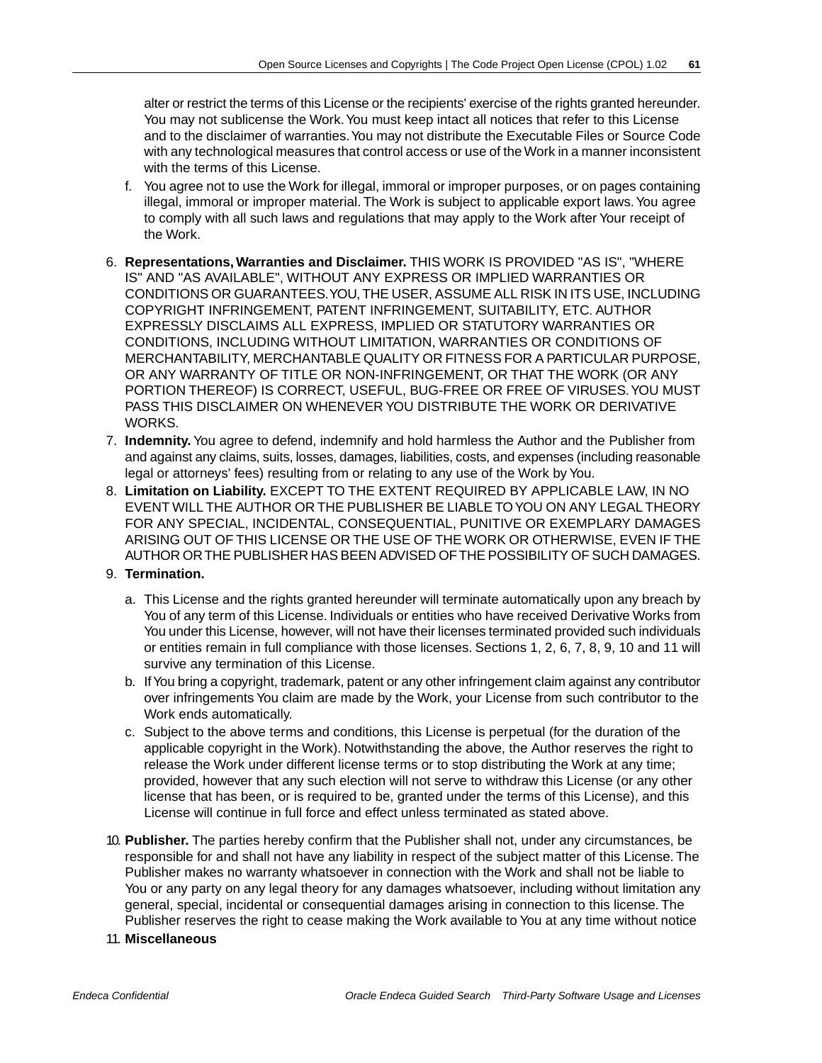alter or restrict the terms of this License or the recipients' exercise of the rights granted hereunder. You may not sublicense the Work. You must keep intact all notices that refer to this License and to the disclaimer of warranties. You may not distribute the Executable Files or Source Code with any technological measures that control access or use of the Work in a manner inconsistent with the terms of this License.

   f. You agree not to use the Work for illegal, immoral or improper purposes, or on pages containing illegal, immoral or improper material. The Work is subject to applicable export laws. You agree to comply with all such laws and regulations that may apply to the Work after Your receipt of the Work.

6. **Representations, Warranties and Disclaimer.** THIS WORK IS PROVIDED "AS IS", "WHERE IS" AND "AS AVAILABLE", WITHOUT ANY EXPRESS OR IMPLIED WARRANTIES OR CONDITIONS OR GUARANTEES. YOU, THE USER, ASSUME ALL RISK IN ITS USE, INCLUDING COPYRIGHT INFRINGEMENT, PATENT INFRINGEMENT, SUITABILITY, ETC. AUTHOR EXPRESSLY DISCLAIMS ALL EXPRESS, IMPLIED OR STATUTORY WARRANTIES OR CONDITIONS, INCLUDING WITHOUT LIMITATION, WARRANTIES OR CONDITIONS OF MERCHANTABILITY, MERCHANTABLE QUALITY OR FITNESS FOR A PARTICULAR PURPOSE, OR ANY WARRANTY OF TITLE OR NON-INFRINGEMENT, OR THAT THE WORK (OR ANY PORTION THEREOF) IS CORRECT, USEFUL, BUG-FREE OR FREE OF VIRUSES. YOU MUST PASS THIS DISCLAIMER ON WHENEVER YOU DISTRIBUTE THE WORK OR DERIVATIVE WORKS.
7. **Indemnity.** You agree to defend, indemnify and hold harmless the Author and the Publisher from and against any claims, suits, losses, damages, liabilities, costs, and expenses (including reasonable legal or attorneys' fees) resulting from or relating to any use of the Work by You.
8. **Limitation on Liability.** EXCEPT TO THE EXTENT REQUIRED BY APPLICABLE LAW, IN NO EVENT WILL THE AUTHOR OR THE PUBLISHER BE LIABLE TO YOU ON ANY LEGAL THEORY FOR ANY SPECIAL, INCIDENTAL, CONSEQUENTIAL, PUNITIVE OR EXEMPLARY DAMAGES ARISING OUT OF THIS LICENSE OR THE USE OF THE WORK OR OTHERWISE, EVEN IF THE AUTHOR OR THE PUBLISHER HAS BEEN ADVISED OF THE POSSIBILITY OF SUCH DAMAGES.
9. **Termination.**
   a. This License and the rights granted hereunder will terminate automatically upon any breach by You of any term of this License. Individuals or entities who have received Derivative Works from You under this License, however, will not have their licenses terminated provided such individuals or entities remain in full compliance with those licenses. Sections 1, 2, 6, 7, 8, 9, 10 and 11 will survive any termination of this License.
   b. If You bring a copyright, trademark, patent or any other infringement claim against any contributor over infringements You claim are made by the Work, your License from such contributor to the Work ends automatically.
   c. Subject to the above terms and conditions, this License is perpetual (for the duration of the applicable copyright in the Work). Notwithstanding the above, the Author reserves the right to release the Work under different license terms or to stop distributing the Work at any time; provided, however that any such election will not serve to withdraw this License (or any other license that has been, or is required to be, granted under the terms of this License), and this License will continue in full force and effect unless terminated as stated above.

10. **Publisher.** The parties hereby confirm that the Publisher shall not, under any circumstances, be responsible for and shall not have any liability in respect of the subject matter of this License. The Publisher makes no warranty whatsoever in connection with the Work and shall not be liable to You or any party on any legal theory for any damages whatsoever, including without limitation any general, special, incidental or consequential damages arising in connection to this license. The Publisher reserves the right to cease making the Work available to You at any time without notice
11. **Miscellaneous**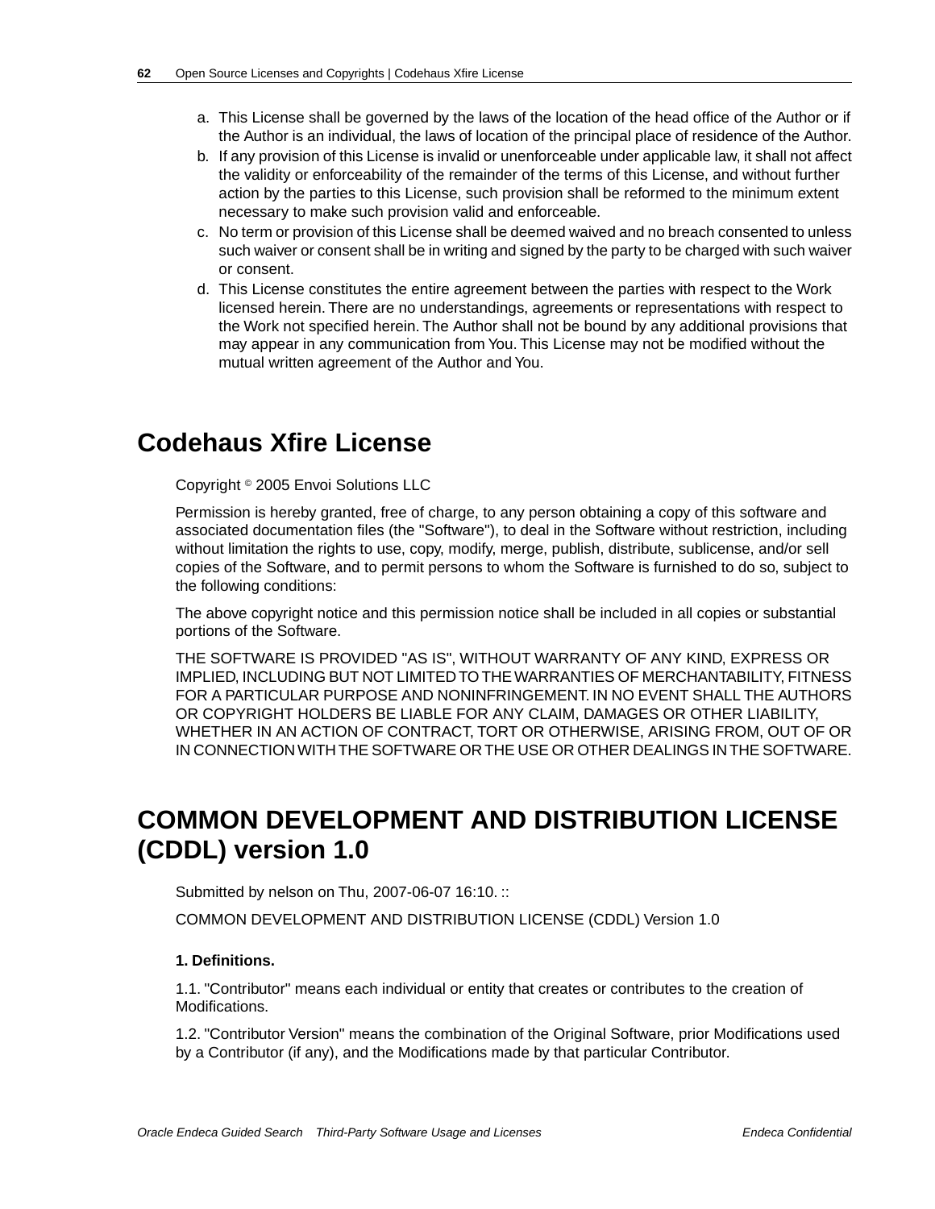a. This License shall be governed by the laws of the location of the head office of the Author or if the Author is an individual, the laws of location of the principal place of residence of the Author.
b. If any provision of this License is invalid or unenforceable under applicable law, it shall not affect the validity or enforceability of the remainder of the terms of this License, and without further action by the parties to this License, such provision shall be reformed to the minimum extent necessary to make such provision valid and enforceable.
c. No term or provision of this License shall be deemed waived and no breach consented to unless such waiver or consent shall be in writing and signed by the party to be charged with such waiver or consent.
d. This License constitutes the entire agreement between the parties with respect to the Work licensed herein. There are no understandings, agreements or representations with respect to the Work not specified herein. The Author shall not be bound by any additional provisions that may appear in any communication from You. This License may not be modified without the mutual written agreement of the Author and You.

## Codehaus Xfire License

Copyright © 2005 Envoi Solutions LLC

Permission is hereby granted, free of charge, to any person obtaining a copy of this software and associated documentation files (the "Software"), to deal in the Software without restriction, including without limitation the rights to use, copy, modify, merge, publish, distribute, sublicense, and/or sell copies of the Software, and to permit persons to whom the Software is furnished to do so, subject to the following conditions:

The above copyright notice and this permission notice shall be included in all copies or substantial portions of the Software.

THE SOFTWARE IS PROVIDED "AS IS", WITHOUT WARRANTY OF ANY KIND, EXPRESS OR IMPLIED, INCLUDING BUT NOT LIMITED TO THE WARRANTIES OF MERCHANTABILITY, FITNESS FOR A PARTICULAR PURPOSE AND NONINFRINGEMENT. IN NO EVENT SHALL THE AUTHORS OR COPYRIGHT HOLDERS BE LIABLE FOR ANY CLAIM, DAMAGES OR OTHER LIABILITY, WHETHER IN AN ACTION OF CONTRACT, TORT OR OTHERWISE, ARISING FROM, OUT OF OR IN CONNECTION WITH THE SOFTWARE OR THE USE OR OTHER DEALINGS IN THE SOFTWARE.

## COMMON DEVELOPMENT AND DISTRIBUTION LICENSE (CDDL) version 1.0

Submitted by nelson on Thu, 2007-06-07 16:10. ::

COMMON DEVELOPMENT AND DISTRIBUTION LICENSE (CDDL) Version 1.0

**1. Definitions.**

1.1. "Contributor" means each individual or entity that creates or contributes to the creation of Modifications.

1.2. "Contributor Version" means the combination of the Original Software, prior Modifications used by a Contributor (if any), and the Modifications made by that particular Contributor.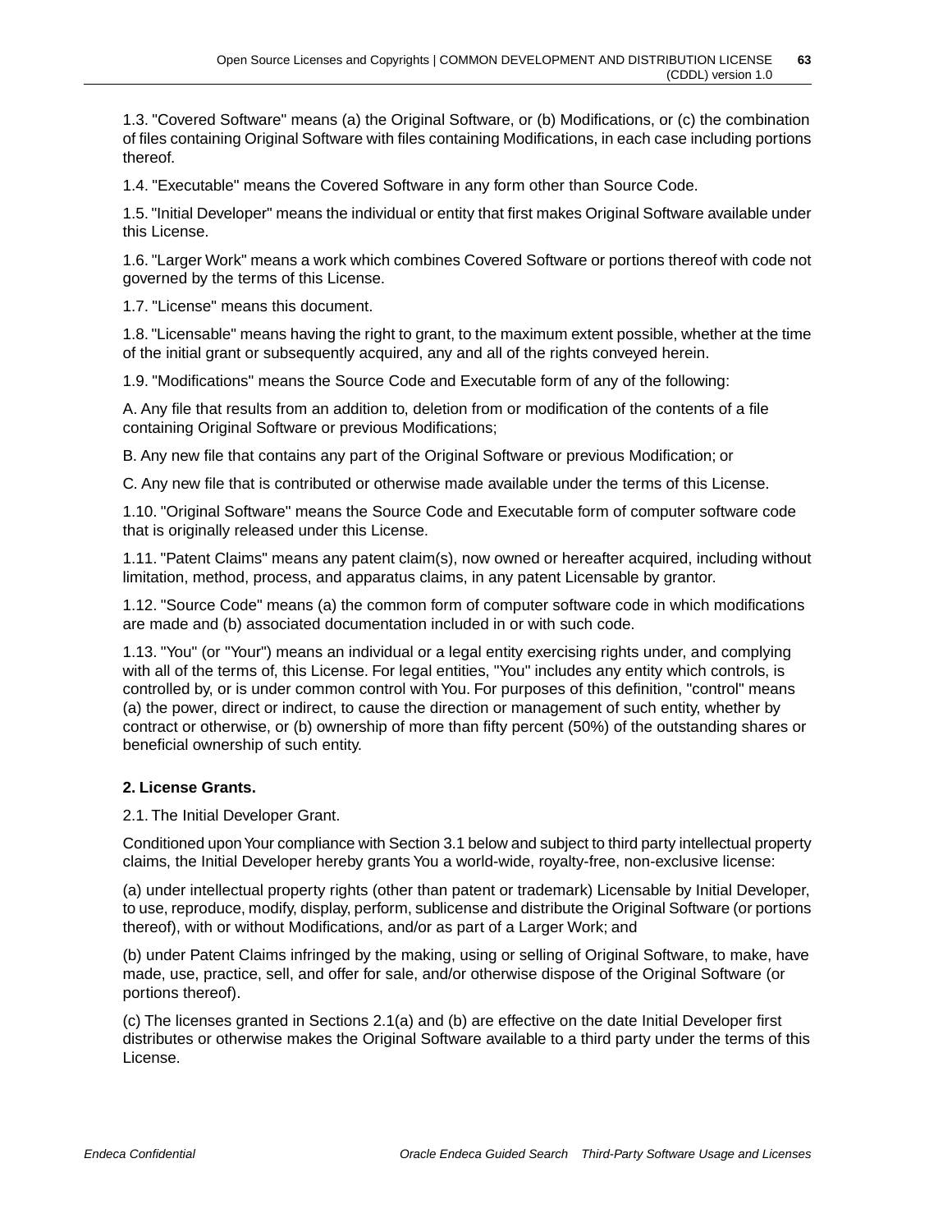1.3. "Covered Software" means (a) the Original Software, or (b) Modifications, or (c) the combination of files containing Original Software with files containing Modifications, in each case including portions thereof.

1.4. "Executable" means the Covered Software in any form other than Source Code.

1.5. "Initial Developer" means the individual or entity that first makes Original Software available under this License.

1.6. "Larger Work" means a work which combines Covered Software or portions thereof with code not governed by the terms of this License.

1.7. "License" means this document.

1.8. "Licensable" means having the right to grant, to the maximum extent possible, whether at the time of the initial grant or subsequently acquired, any and all of the rights conveyed herein.

1.9. "Modifications" means the Source Code and Executable form of any of the following:

A. Any file that results from an addition to, deletion from or modification of the contents of a file containing Original Software or previous Modifications;

B. Any new file that contains any part of the Original Software or previous Modification; or

C. Any new file that is contributed or otherwise made available under the terms of this License.

1.10. "Original Software" means the Source Code and Executable form of computer software code that is originally released under this License.

1.11. "Patent Claims" means any patent claim(s), now owned or hereafter acquired, including without limitation, method, process, and apparatus claims, in any patent Licensable by grantor.

1.12. "Source Code" means (a) the common form of computer software code in which modifications are made and (b) associated documentation included in or with such code.

1.13. "You" (or "Your") means an individual or a legal entity exercising rights under, and complying with all of the terms of, this License. For legal entities, "You" includes any entity which controls, is controlled by, or is under common control with You. For purposes of this definition, "control" means (a) the power, direct or indirect, to cause the direction or management of such entity, whether by contract or otherwise, or (b) ownership of more than fifty percent (50%) of the outstanding shares or beneficial ownership of such entity.

**2. License Grants.**

2.1. The Initial Developer Grant.

Conditioned upon Your compliance with Section 3.1 below and subject to third party intellectual property claims, the Initial Developer hereby grants You a world-wide, royalty-free, non-exclusive license:

(a) under intellectual property rights (other than patent or trademark) Licensable by Initial Developer, to use, reproduce, modify, display, perform, sublicense and distribute the Original Software (or portions thereof), with or without Modifications, and/or as part of a Larger Work; and

(b) under Patent Claims infringed by the making, using or selling of Original Software, to make, have made, use, practice, sell, and offer for sale, and/or otherwise dispose of the Original Software (or portions thereof).

(c) The licenses granted in Sections 2.1(a) and (b) are effective on the date Initial Developer first distributes or otherwise makes the Original Software available to a third party under the terms of this License.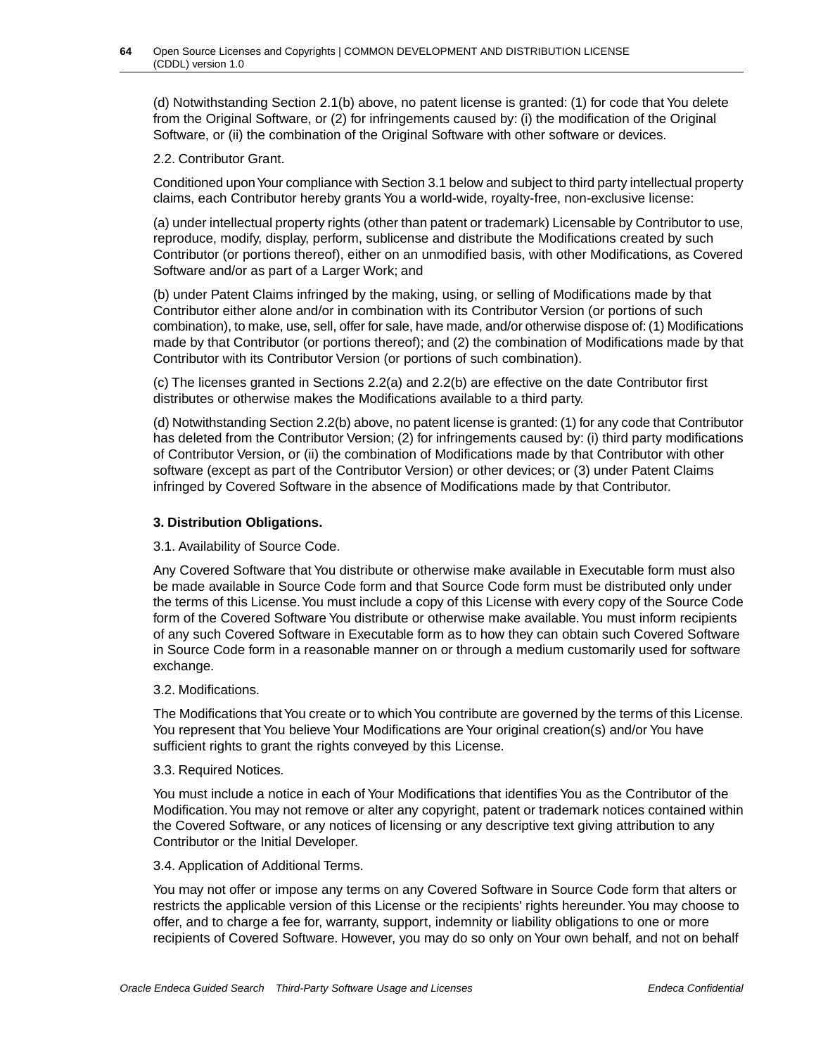(d) Notwithstanding Section 2.1(b) above, no patent license is granted: (1) for code that You delete from the Original Software, or (2) for infringements caused by: (i) the modification of the Original Software, or (ii) the combination of the Original Software with other software or devices.

2.2. Contributor Grant.

Conditioned upon Your compliance with Section 3.1 below and subject to third party intellectual property claims, each Contributor hereby grants You a world-wide, royalty-free, non-exclusive license:

(a) under intellectual property rights (other than patent or trademark) Licensable by Contributor to use, reproduce, modify, display, perform, sublicense and distribute the Modifications created by such Contributor (or portions thereof), either on an unmodified basis, with other Modifications, as Covered Software and/or as part of a Larger Work; and

(b) under Patent Claims infringed by the making, using, or selling of Modifications made by that Contributor either alone and/or in combination with its Contributor Version (or portions of such combination), to make, use, sell, offer for sale, have made, and/or otherwise dispose of: (1) Modifications made by that Contributor (or portions thereof); and (2) the combination of Modifications made by that Contributor with its Contributor Version (or portions of such combination).

(c) The licenses granted in Sections 2.2(a) and 2.2(b) are effective on the date Contributor first distributes or otherwise makes the Modifications available to a third party.

(d) Notwithstanding Section 2.2(b) above, no patent license is granted: (1) for any code that Contributor has deleted from the Contributor Version; (2) for infringements caused by: (i) third party modifications of Contributor Version, or (ii) the combination of Modifications made by that Contributor with other software (except as part of the Contributor Version) or other devices; or (3) under Patent Claims infringed by Covered Software in the absence of Modifications made by that Contributor.

**3. Distribution Obligations.**

3.1. Availability of Source Code.

Any Covered Software that You distribute or otherwise make available in Executable form must also be made available in Source Code form and that Source Code form must be distributed only under the terms of this License. You must include a copy of this License with every copy of the Source Code form of the Covered Software You distribute or otherwise make available. You must inform recipients of any such Covered Software in Executable form as to how they can obtain such Covered Software in Source Code form in a reasonable manner on or through a medium customarily used for software exchange.

3.2. Modifications.

The Modifications that You create or to which You contribute are governed by the terms of this License. You represent that You believe Your Modifications are Your original creation(s) and/or You have sufficient rights to grant the rights conveyed by this License.

3.3. Required Notices.

You must include a notice in each of Your Modifications that identifies You as the Contributor of the Modification. You may not remove or alter any copyright, patent or trademark notices contained within the Covered Software, or any notices of licensing or any descriptive text giving attribution to any Contributor or the Initial Developer.

3.4. Application of Additional Terms.

You may not offer or impose any terms on any Covered Software in Source Code form that alters or restricts the applicable version of this License or the recipients' rights hereunder. You may choose to offer, and to charge a fee for, warranty, support, indemnity or liability obligations to one or more recipients of Covered Software. However, you may do so only on Your own behalf, and not on behalf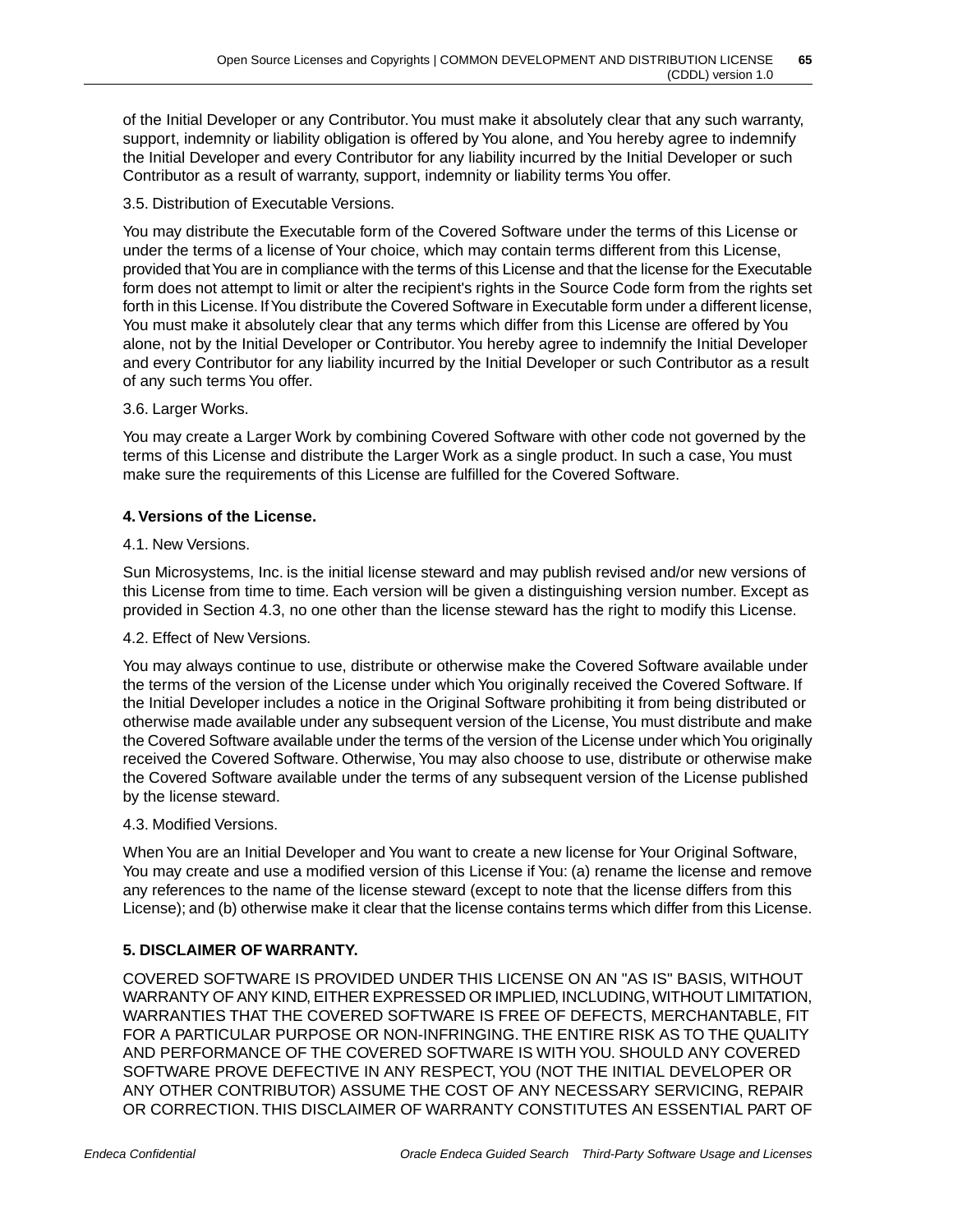of the Initial Developer or any Contributor. You must make it absolutely clear that any such warranty, support, indemnity or liability obligation is offered by You alone, and You hereby agree to indemnify the Initial Developer and every Contributor for any liability incurred by the Initial Developer or such Contributor as a result of warranty, support, indemnity or liability terms You offer.

3.5. Distribution of Executable Versions.

You may distribute the Executable form of the Covered Software under the terms of this License or under the terms of a license of Your choice, which may contain terms different from this License, provided that You are in compliance with the terms of this License and that the license for the Executable form does not attempt to limit or alter the recipient's rights in the Source Code form from the rights set forth in this License. If You distribute the Covered Software in Executable form under a different license, You must make it absolutely clear that any terms which differ from this License are offered by You alone, not by the Initial Developer or Contributor. You hereby agree to indemnify the Initial Developer and every Contributor for any liability incurred by the Initial Developer or such Contributor as a result of any such terms You offer.

3.6. Larger Works.

You may create a Larger Work by combining Covered Software with other code not governed by the terms of this License and distribute the Larger Work as a single product. In such a case, You must make sure the requirements of this License are fulfilled for the Covered Software.

**4. Versions of the License.**

4.1. New Versions.

Sun Microsystems, Inc. is the initial license steward and may publish revised and/or new versions of this License from time to time. Each version will be given a distinguishing version number. Except as provided in Section 4.3, no one other than the license steward has the right to modify this License.

4.2. Effect of New Versions.

You may always continue to use, distribute or otherwise make the Covered Software available under the terms of the version of the License under which You originally received the Covered Software. If the Initial Developer includes a notice in the Original Software prohibiting it from being distributed or otherwise made available under any subsequent version of the License, You must distribute and make the Covered Software available under the terms of the version of the License under which You originally received the Covered Software. Otherwise, You may also choose to use, distribute or otherwise make the Covered Software available under the terms of any subsequent version of the License published by the license steward.

4.3. Modified Versions.

When You are an Initial Developer and You want to create a new license for Your Original Software, You may create and use a modified version of this License if You: (a) rename the license and remove any references to the name of the license steward (except to note that the license differs from this License); and (b) otherwise make it clear that the license contains terms which differ from this License.

**5. DISCLAIMER OF WARRANTY.**

COVERED SOFTWARE IS PROVIDED UNDER THIS LICENSE ON AN "AS IS" BASIS, WITHOUT WARRANTY OF ANY KIND, EITHER EXPRESSED OR IMPLIED, INCLUDING, WITHOUT LIMITATION, WARRANTIES THAT THE COVERED SOFTWARE IS FREE OF DEFECTS, MERCHANTABLE, FIT FOR A PARTICULAR PURPOSE OR NON-INFRINGING. THE ENTIRE RISK AS TO THE QUALITY AND PERFORMANCE OF THE COVERED SOFTWARE IS WITH YOU. SHOULD ANY COVERED SOFTWARE PROVE DEFECTIVE IN ANY RESPECT, YOU (NOT THE INITIAL DEVELOPER OR ANY OTHER CONTRIBUTOR) ASSUME THE COST OF ANY NECESSARY SERVICING, REPAIR OR CORRECTION. THIS DISCLAIMER OF WARRANTY CONSTITUTES AN ESSENTIAL PART OF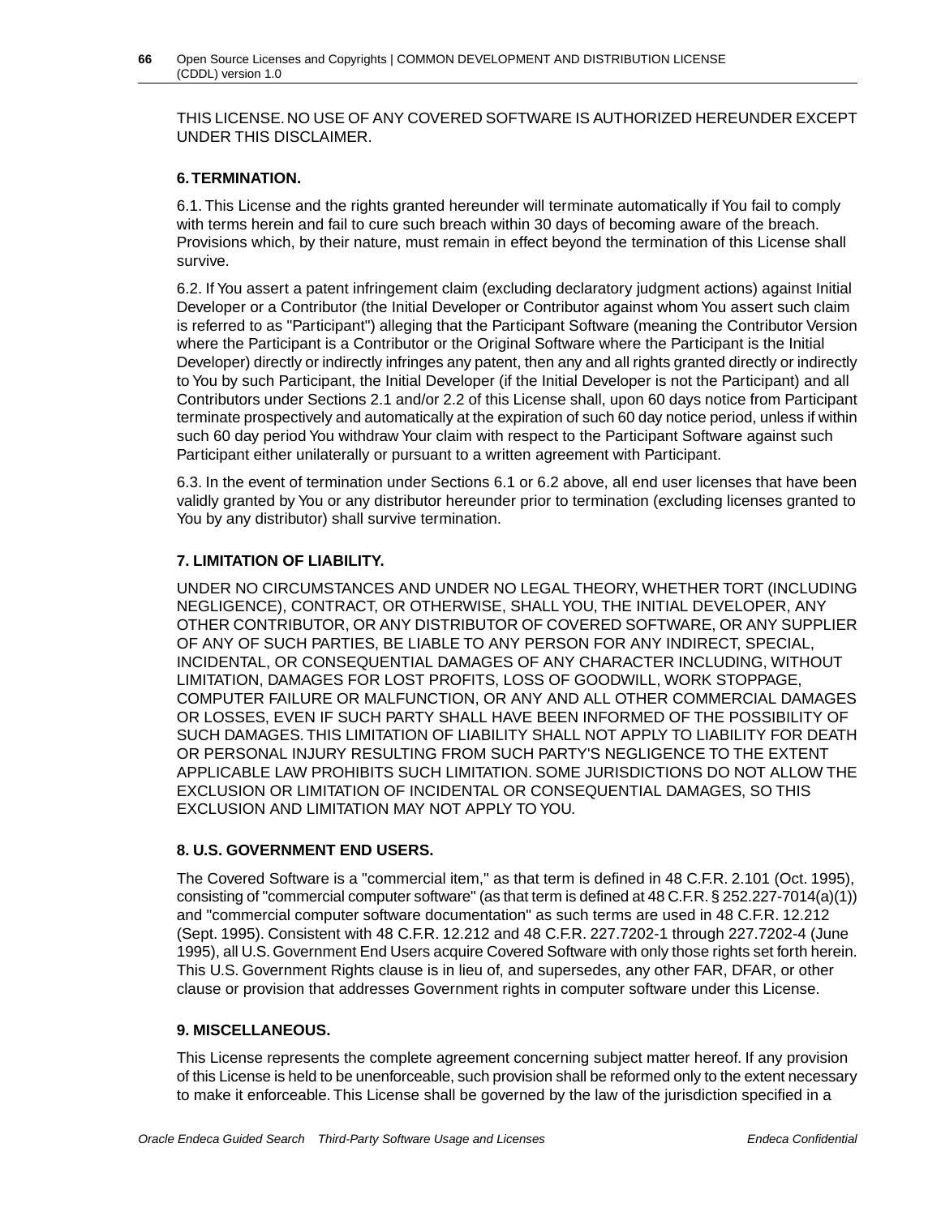THIS LICENSE. NO USE OF ANY COVERED SOFTWARE IS AUTHORIZED HEREUNDER EXCEPT UNDER THIS DISCLAIMER.

**6. TERMINATION.**

6.1. This License and the rights granted hereunder will terminate automatically if You fail to comply with terms herein and fail to cure such breach within 30 days of becoming aware of the breach. Provisions which, by their nature, must remain in effect beyond the termination of this License shall survive.

6.2. If You assert a patent infringement claim (excluding declaratory judgment actions) against Initial Developer or a Contributor (the Initial Developer or Contributor against whom You assert such claim is referred to as "Participant") alleging that the Participant Software (meaning the Contributor Version where the Participant is a Contributor or the Original Software where the Participant is the Initial Developer) directly or indirectly infringes any patent, then any and all rights granted directly or indirectly to You by such Participant, the Initial Developer (if the Initial Developer is not the Participant) and all Contributors under Sections 2.1 and/or 2.2 of this License shall, upon 60 days notice from Participant terminate prospectively and automatically at the expiration of such 60 day notice period, unless if within such 60 day period You withdraw Your claim with respect to the Participant Software against such Participant either unilaterally or pursuant to a written agreement with Participant.

6.3. In the event of termination under Sections 6.1 or 6.2 above, all end user licenses that have been validly granted by You or any distributor hereunder prior to termination (excluding licenses granted to You by any distributor) shall survive termination.

**7. LIMITATION OF LIABILITY.**

UNDER NO CIRCUMSTANCES AND UNDER NO LEGAL THEORY, WHETHER TORT (INCLUDING NEGLIGENCE), CONTRACT, OR OTHERWISE, SHALL YOU, THE INITIAL DEVELOPER, ANY OTHER CONTRIBUTOR, OR ANY DISTRIBUTOR OF COVERED SOFTWARE, OR ANY SUPPLIER OF ANY OF SUCH PARTIES, BE LIABLE TO ANY PERSON FOR ANY INDIRECT, SPECIAL, INCIDENTAL, OR CONSEQUENTIAL DAMAGES OF ANY CHARACTER INCLUDING, WITHOUT LIMITATION, DAMAGES FOR LOST PROFITS, LOSS OF GOODWILL, WORK STOPPAGE, COMPUTER FAILURE OR MALFUNCTION, OR ANY AND ALL OTHER COMMERCIAL DAMAGES OR LOSSES, EVEN IF SUCH PARTY SHALL HAVE BEEN INFORMED OF THE POSSIBILITY OF SUCH DAMAGES. THIS LIMITATION OF LIABILITY SHALL NOT APPLY TO LIABILITY FOR DEATH OR PERSONAL INJURY RESULTING FROM SUCH PARTY'S NEGLIGENCE TO THE EXTENT APPLICABLE LAW PROHIBITS SUCH LIMITATION. SOME JURISDICTIONS DO NOT ALLOW THE EXCLUSION OR LIMITATION OF INCIDENTAL OR CONSEQUENTIAL DAMAGES, SO THIS EXCLUSION AND LIMITATION MAY NOT APPLY TO YOU.

**8. U.S. GOVERNMENT END USERS.**

The Covered Software is a "commercial item," as that term is defined in 48 C.F.R. 2.101 (Oct. 1995), consisting of "commercial computer software" (as that term is defined at 48 C.F.R. § 252.227-7014(a)(1)) and "commercial computer software documentation" as such terms are used in 48 C.F.R. 12.212 (Sept. 1995). Consistent with 48 C.F.R. 12.212 and 48 C.F.R. 227.7202-1 through 227.7202-4 (June 1995), all U.S. Government End Users acquire Covered Software with only those rights set forth herein. This U.S. Government Rights clause is in lieu of, and supersedes, any other FAR, DFAR, or other clause or provision that addresses Government rights in computer software under this License.

**9. MISCELLANEOUS.**

This License represents the complete agreement concerning subject matter hereof. If any provision of this License is held to be unenforceable, such provision shall be reformed only to the extent necessary to make it enforceable. This License shall be governed by the law of the jurisdiction specified in a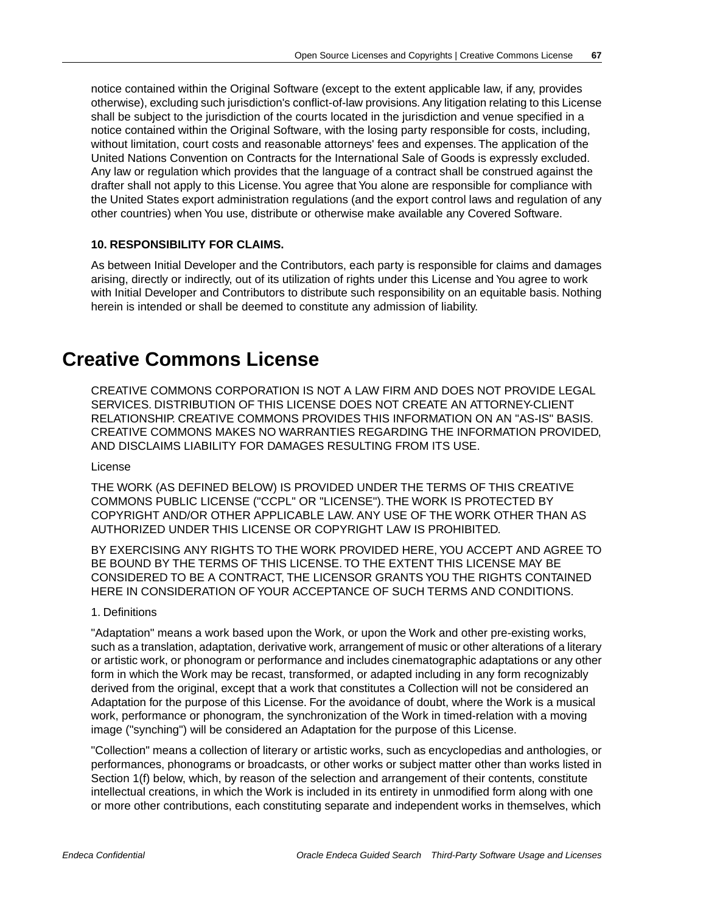notice contained within the Original Software (except to the extent applicable law, if any, provides otherwise), excluding such jurisdiction's conflict-of-law provisions. Any litigation relating to this License shall be subject to the jurisdiction of the courts located in the jurisdiction and venue specified in a notice contained within the Original Software, with the losing party responsible for costs, including, without limitation, court costs and reasonable attorneys' fees and expenses. The application of the United Nations Convention on Contracts for the International Sale of Goods is expressly excluded. Any law or regulation which provides that the language of a contract shall be construed against the drafter shall not apply to this License. You agree that You alone are responsible for compliance with the United States export administration regulations (and the export control laws and regulation of any other countries) when You use, distribute or otherwise make available any Covered Software.

**10. RESPONSIBILITY FOR CLAIMS.**

As between Initial Developer and the Contributors, each party is responsible for claims and damages arising, directly or indirectly, out of its utilization of rights under this License and You agree to work with Initial Developer and Contributors to distribute such responsibility on an equitable basis. Nothing herein is intended or shall be deemed to constitute any admission of liability.

# Creative Commons License

CREATIVE COMMONS CORPORATION IS NOT A LAW FIRM AND DOES NOT PROVIDE LEGAL SERVICES. DISTRIBUTION OF THIS LICENSE DOES NOT CREATE AN ATTORNEY-CLIENT RELATIONSHIP. CREATIVE COMMONS PROVIDES THIS INFORMATION ON AN "AS-IS" BASIS. CREATIVE COMMONS MAKES NO WARRANTIES REGARDING THE INFORMATION PROVIDED, AND DISCLAIMS LIABILITY FOR DAMAGES RESULTING FROM ITS USE.

License

THE WORK (AS DEFINED BELOW) IS PROVIDED UNDER THE TERMS OF THIS CREATIVE COMMONS PUBLIC LICENSE ("CCPL" OR "LICENSE"). THE WORK IS PROTECTED BY COPYRIGHT AND/OR OTHER APPLICABLE LAW. ANY USE OF THE WORK OTHER THAN AS AUTHORIZED UNDER THIS LICENSE OR COPYRIGHT LAW IS PROHIBITED.

BY EXERCISING ANY RIGHTS TO THE WORK PROVIDED HERE, YOU ACCEPT AND AGREE TO BE BOUND BY THE TERMS OF THIS LICENSE. TO THE EXTENT THIS LICENSE MAY BE CONSIDERED TO BE A CONTRACT, THE LICENSOR GRANTS YOU THE RIGHTS CONTAINED HERE IN CONSIDERATION OF YOUR ACCEPTANCE OF SUCH TERMS AND CONDITIONS.

1. Definitions

"Adaptation" means a work based upon the Work, or upon the Work and other pre-existing works, such as a translation, adaptation, derivative work, arrangement of music or other alterations of a literary or artistic work, or phonogram or performance and includes cinematographic adaptations or any other form in which the Work may be recast, transformed, or adapted including in any form recognizably derived from the original, except that a work that constitutes a Collection will not be considered an Adaptation for the purpose of this License. For the avoidance of doubt, where the Work is a musical work, performance or phonogram, the synchronization of the Work in timed-relation with a moving image ("synching") will be considered an Adaptation for the purpose of this License.

"Collection" means a collection of literary or artistic works, such as encyclopedias and anthologies, or performances, phonograms or broadcasts, or other works or subject matter other than works listed in Section 1(f) below, which, by reason of the selection and arrangement of their contents, constitute intellectual creations, in which the Work is included in its entirety in unmodified form along with one or more other contributions, each constituting separate and independent works in themselves, which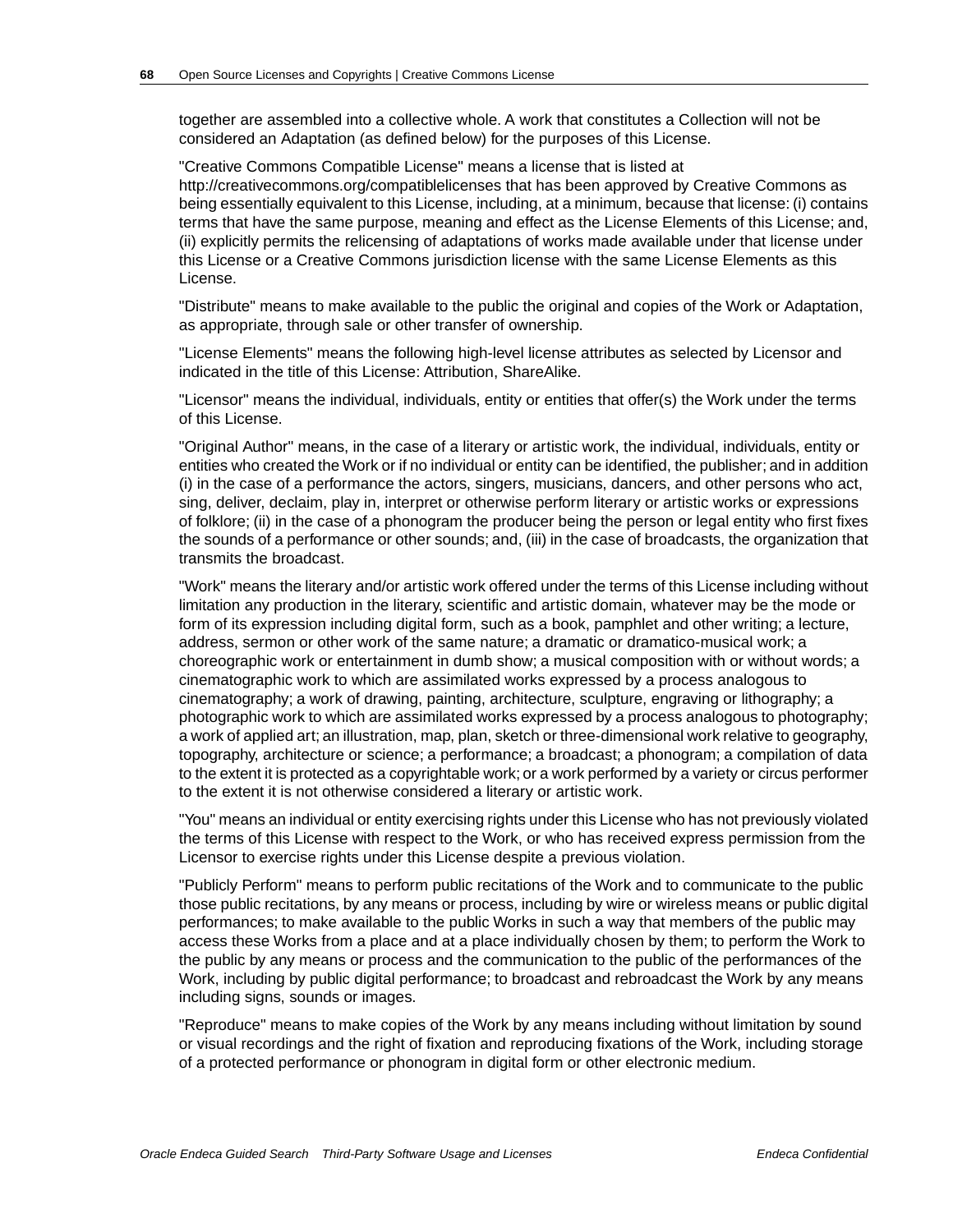together are assembled into a collective whole. A work that constitutes a Collection will not be considered an Adaptation (as defined below) for the purposes of this License.

"Creative Commons Compatible License" means a license that is listed at http://creativecommons.org/compatiblelicenses that has been approved by Creative Commons as being essentially equivalent to this License, including, at a minimum, because that license: (i) contains terms that have the same purpose, meaning and effect as the License Elements of this License; and, (ii) explicitly permits the relicensing of adaptations of works made available under that license under this License or a Creative Commons jurisdiction license with the same License Elements as this License.

"Distribute" means to make available to the public the original and copies of the Work or Adaptation, as appropriate, through sale or other transfer of ownership.

"License Elements" means the following high-level license attributes as selected by Licensor and indicated in the title of this License: Attribution, ShareAlike.

"Licensor" means the individual, individuals, entity or entities that offer(s) the Work under the terms of this License.

"Original Author" means, in the case of a literary or artistic work, the individual, individuals, entity or entities who created the Work or if no individual or entity can be identified, the publisher; and in addition (i) in the case of a performance the actors, singers, musicians, dancers, and other persons who act, sing, deliver, declaim, play in, interpret or otherwise perform literary or artistic works or expressions of folklore; (ii) in the case of a phonogram the producer being the person or legal entity who first fixes the sounds of a performance or other sounds; and, (iii) in the case of broadcasts, the organization that transmits the broadcast.

"Work" means the literary and/or artistic work offered under the terms of this License including without limitation any production in the literary, scientific and artistic domain, whatever may be the mode or form of its expression including digital form, such as a book, pamphlet and other writing; a lecture, address, sermon or other work of the same nature; a dramatic or dramatico-musical work; a choreographic work or entertainment in dumb show; a musical composition with or without words; a cinematographic work to which are assimilated works expressed by a process analogous to cinematography; a work of drawing, painting, architecture, sculpture, engraving or lithography; a photographic work to which are assimilated works expressed by a process analogous to photography; a work of applied art; an illustration, map, plan, sketch or three-dimensional work relative to geography, topography, architecture or science; a performance; a broadcast; a phonogram; a compilation of data to the extent it is protected as a copyrightable work; or a work performed by a variety or circus performer to the extent it is not otherwise considered a literary or artistic work.

"You" means an individual or entity exercising rights under this License who has not previously violated the terms of this License with respect to the Work, or who has received express permission from the Licensor to exercise rights under this License despite a previous violation.

"Publicly Perform" means to perform public recitations of the Work and to communicate to the public those public recitations, by any means or process, including by wire or wireless means or public digital performances; to make available to the public Works in such a way that members of the public may access these Works from a place and at a place individually chosen by them; to perform the Work to the public by any means or process and the communication to the public of the performances of the Work, including by public digital performance; to broadcast and rebroadcast the Work by any means including signs, sounds or images.

"Reproduce" means to make copies of the Work by any means including without limitation by sound or visual recordings and the right of fixation and reproducing fixations of the Work, including storage of a protected performance or phonogram in digital form or other electronic medium.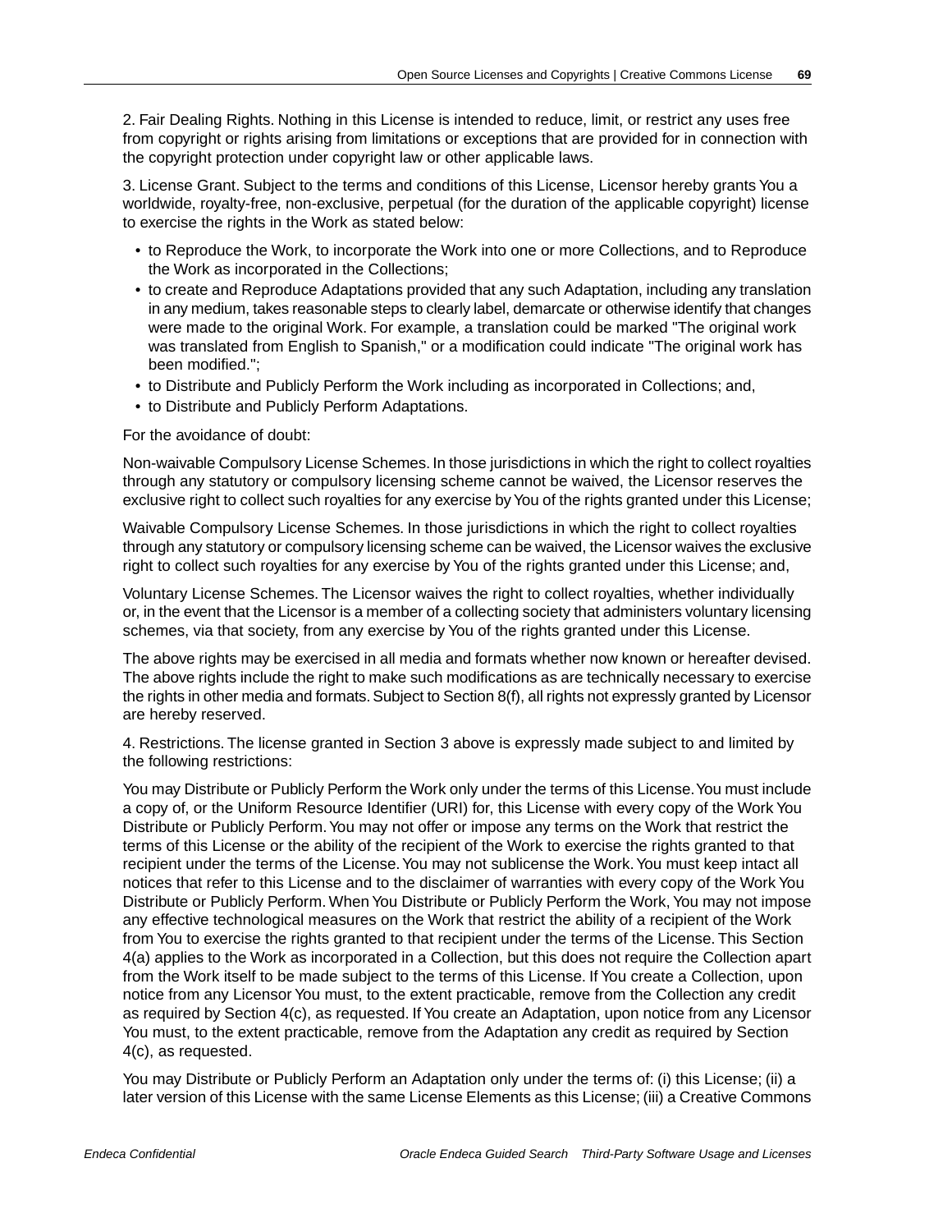2. Fair Dealing Rights. Nothing in this License is intended to reduce, limit, or restrict any uses free from copyright or rights arising from limitations or exceptions that are provided for in connection with the copyright protection under copyright law or other applicable laws.

3. License Grant. Subject to the terms and conditions of this License, Licensor hereby grants You a worldwide, royalty-free, non-exclusive, perpetual (for the duration of the applicable copyright) license to exercise the rights in the Work as stated below:

- to Reproduce the Work, to incorporate the Work into one or more Collections, and to Reproduce the Work as incorporated in the Collections;
- to create and Reproduce Adaptations provided that any such Adaptation, including any translation in any medium, takes reasonable steps to clearly label, demarcate or otherwise identify that changes were made to the original Work. For example, a translation could be marked "The original work was translated from English to Spanish," or a modification could indicate "The original work has been modified.";
- to Distribute and Publicly Perform the Work including as incorporated in Collections; and,
- to Distribute and Publicly Perform Adaptations.

For the avoidance of doubt:

Non-waivable Compulsory License Schemes. In those jurisdictions in which the right to collect royalties through any statutory or compulsory licensing scheme cannot be waived, the Licensor reserves the exclusive right to collect such royalties for any exercise by You of the rights granted under this License;

Waivable Compulsory License Schemes. In those jurisdictions in which the right to collect royalties through any statutory or compulsory licensing scheme can be waived, the Licensor waives the exclusive right to collect such royalties for any exercise by You of the rights granted under this License; and,

Voluntary License Schemes. The Licensor waives the right to collect royalties, whether individually or, in the event that the Licensor is a member of a collecting society that administers voluntary licensing schemes, via that society, from any exercise by You of the rights granted under this License.

The above rights may be exercised in all media and formats whether now known or hereafter devised. The above rights include the right to make such modifications as are technically necessary to exercise the rights in other media and formats. Subject to Section 8(f), all rights not expressly granted by Licensor are hereby reserved.

4. Restrictions. The license granted in Section 3 above is expressly made subject to and limited by the following restrictions:

You may Distribute or Publicly Perform the Work only under the terms of this License. You must include a copy of, or the Uniform Resource Identifier (URI) for, this License with every copy of the Work You Distribute or Publicly Perform. You may not offer or impose any terms on the Work that restrict the terms of this License or the ability of the recipient of the Work to exercise the rights granted to that recipient under the terms of the License. You may not sublicense the Work. You must keep intact all notices that refer to this License and to the disclaimer of warranties with every copy of the Work You Distribute or Publicly Perform. When You Distribute or Publicly Perform the Work, You may not impose any effective technological measures on the Work that restrict the ability of a recipient of the Work from You to exercise the rights granted to that recipient under the terms of the License. This Section 4(a) applies to the Work as incorporated in a Collection, but this does not require the Collection apart from the Work itself to be made subject to the terms of this License. If You create a Collection, upon notice from any Licensor You must, to the extent practicable, remove from the Collection any credit as required by Section 4(c), as requested. If You create an Adaptation, upon notice from any Licensor You must, to the extent practicable, remove from the Adaptation any credit as required by Section 4(c), as requested.

You may Distribute or Publicly Perform an Adaptation only under the terms of: (i) this License; (ii) a later version of this License with the same License Elements as this License; (iii) a Creative Commons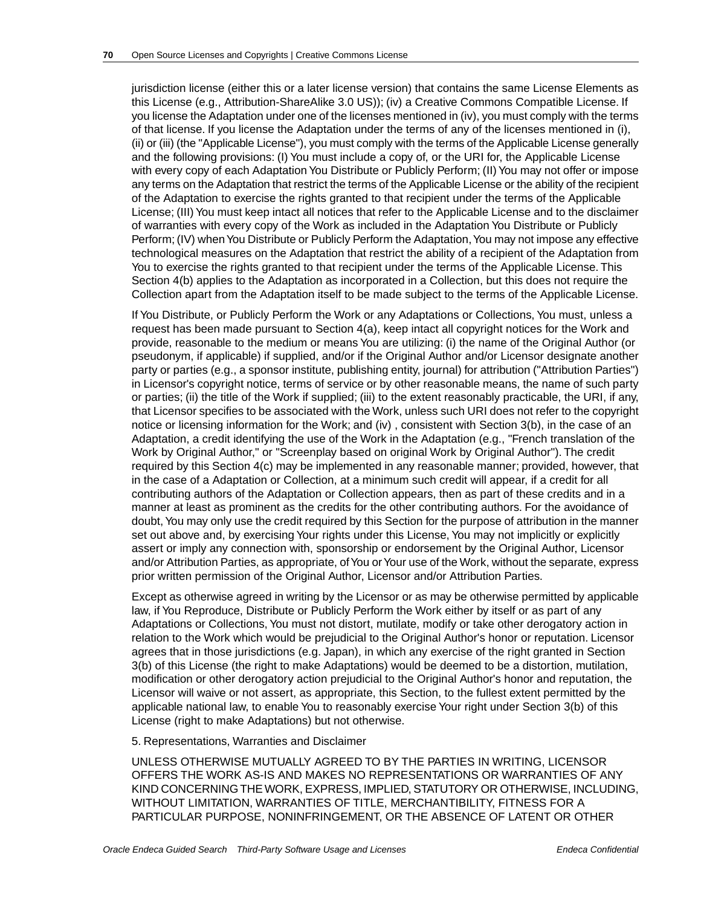jurisdiction license (either this or a later license version) that contains the same License Elements as this License (e.g., Attribution-ShareAlike 3.0 US)); (iv) a Creative Commons Compatible License. If you license the Adaptation under one of the licenses mentioned in (iv), you must comply with the terms of that license. If you license the Adaptation under the terms of any of the licenses mentioned in (i), (ii) or (iii) (the "Applicable License"), you must comply with the terms of the Applicable License generally and the following provisions: (I) You must include a copy of, or the URI for, the Applicable License with every copy of each Adaptation You Distribute or Publicly Perform; (II) You may not offer or impose any terms on the Adaptation that restrict the terms of the Applicable License or the ability of the recipient of the Adaptation to exercise the rights granted to that recipient under the terms of the Applicable License; (III) You must keep intact all notices that refer to the Applicable License and to the disclaimer of warranties with every copy of the Work as included in the Adaptation You Distribute or Publicly Perform; (IV) when You Distribute or Publicly Perform the Adaptation, You may not impose any effective technological measures on the Adaptation that restrict the ability of a recipient of the Adaptation from You to exercise the rights granted to that recipient under the terms of the Applicable License. This Section 4(b) applies to the Adaptation as incorporated in a Collection, but this does not require the Collection apart from the Adaptation itself to be made subject to the terms of the Applicable License.

If You Distribute, or Publicly Perform the Work or any Adaptations or Collections, You must, unless a request has been made pursuant to Section 4(a), keep intact all copyright notices for the Work and provide, reasonable to the medium or means You are utilizing: (i) the name of the Original Author (or pseudonym, if applicable) if supplied, and/or if the Original Author and/or Licensor designate another party or parties (e.g., a sponsor institute, publishing entity, journal) for attribution ("Attribution Parties") in Licensor's copyright notice, terms of service or by other reasonable means, the name of such party or parties; (ii) the title of the Work if supplied; (iii) to the extent reasonably practicable, the URI, if any, that Licensor specifies to be associated with the Work, unless such URI does not refer to the copyright notice or licensing information for the Work; and (iv) , consistent with Section 3(b), in the case of an Adaptation, a credit identifying the use of the Work in the Adaptation (e.g., "French translation of the Work by Original Author," or "Screenplay based on original Work by Original Author"). The credit required by this Section 4(c) may be implemented in any reasonable manner; provided, however, that in the case of a Adaptation or Collection, at a minimum such credit will appear, if a credit for all contributing authors of the Adaptation or Collection appears, then as part of these credits and in a manner at least as prominent as the credits for the other contributing authors. For the avoidance of doubt, You may only use the credit required by this Section for the purpose of attribution in the manner set out above and, by exercising Your rights under this License, You may not implicitly or explicitly assert or imply any connection with, sponsorship or endorsement by the Original Author, Licensor and/or Attribution Parties, as appropriate, of You or Your use of the Work, without the separate, express prior written permission of the Original Author, Licensor and/or Attribution Parties.

Except as otherwise agreed in writing by the Licensor or as may be otherwise permitted by applicable law, if You Reproduce, Distribute or Publicly Perform the Work either by itself or as part of any Adaptations or Collections, You must not distort, mutilate, modify or take other derogatory action in relation to the Work which would be prejudicial to the Original Author's honor or reputation. Licensor agrees that in those jurisdictions (e.g. Japan), in which any exercise of the right granted in Section 3(b) of this License (the right to make Adaptations) would be deemed to be a distortion, mutilation, modification or other derogatory action prejudicial to the Original Author's honor and reputation, the Licensor will waive or not assert, as appropriate, this Section, to the fullest extent permitted by the applicable national law, to enable You to reasonably exercise Your right under Section 3(b) of this License (right to make Adaptations) but not otherwise.

5. Representations, Warranties and Disclaimer

UNLESS OTHERWISE MUTUALLY AGREED TO BY THE PARTIES IN WRITING, LICENSOR OFFERS THE WORK AS-IS AND MAKES NO REPRESENTATIONS OR WARRANTIES OF ANY KIND CONCERNING THE WORK, EXPRESS, IMPLIED, STATUTORY OR OTHERWISE, INCLUDING, WITHOUT LIMITATION, WARRANTIES OF TITLE, MERCHANTIBILITY, FITNESS FOR A PARTICULAR PURPOSE, NONINFRINGEMENT, OR THE ABSENCE OF LATENT OR OTHER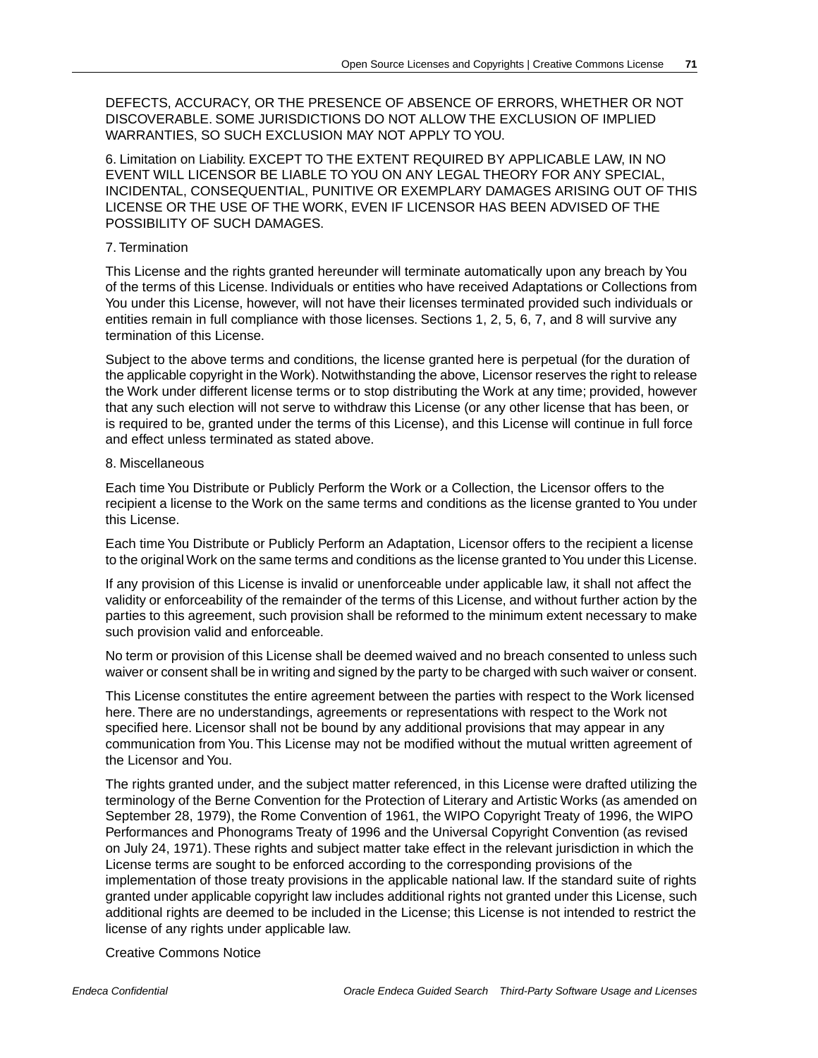DEFECTS, ACCURACY, OR THE PRESENCE OF ABSENCE OF ERRORS, WHETHER OR NOT DISCOVERABLE. SOME JURISDICTIONS DO NOT ALLOW THE EXCLUSION OF IMPLIED WARRANTIES, SO SUCH EXCLUSION MAY NOT APPLY TO YOU.

6. Limitation on Liability. EXCEPT TO THE EXTENT REQUIRED BY APPLICABLE LAW, IN NO EVENT WILL LICENSOR BE LIABLE TO YOU ON ANY LEGAL THEORY FOR ANY SPECIAL, INCIDENTAL, CONSEQUENTIAL, PUNITIVE OR EXEMPLARY DAMAGES ARISING OUT OF THIS LICENSE OR THE USE OF THE WORK, EVEN IF LICENSOR HAS BEEN ADVISED OF THE POSSIBILITY OF SUCH DAMAGES.

7. Termination

This License and the rights granted hereunder will terminate automatically upon any breach by You of the terms of this License. Individuals or entities who have received Adaptations or Collections from You under this License, however, will not have their licenses terminated provided such individuals or entities remain in full compliance with those licenses. Sections 1, 2, 5, 6, 7, and 8 will survive any termination of this License.

Subject to the above terms and conditions, the license granted here is perpetual (for the duration of the applicable copyright in the Work). Notwithstanding the above, Licensor reserves the right to release the Work under different license terms or to stop distributing the Work at any time; provided, however that any such election will not serve to withdraw this License (or any other license that has been, or is required to be, granted under the terms of this License), and this License will continue in full force and effect unless terminated as stated above.

8. Miscellaneous

Each time You Distribute or Publicly Perform the Work or a Collection, the Licensor offers to the recipient a license to the Work on the same terms and conditions as the license granted to You under this License.

Each time You Distribute or Publicly Perform an Adaptation, Licensor offers to the recipient a license to the original Work on the same terms and conditions as the license granted to You under this License.

If any provision of this License is invalid or unenforceable under applicable law, it shall not affect the validity or enforceability of the remainder of the terms of this License, and without further action by the parties to this agreement, such provision shall be reformed to the minimum extent necessary to make such provision valid and enforceable.

No term or provision of this License shall be deemed waived and no breach consented to unless such waiver or consent shall be in writing and signed by the party to be charged with such waiver or consent.

This License constitutes the entire agreement between the parties with respect to the Work licensed here. There are no understandings, agreements or representations with respect to the Work not specified here. Licensor shall not be bound by any additional provisions that may appear in any communication from You. This License may not be modified without the mutual written agreement of the Licensor and You.

The rights granted under, and the subject matter referenced, in this License were drafted utilizing the terminology of the Berne Convention for the Protection of Literary and Artistic Works (as amended on September 28, 1979), the Rome Convention of 1961, the WIPO Copyright Treaty of 1996, the WIPO Performances and Phonograms Treaty of 1996 and the Universal Copyright Convention (as revised on July 24, 1971). These rights and subject matter take effect in the relevant jurisdiction in which the License terms are sought to be enforced according to the corresponding provisions of the implementation of those treaty provisions in the applicable national law. If the standard suite of rights granted under applicable copyright law includes additional rights not granted under this License, such additional rights are deemed to be included in the License; this License is not intended to restrict the license of any rights under applicable law.

Creative Commons Notice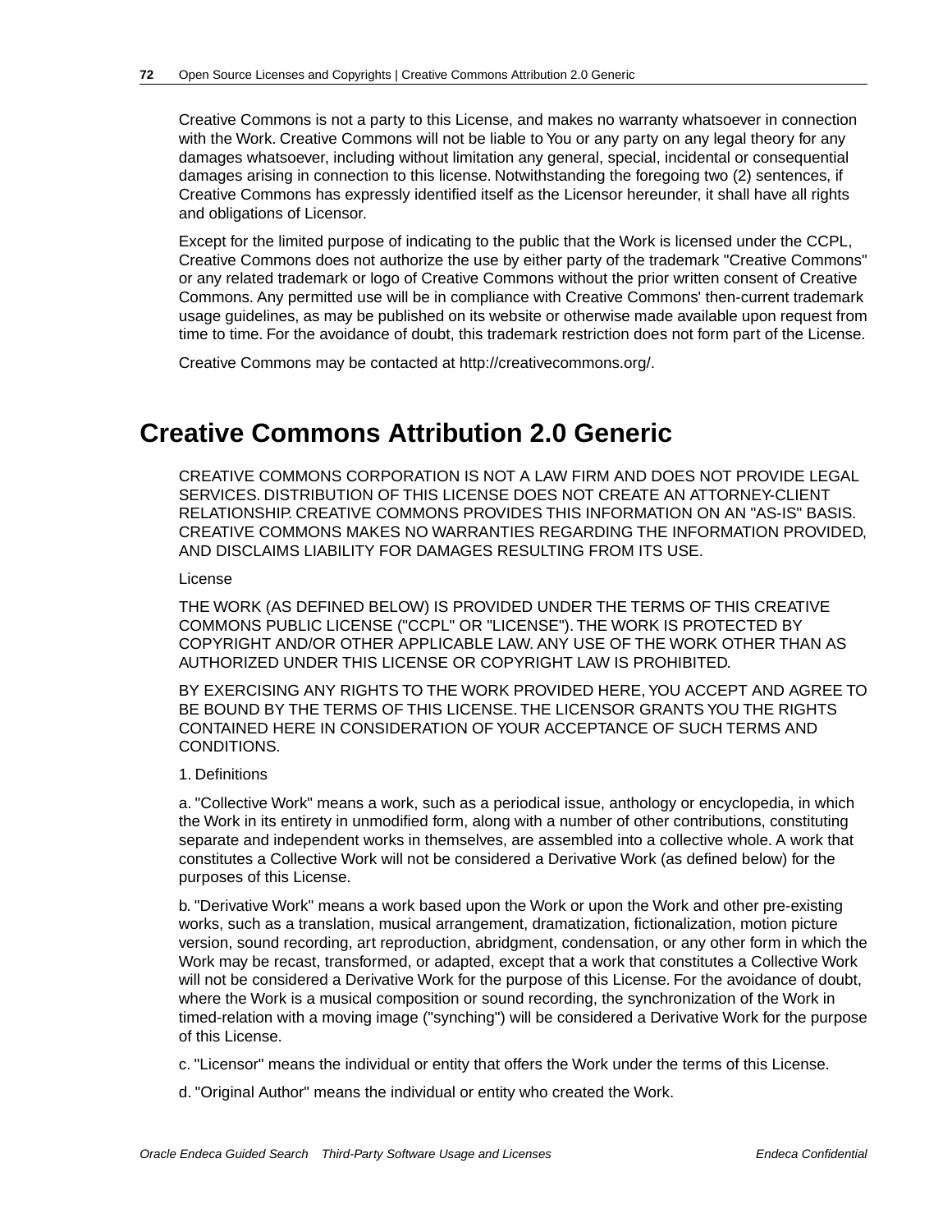Creative Commons is not a party to this License, and makes no warranty whatsoever in connection with the Work. Creative Commons will not be liable to You or any party on any legal theory for any damages whatsoever, including without limitation any general, special, incidental or consequential damages arising in connection to this license. Notwithstanding the foregoing two (2) sentences, if Creative Commons has expressly identified itself as the Licensor hereunder, it shall have all rights and obligations of Licensor.

Except for the limited purpose of indicating to the public that the Work is licensed under the CCPL, Creative Commons does not authorize the use by either party of the trademark "Creative Commons" or any related trademark or logo of Creative Commons without the prior written consent of Creative Commons. Any permitted use will be in compliance with Creative Commons' then-current trademark usage guidelines, as may be published on its website or otherwise made available upon request from time to time. For the avoidance of doubt, this trademark restriction does not form part of the License.

Creative Commons may be contacted at http://creativecommons.org/.

## Creative Commons Attribution 2.0 Generic

CREATIVE COMMONS CORPORATION IS NOT A LAW FIRM AND DOES NOT PROVIDE LEGAL SERVICES. DISTRIBUTION OF THIS LICENSE DOES NOT CREATE AN ATTORNEY-CLIENT RELATIONSHIP. CREATIVE COMMONS PROVIDES THIS INFORMATION ON AN "AS-IS" BASIS. CREATIVE COMMONS MAKES NO WARRANTIES REGARDING THE INFORMATION PROVIDED, AND DISCLAIMS LIABILITY FOR DAMAGES RESULTING FROM ITS USE.

License

THE WORK (AS DEFINED BELOW) IS PROVIDED UNDER THE TERMS OF THIS CREATIVE COMMONS PUBLIC LICENSE ("CCPL" OR "LICENSE"). THE WORK IS PROTECTED BY COPYRIGHT AND/OR OTHER APPLICABLE LAW. ANY USE OF THE WORK OTHER THAN AS AUTHORIZED UNDER THIS LICENSE OR COPYRIGHT LAW IS PROHIBITED.

BY EXERCISING ANY RIGHTS TO THE WORK PROVIDED HERE, YOU ACCEPT AND AGREE TO BE BOUND BY THE TERMS OF THIS LICENSE. THE LICENSOR GRANTS YOU THE RIGHTS CONTAINED HERE IN CONSIDERATION OF YOUR ACCEPTANCE OF SUCH TERMS AND CONDITIONS.

1. Definitions

a. "Collective Work" means a work, such as a periodical issue, anthology or encyclopedia, in which the Work in its entirety in unmodified form, along with a number of other contributions, constituting separate and independent works in themselves, are assembled into a collective whole. A work that constitutes a Collective Work will not be considered a Derivative Work (as defined below) for the purposes of this License.

b. "Derivative Work" means a work based upon the Work or upon the Work and other pre-existing works, such as a translation, musical arrangement, dramatization, fictionalization, motion picture version, sound recording, art reproduction, abridgment, condensation, or any other form in which the Work may be recast, transformed, or adapted, except that a work that constitutes a Collective Work will not be considered a Derivative Work for the purpose of this License. For the avoidance of doubt, where the Work is a musical composition or sound recording, the synchronization of the Work in timed-relation with a moving image ("synching") will be considered a Derivative Work for the purpose of this License.

c. "Licensor" means the individual or entity that offers the Work under the terms of this License.

d. "Original Author" means the individual or entity who created the Work.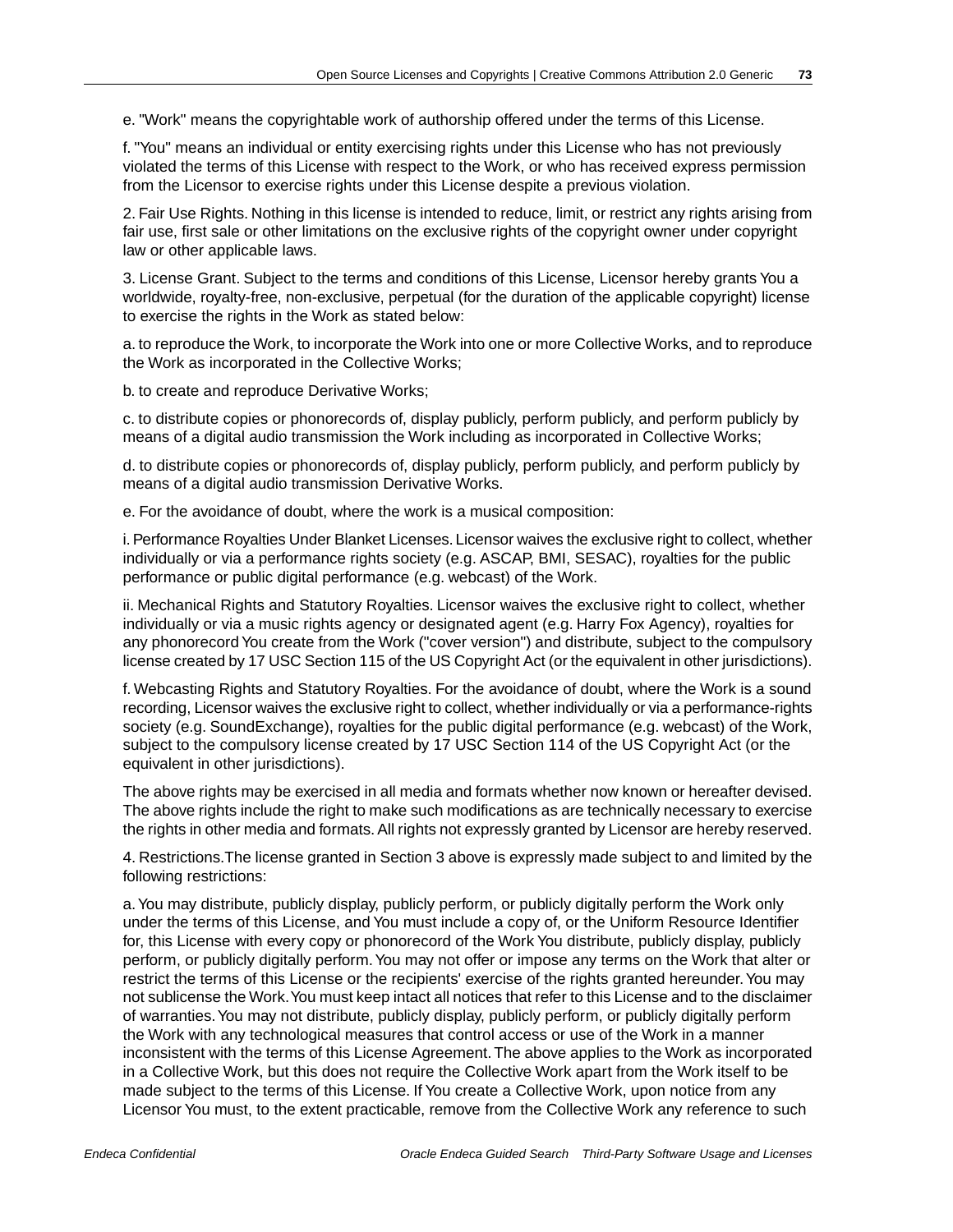e. "Work" means the copyrightable work of authorship offered under the terms of this License.

f. "You" means an individual or entity exercising rights under this License who has not previously violated the terms of this License with respect to the Work, or who has received express permission from the Licensor to exercise rights under this License despite a previous violation.

2. Fair Use Rights. Nothing in this license is intended to reduce, limit, or restrict any rights arising from fair use, first sale or other limitations on the exclusive rights of the copyright owner under copyright law or other applicable laws.

3. License Grant. Subject to the terms and conditions of this License, Licensor hereby grants You a worldwide, royalty-free, non-exclusive, perpetual (for the duration of the applicable copyright) license to exercise the rights in the Work as stated below:

a. to reproduce the Work, to incorporate the Work into one or more Collective Works, and to reproduce the Work as incorporated in the Collective Works;

b. to create and reproduce Derivative Works;

c. to distribute copies or phonorecords of, display publicly, perform publicly, and perform publicly by means of a digital audio transmission the Work including as incorporated in Collective Works;

d. to distribute copies or phonorecords of, display publicly, perform publicly, and perform publicly by means of a digital audio transmission Derivative Works.

e. For the avoidance of doubt, where the work is a musical composition:

i. Performance Royalties Under Blanket Licenses. Licensor waives the exclusive right to collect, whether individually or via a performance rights society (e.g. ASCAP, BMI, SESAC), royalties for the public performance or public digital performance (e.g. webcast) of the Work.

ii. Mechanical Rights and Statutory Royalties. Licensor waives the exclusive right to collect, whether individually or via a music rights agency or designated agent (e.g. Harry Fox Agency), royalties for any phonorecord You create from the Work ("cover version") and distribute, subject to the compulsory license created by 17 USC Section 115 of the US Copyright Act (or the equivalent in other jurisdictions).

f. Webcasting Rights and Statutory Royalties. For the avoidance of doubt, where the Work is a sound recording, Licensor waives the exclusive right to collect, whether individually or via a performance-rights society (e.g. SoundExchange), royalties for the public digital performance (e.g. webcast) of the Work, subject to the compulsory license created by 17 USC Section 114 of the US Copyright Act (or the equivalent in other jurisdictions).

The above rights may be exercised in all media and formats whether now known or hereafter devised. The above rights include the right to make such modifications as are technically necessary to exercise the rights in other media and formats. All rights not expressly granted by Licensor are hereby reserved.

4. Restrictions.The license granted in Section 3 above is expressly made subject to and limited by the following restrictions:

a. You may distribute, publicly display, publicly perform, or publicly digitally perform the Work only under the terms of this License, and You must include a copy of, or the Uniform Resource Identifier for, this License with every copy or phonorecord of the Work You distribute, publicly display, publicly perform, or publicly digitally perform. You may not offer or impose any terms on the Work that alter or restrict the terms of this License or the recipients' exercise of the rights granted hereunder. You may not sublicense the Work. You must keep intact all notices that refer to this License and to the disclaimer of warranties. You may not distribute, publicly display, publicly perform, or publicly digitally perform the Work with any technological measures that control access or use of the Work in a manner inconsistent with the terms of this License Agreement. The above applies to the Work as incorporated in a Collective Work, but this does not require the Collective Work apart from the Work itself to be made subject to the terms of this License. If You create a Collective Work, upon notice from any Licensor You must, to the extent practicable, remove from the Collective Work any reference to such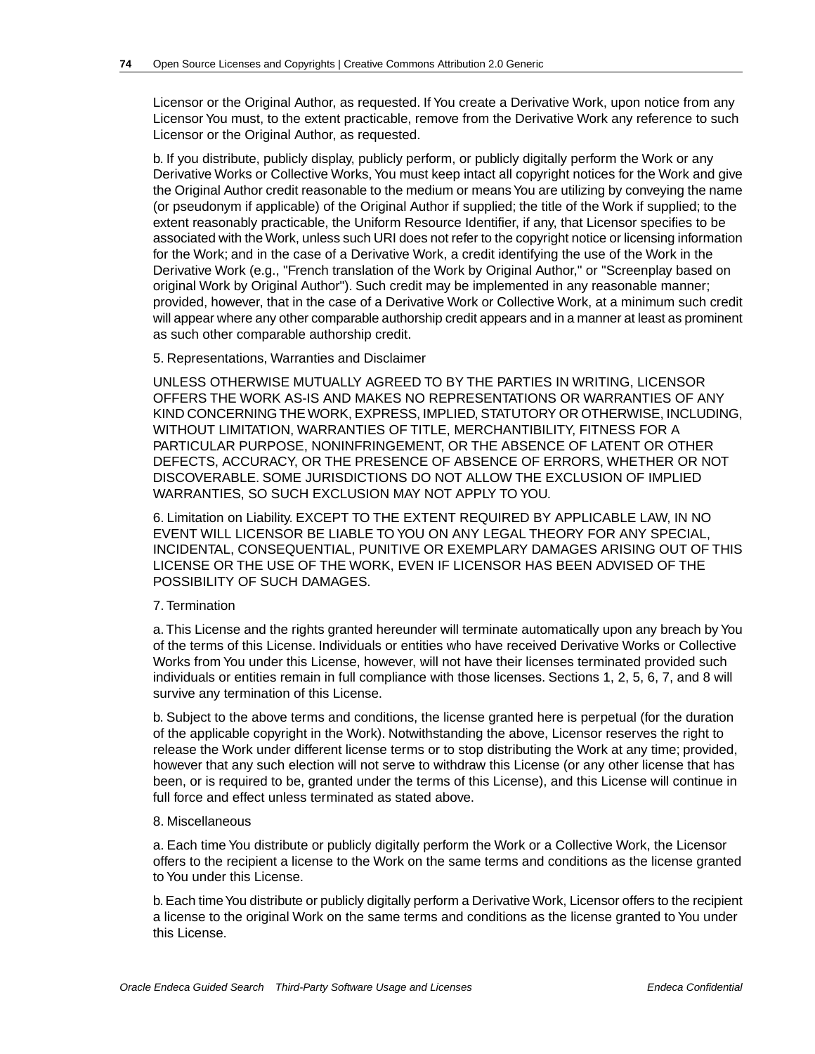Licensor or the Original Author, as requested. If You create a Derivative Work, upon notice from any Licensor You must, to the extent practicable, remove from the Derivative Work any reference to such Licensor or the Original Author, as requested.

b. If you distribute, publicly display, publicly perform, or publicly digitally perform the Work or any Derivative Works or Collective Works, You must keep intact all copyright notices for the Work and give the Original Author credit reasonable to the medium or means You are utilizing by conveying the name (or pseudonym if applicable) of the Original Author if supplied; the title of the Work if supplied; to the extent reasonably practicable, the Uniform Resource Identifier, if any, that Licensor specifies to be associated with the Work, unless such URI does not refer to the copyright notice or licensing information for the Work; and in the case of a Derivative Work, a credit identifying the use of the Work in the Derivative Work (e.g., "French translation of the Work by Original Author," or "Screenplay based on original Work by Original Author"). Such credit may be implemented in any reasonable manner; provided, however, that in the case of a Derivative Work or Collective Work, at a minimum such credit will appear where any other comparable authorship credit appears and in a manner at least as prominent as such other comparable authorship credit.

5. Representations, Warranties and Disclaimer

UNLESS OTHERWISE MUTUALLY AGREED TO BY THE PARTIES IN WRITING, LICENSOR OFFERS THE WORK AS-IS AND MAKES NO REPRESENTATIONS OR WARRANTIES OF ANY KIND CONCERNING THE WORK, EXPRESS, IMPLIED, STATUTORY OR OTHERWISE, INCLUDING, WITHOUT LIMITATION, WARRANTIES OF TITLE, MERCHANTIBILITY, FITNESS FOR A PARTICULAR PURPOSE, NONINFRINGEMENT, OR THE ABSENCE OF LATENT OR OTHER DEFECTS, ACCURACY, OR THE PRESENCE OF ABSENCE OF ERRORS, WHETHER OR NOT DISCOVERABLE. SOME JURISDICTIONS DO NOT ALLOW THE EXCLUSION OF IMPLIED WARRANTIES, SO SUCH EXCLUSION MAY NOT APPLY TO YOU.

6. Limitation on Liability. EXCEPT TO THE EXTENT REQUIRED BY APPLICABLE LAW, IN NO EVENT WILL LICENSOR BE LIABLE TO YOU ON ANY LEGAL THEORY FOR ANY SPECIAL, INCIDENTAL, CONSEQUENTIAL, PUNITIVE OR EXEMPLARY DAMAGES ARISING OUT OF THIS LICENSE OR THE USE OF THE WORK, EVEN IF LICENSOR HAS BEEN ADVISED OF THE POSSIBILITY OF SUCH DAMAGES.

7. Termination

a. This License and the rights granted hereunder will terminate automatically upon any breach by You of the terms of this License. Individuals or entities who have received Derivative Works or Collective Works from You under this License, however, will not have their licenses terminated provided such individuals or entities remain in full compliance with those licenses. Sections 1, 2, 5, 6, 7, and 8 will survive any termination of this License.

b. Subject to the above terms and conditions, the license granted here is perpetual (for the duration of the applicable copyright in the Work). Notwithstanding the above, Licensor reserves the right to release the Work under different license terms or to stop distributing the Work at any time; provided, however that any such election will not serve to withdraw this License (or any other license that has been, or is required to be, granted under the terms of this License), and this License will continue in full force and effect unless terminated as stated above.

8. Miscellaneous

a. Each time You distribute or publicly digitally perform the Work or a Collective Work, the Licensor offers to the recipient a license to the Work on the same terms and conditions as the license granted to You under this License.

b. Each time You distribute or publicly digitally perform a Derivative Work, Licensor offers to the recipient a license to the original Work on the same terms and conditions as the license granted to You under this License.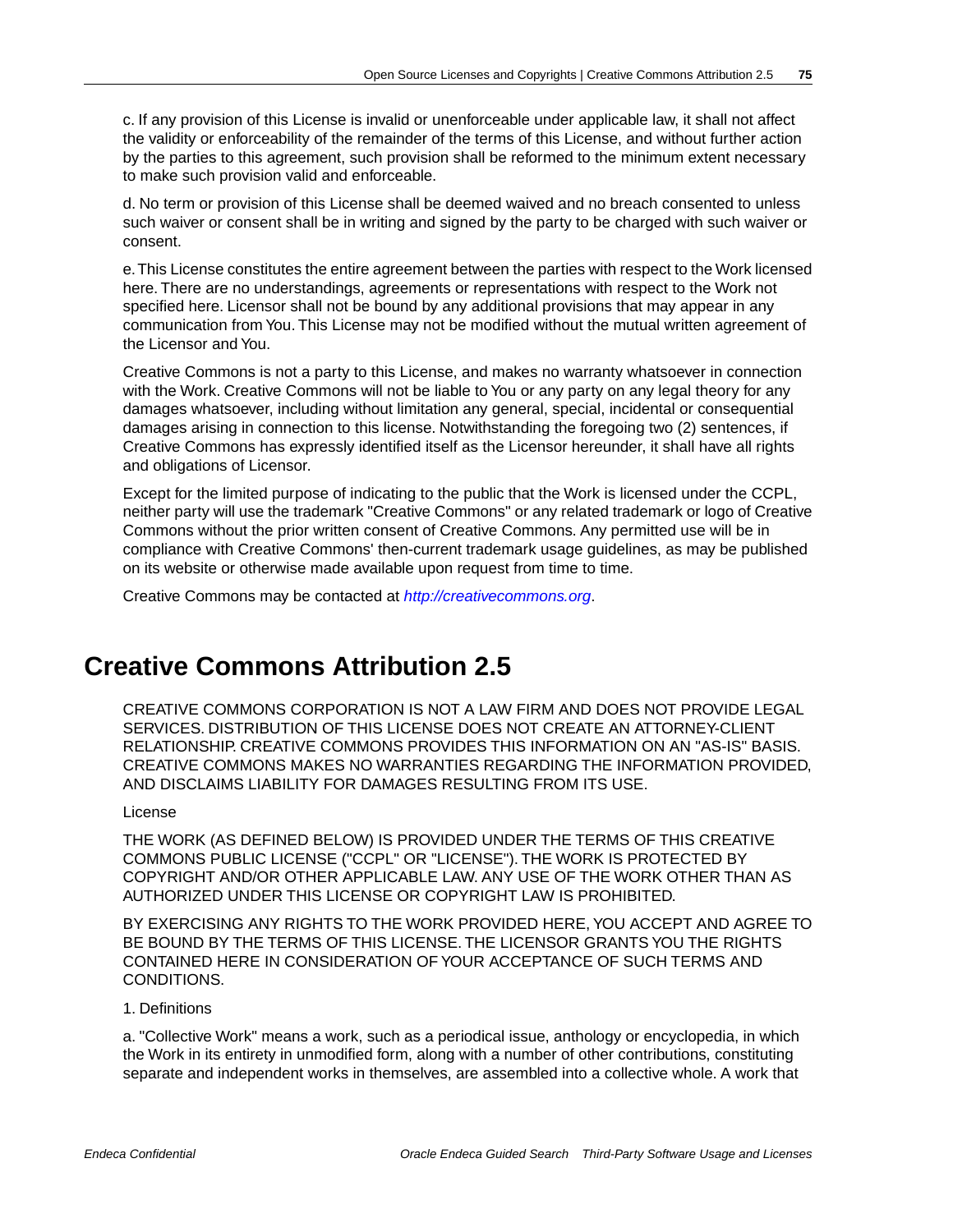c. If any provision of this License is invalid or unenforceable under applicable law, it shall not affect the validity or enforceability of the remainder of the terms of this License, and without further action by the parties to this agreement, such provision shall be reformed to the minimum extent necessary to make such provision valid and enforceable.

d. No term or provision of this License shall be deemed waived and no breach consented to unless such waiver or consent shall be in writing and signed by the party to be charged with such waiver or consent.

e. This License constitutes the entire agreement between the parties with respect to the Work licensed here. There are no understandings, agreements or representations with respect to the Work not specified here. Licensor shall not be bound by any additional provisions that may appear in any communication from You. This License may not be modified without the mutual written agreement of the Licensor and You.

Creative Commons is not a party to this License, and makes no warranty whatsoever in connection with the Work. Creative Commons will not be liable to You or any party on any legal theory for any damages whatsoever, including without limitation any general, special, incidental or consequential damages arising in connection to this license. Notwithstanding the foregoing two (2) sentences, if Creative Commons has expressly identified itself as the Licensor hereunder, it shall have all rights and obligations of Licensor.

Except for the limited purpose of indicating to the public that the Work is licensed under the CCPL, neither party will use the trademark "Creative Commons" or any related trademark or logo of Creative Commons without the prior written consent of Creative Commons. Any permitted use will be in compliance with Creative Commons' then-current trademark usage guidelines, as may be published on its website or otherwise made available upon request from time to time.

Creative Commons may be contacted at *http://creativecommons.org*.

# Creative Commons Attribution 2.5

CREATIVE COMMONS CORPORATION IS NOT A LAW FIRM AND DOES NOT PROVIDE LEGAL SERVICES. DISTRIBUTION OF THIS LICENSE DOES NOT CREATE AN ATTORNEY-CLIENT RELATIONSHIP. CREATIVE COMMONS PROVIDES THIS INFORMATION ON AN "AS-IS" BASIS. CREATIVE COMMONS MAKES NO WARRANTIES REGARDING THE INFORMATION PROVIDED, AND DISCLAIMS LIABILITY FOR DAMAGES RESULTING FROM ITS USE.

License

THE WORK (AS DEFINED BELOW) IS PROVIDED UNDER THE TERMS OF THIS CREATIVE COMMONS PUBLIC LICENSE ("CCPL" OR "LICENSE"). THE WORK IS PROTECTED BY COPYRIGHT AND/OR OTHER APPLICABLE LAW. ANY USE OF THE WORK OTHER THAN AS AUTHORIZED UNDER THIS LICENSE OR COPYRIGHT LAW IS PROHIBITED.

BY EXERCISING ANY RIGHTS TO THE WORK PROVIDED HERE, YOU ACCEPT AND AGREE TO BE BOUND BY THE TERMS OF THIS LICENSE. THE LICENSOR GRANTS YOU THE RIGHTS CONTAINED HERE IN CONSIDERATION OF YOUR ACCEPTANCE OF SUCH TERMS AND CONDITIONS.

1. Definitions

a. "Collective Work" means a work, such as a periodical issue, anthology or encyclopedia, in which the Work in its entirety in unmodified form, along with a number of other contributions, constituting separate and independent works in themselves, are assembled into a collective whole. A work that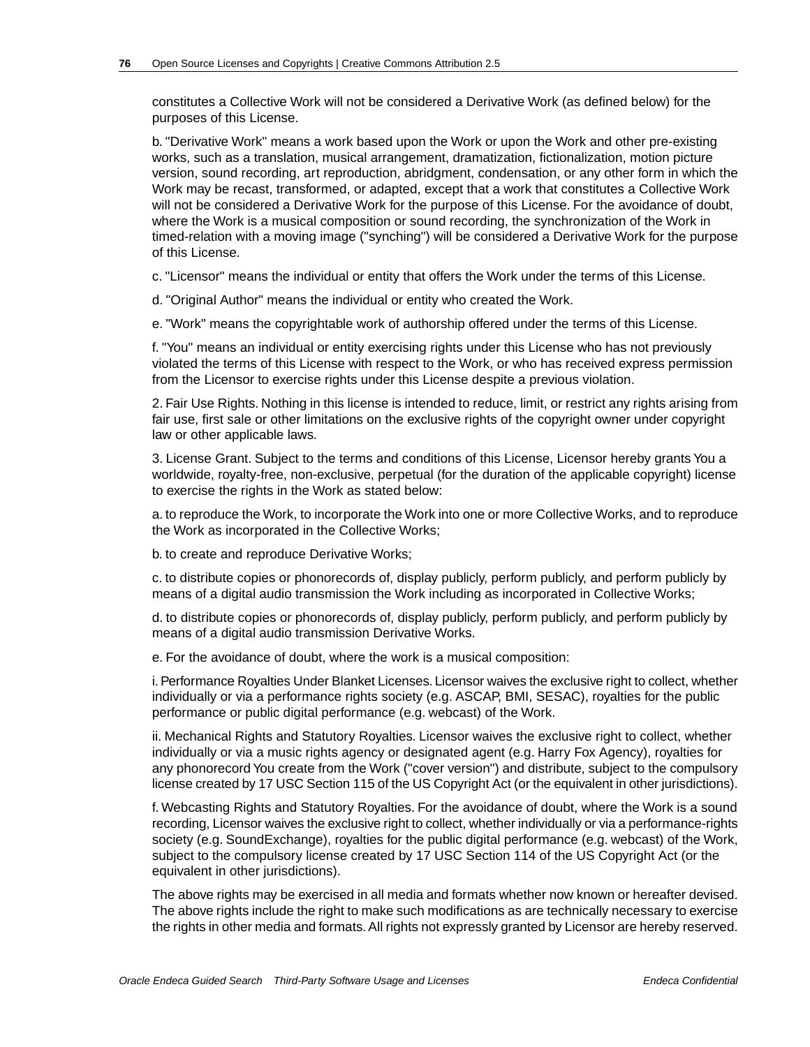constitutes a Collective Work will not be considered a Derivative Work (as defined below) for the purposes of this License.

b. "Derivative Work" means a work based upon the Work or upon the Work and other pre-existing works, such as a translation, musical arrangement, dramatization, fictionalization, motion picture version, sound recording, art reproduction, abridgment, condensation, or any other form in which the Work may be recast, transformed, or adapted, except that a work that constitutes a Collective Work will not be considered a Derivative Work for the purpose of this License. For the avoidance of doubt, where the Work is a musical composition or sound recording, the synchronization of the Work in timed-relation with a moving image ("synching") will be considered a Derivative Work for the purpose of this License.

c. "Licensor" means the individual or entity that offers the Work under the terms of this License.

d. "Original Author" means the individual or entity who created the Work.

e. "Work" means the copyrightable work of authorship offered under the terms of this License.

f. "You" means an individual or entity exercising rights under this License who has not previously violated the terms of this License with respect to the Work, or who has received express permission from the Licensor to exercise rights under this License despite a previous violation.

2. Fair Use Rights. Nothing in this license is intended to reduce, limit, or restrict any rights arising from fair use, first sale or other limitations on the exclusive rights of the copyright owner under copyright law or other applicable laws.

3. License Grant. Subject to the terms and conditions of this License, Licensor hereby grants You a worldwide, royalty-free, non-exclusive, perpetual (for the duration of the applicable copyright) license to exercise the rights in the Work as stated below:

a. to reproduce the Work, to incorporate the Work into one or more Collective Works, and to reproduce the Work as incorporated in the Collective Works;

b. to create and reproduce Derivative Works;

c. to distribute copies or phonorecords of, display publicly, perform publicly, and perform publicly by means of a digital audio transmission the Work including as incorporated in Collective Works;

d. to distribute copies or phonorecords of, display publicly, perform publicly, and perform publicly by means of a digital audio transmission Derivative Works.

e. For the avoidance of doubt, where the work is a musical composition:

i. Performance Royalties Under Blanket Licenses. Licensor waives the exclusive right to collect, whether individually or via a performance rights society (e.g. ASCAP, BMI, SESAC), royalties for the public performance or public digital performance (e.g. webcast) of the Work.

ii. Mechanical Rights and Statutory Royalties. Licensor waives the exclusive right to collect, whether individually or via a music rights agency or designated agent (e.g. Harry Fox Agency), royalties for any phonorecord You create from the Work ("cover version") and distribute, subject to the compulsory license created by 17 USC Section 115 of the US Copyright Act (or the equivalent in other jurisdictions).

f. Webcasting Rights and Statutory Royalties. For the avoidance of doubt, where the Work is a sound recording, Licensor waives the exclusive right to collect, whether individually or via a performance-rights society (e.g. SoundExchange), royalties for the public digital performance (e.g. webcast) of the Work, subject to the compulsory license created by 17 USC Section 114 of the US Copyright Act (or the equivalent in other jurisdictions).

The above rights may be exercised in all media and formats whether now known or hereafter devised. The above rights include the right to make such modifications as are technically necessary to exercise the rights in other media and formats. All rights not expressly granted by Licensor are hereby reserved.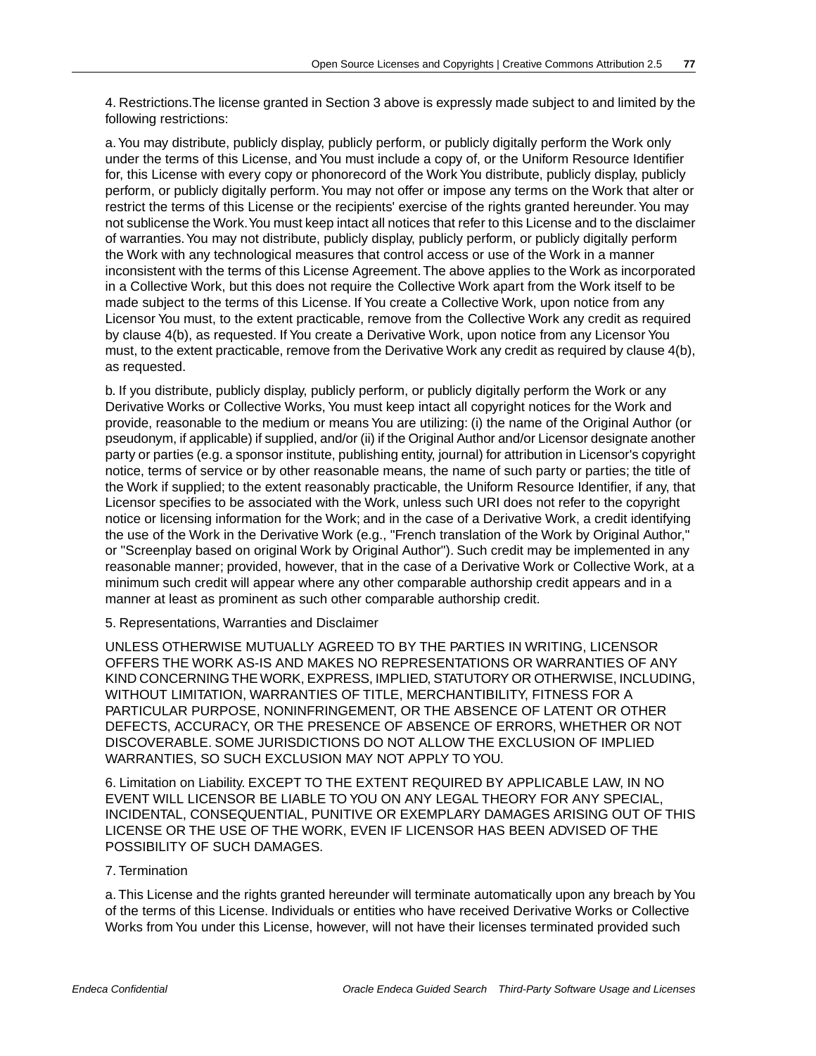4. Restrictions.The license granted in Section 3 above is expressly made subject to and limited by the following restrictions:

a. You may distribute, publicly display, publicly perform, or publicly digitally perform the Work only under the terms of this License, and You must include a copy of, or the Uniform Resource Identifier for, this License with every copy or phonorecord of the Work You distribute, publicly display, publicly perform, or publicly digitally perform. You may not offer or impose any terms on the Work that alter or restrict the terms of this License or the recipients' exercise of the rights granted hereunder. You may not sublicense the Work. You must keep intact all notices that refer to this License and to the disclaimer of warranties. You may not distribute, publicly display, publicly perform, or publicly digitally perform the Work with any technological measures that control access or use of the Work in a manner inconsistent with the terms of this License Agreement. The above applies to the Work as incorporated in a Collective Work, but this does not require the Collective Work apart from the Work itself to be made subject to the terms of this License. If You create a Collective Work, upon notice from any Licensor You must, to the extent practicable, remove from the Collective Work any credit as required by clause 4(b), as requested. If You create a Derivative Work, upon notice from any Licensor You must, to the extent practicable, remove from the Derivative Work any credit as required by clause 4(b), as requested.

b. If you distribute, publicly display, publicly perform, or publicly digitally perform the Work or any Derivative Works or Collective Works, You must keep intact all copyright notices for the Work and provide, reasonable to the medium or means You are utilizing: (i) the name of the Original Author (or pseudonym, if applicable) if supplied, and/or (ii) if the Original Author and/or Licensor designate another party or parties (e.g. a sponsor institute, publishing entity, journal) for attribution in Licensor's copyright notice, terms of service or by other reasonable means, the name of such party or parties; the title of the Work if supplied; to the extent reasonably practicable, the Uniform Resource Identifier, if any, that Licensor specifies to be associated with the Work, unless such URI does not refer to the copyright notice or licensing information for the Work; and in the case of a Derivative Work, a credit identifying the use of the Work in the Derivative Work (e.g., "French translation of the Work by Original Author," or "Screenplay based on original Work by Original Author"). Such credit may be implemented in any reasonable manner; provided, however, that in the case of a Derivative Work or Collective Work, at a minimum such credit will appear where any other comparable authorship credit appears and in a manner at least as prominent as such other comparable authorship credit.

5. Representations, Warranties and Disclaimer

UNLESS OTHERWISE MUTUALLY AGREED TO BY THE PARTIES IN WRITING, LICENSOR OFFERS THE WORK AS-IS AND MAKES NO REPRESENTATIONS OR WARRANTIES OF ANY KIND CONCERNING THE WORK, EXPRESS, IMPLIED, STATUTORY OR OTHERWISE, INCLUDING, WITHOUT LIMITATION, WARRANTIES OF TITLE, MERCHANTIBILITY, FITNESS FOR A PARTICULAR PURPOSE, NONINFRINGEMENT, OR THE ABSENCE OF LATENT OR OTHER DEFECTS, ACCURACY, OR THE PRESENCE OF ABSENCE OF ERRORS, WHETHER OR NOT DISCOVERABLE. SOME JURISDICTIONS DO NOT ALLOW THE EXCLUSION OF IMPLIED WARRANTIES, SO SUCH EXCLUSION MAY NOT APPLY TO YOU.

6. Limitation on Liability. EXCEPT TO THE EXTENT REQUIRED BY APPLICABLE LAW, IN NO EVENT WILL LICENSOR BE LIABLE TO YOU ON ANY LEGAL THEORY FOR ANY SPECIAL, INCIDENTAL, CONSEQUENTIAL, PUNITIVE OR EXEMPLARY DAMAGES ARISING OUT OF THIS LICENSE OR THE USE OF THE WORK, EVEN IF LICENSOR HAS BEEN ADVISED OF THE POSSIBILITY OF SUCH DAMAGES.

7. Termination

a. This License and the rights granted hereunder will terminate automatically upon any breach by You of the terms of this License. Individuals or entities who have received Derivative Works or Collective Works from You under this License, however, will not have their licenses terminated provided such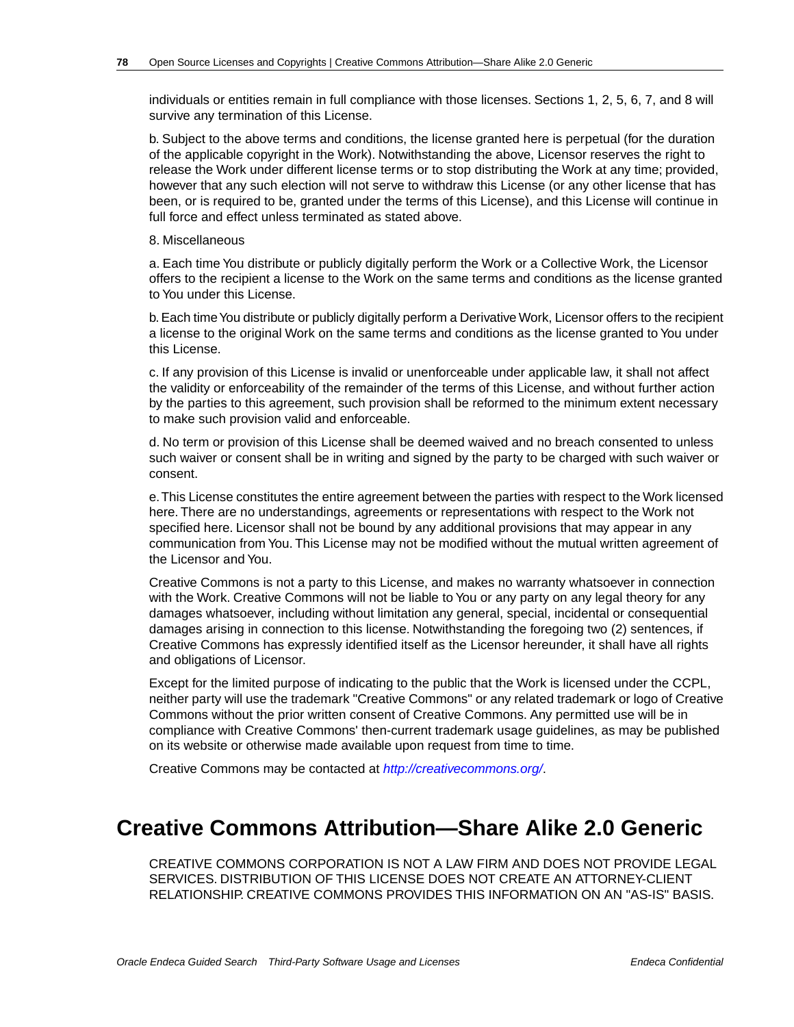individuals or entities remain in full compliance with those licenses. Sections 1, 2, 5, 6, 7, and 8 will survive any termination of this License.

b. Subject to the above terms and conditions, the license granted here is perpetual (for the duration of the applicable copyright in the Work). Notwithstanding the above, Licensor reserves the right to release the Work under different license terms or to stop distributing the Work at any time; provided, however that any such election will not serve to withdraw this License (or any other license that has been, or is required to be, granted under the terms of this License), and this License will continue in full force and effect unless terminated as stated above.

8. Miscellaneous

a. Each time You distribute or publicly digitally perform the Work or a Collective Work, the Licensor offers to the recipient a license to the Work on the same terms and conditions as the license granted to You under this License.

b. Each time You distribute or publicly digitally perform a Derivative Work, Licensor offers to the recipient a license to the original Work on the same terms and conditions as the license granted to You under this License.

c. If any provision of this License is invalid or unenforceable under applicable law, it shall not affect the validity or enforceability of the remainder of the terms of this License, and without further action by the parties to this agreement, such provision shall be reformed to the minimum extent necessary to make such provision valid and enforceable.

d. No term or provision of this License shall be deemed waived and no breach consented to unless such waiver or consent shall be in writing and signed by the party to be charged with such waiver or consent.

e. This License constitutes the entire agreement between the parties with respect to the Work licensed here. There are no understandings, agreements or representations with respect to the Work not specified here. Licensor shall not be bound by any additional provisions that may appear in any communication from You. This License may not be modified without the mutual written agreement of the Licensor and You.

Creative Commons is not a party to this License, and makes no warranty whatsoever in connection with the Work. Creative Commons will not be liable to You or any party on any legal theory for any damages whatsoever, including without limitation any general, special, incidental or consequential damages arising in connection to this license. Notwithstanding the foregoing two (2) sentences, if Creative Commons has expressly identified itself as the Licensor hereunder, it shall have all rights and obligations of Licensor.

Except for the limited purpose of indicating to the public that the Work is licensed under the CCPL, neither party will use the trademark "Creative Commons" or any related trademark or logo of Creative Commons without the prior written consent of Creative Commons. Any permitted use will be in compliance with Creative Commons' then-current trademark usage guidelines, as may be published on its website or otherwise made available upon request from time to time.

Creative Commons may be contacted at *http://creativecommons.org/*.

# Creative Commons Attribution—Share Alike 2.0 Generic

CREATIVE COMMONS CORPORATION IS NOT A LAW FIRM AND DOES NOT PROVIDE LEGAL SERVICES. DISTRIBUTION OF THIS LICENSE DOES NOT CREATE AN ATTORNEY-CLIENT RELATIONSHIP. CREATIVE COMMONS PROVIDES THIS INFORMATION ON AN "AS-IS" BASIS.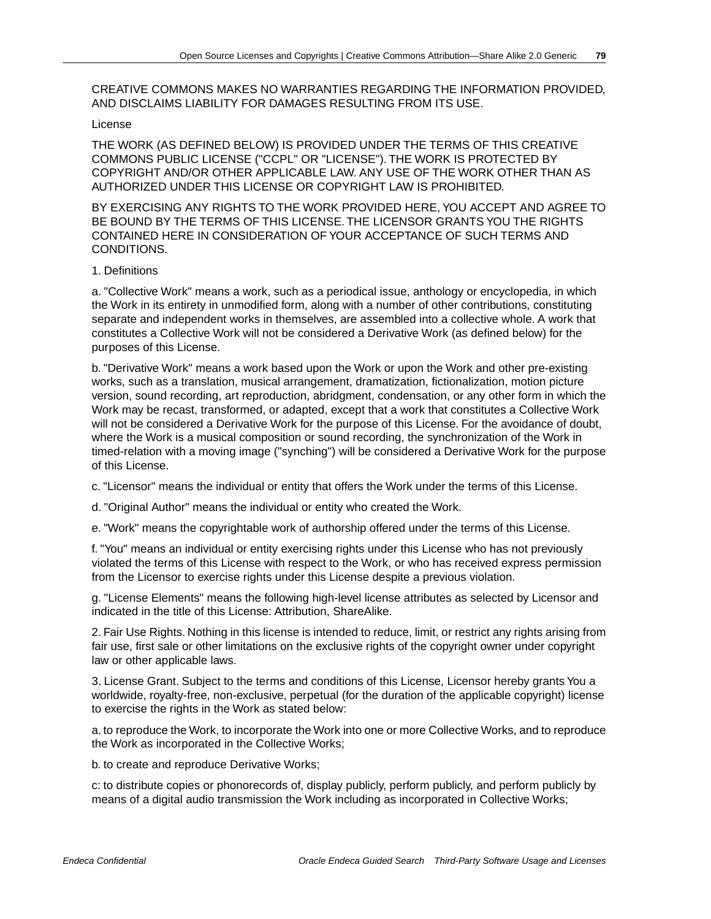CREATIVE COMMONS MAKES NO WARRANTIES REGARDING THE INFORMATION PROVIDED, AND DISCLAIMS LIABILITY FOR DAMAGES RESULTING FROM ITS USE.

License

THE WORK (AS DEFINED BELOW) IS PROVIDED UNDER THE TERMS OF THIS CREATIVE COMMONS PUBLIC LICENSE ("CCPL" OR "LICENSE"). THE WORK IS PROTECTED BY COPYRIGHT AND/OR OTHER APPLICABLE LAW. ANY USE OF THE WORK OTHER THAN AS AUTHORIZED UNDER THIS LICENSE OR COPYRIGHT LAW IS PROHIBITED.

BY EXERCISING ANY RIGHTS TO THE WORK PROVIDED HERE, YOU ACCEPT AND AGREE TO BE BOUND BY THE TERMS OF THIS LICENSE. THE LICENSOR GRANTS YOU THE RIGHTS CONTAINED HERE IN CONSIDERATION OF YOUR ACCEPTANCE OF SUCH TERMS AND CONDITIONS.

1. Definitions

a. "Collective Work" means a work, such as a periodical issue, anthology or encyclopedia, in which the Work in its entirety in unmodified form, along with a number of other contributions, constituting separate and independent works in themselves, are assembled into a collective whole. A work that constitutes a Collective Work will not be considered a Derivative Work (as defined below) for the purposes of this License.

b. "Derivative Work" means a work based upon the Work or upon the Work and other pre-existing works, such as a translation, musical arrangement, dramatization, fictionalization, motion picture version, sound recording, art reproduction, abridgment, condensation, or any other form in which the Work may be recast, transformed, or adapted, except that a work that constitutes a Collective Work will not be considered a Derivative Work for the purpose of this License. For the avoidance of doubt, where the Work is a musical composition or sound recording, the synchronization of the Work in timed-relation with a moving image ("synching") will be considered a Derivative Work for the purpose of this License.

c. "Licensor" means the individual or entity that offers the Work under the terms of this License.

d. "Original Author" means the individual or entity who created the Work.

e. "Work" means the copyrightable work of authorship offered under the terms of this License.

f. "You" means an individual or entity exercising rights under this License who has not previously violated the terms of this License with respect to the Work, or who has received express permission from the Licensor to exercise rights under this License despite a previous violation.

g. "License Elements" means the following high-level license attributes as selected by Licensor and indicated in the title of this License: Attribution, ShareAlike.

2. Fair Use Rights. Nothing in this license is intended to reduce, limit, or restrict any rights arising from fair use, first sale or other limitations on the exclusive rights of the copyright owner under copyright law or other applicable laws.

3. License Grant. Subject to the terms and conditions of this License, Licensor hereby grants You a worldwide, royalty-free, non-exclusive, perpetual (for the duration of the applicable copyright) license to exercise the rights in the Work as stated below:

a. to reproduce the Work, to incorporate the Work into one or more Collective Works, and to reproduce the Work as incorporated in the Collective Works;

b. to create and reproduce Derivative Works;

c: to distribute copies or phonorecords of, display publicly, perform publicly, and perform publicly by means of a digital audio transmission the Work including as incorporated in Collective Works;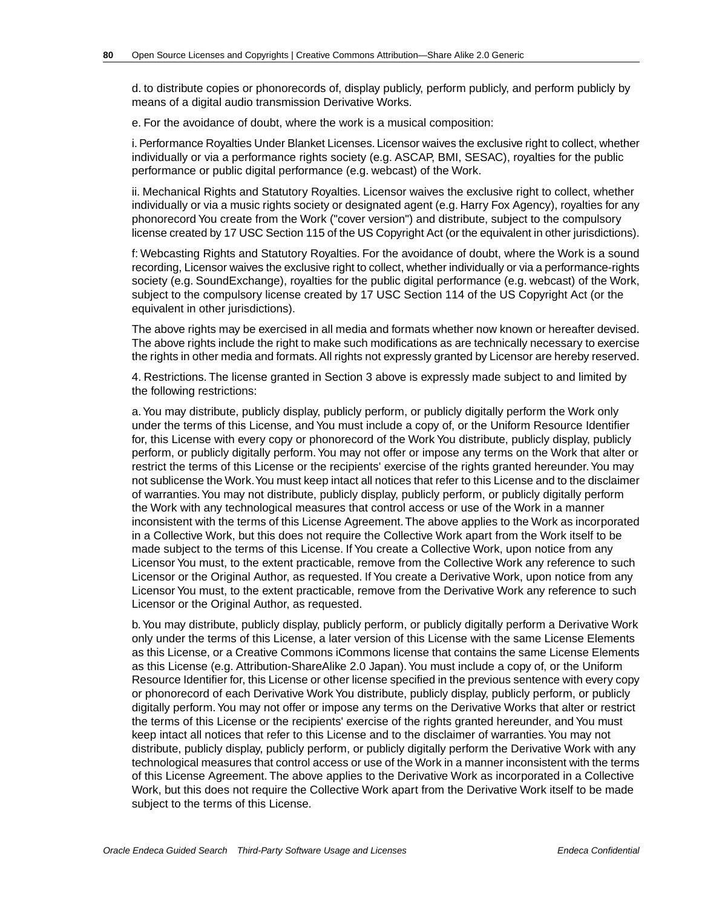d. to distribute copies or phonorecords of, display publicly, perform publicly, and perform publicly by means of a digital audio transmission Derivative Works.

e. For the avoidance of doubt, where the work is a musical composition:

i. Performance Royalties Under Blanket Licenses. Licensor waives the exclusive right to collect, whether individually or via a performance rights society (e.g. ASCAP, BMI, SESAC), royalties for the public performance or public digital performance (e.g. webcast) of the Work.

ii. Mechanical Rights and Statutory Royalties. Licensor waives the exclusive right to collect, whether individually or via a music rights society or designated agent (e.g. Harry Fox Agency), royalties for any phonorecord You create from the Work ("cover version") and distribute, subject to the compulsory license created by 17 USC Section 115 of the US Copyright Act (or the equivalent in other jurisdictions).

f: Webcasting Rights and Statutory Royalties. For the avoidance of doubt, where the Work is a sound recording, Licensor waives the exclusive right to collect, whether individually or via a performance-rights society (e.g. SoundExchange), royalties for the public digital performance (e.g. webcast) of the Work, subject to the compulsory license created by 17 USC Section 114 of the US Copyright Act (or the equivalent in other jurisdictions).

The above rights may be exercised in all media and formats whether now known or hereafter devised. The above rights include the right to make such modifications as are technically necessary to exercise the rights in other media and formats. All rights not expressly granted by Licensor are hereby reserved.

4. Restrictions. The license granted in Section 3 above is expressly made subject to and limited by the following restrictions:

a. You may distribute, publicly display, publicly perform, or publicly digitally perform the Work only under the terms of this License, and You must include a copy of, or the Uniform Resource Identifier for, this License with every copy or phonorecord of the Work You distribute, publicly display, publicly perform, or publicly digitally perform. You may not offer or impose any terms on the Work that alter or restrict the terms of this License or the recipients' exercise of the rights granted hereunder. You may not sublicense the Work. You must keep intact all notices that refer to this License and to the disclaimer of warranties. You may not distribute, publicly display, publicly perform, or publicly digitally perform the Work with any technological measures that control access or use of the Work in a manner inconsistent with the terms of this License Agreement. The above applies to the Work as incorporated in a Collective Work, but this does not require the Collective Work apart from the Work itself to be made subject to the terms of this License. If You create a Collective Work, upon notice from any Licensor You must, to the extent practicable, remove from the Collective Work any reference to such Licensor or the Original Author, as requested. If You create a Derivative Work, upon notice from any Licensor You must, to the extent practicable, remove from the Derivative Work any reference to such Licensor or the Original Author, as requested.

b. You may distribute, publicly display, publicly perform, or publicly digitally perform a Derivative Work only under the terms of this License, a later version of this License with the same License Elements as this License, or a Creative Commons iCommons license that contains the same License Elements as this License (e.g. Attribution-ShareAlike 2.0 Japan). You must include a copy of, or the Uniform Resource Identifier for, this License or other license specified in the previous sentence with every copy or phonorecord of each Derivative Work You distribute, publicly display, publicly perform, or publicly digitally perform. You may not offer or impose any terms on the Derivative Works that alter or restrict the terms of this License or the recipients' exercise of the rights granted hereunder, and You must keep intact all notices that refer to this License and to the disclaimer of warranties. You may not distribute, publicly display, publicly perform, or publicly digitally perform the Derivative Work with any technological measures that control access or use of the Work in a manner inconsistent with the terms of this License Agreement. The above applies to the Derivative Work as incorporated in a Collective Work, but this does not require the Collective Work apart from the Derivative Work itself to be made subject to the terms of this License.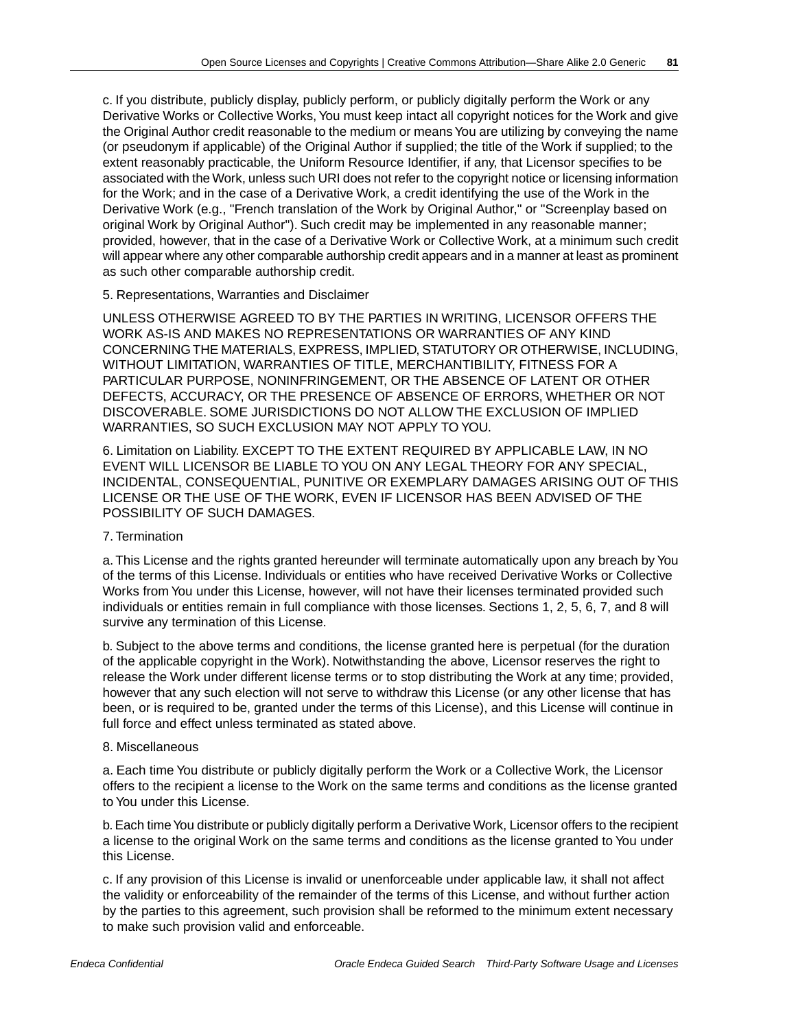c. If you distribute, publicly display, publicly perform, or publicly digitally perform the Work or any Derivative Works or Collective Works, You must keep intact all copyright notices for the Work and give the Original Author credit reasonable to the medium or means You are utilizing by conveying the name (or pseudonym if applicable) of the Original Author if supplied; the title of the Work if supplied; to the extent reasonably practicable, the Uniform Resource Identifier, if any, that Licensor specifies to be associated with the Work, unless such URI does not refer to the copyright notice or licensing information for the Work; and in the case of a Derivative Work, a credit identifying the use of the Work in the Derivative Work (e.g., "French translation of the Work by Original Author," or "Screenplay based on original Work by Original Author"). Such credit may be implemented in any reasonable manner; provided, however, that in the case of a Derivative Work or Collective Work, at a minimum such credit will appear where any other comparable authorship credit appears and in a manner at least as prominent as such other comparable authorship credit.

5. Representations, Warranties and Disclaimer

UNLESS OTHERWISE AGREED TO BY THE PARTIES IN WRITING, LICENSOR OFFERS THE WORK AS-IS AND MAKES NO REPRESENTATIONS OR WARRANTIES OF ANY KIND CONCERNING THE MATERIALS, EXPRESS, IMPLIED, STATUTORY OR OTHERWISE, INCLUDING, WITHOUT LIMITATION, WARRANTIES OF TITLE, MERCHANTIBILITY, FITNESS FOR A PARTICULAR PURPOSE, NONINFRINGEMENT, OR THE ABSENCE OF LATENT OR OTHER DEFECTS, ACCURACY, OR THE PRESENCE OF ABSENCE OF ERRORS, WHETHER OR NOT DISCOVERABLE. SOME JURISDICTIONS DO NOT ALLOW THE EXCLUSION OF IMPLIED WARRANTIES, SO SUCH EXCLUSION MAY NOT APPLY TO YOU.

6. Limitation on Liability. EXCEPT TO THE EXTENT REQUIRED BY APPLICABLE LAW, IN NO EVENT WILL LICENSOR BE LIABLE TO YOU ON ANY LEGAL THEORY FOR ANY SPECIAL, INCIDENTAL, CONSEQUENTIAL, PUNITIVE OR EXEMPLARY DAMAGES ARISING OUT OF THIS LICENSE OR THE USE OF THE WORK, EVEN IF LICENSOR HAS BEEN ADVISED OF THE POSSIBILITY OF SUCH DAMAGES.

7. Termination

a. This License and the rights granted hereunder will terminate automatically upon any breach by You of the terms of this License. Individuals or entities who have received Derivative Works or Collective Works from You under this License, however, will not have their licenses terminated provided such individuals or entities remain in full compliance with those licenses. Sections 1, 2, 5, 6, 7, and 8 will survive any termination of this License.

b. Subject to the above terms and conditions, the license granted here is perpetual (for the duration of the applicable copyright in the Work). Notwithstanding the above, Licensor reserves the right to release the Work under different license terms or to stop distributing the Work at any time; provided, however that any such election will not serve to withdraw this License (or any other license that has been, or is required to be, granted under the terms of this License), and this License will continue in full force and effect unless terminated as stated above.

8. Miscellaneous

a. Each time You distribute or publicly digitally perform the Work or a Collective Work, the Licensor offers to the recipient a license to the Work on the same terms and conditions as the license granted to You under this License.

b. Each time You distribute or publicly digitally perform a Derivative Work, Licensor offers to the recipient a license to the original Work on the same terms and conditions as the license granted to You under this License.

c. If any provision of this License is invalid or unenforceable under applicable law, it shall not affect the validity or enforceability of the remainder of the terms of this License, and without further action by the parties to this agreement, such provision shall be reformed to the minimum extent necessary to make such provision valid and enforceable.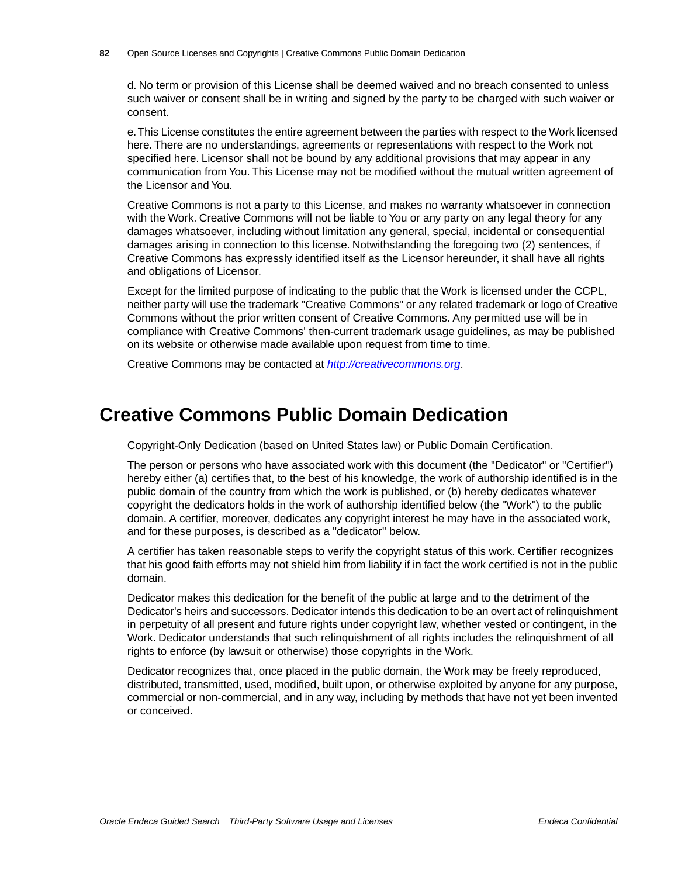d. No term or provision of this License shall be deemed waived and no breach consented to unless such waiver or consent shall be in writing and signed by the party to be charged with such waiver or consent.

e. This License constitutes the entire agreement between the parties with respect to the Work licensed here. There are no understandings, agreements or representations with respect to the Work not specified here. Licensor shall not be bound by any additional provisions that may appear in any communication from You. This License may not be modified without the mutual written agreement of the Licensor and You.

Creative Commons is not a party to this License, and makes no warranty whatsoever in connection with the Work. Creative Commons will not be liable to You or any party on any legal theory for any damages whatsoever, including without limitation any general, special, incidental or consequential damages arising in connection to this license. Notwithstanding the foregoing two (2) sentences, if Creative Commons has expressly identified itself as the Licensor hereunder, it shall have all rights and obligations of Licensor.

Except for the limited purpose of indicating to the public that the Work is licensed under the CCPL, neither party will use the trademark "Creative Commons" or any related trademark or logo of Creative Commons without the prior written consent of Creative Commons. Any permitted use will be in compliance with Creative Commons' then-current trademark usage guidelines, as may be published on its website or otherwise made available upon request from time to time.

Creative Commons may be contacted at *http://creativecommons.org*.

# Creative Commons Public Domain Dedication

Copyright-Only Dedication (based on United States law) or Public Domain Certification.

The person or persons who have associated work with this document (the "Dedicator" or "Certifier") hereby either (a) certifies that, to the best of his knowledge, the work of authorship identified is in the public domain of the country from which the work is published, or (b) hereby dedicates whatever copyright the dedicators holds in the work of authorship identified below (the "Work") to the public domain. A certifier, moreover, dedicates any copyright interest he may have in the associated work, and for these purposes, is described as a "dedicator" below.

A certifier has taken reasonable steps to verify the copyright status of this work. Certifier recognizes that his good faith efforts may not shield him from liability if in fact the work certified is not in the public domain.

Dedicator makes this dedication for the benefit of the public at large and to the detriment of the Dedicator's heirs and successors. Dedicator intends this dedication to be an overt act of relinquishment in perpetuity of all present and future rights under copyright law, whether vested or contingent, in the Work. Dedicator understands that such relinquishment of all rights includes the relinquishment of all rights to enforce (by lawsuit or otherwise) those copyrights in the Work.

Dedicator recognizes that, once placed in the public domain, the Work may be freely reproduced, distributed, transmitted, used, modified, built upon, or otherwise exploited by anyone for any purpose, commercial or non-commercial, and in any way, including by methods that have not yet been invented or conceived.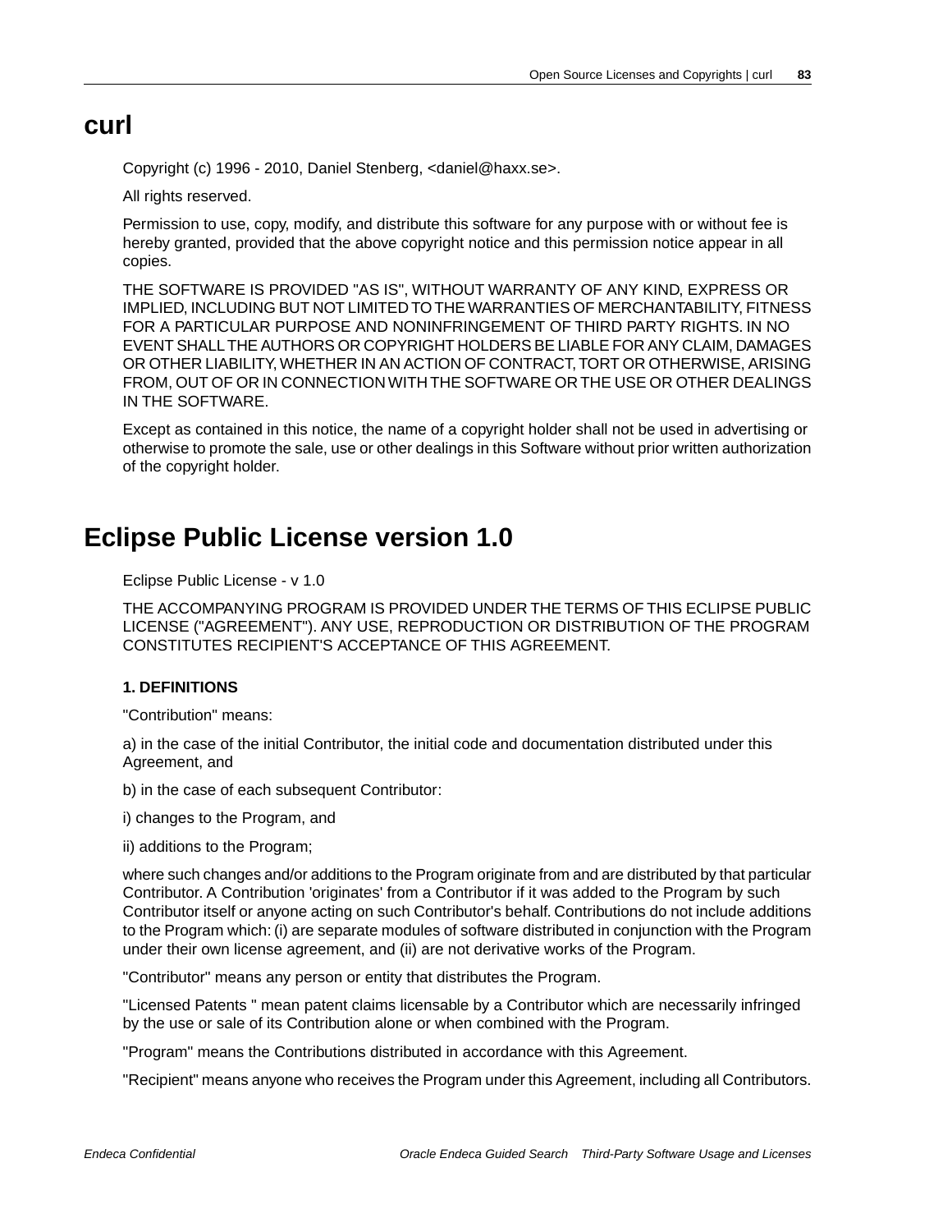# curl

Copyright (c) 1996 - 2010, Daniel Stenberg, <daniel@haxx.se>.

All rights reserved.

Permission to use, copy, modify, and distribute this software for any purpose with or without fee is hereby granted, provided that the above copyright notice and this permission notice appear in all copies.

THE SOFTWARE IS PROVIDED "AS IS", WITHOUT WARRANTY OF ANY KIND, EXPRESS OR IMPLIED, INCLUDING BUT NOT LIMITED TO THE WARRANTIES OF MERCHANTABILITY, FITNESS FOR A PARTICULAR PURPOSE AND NONINFRINGEMENT OF THIRD PARTY RIGHTS. IN NO EVENT SHALL THE AUTHORS OR COPYRIGHT HOLDERS BE LIABLE FOR ANY CLAIM, DAMAGES OR OTHER LIABILITY, WHETHER IN AN ACTION OF CONTRACT, TORT OR OTHERWISE, ARISING FROM, OUT OF OR IN CONNECTION WITH THE SOFTWARE OR THE USE OR OTHER DEALINGS IN THE SOFTWARE.

Except as contained in this notice, the name of a copyright holder shall not be used in advertising or otherwise to promote the sale, use or other dealings in this Software without prior written authorization of the copyright holder.

# Eclipse Public License version 1.0

Eclipse Public License - v 1.0

THE ACCOMPANYING PROGRAM IS PROVIDED UNDER THE TERMS OF THIS ECLIPSE PUBLIC LICENSE ("AGREEMENT"). ANY USE, REPRODUCTION OR DISTRIBUTION OF THE PROGRAM CONSTITUTES RECIPIENT'S ACCEPTANCE OF THIS AGREEMENT.

**1. DEFINITIONS**

"Contribution" means:

a) in the case of the initial Contributor, the initial code and documentation distributed under this Agreement, and

b) in the case of each subsequent Contributor:

i) changes to the Program, and

ii) additions to the Program;

where such changes and/or additions to the Program originate from and are distributed by that particular Contributor. A Contribution 'originates' from a Contributor if it was added to the Program by such Contributor itself or anyone acting on such Contributor's behalf. Contributions do not include additions to the Program which: (i) are separate modules of software distributed in conjunction with the Program under their own license agreement, and (ii) are not derivative works of the Program.

"Contributor" means any person or entity that distributes the Program.

"Licensed Patents " mean patent claims licensable by a Contributor which are necessarily infringed by the use or sale of its Contribution alone or when combined with the Program.

"Program" means the Contributions distributed in accordance with this Agreement.

"Recipient" means anyone who receives the Program under this Agreement, including all Contributors.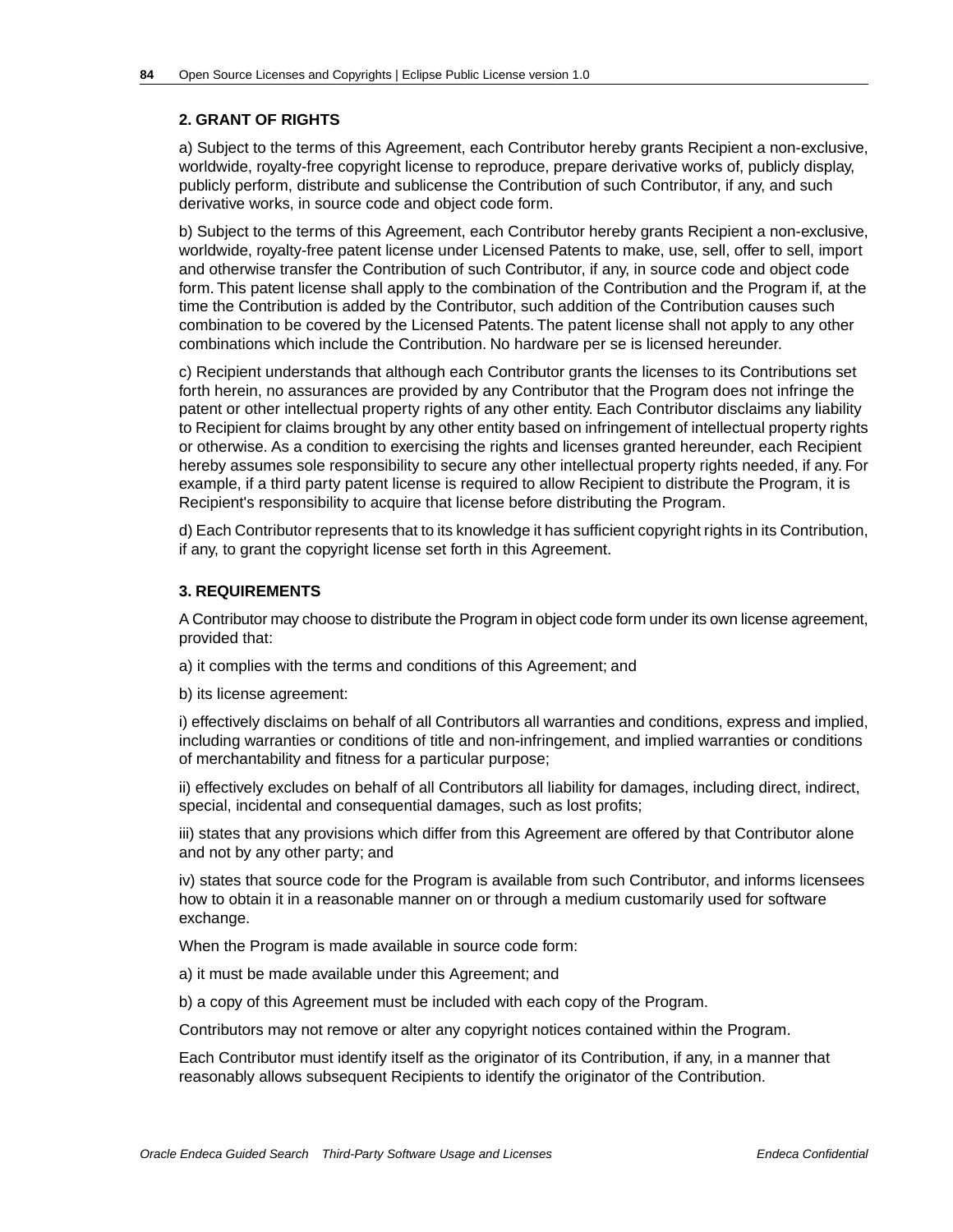### 2. GRANT OF RIGHTS

a) Subject to the terms of this Agreement, each Contributor hereby grants Recipient a non-exclusive, worldwide, royalty-free copyright license to reproduce, prepare derivative works of, publicly display, publicly perform, distribute and sublicense the Contribution of such Contributor, if any, and such derivative works, in source code and object code form.

b) Subject to the terms of this Agreement, each Contributor hereby grants Recipient a non-exclusive, worldwide, royalty-free patent license under Licensed Patents to make, use, sell, offer to sell, import and otherwise transfer the Contribution of such Contributor, if any, in source code and object code form. This patent license shall apply to the combination of the Contribution and the Program if, at the time the Contribution is added by the Contributor, such addition of the Contribution causes such combination to be covered by the Licensed Patents. The patent license shall not apply to any other combinations which include the Contribution. No hardware per se is licensed hereunder.

c) Recipient understands that although each Contributor grants the licenses to its Contributions set forth herein, no assurances are provided by any Contributor that the Program does not infringe the patent or other intellectual property rights of any other entity. Each Contributor disclaims any liability to Recipient for claims brought by any other entity based on infringement of intellectual property rights or otherwise. As a condition to exercising the rights and licenses granted hereunder, each Recipient hereby assumes sole responsibility to secure any other intellectual property rights needed, if any. For example, if a third party patent license is required to allow Recipient to distribute the Program, it is Recipient's responsibility to acquire that license before distributing the Program.

d) Each Contributor represents that to its knowledge it has sufficient copyright rights in its Contribution, if any, to grant the copyright license set forth in this Agreement.

### 3. REQUIREMENTS

A Contributor may choose to distribute the Program in object code form under its own license agreement, provided that:

a) it complies with the terms and conditions of this Agreement; and

b) its license agreement:

i) effectively disclaims on behalf of all Contributors all warranties and conditions, express and implied, including warranties or conditions of title and non-infringement, and implied warranties or conditions of merchantability and fitness for a particular purpose;

ii) effectively excludes on behalf of all Contributors all liability for damages, including direct, indirect, special, incidental and consequential damages, such as lost profits;

iii) states that any provisions which differ from this Agreement are offered by that Contributor alone and not by any other party; and

iv) states that source code for the Program is available from such Contributor, and informs licensees how to obtain it in a reasonable manner on or through a medium customarily used for software exchange.

When the Program is made available in source code form:

a) it must be made available under this Agreement; and

b) a copy of this Agreement must be included with each copy of the Program.

Contributors may not remove or alter any copyright notices contained within the Program.

Each Contributor must identify itself as the originator of its Contribution, if any, in a manner that reasonably allows subsequent Recipients to identify the originator of the Contribution.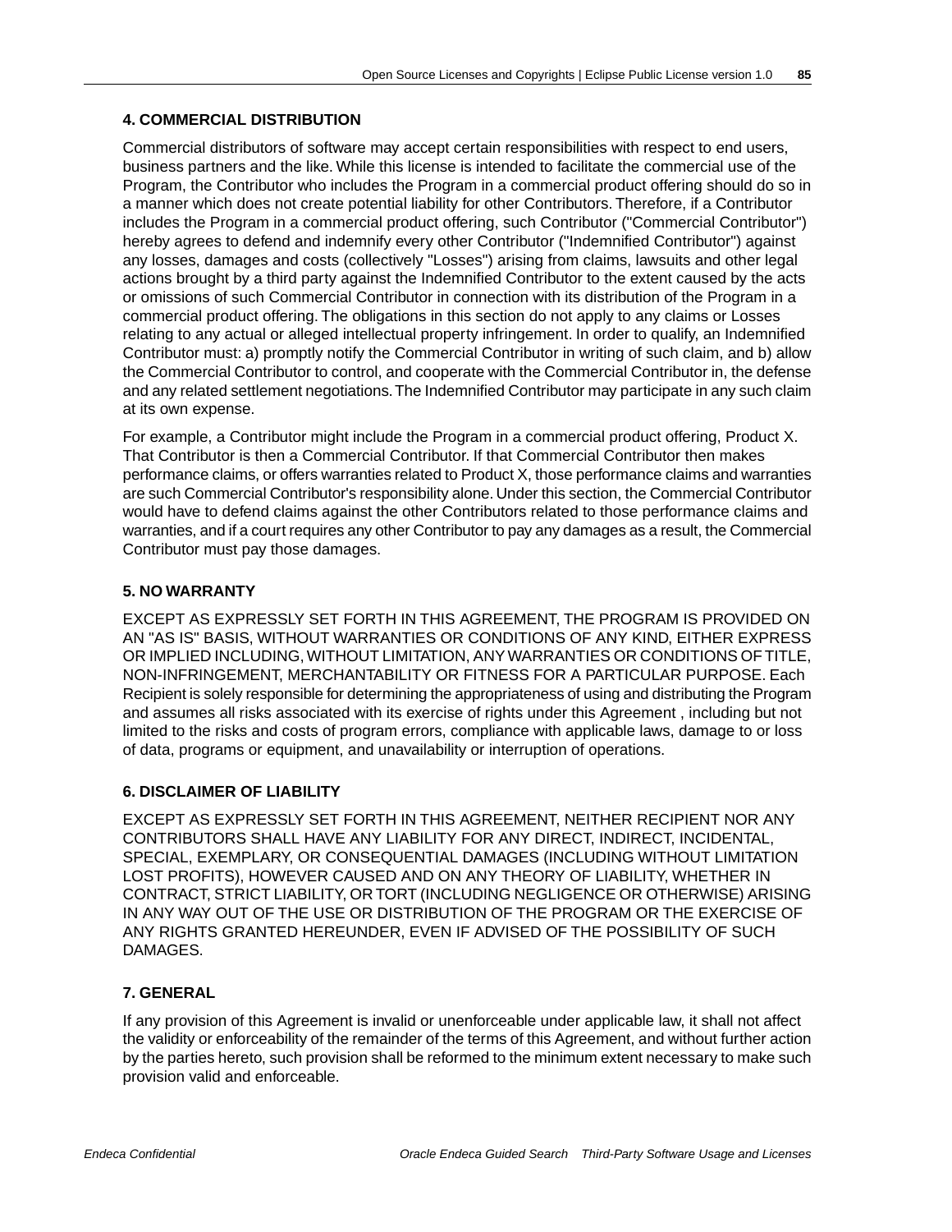### 4. COMMERCIAL DISTRIBUTION

Commercial distributors of software may accept certain responsibilities with respect to end users, business partners and the like. While this license is intended to facilitate the commercial use of the Program, the Contributor who includes the Program in a commercial product offering should do so in a manner which does not create potential liability for other Contributors. Therefore, if a Contributor includes the Program in a commercial product offering, such Contributor ("Commercial Contributor") hereby agrees to defend and indemnify every other Contributor ("Indemnified Contributor") against any losses, damages and costs (collectively "Losses") arising from claims, lawsuits and other legal actions brought by a third party against the Indemnified Contributor to the extent caused by the acts or omissions of such Commercial Contributor in connection with its distribution of the Program in a commercial product offering. The obligations in this section do not apply to any claims or Losses relating to any actual or alleged intellectual property infringement. In order to qualify, an Indemnified Contributor must: a) promptly notify the Commercial Contributor in writing of such claim, and b) allow the Commercial Contributor to control, and cooperate with the Commercial Contributor in, the defense and any related settlement negotiations. The Indemnified Contributor may participate in any such claim at its own expense.

For example, a Contributor might include the Program in a commercial product offering, Product X. That Contributor is then a Commercial Contributor. If that Commercial Contributor then makes performance claims, or offers warranties related to Product X, those performance claims and warranties are such Commercial Contributor's responsibility alone. Under this section, the Commercial Contributor would have to defend claims against the other Contributors related to those performance claims and warranties, and if a court requires any other Contributor to pay any damages as a result, the Commercial Contributor must pay those damages.

### 5. NO WARRANTY

EXCEPT AS EXPRESSLY SET FORTH IN THIS AGREEMENT, THE PROGRAM IS PROVIDED ON AN "AS IS" BASIS, WITHOUT WARRANTIES OR CONDITIONS OF ANY KIND, EITHER EXPRESS OR IMPLIED INCLUDING, WITHOUT LIMITATION, ANY WARRANTIES OR CONDITIONS OF TITLE, NON-INFRINGEMENT, MERCHANTABILITY OR FITNESS FOR A PARTICULAR PURPOSE. Each Recipient is solely responsible for determining the appropriateness of using and distributing the Program and assumes all risks associated with its exercise of rights under this Agreement , including but not limited to the risks and costs of program errors, compliance with applicable laws, damage to or loss of data, programs or equipment, and unavailability or interruption of operations.

### 6. DISCLAIMER OF LIABILITY

EXCEPT AS EXPRESSLY SET FORTH IN THIS AGREEMENT, NEITHER RECIPIENT NOR ANY CONTRIBUTORS SHALL HAVE ANY LIABILITY FOR ANY DIRECT, INDIRECT, INCIDENTAL, SPECIAL, EXEMPLARY, OR CONSEQUENTIAL DAMAGES (INCLUDING WITHOUT LIMITATION LOST PROFITS), HOWEVER CAUSED AND ON ANY THEORY OF LIABILITY, WHETHER IN CONTRACT, STRICT LIABILITY, OR TORT (INCLUDING NEGLIGENCE OR OTHERWISE) ARISING IN ANY WAY OUT OF THE USE OR DISTRIBUTION OF THE PROGRAM OR THE EXERCISE OF ANY RIGHTS GRANTED HEREUNDER, EVEN IF ADVISED OF THE POSSIBILITY OF SUCH DAMAGES.

### 7. GENERAL

If any provision of this Agreement is invalid or unenforceable under applicable law, it shall not affect the validity or enforceability of the remainder of the terms of this Agreement, and without further action by the parties hereto, such provision shall be reformed to the minimum extent necessary to make such provision valid and enforceable.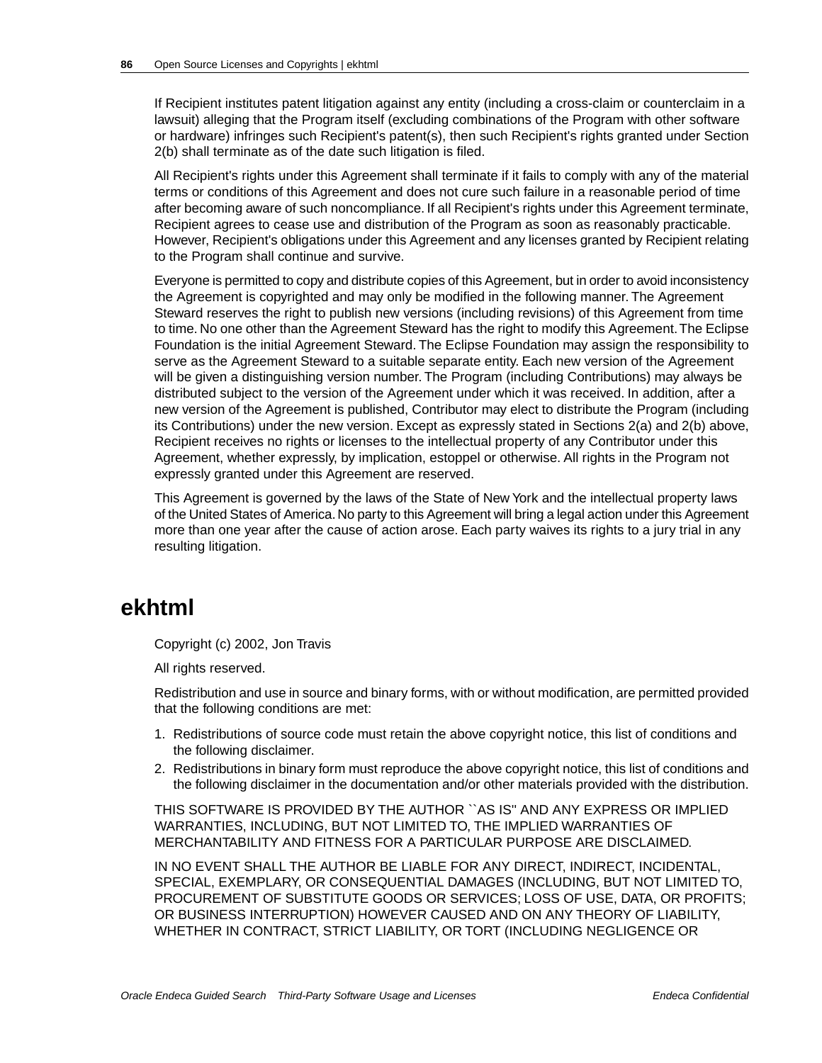If Recipient institutes patent litigation against any entity (including a cross-claim or counterclaim in a lawsuit) alleging that the Program itself (excluding combinations of the Program with other software or hardware) infringes such Recipient's patent(s), then such Recipient's rights granted under Section 2(b) shall terminate as of the date such litigation is filed.

All Recipient's rights under this Agreement shall terminate if it fails to comply with any of the material terms or conditions of this Agreement and does not cure such failure in a reasonable period of time after becoming aware of such noncompliance. If all Recipient's rights under this Agreement terminate, Recipient agrees to cease use and distribution of the Program as soon as reasonably practicable. However, Recipient's obligations under this Agreement and any licenses granted by Recipient relating to the Program shall continue and survive.

Everyone is permitted to copy and distribute copies of this Agreement, but in order to avoid inconsistency the Agreement is copyrighted and may only be modified in the following manner. The Agreement Steward reserves the right to publish new versions (including revisions) of this Agreement from time to time. No one other than the Agreement Steward has the right to modify this Agreement. The Eclipse Foundation is the initial Agreement Steward. The Eclipse Foundation may assign the responsibility to serve as the Agreement Steward to a suitable separate entity. Each new version of the Agreement will be given a distinguishing version number. The Program (including Contributions) may always be distributed subject to the version of the Agreement under which it was received. In addition, after a new version of the Agreement is published, Contributor may elect to distribute the Program (including its Contributions) under the new version. Except as expressly stated in Sections 2(a) and 2(b) above, Recipient receives no rights or licenses to the intellectual property of any Contributor under this Agreement, whether expressly, by implication, estoppel or otherwise. All rights in the Program not expressly granted under this Agreement are reserved.

This Agreement is governed by the laws of the State of New York and the intellectual property laws of the United States of America. No party to this Agreement will bring a legal action under this Agreement more than one year after the cause of action arose. Each party waives its rights to a jury trial in any resulting litigation.

## ekhtml

Copyright (c) 2002, Jon Travis

All rights reserved.

Redistribution and use in source and binary forms, with or without modification, are permitted provided that the following conditions are met:

1. Redistributions of source code must retain the above copyright notice, this list of conditions and the following disclaimer.
2. Redistributions in binary form must reproduce the above copyright notice, this list of conditions and the following disclaimer in the documentation and/or other materials provided with the distribution.

THIS SOFTWARE IS PROVIDED BY THE AUTHOR ``AS IS'' AND ANY EXPRESS OR IMPLIED WARRANTIES, INCLUDING, BUT NOT LIMITED TO, THE IMPLIED WARRANTIES OF MERCHANTABILITY AND FITNESS FOR A PARTICULAR PURPOSE ARE DISCLAIMED.

IN NO EVENT SHALL THE AUTHOR BE LIABLE FOR ANY DIRECT, INDIRECT, INCIDENTAL, SPECIAL, EXEMPLARY, OR CONSEQUENTIAL DAMAGES (INCLUDING, BUT NOT LIMITED TO, PROCUREMENT OF SUBSTITUTE GOODS OR SERVICES; LOSS OF USE, DATA, OR PROFITS; OR BUSINESS INTERRUPTION) HOWEVER CAUSED AND ON ANY THEORY OF LIABILITY, WHETHER IN CONTRACT, STRICT LIABILITY, OR TORT (INCLUDING NEGLIGENCE OR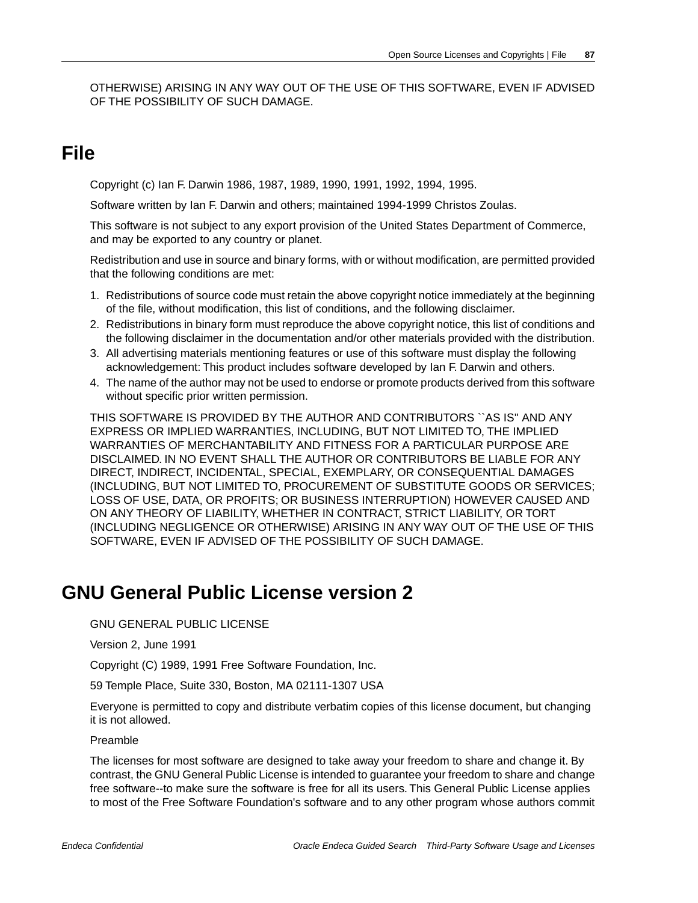OTHERWISE) ARISING IN ANY WAY OUT OF THE USE OF THIS SOFTWARE, EVEN IF ADVISED OF THE POSSIBILITY OF SUCH DAMAGE.

## File

Copyright (c) Ian F. Darwin 1986, 1987, 1989, 1990, 1991, 1992, 1994, 1995.

Software written by Ian F. Darwin and others; maintained 1994-1999 Christos Zoulas.

This software is not subject to any export provision of the United States Department of Commerce, and may be exported to any country or planet.

Redistribution and use in source and binary forms, with or without modification, are permitted provided that the following conditions are met:

1. Redistributions of source code must retain the above copyright notice immediately at the beginning of the file, without modification, this list of conditions, and the following disclaimer.
2. Redistributions in binary form must reproduce the above copyright notice, this list of conditions and the following disclaimer in the documentation and/or other materials provided with the distribution.
3. All advertising materials mentioning features or use of this software must display the following acknowledgement: This product includes software developed by Ian F. Darwin and others.
4. The name of the author may not be used to endorse or promote products derived from this software without specific prior written permission.

THIS SOFTWARE IS PROVIDED BY THE AUTHOR AND CONTRIBUTORS ``AS IS'' AND ANY EXPRESS OR IMPLIED WARRANTIES, INCLUDING, BUT NOT LIMITED TO, THE IMPLIED WARRANTIES OF MERCHANTABILITY AND FITNESS FOR A PARTICULAR PURPOSE ARE DISCLAIMED. IN NO EVENT SHALL THE AUTHOR OR CONTRIBUTORS BE LIABLE FOR ANY DIRECT, INDIRECT, INCIDENTAL, SPECIAL, EXEMPLARY, OR CONSEQUENTIAL DAMAGES (INCLUDING, BUT NOT LIMITED TO, PROCUREMENT OF SUBSTITUTE GOODS OR SERVICES; LOSS OF USE, DATA, OR PROFITS; OR BUSINESS INTERRUPTION) HOWEVER CAUSED AND ON ANY THEORY OF LIABILITY, WHETHER IN CONTRACT, STRICT LIABILITY, OR TORT (INCLUDING NEGLIGENCE OR OTHERWISE) ARISING IN ANY WAY OUT OF THE USE OF THIS SOFTWARE, EVEN IF ADVISED OF THE POSSIBILITY OF SUCH DAMAGE.

## GNU General Public License version 2

GNU GENERAL PUBLIC LICENSE

Version 2, June 1991

Copyright (C) 1989, 1991 Free Software Foundation, Inc.

59 Temple Place, Suite 330, Boston, MA 02111-1307 USA

Everyone is permitted to copy and distribute verbatim copies of this license document, but changing it is not allowed.

Preamble

The licenses for most software are designed to take away your freedom to share and change it. By contrast, the GNU General Public License is intended to guarantee your freedom to share and change free software--to make sure the software is free for all its users. This General Public License applies to most of the Free Software Foundation's software and to any other program whose authors commit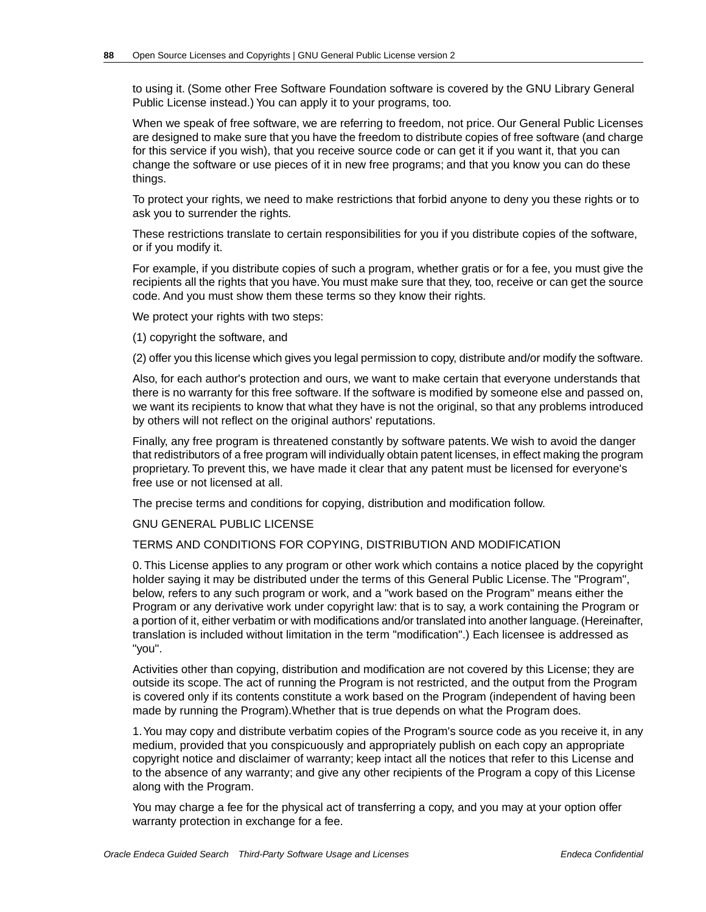to using it. (Some other Free Software Foundation software is covered by the GNU Library General Public License instead.) You can apply it to your programs, too.

When we speak of free software, we are referring to freedom, not price. Our General Public Licenses are designed to make sure that you have the freedom to distribute copies of free software (and charge for this service if you wish), that you receive source code or can get it if you want it, that you can change the software or use pieces of it in new free programs; and that you know you can do these things.

To protect your rights, we need to make restrictions that forbid anyone to deny you these rights or to ask you to surrender the rights.

These restrictions translate to certain responsibilities for you if you distribute copies of the software, or if you modify it.

For example, if you distribute copies of such a program, whether gratis or for a fee, you must give the recipients all the rights that you have. You must make sure that they, too, receive or can get the source code. And you must show them these terms so they know their rights.

We protect your rights with two steps:

(1) copyright the software, and

(2) offer you this license which gives you legal permission to copy, distribute and/or modify the software.

Also, for each author's protection and ours, we want to make certain that everyone understands that there is no warranty for this free software. If the software is modified by someone else and passed on, we want its recipients to know that what they have is not the original, so that any problems introduced by others will not reflect on the original authors' reputations.

Finally, any free program is threatened constantly by software patents. We wish to avoid the danger that redistributors of a free program will individually obtain patent licenses, in effect making the program proprietary. To prevent this, we have made it clear that any patent must be licensed for everyone's free use or not licensed at all.

The precise terms and conditions for copying, distribution and modification follow.

GNU GENERAL PUBLIC LICENSE

TERMS AND CONDITIONS FOR COPYING, DISTRIBUTION AND MODIFICATION

0. This License applies to any program or other work which contains a notice placed by the copyright holder saying it may be distributed under the terms of this General Public License. The "Program", below, refers to any such program or work, and a "work based on the Program" means either the Program or any derivative work under copyright law: that is to say, a work containing the Program or a portion of it, either verbatim or with modifications and/or translated into another language. (Hereinafter, translation is included without limitation in the term "modification".) Each licensee is addressed as "you".

Activities other than copying, distribution and modification are not covered by this License; they are outside its scope. The act of running the Program is not restricted, and the output from the Program is covered only if its contents constitute a work based on the Program (independent of having been made by running the Program).Whether that is true depends on what the Program does.

1. You may copy and distribute verbatim copies of the Program's source code as you receive it, in any medium, provided that you conspicuously and appropriately publish on each copy an appropriate copyright notice and disclaimer of warranty; keep intact all the notices that refer to this License and to the absence of any warranty; and give any other recipients of the Program a copy of this License along with the Program.

You may charge a fee for the physical act of transferring a copy, and you may at your option offer warranty protection in exchange for a fee.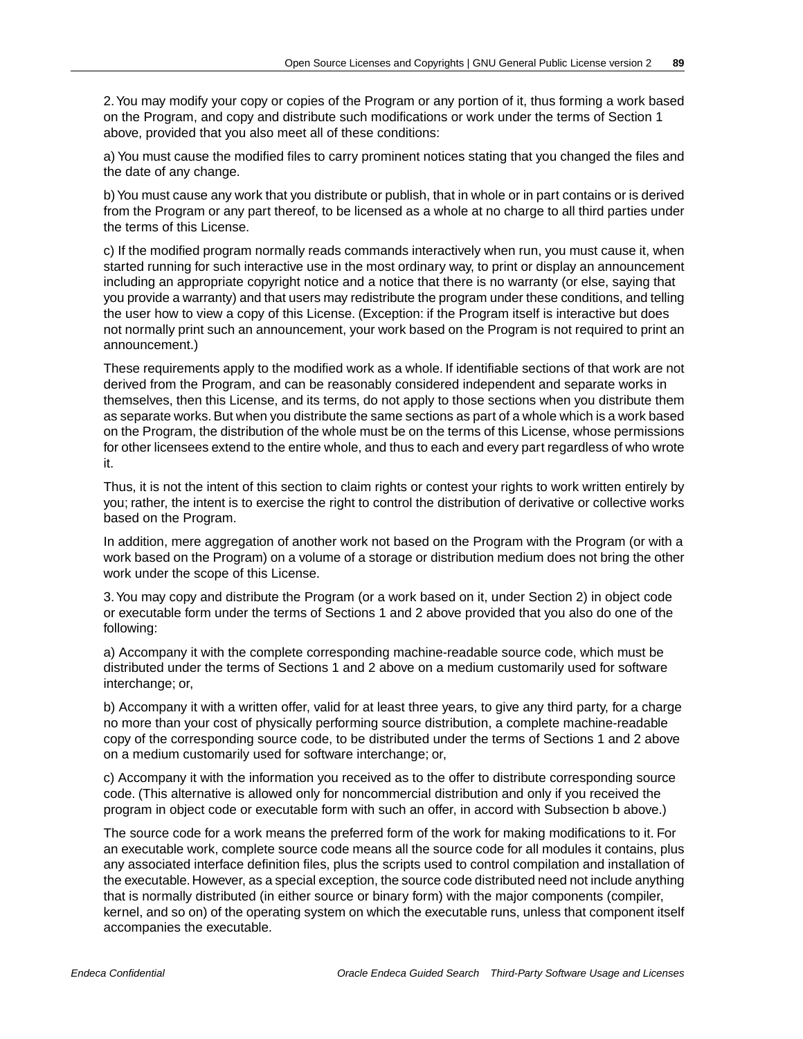2. You may modify your copy or copies of the Program or any portion of it, thus forming a work based on the Program, and copy and distribute such modifications or work under the terms of Section 1 above, provided that you also meet all of these conditions:

a) You must cause the modified files to carry prominent notices stating that you changed the files and the date of any change.

b) You must cause any work that you distribute or publish, that in whole or in part contains or is derived from the Program or any part thereof, to be licensed as a whole at no charge to all third parties under the terms of this License.

c) If the modified program normally reads commands interactively when run, you must cause it, when started running for such interactive use in the most ordinary way, to print or display an announcement including an appropriate copyright notice and a notice that there is no warranty (or else, saying that you provide a warranty) and that users may redistribute the program under these conditions, and telling the user how to view a copy of this License. (Exception: if the Program itself is interactive but does not normally print such an announcement, your work based on the Program is not required to print an announcement.)

These requirements apply to the modified work as a whole. If identifiable sections of that work are not derived from the Program, and can be reasonably considered independent and separate works in themselves, then this License, and its terms, do not apply to those sections when you distribute them as separate works. But when you distribute the same sections as part of a whole which is a work based on the Program, the distribution of the whole must be on the terms of this License, whose permissions for other licensees extend to the entire whole, and thus to each and every part regardless of who wrote it.

Thus, it is not the intent of this section to claim rights or contest your rights to work written entirely by you; rather, the intent is to exercise the right to control the distribution of derivative or collective works based on the Program.

In addition, mere aggregation of another work not based on the Program with the Program (or with a work based on the Program) on a volume of a storage or distribution medium does not bring the other work under the scope of this License.

3. You may copy and distribute the Program (or a work based on it, under Section 2) in object code or executable form under the terms of Sections 1 and 2 above provided that you also do one of the following:

a) Accompany it with the complete corresponding machine-readable source code, which must be distributed under the terms of Sections 1 and 2 above on a medium customarily used for software interchange; or,

b) Accompany it with a written offer, valid for at least three years, to give any third party, for a charge no more than your cost of physically performing source distribution, a complete machine-readable copy of the corresponding source code, to be distributed under the terms of Sections 1 and 2 above on a medium customarily used for software interchange; or,

c) Accompany it with the information you received as to the offer to distribute corresponding source code. (This alternative is allowed only for noncommercial distribution and only if you received the program in object code or executable form with such an offer, in accord with Subsection b above.)

The source code for a work means the preferred form of the work for making modifications to it. For an executable work, complete source code means all the source code for all modules it contains, plus any associated interface definition files, plus the scripts used to control compilation and installation of the executable. However, as a special exception, the source code distributed need not include anything that is normally distributed (in either source or binary form) with the major components (compiler, kernel, and so on) of the operating system on which the executable runs, unless that component itself accompanies the executable.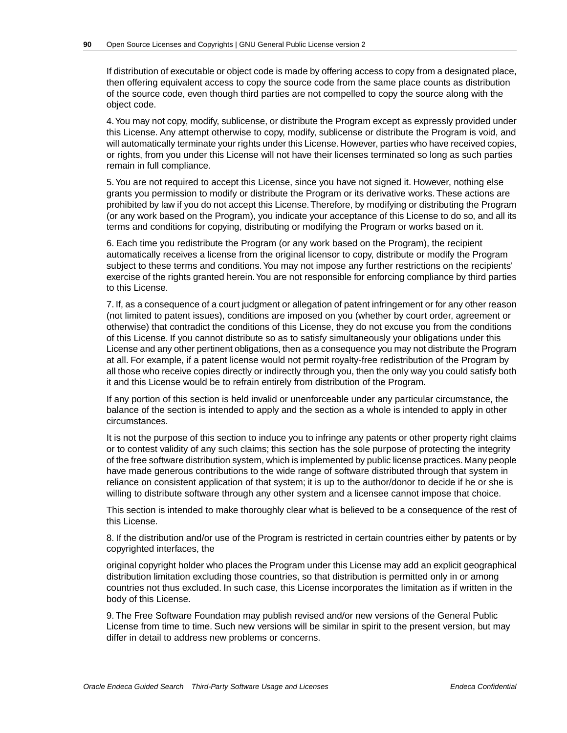If distribution of executable or object code is made by offering access to copy from a designated place, then offering equivalent access to copy the source code from the same place counts as distribution of the source code, even though third parties are not compelled to copy the source along with the object code.

4. You may not copy, modify, sublicense, or distribute the Program except as expressly provided under this License. Any attempt otherwise to copy, modify, sublicense or distribute the Program is void, and will automatically terminate your rights under this License. However, parties who have received copies, or rights, from you under this License will not have their licenses terminated so long as such parties remain in full compliance.

5. You are not required to accept this License, since you have not signed it. However, nothing else grants you permission to modify or distribute the Program or its derivative works. These actions are prohibited by law if you do not accept this License. Therefore, by modifying or distributing the Program (or any work based on the Program), you indicate your acceptance of this License to do so, and all its terms and conditions for copying, distributing or modifying the Program or works based on it.

6. Each time you redistribute the Program (or any work based on the Program), the recipient automatically receives a license from the original licensor to copy, distribute or modify the Program subject to these terms and conditions. You may not impose any further restrictions on the recipients' exercise of the rights granted herein. You are not responsible for enforcing compliance by third parties to this License.

7. If, as a consequence of a court judgment or allegation of patent infringement or for any other reason (not limited to patent issues), conditions are imposed on you (whether by court order, agreement or otherwise) that contradict the conditions of this License, they do not excuse you from the conditions of this License. If you cannot distribute so as to satisfy simultaneously your obligations under this License and any other pertinent obligations, then as a consequence you may not distribute the Program at all. For example, if a patent license would not permit royalty-free redistribution of the Program by all those who receive copies directly or indirectly through you, then the only way you could satisfy both it and this License would be to refrain entirely from distribution of the Program.

If any portion of this section is held invalid or unenforceable under any particular circumstance, the balance of the section is intended to apply and the section as a whole is intended to apply in other circumstances.

It is not the purpose of this section to induce you to infringe any patents or other property right claims or to contest validity of any such claims; this section has the sole purpose of protecting the integrity of the free software distribution system, which is implemented by public license practices. Many people have made generous contributions to the wide range of software distributed through that system in reliance on consistent application of that system; it is up to the author/donor to decide if he or she is willing to distribute software through any other system and a licensee cannot impose that choice.

This section is intended to make thoroughly clear what is believed to be a consequence of the rest of this License.

8. If the distribution and/or use of the Program is restricted in certain countries either by patents or by copyrighted interfaces, the

original copyright holder who places the Program under this License may add an explicit geographical distribution limitation excluding those countries, so that distribution is permitted only in or among countries not thus excluded. In such case, this License incorporates the limitation as if written in the body of this License.

9. The Free Software Foundation may publish revised and/or new versions of the General Public License from time to time. Such new versions will be similar in spirit to the present version, but may differ in detail to address new problems or concerns.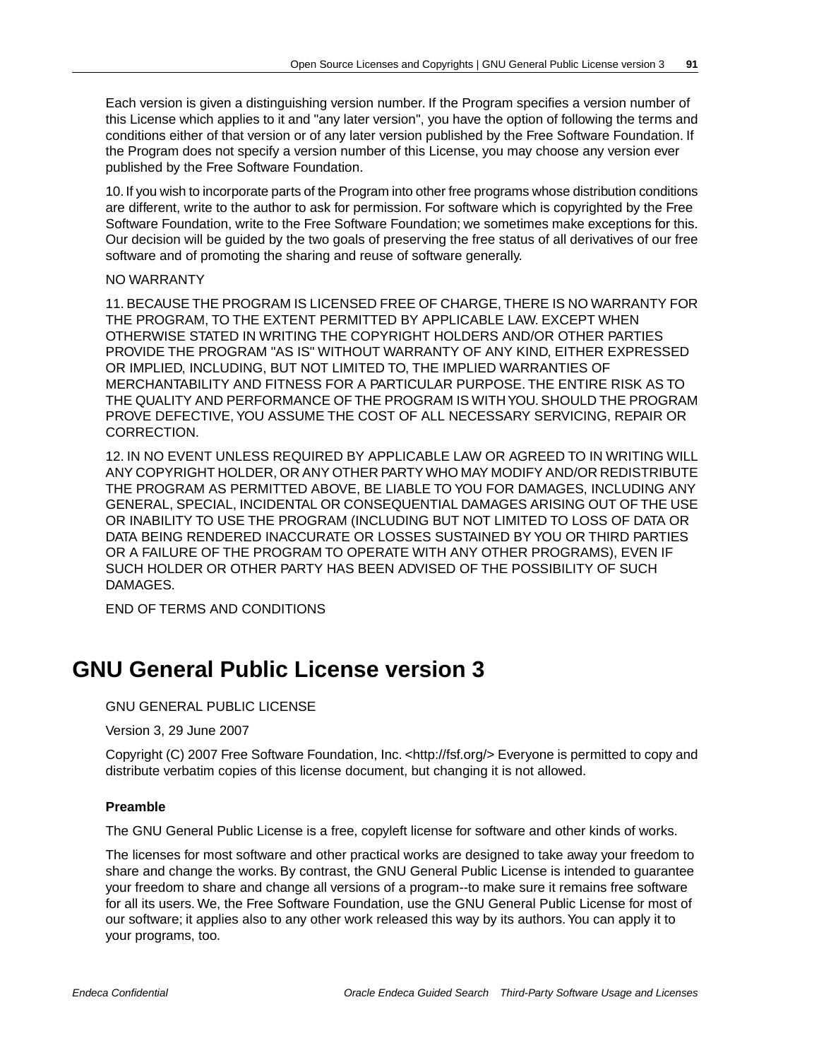Each version is given a distinguishing version number. If the Program specifies a version number of this License which applies to it and "any later version", you have the option of following the terms and conditions either of that version or of any later version published by the Free Software Foundation. If the Program does not specify a version number of this License, you may choose any version ever published by the Free Software Foundation.

10. If you wish to incorporate parts of the Program into other free programs whose distribution conditions are different, write to the author to ask for permission. For software which is copyrighted by the Free Software Foundation, write to the Free Software Foundation; we sometimes make exceptions for this. Our decision will be guided by the two goals of preserving the free status of all derivatives of our free software and of promoting the sharing and reuse of software generally.

NO WARRANTY

11. BECAUSE THE PROGRAM IS LICENSED FREE OF CHARGE, THERE IS NO WARRANTY FOR THE PROGRAM, TO THE EXTENT PERMITTED BY APPLICABLE LAW. EXCEPT WHEN OTHERWISE STATED IN WRITING THE COPYRIGHT HOLDERS AND/OR OTHER PARTIES PROVIDE THE PROGRAM "AS IS" WITHOUT WARRANTY OF ANY KIND, EITHER EXPRESSED OR IMPLIED, INCLUDING, BUT NOT LIMITED TO, THE IMPLIED WARRANTIES OF MERCHANTABILITY AND FITNESS FOR A PARTICULAR PURPOSE. THE ENTIRE RISK AS TO THE QUALITY AND PERFORMANCE OF THE PROGRAM IS WITH YOU. SHOULD THE PROGRAM PROVE DEFECTIVE, YOU ASSUME THE COST OF ALL NECESSARY SERVICING, REPAIR OR CORRECTION.

12. IN NO EVENT UNLESS REQUIRED BY APPLICABLE LAW OR AGREED TO IN WRITING WILL ANY COPYRIGHT HOLDER, OR ANY OTHER PARTY WHO MAY MODIFY AND/OR REDISTRIBUTE THE PROGRAM AS PERMITTED ABOVE, BE LIABLE TO YOU FOR DAMAGES, INCLUDING ANY GENERAL, SPECIAL, INCIDENTAL OR CONSEQUENTIAL DAMAGES ARISING OUT OF THE USE OR INABILITY TO USE THE PROGRAM (INCLUDING BUT NOT LIMITED TO LOSS OF DATA OR DATA BEING RENDERED INACCURATE OR LOSSES SUSTAINED BY YOU OR THIRD PARTIES OR A FAILURE OF THE PROGRAM TO OPERATE WITH ANY OTHER PROGRAMS), EVEN IF SUCH HOLDER OR OTHER PARTY HAS BEEN ADVISED OF THE POSSIBILITY OF SUCH DAMAGES.

END OF TERMS AND CONDITIONS

# GNU General Public License version 3

GNU GENERAL PUBLIC LICENSE

Version 3, 29 June 2007

Copyright (C) 2007 Free Software Foundation, Inc. <http://fsf.org/> Everyone is permitted to copy and distribute verbatim copies of this license document, but changing it is not allowed.

### Preamble

The GNU General Public License is a free, copyleft license for software and other kinds of works.

The licenses for most software and other practical works are designed to take away your freedom to share and change the works. By contrast, the GNU General Public License is intended to guarantee your freedom to share and change all versions of a program--to make sure it remains free software for all its users. We, the Free Software Foundation, use the GNU General Public License for most of our software; it applies also to any other work released this way by its authors. You can apply it to your programs, too.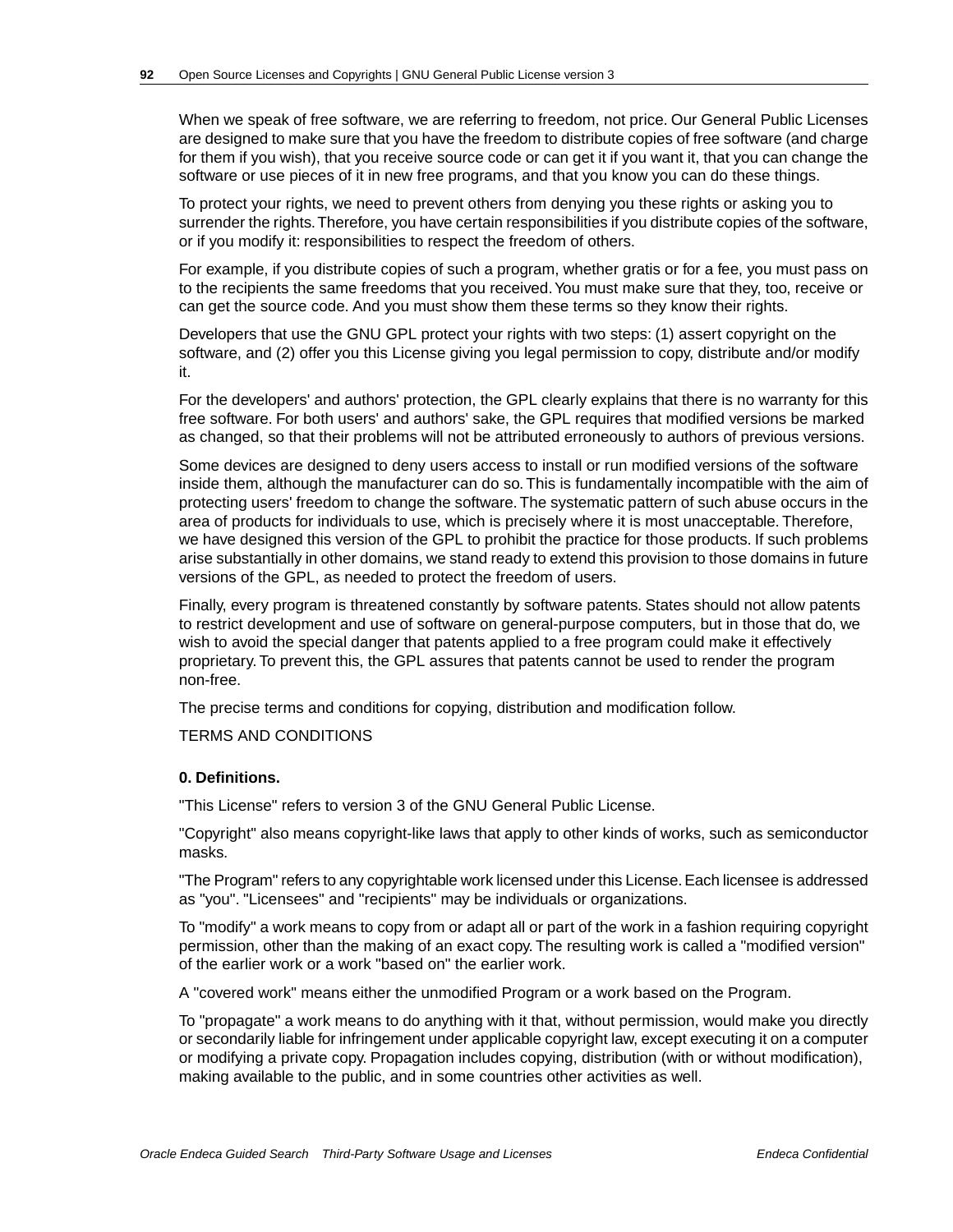When we speak of free software, we are referring to freedom, not price. Our General Public Licenses are designed to make sure that you have the freedom to distribute copies of free software (and charge for them if you wish), that you receive source code or can get it if you want it, that you can change the software or use pieces of it in new free programs, and that you know you can do these things.

To protect your rights, we need to prevent others from denying you these rights or asking you to surrender the rights. Therefore, you have certain responsibilities if you distribute copies of the software, or if you modify it: responsibilities to respect the freedom of others.

For example, if you distribute copies of such a program, whether gratis or for a fee, you must pass on to the recipients the same freedoms that you received. You must make sure that they, too, receive or can get the source code. And you must show them these terms so they know their rights.

Developers that use the GNU GPL protect your rights with two steps: (1) assert copyright on the software, and (2) offer you this License giving you legal permission to copy, distribute and/or modify it.

For the developers' and authors' protection, the GPL clearly explains that there is no warranty for this free software. For both users' and authors' sake, the GPL requires that modified versions be marked as changed, so that their problems will not be attributed erroneously to authors of previous versions.

Some devices are designed to deny users access to install or run modified versions of the software inside them, although the manufacturer can do so. This is fundamentally incompatible with the aim of protecting users' freedom to change the software. The systematic pattern of such abuse occurs in the area of products for individuals to use, which is precisely where it is most unacceptable. Therefore, we have designed this version of the GPL to prohibit the practice for those products. If such problems arise substantially in other domains, we stand ready to extend this provision to those domains in future versions of the GPL, as needed to protect the freedom of users.

Finally, every program is threatened constantly by software patents. States should not allow patents to restrict development and use of software on general-purpose computers, but in those that do, we wish to avoid the special danger that patents applied to a free program could make it effectively proprietary. To prevent this, the GPL assures that patents cannot be used to render the program non-free.

The precise terms and conditions for copying, distribution and modification follow.

TERMS AND CONDITIONS

**0. Definitions.**

"This License" refers to version 3 of the GNU General Public License.

"Copyright" also means copyright-like laws that apply to other kinds of works, such as semiconductor masks.

"The Program" refers to any copyrightable work licensed under this License. Each licensee is addressed as "you". "Licensees" and "recipients" may be individuals or organizations.

To "modify" a work means to copy from or adapt all or part of the work in a fashion requiring copyright permission, other than the making of an exact copy. The resulting work is called a "modified version" of the earlier work or a work "based on" the earlier work.

A "covered work" means either the unmodified Program or a work based on the Program.

To "propagate" a work means to do anything with it that, without permission, would make you directly or secondarily liable for infringement under applicable copyright law, except executing it on a computer or modifying a private copy. Propagation includes copying, distribution (with or without modification), making available to the public, and in some countries other activities as well.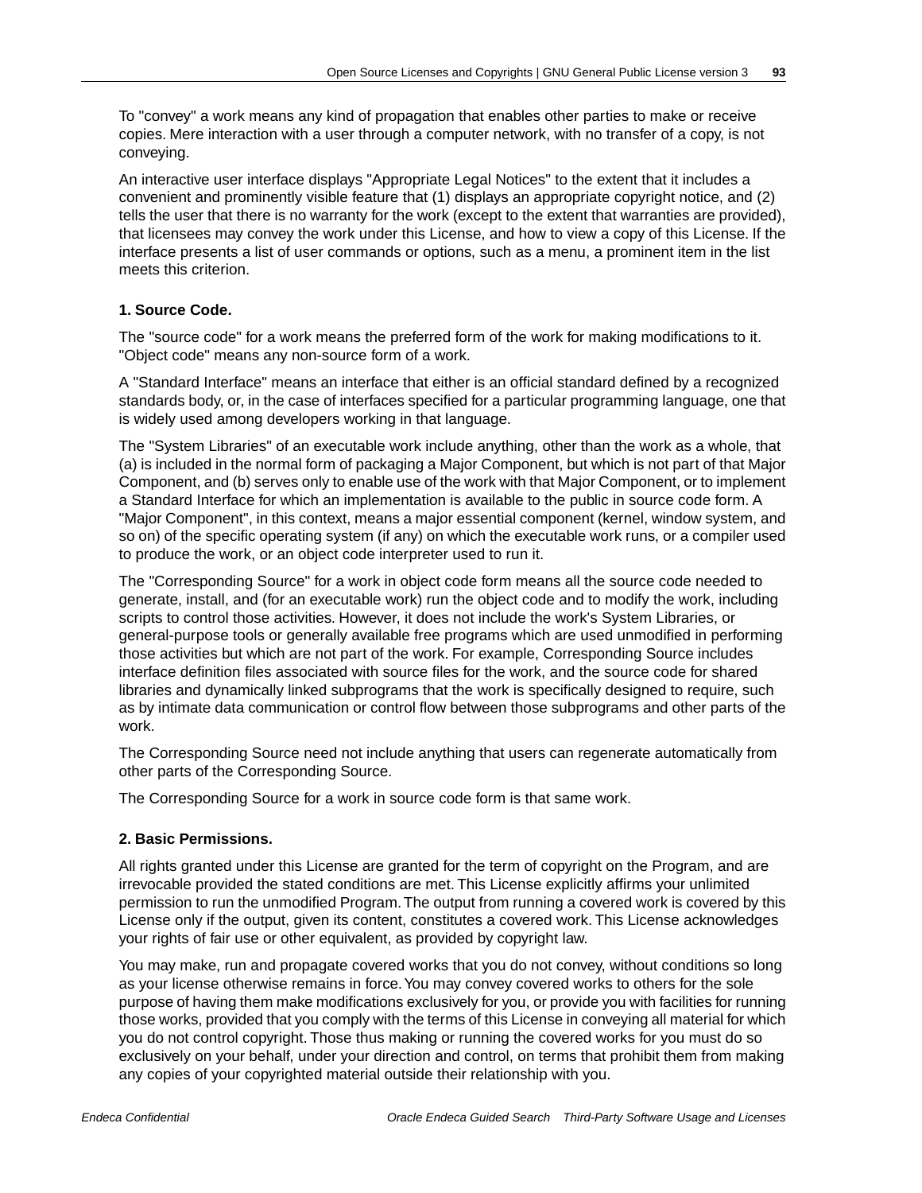To "convey" a work means any kind of propagation that enables other parties to make or receive copies. Mere interaction with a user through a computer network, with no transfer of a copy, is not conveying.

An interactive user interface displays "Appropriate Legal Notices" to the extent that it includes a convenient and prominently visible feature that (1) displays an appropriate copyright notice, and (2) tells the user that there is no warranty for the work (except to the extent that warranties are provided), that licensees may convey the work under this License, and how to view a copy of this License. If the interface presents a list of user commands or options, such as a menu, a prominent item in the list meets this criterion.

**1. Source Code.**

The "source code" for a work means the preferred form of the work for making modifications to it. "Object code" means any non-source form of a work.

A "Standard Interface" means an interface that either is an official standard defined by a recognized standards body, or, in the case of interfaces specified for a particular programming language, one that is widely used among developers working in that language.

The "System Libraries" of an executable work include anything, other than the work as a whole, that (a) is included in the normal form of packaging a Major Component, but which is not part of that Major Component, and (b) serves only to enable use of the work with that Major Component, or to implement a Standard Interface for which an implementation is available to the public in source code form. A "Major Component", in this context, means a major essential component (kernel, window system, and so on) of the specific operating system (if any) on which the executable work runs, or a compiler used to produce the work, or an object code interpreter used to run it.

The "Corresponding Source" for a work in object code form means all the source code needed to generate, install, and (for an executable work) run the object code and to modify the work, including scripts to control those activities. However, it does not include the work's System Libraries, or general-purpose tools or generally available free programs which are used unmodified in performing those activities but which are not part of the work. For example, Corresponding Source includes interface definition files associated with source files for the work, and the source code for shared libraries and dynamically linked subprograms that the work is specifically designed to require, such as by intimate data communication or control flow between those subprograms and other parts of the work.

The Corresponding Source need not include anything that users can regenerate automatically from other parts of the Corresponding Source.

The Corresponding Source for a work in source code form is that same work.

**2. Basic Permissions.**

All rights granted under this License are granted for the term of copyright on the Program, and are irrevocable provided the stated conditions are met. This License explicitly affirms your unlimited permission to run the unmodified Program. The output from running a covered work is covered by this License only if the output, given its content, constitutes a covered work. This License acknowledges your rights of fair use or other equivalent, as provided by copyright law.

You may make, run and propagate covered works that you do not convey, without conditions so long as your license otherwise remains in force. You may convey covered works to others for the sole purpose of having them make modifications exclusively for you, or provide you with facilities for running those works, provided that you comply with the terms of this License in conveying all material for which you do not control copyright. Those thus making or running the covered works for you must do so exclusively on your behalf, under your direction and control, on terms that prohibit them from making any copies of your copyrighted material outside their relationship with you.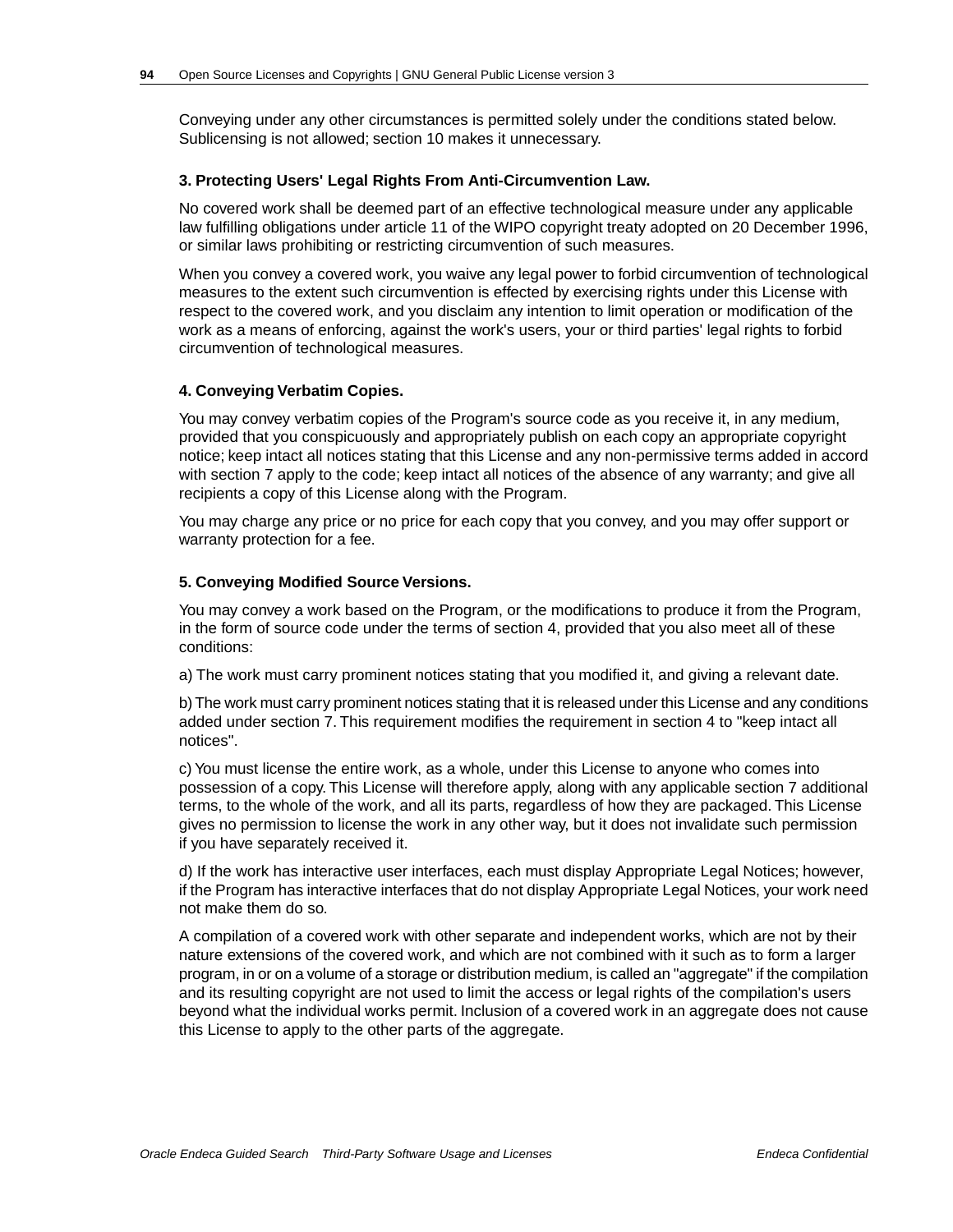Conveying under any other circumstances is permitted solely under the conditions stated below. Sublicensing is not allowed; section 10 makes it unnecessary.

### 3. Protecting Users' Legal Rights From Anti-Circumvention Law.

No covered work shall be deemed part of an effective technological measure under any applicable law fulfilling obligations under article 11 of the WIPO copyright treaty adopted on 20 December 1996, or similar laws prohibiting or restricting circumvention of such measures.

When you convey a covered work, you waive any legal power to forbid circumvention of technological measures to the extent such circumvention is effected by exercising rights under this License with respect to the covered work, and you disclaim any intention to limit operation or modification of the work as a means of enforcing, against the work's users, your or third parties' legal rights to forbid circumvention of technological measures.

### 4. Conveying Verbatim Copies.

You may convey verbatim copies of the Program's source code as you receive it, in any medium, provided that you conspicuously and appropriately publish on each copy an appropriate copyright notice; keep intact all notices stating that this License and any non-permissive terms added in accord with section 7 apply to the code; keep intact all notices of the absence of any warranty; and give all recipients a copy of this License along with the Program.

You may charge any price or no price for each copy that you convey, and you may offer support or warranty protection for a fee.

### 5. Conveying Modified Source Versions.

You may convey a work based on the Program, or the modifications to produce it from the Program, in the form of source code under the terms of section 4, provided that you also meet all of these conditions:

a) The work must carry prominent notices stating that you modified it, and giving a relevant date.

b) The work must carry prominent notices stating that it is released under this License and any conditions added under section 7. This requirement modifies the requirement in section 4 to "keep intact all notices".

c) You must license the entire work, as a whole, under this License to anyone who comes into possession of a copy. This License will therefore apply, along with any applicable section 7 additional terms, to the whole of the work, and all its parts, regardless of how they are packaged. This License gives no permission to license the work in any other way, but it does not invalidate such permission if you have separately received it.

d) If the work has interactive user interfaces, each must display Appropriate Legal Notices; however, if the Program has interactive interfaces that do not display Appropriate Legal Notices, your work need not make them do so.

A compilation of a covered work with other separate and independent works, which are not by their nature extensions of the covered work, and which are not combined with it such as to form a larger program, in or on a volume of a storage or distribution medium, is called an "aggregate" if the compilation and its resulting copyright are not used to limit the access or legal rights of the compilation's users beyond what the individual works permit. Inclusion of a covered work in an aggregate does not cause this License to apply to the other parts of the aggregate.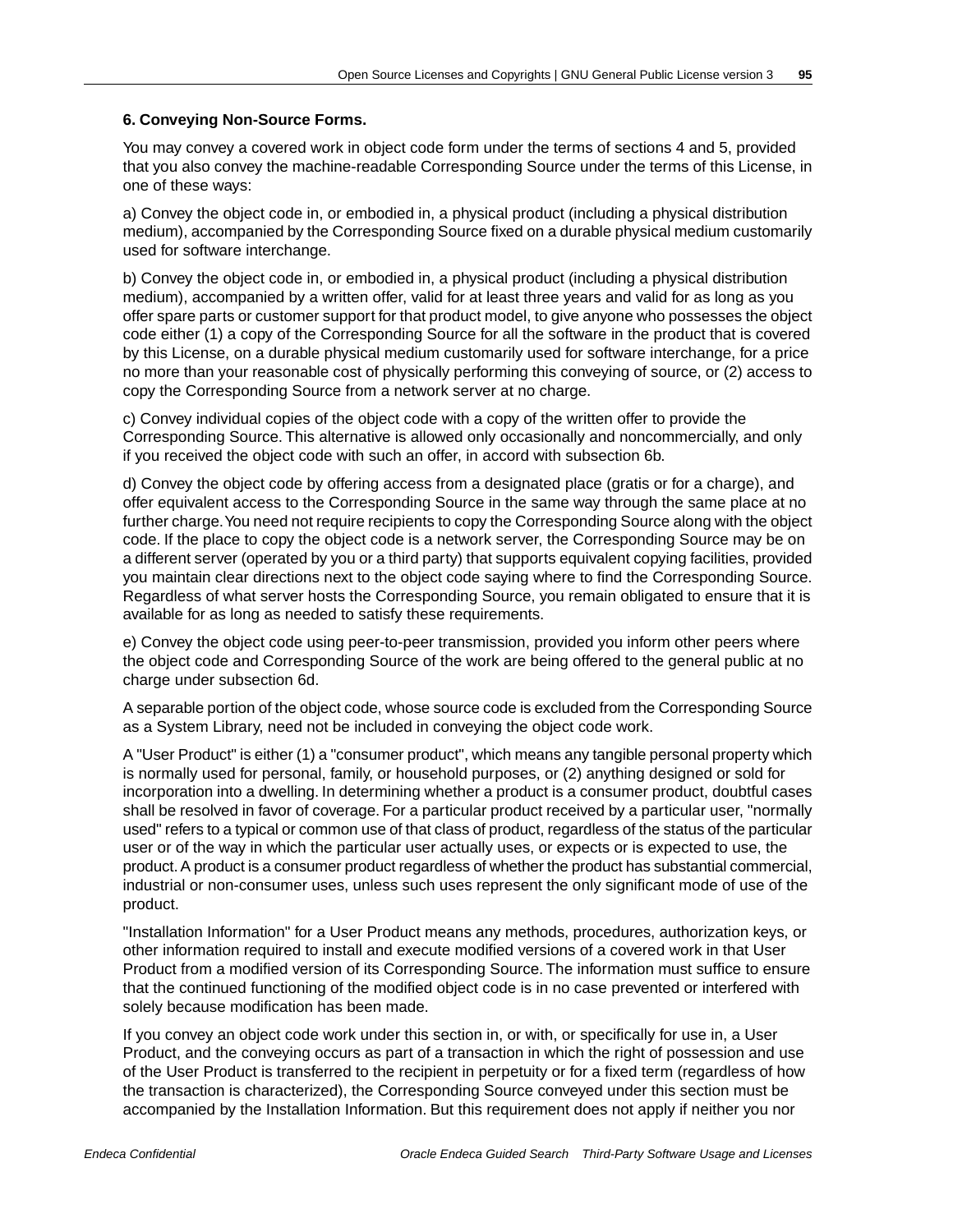### 6. Conveying Non-Source Forms.

You may convey a covered work in object code form under the terms of sections 4 and 5, provided that you also convey the machine-readable Corresponding Source under the terms of this License, in one of these ways:

a) Convey the object code in, or embodied in, a physical product (including a physical distribution medium), accompanied by the Corresponding Source fixed on a durable physical medium customarily used for software interchange.

b) Convey the object code in, or embodied in, a physical product (including a physical distribution medium), accompanied by a written offer, valid for at least three years and valid for as long as you offer spare parts or customer support for that product model, to give anyone who possesses the object code either (1) a copy of the Corresponding Source for all the software in the product that is covered by this License, on a durable physical medium customarily used for software interchange, for a price no more than your reasonable cost of physically performing this conveying of source, or (2) access to copy the Corresponding Source from a network server at no charge.

c) Convey individual copies of the object code with a copy of the written offer to provide the Corresponding Source. This alternative is allowed only occasionally and noncommercially, and only if you received the object code with such an offer, in accord with subsection 6b.

d) Convey the object code by offering access from a designated place (gratis or for a charge), and offer equivalent access to the Corresponding Source in the same way through the same place at no further charge. You need not require recipients to copy the Corresponding Source along with the object code. If the place to copy the object code is a network server, the Corresponding Source may be on a different server (operated by you or a third party) that supports equivalent copying facilities, provided you maintain clear directions next to the object code saying where to find the Corresponding Source. Regardless of what server hosts the Corresponding Source, you remain obligated to ensure that it is available for as long as needed to satisfy these requirements.

e) Convey the object code using peer-to-peer transmission, provided you inform other peers where the object code and Corresponding Source of the work are being offered to the general public at no charge under subsection 6d.

A separable portion of the object code, whose source code is excluded from the Corresponding Source as a System Library, need not be included in conveying the object code work.

A "User Product" is either (1) a "consumer product", which means any tangible personal property which is normally used for personal, family, or household purposes, or (2) anything designed or sold for incorporation into a dwelling. In determining whether a product is a consumer product, doubtful cases shall be resolved in favor of coverage. For a particular product received by a particular user, "normally used" refers to a typical or common use of that class of product, regardless of the status of the particular user or of the way in which the particular user actually uses, or expects or is expected to use, the product. A product is a consumer product regardless of whether the product has substantial commercial, industrial or non-consumer uses, unless such uses represent the only significant mode of use of the product.

"Installation Information" for a User Product means any methods, procedures, authorization keys, or other information required to install and execute modified versions of a covered work in that User Product from a modified version of its Corresponding Source. The information must suffice to ensure that the continued functioning of the modified object code is in no case prevented or interfered with solely because modification has been made.

If you convey an object code work under this section in, or with, or specifically for use in, a User Product, and the conveying occurs as part of a transaction in which the right of possession and use of the User Product is transferred to the recipient in perpetuity or for a fixed term (regardless of how the transaction is characterized), the Corresponding Source conveyed under this section must be accompanied by the Installation Information. But this requirement does not apply if neither you nor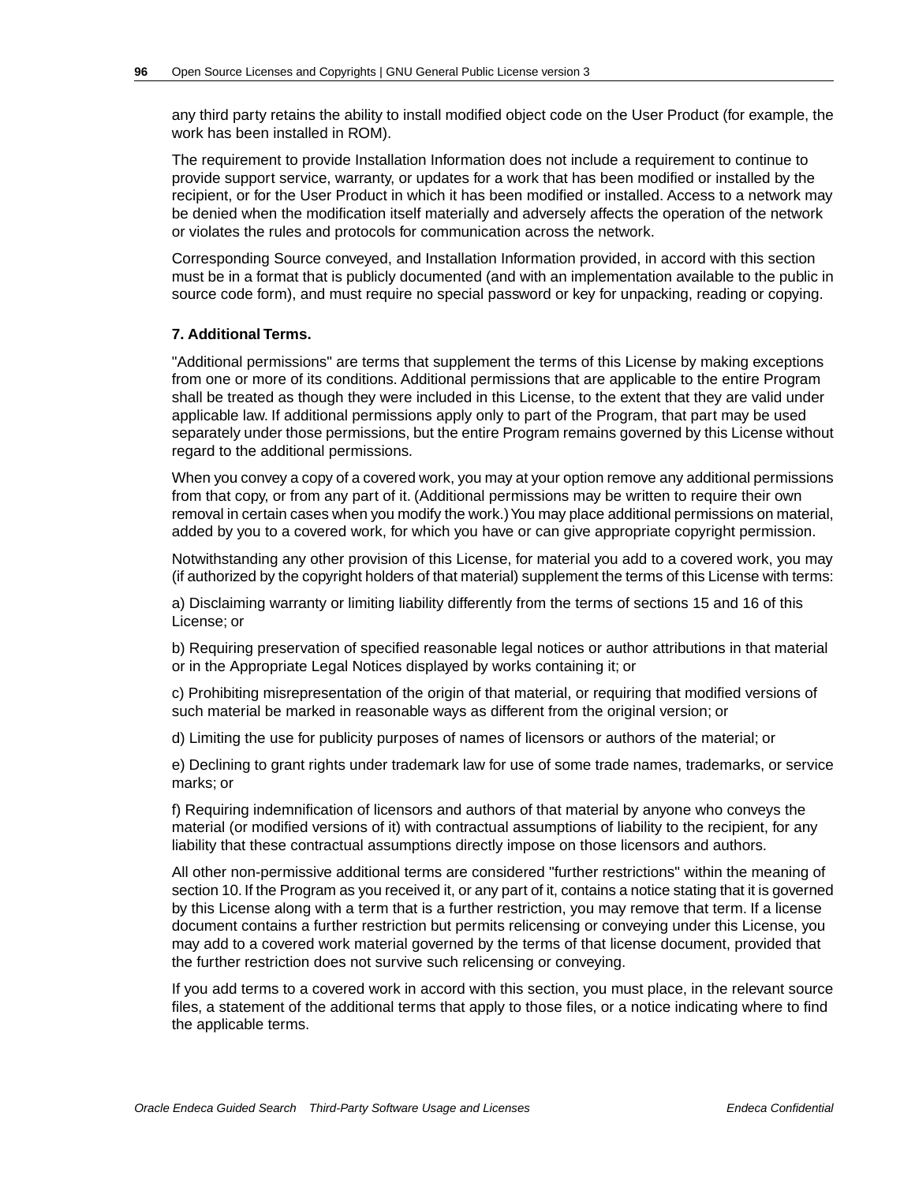any third party retains the ability to install modified object code on the User Product (for example, the work has been installed in ROM).

The requirement to provide Installation Information does not include a requirement to continue to provide support service, warranty, or updates for a work that has been modified or installed by the recipient, or for the User Product in which it has been modified or installed. Access to a network may be denied when the modification itself materially and adversely affects the operation of the network or violates the rules and protocols for communication across the network.

Corresponding Source conveyed, and Installation Information provided, in accord with this section must be in a format that is publicly documented (and with an implementation available to the public in source code form), and must require no special password or key for unpacking, reading or copying.

**7. Additional Terms.**

"Additional permissions" are terms that supplement the terms of this License by making exceptions from one or more of its conditions. Additional permissions that are applicable to the entire Program shall be treated as though they were included in this License, to the extent that they are valid under applicable law. If additional permissions apply only to part of the Program, that part may be used separately under those permissions, but the entire Program remains governed by this License without regard to the additional permissions.

When you convey a copy of a covered work, you may at your option remove any additional permissions from that copy, or from any part of it. (Additional permissions may be written to require their own removal in certain cases when you modify the work.) You may place additional permissions on material, added by you to a covered work, for which you have or can give appropriate copyright permission.

Notwithstanding any other provision of this License, for material you add to a covered work, you may (if authorized by the copyright holders of that material) supplement the terms of this License with terms:

a) Disclaiming warranty or limiting liability differently from the terms of sections 15 and 16 of this License; or

b) Requiring preservation of specified reasonable legal notices or author attributions in that material or in the Appropriate Legal Notices displayed by works containing it; or

c) Prohibiting misrepresentation of the origin of that material, or requiring that modified versions of such material be marked in reasonable ways as different from the original version; or

d) Limiting the use for publicity purposes of names of licensors or authors of the material; or

e) Declining to grant rights under trademark law for use of some trade names, trademarks, or service marks; or

f) Requiring indemnification of licensors and authors of that material by anyone who conveys the material (or modified versions of it) with contractual assumptions of liability to the recipient, for any liability that these contractual assumptions directly impose on those licensors and authors.

All other non-permissive additional terms are considered "further restrictions" within the meaning of section 10. If the Program as you received it, or any part of it, contains a notice stating that it is governed by this License along with a term that is a further restriction, you may remove that term. If a license document contains a further restriction but permits relicensing or conveying under this License, you may add to a covered work material governed by the terms of that license document, provided that the further restriction does not survive such relicensing or conveying.

If you add terms to a covered work in accord with this section, you must place, in the relevant source files, a statement of the additional terms that apply to those files, or a notice indicating where to find the applicable terms.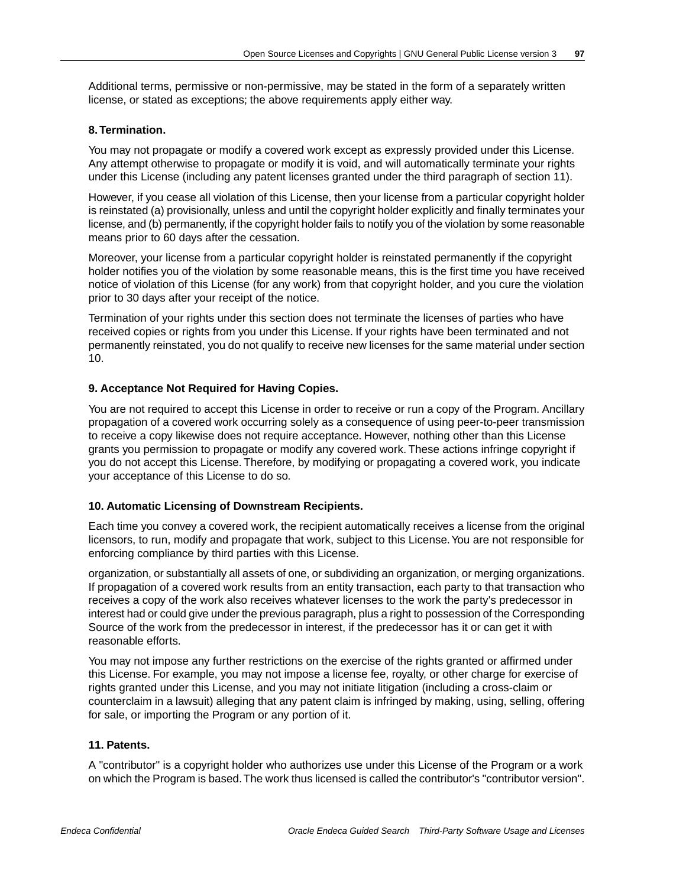Additional terms, permissive or non-permissive, may be stated in the form of a separately written license, or stated as exceptions; the above requirements apply either way.

**8. Termination.**

You may not propagate or modify a covered work except as expressly provided under this License. Any attempt otherwise to propagate or modify it is void, and will automatically terminate your rights under this License (including any patent licenses granted under the third paragraph of section 11).

However, if you cease all violation of this License, then your license from a particular copyright holder is reinstated (a) provisionally, unless and until the copyright holder explicitly and finally terminates your license, and (b) permanently, if the copyright holder fails to notify you of the violation by some reasonable means prior to 60 days after the cessation.

Moreover, your license from a particular copyright holder is reinstated permanently if the copyright holder notifies you of the violation by some reasonable means, this is the first time you have received notice of violation of this License (for any work) from that copyright holder, and you cure the violation prior to 30 days after your receipt of the notice.

Termination of your rights under this section does not terminate the licenses of parties who have received copies or rights from you under this License. If your rights have been terminated and not permanently reinstated, you do not qualify to receive new licenses for the same material under section 10.

**9. Acceptance Not Required for Having Copies.**

You are not required to accept this License in order to receive or run a copy of the Program. Ancillary propagation of a covered work occurring solely as a consequence of using peer-to-peer transmission to receive a copy likewise does not require acceptance. However, nothing other than this License grants you permission to propagate or modify any covered work. These actions infringe copyright if you do not accept this License. Therefore, by modifying or propagating a covered work, you indicate your acceptance of this License to do so.

**10. Automatic Licensing of Downstream Recipients.**

Each time you convey a covered work, the recipient automatically receives a license from the original licensors, to run, modify and propagate that work, subject to this License. You are not responsible for enforcing compliance by third parties with this License.

organization, or substantially all assets of one, or subdividing an organization, or merging organizations. If propagation of a covered work results from an entity transaction, each party to that transaction who receives a copy of the work also receives whatever licenses to the work the party's predecessor in interest had or could give under the previous paragraph, plus a right to possession of the Corresponding Source of the work from the predecessor in interest, if the predecessor has it or can get it with reasonable efforts.

You may not impose any further restrictions on the exercise of the rights granted or affirmed under this License. For example, you may not impose a license fee, royalty, or other charge for exercise of rights granted under this License, and you may not initiate litigation (including a cross-claim or counterclaim in a lawsuit) alleging that any patent claim is infringed by making, using, selling, offering for sale, or importing the Program or any portion of it.

**11. Patents.**

A "contributor" is a copyright holder who authorizes use under this License of the Program or a work on which the Program is based. The work thus licensed is called the contributor's "contributor version".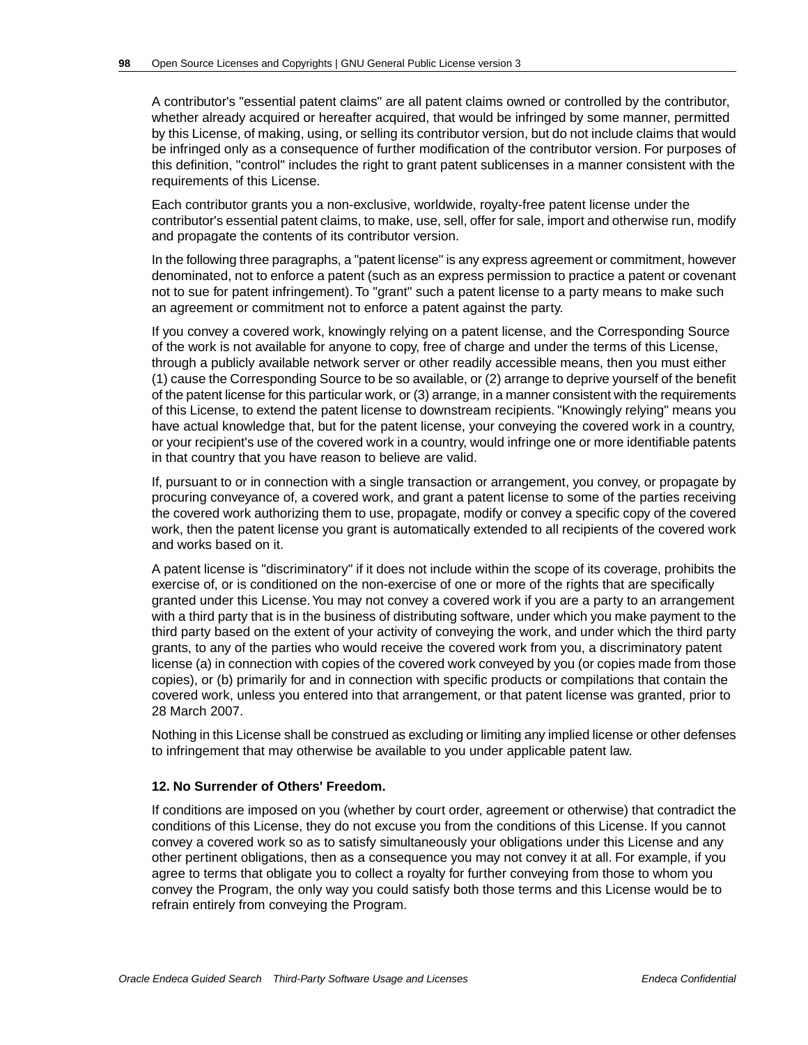A contributor's "essential patent claims" are all patent claims owned or controlled by the contributor, whether already acquired or hereafter acquired, that would be infringed by some manner, permitted by this License, of making, using, or selling its contributor version, but do not include claims that would be infringed only as a consequence of further modification of the contributor version. For purposes of this definition, "control" includes the right to grant patent sublicenses in a manner consistent with the requirements of this License.

Each contributor grants you a non-exclusive, worldwide, royalty-free patent license under the contributor's essential patent claims, to make, use, sell, offer for sale, import and otherwise run, modify and propagate the contents of its contributor version.

In the following three paragraphs, a "patent license" is any express agreement or commitment, however denominated, not to enforce a patent (such as an express permission to practice a patent or covenant not to sue for patent infringement). To "grant" such a patent license to a party means to make such an agreement or commitment not to enforce a patent against the party.

If you convey a covered work, knowingly relying on a patent license, and the Corresponding Source of the work is not available for anyone to copy, free of charge and under the terms of this License, through a publicly available network server or other readily accessible means, then you must either (1) cause the Corresponding Source to be so available, or (2) arrange to deprive yourself of the benefit of the patent license for this particular work, or (3) arrange, in a manner consistent with the requirements of this License, to extend the patent license to downstream recipients. "Knowingly relying" means you have actual knowledge that, but for the patent license, your conveying the covered work in a country, or your recipient's use of the covered work in a country, would infringe one or more identifiable patents in that country that you have reason to believe are valid.

If, pursuant to or in connection with a single transaction or arrangement, you convey, or propagate by procuring conveyance of, a covered work, and grant a patent license to some of the parties receiving the covered work authorizing them to use, propagate, modify or convey a specific copy of the covered work, then the patent license you grant is automatically extended to all recipients of the covered work and works based on it.

A patent license is "discriminatory" if it does not include within the scope of its coverage, prohibits the exercise of, or is conditioned on the non-exercise of one or more of the rights that are specifically granted under this License. You may not convey a covered work if you are a party to an arrangement with a third party that is in the business of distributing software, under which you make payment to the third party based on the extent of your activity of conveying the work, and under which the third party grants, to any of the parties who would receive the covered work from you, a discriminatory patent license (a) in connection with copies of the covered work conveyed by you (or copies made from those copies), or (b) primarily for and in connection with specific products or compilations that contain the covered work, unless you entered into that arrangement, or that patent license was granted, prior to 28 March 2007.

Nothing in this License shall be construed as excluding or limiting any implied license or other defenses to infringement that may otherwise be available to you under applicable patent law.

**12. No Surrender of Others' Freedom.**

If conditions are imposed on you (whether by court order, agreement or otherwise) that contradict the conditions of this License, they do not excuse you from the conditions of this License. If you cannot convey a covered work so as to satisfy simultaneously your obligations under this License and any other pertinent obligations, then as a consequence you may not convey it at all. For example, if you agree to terms that obligate you to collect a royalty for further conveying from those to whom you convey the Program, the only way you could satisfy both those terms and this License would be to refrain entirely from conveying the Program.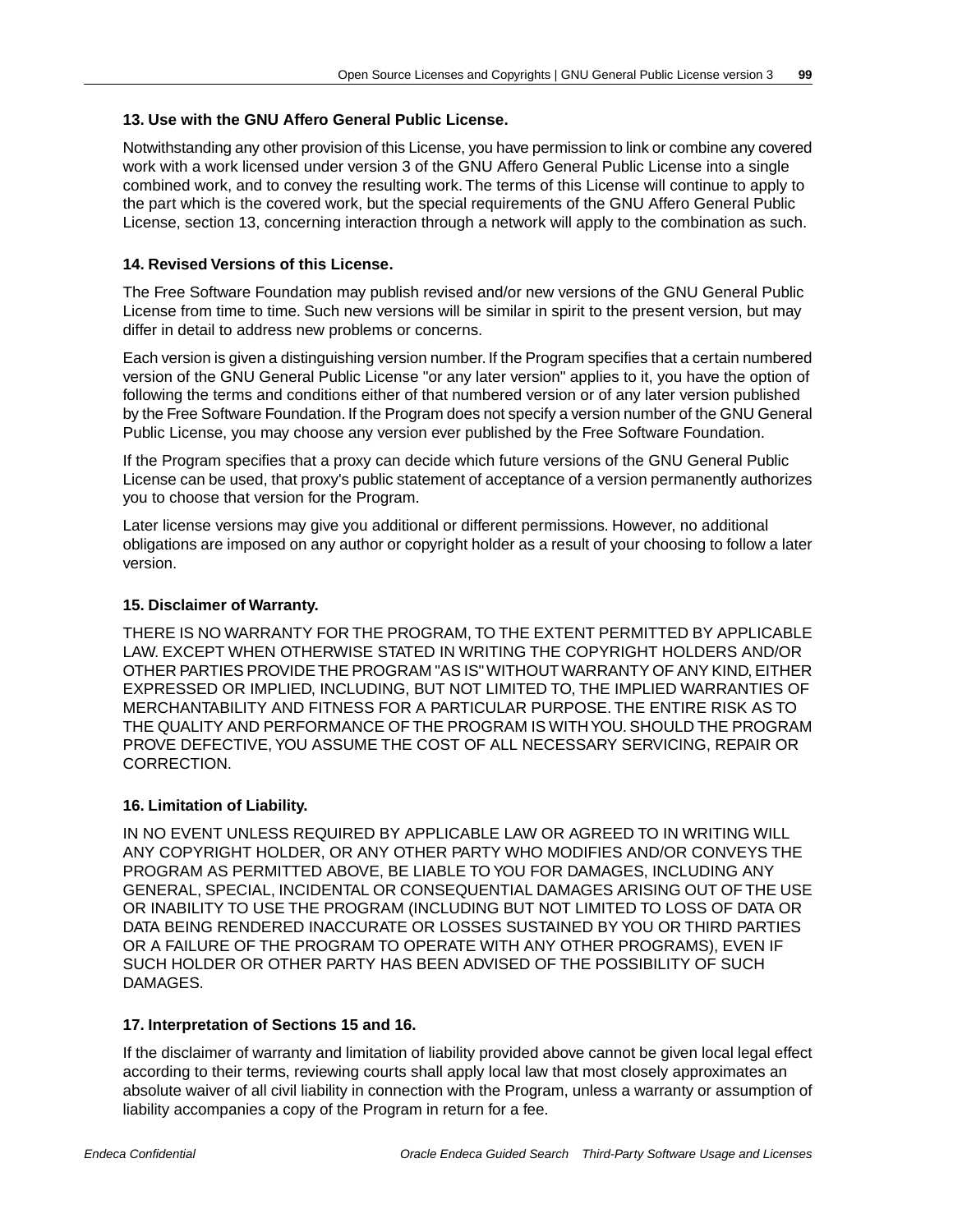**13. Use with the GNU Affero General Public License.**

Notwithstanding any other provision of this License, you have permission to link or combine any covered work with a work licensed under version 3 of the GNU Affero General Public License into a single combined work, and to convey the resulting work. The terms of this License will continue to apply to the part which is the covered work, but the special requirements of the GNU Affero General Public License, section 13, concerning interaction through a network will apply to the combination as such.

**14. Revised Versions of this License.**

The Free Software Foundation may publish revised and/or new versions of the GNU General Public License from time to time. Such new versions will be similar in spirit to the present version, but may differ in detail to address new problems or concerns.

Each version is given a distinguishing version number. If the Program specifies that a certain numbered version of the GNU General Public License "or any later version" applies to it, you have the option of following the terms and conditions either of that numbered version or of any later version published by the Free Software Foundation. If the Program does not specify a version number of the GNU General Public License, you may choose any version ever published by the Free Software Foundation.

If the Program specifies that a proxy can decide which future versions of the GNU General Public License can be used, that proxy's public statement of acceptance of a version permanently authorizes you to choose that version for the Program.

Later license versions may give you additional or different permissions. However, no additional obligations are imposed on any author or copyright holder as a result of your choosing to follow a later version.

**15. Disclaimer of Warranty.**

THERE IS NO WARRANTY FOR THE PROGRAM, TO THE EXTENT PERMITTED BY APPLICABLE LAW. EXCEPT WHEN OTHERWISE STATED IN WRITING THE COPYRIGHT HOLDERS AND/OR OTHER PARTIES PROVIDE THE PROGRAM "AS IS" WITHOUT WARRANTY OF ANY KIND, EITHER EXPRESSED OR IMPLIED, INCLUDING, BUT NOT LIMITED TO, THE IMPLIED WARRANTIES OF MERCHANTABILITY AND FITNESS FOR A PARTICULAR PURPOSE. THE ENTIRE RISK AS TO THE QUALITY AND PERFORMANCE OF THE PROGRAM IS WITH YOU. SHOULD THE PROGRAM PROVE DEFECTIVE, YOU ASSUME THE COST OF ALL NECESSARY SERVICING, REPAIR OR CORRECTION.

**16. Limitation of Liability.**

IN NO EVENT UNLESS REQUIRED BY APPLICABLE LAW OR AGREED TO IN WRITING WILL ANY COPYRIGHT HOLDER, OR ANY OTHER PARTY WHO MODIFIES AND/OR CONVEYS THE PROGRAM AS PERMITTED ABOVE, BE LIABLE TO YOU FOR DAMAGES, INCLUDING ANY GENERAL, SPECIAL, INCIDENTAL OR CONSEQUENTIAL DAMAGES ARISING OUT OF THE USE OR INABILITY TO USE THE PROGRAM (INCLUDING BUT NOT LIMITED TO LOSS OF DATA OR DATA BEING RENDERED INACCURATE OR LOSSES SUSTAINED BY YOU OR THIRD PARTIES OR A FAILURE OF THE PROGRAM TO OPERATE WITH ANY OTHER PROGRAMS), EVEN IF SUCH HOLDER OR OTHER PARTY HAS BEEN ADVISED OF THE POSSIBILITY OF SUCH DAMAGES.

**17. Interpretation of Sections 15 and 16.**

If the disclaimer of warranty and limitation of liability provided above cannot be given local legal effect according to their terms, reviewing courts shall apply local law that most closely approximates an absolute waiver of all civil liability in connection with the Program, unless a warranty or assumption of liability accompanies a copy of the Program in return for a fee.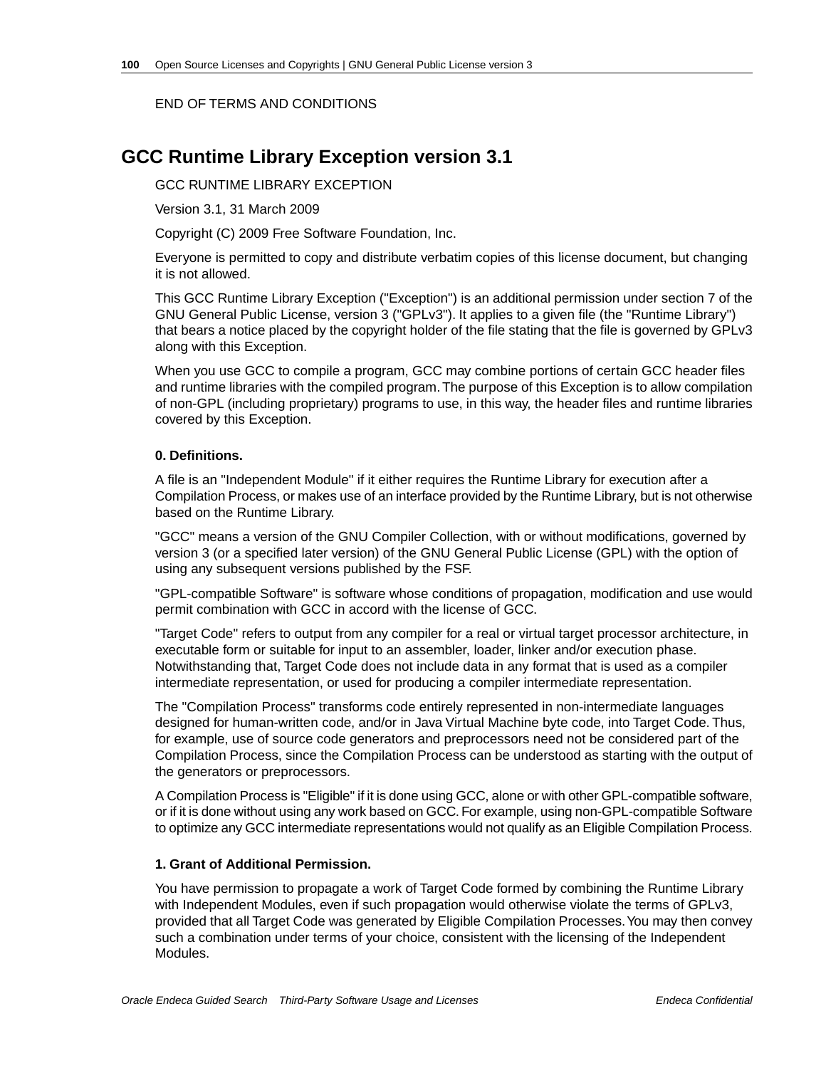END OF TERMS AND CONDITIONS

## GCC Runtime Library Exception version 3.1

GCC RUNTIME LIBRARY EXCEPTION

Version 3.1, 31 March 2009

Copyright (C) 2009 Free Software Foundation, Inc.

Everyone is permitted to copy and distribute verbatim copies of this license document, but changing it is not allowed.

This GCC Runtime Library Exception ("Exception") is an additional permission under section 7 of the GNU General Public License, version 3 ("GPLv3"). It applies to a given file (the "Runtime Library") that bears a notice placed by the copyright holder of the file stating that the file is governed by GPLv3 along with this Exception.

When you use GCC to compile a program, GCC may combine portions of certain GCC header files and runtime libraries with the compiled program. The purpose of this Exception is to allow compilation of non-GPL (including proprietary) programs to use, in this way, the header files and runtime libraries covered by this Exception.

**0. Definitions.**

A file is an "Independent Module" if it either requires the Runtime Library for execution after a Compilation Process, or makes use of an interface provided by the Runtime Library, but is not otherwise based on the Runtime Library.

"GCC" means a version of the GNU Compiler Collection, with or without modifications, governed by version 3 (or a specified later version) of the GNU General Public License (GPL) with the option of using any subsequent versions published by the FSF.

"GPL-compatible Software" is software whose conditions of propagation, modification and use would permit combination with GCC in accord with the license of GCC.

"Target Code" refers to output from any compiler for a real or virtual target processor architecture, in executable form or suitable for input to an assembler, loader, linker and/or execution phase. Notwithstanding that, Target Code does not include data in any format that is used as a compiler intermediate representation, or used for producing a compiler intermediate representation.

The "Compilation Process" transforms code entirely represented in non-intermediate languages designed for human-written code, and/or in Java Virtual Machine byte code, into Target Code. Thus, for example, use of source code generators and preprocessors need not be considered part of the Compilation Process, since the Compilation Process can be understood as starting with the output of the generators or preprocessors.

A Compilation Process is "Eligible" if it is done using GCC, alone or with other GPL-compatible software, or if it is done without using any work based on GCC. For example, using non-GPL-compatible Software to optimize any GCC intermediate representations would not qualify as an Eligible Compilation Process.

**1. Grant of Additional Permission.**

You have permission to propagate a work of Target Code formed by combining the Runtime Library with Independent Modules, even if such propagation would otherwise violate the terms of GPLv3, provided that all Target Code was generated by Eligible Compilation Processes. You may then convey such a combination under terms of your choice, consistent with the licensing of the Independent Modules.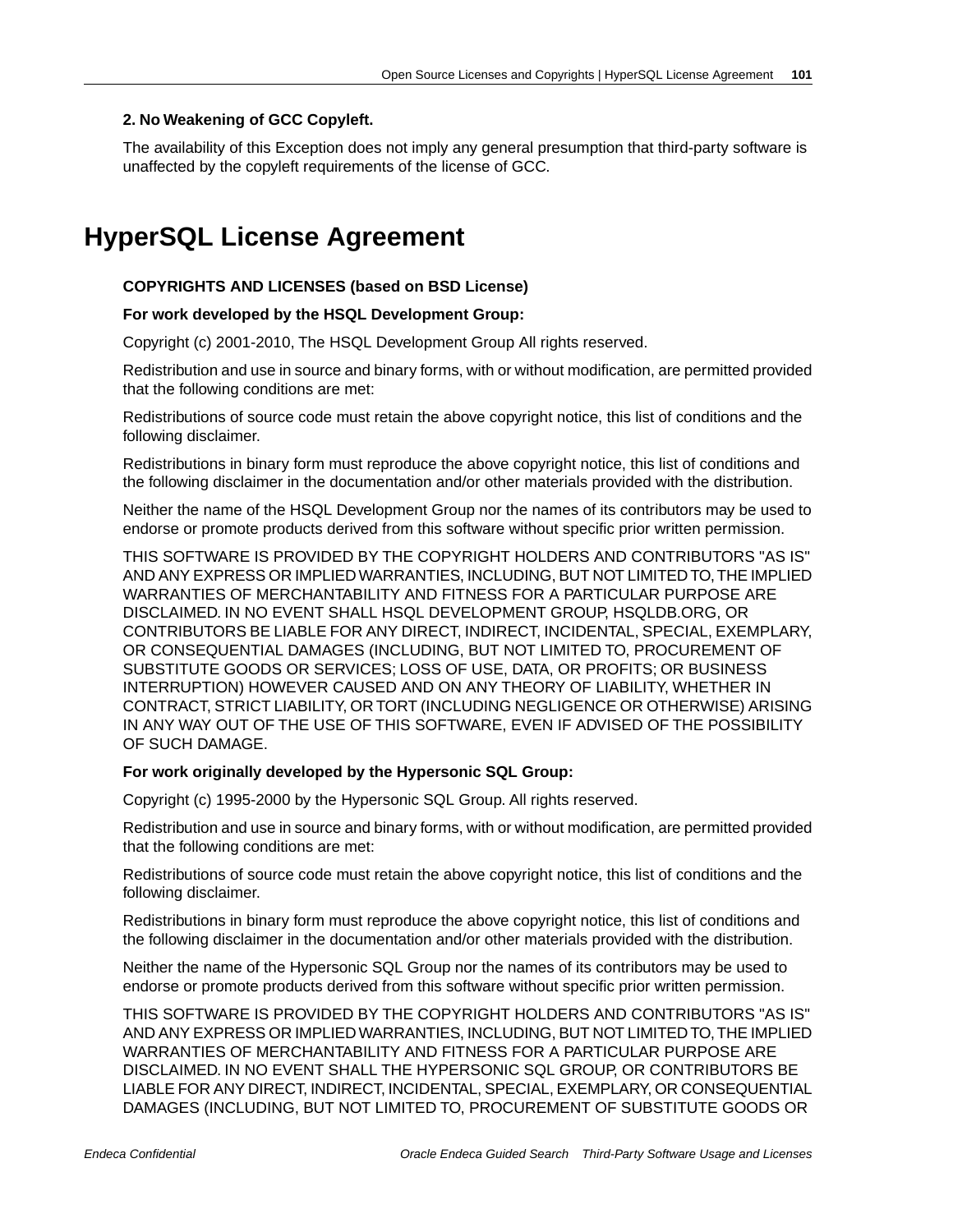**2. No Weakening of GCC Copyleft.**

The availability of this Exception does not imply any general presumption that third-party software is unaffected by the copyleft requirements of the license of GCC.

# HyperSQL License Agreement

**COPYRIGHTS AND LICENSES (based on BSD License)**

**For work developed by the HSQL Development Group:**

Copyright (c) 2001-2010, The HSQL Development Group All rights reserved.

Redistribution and use in source and binary forms, with or without modification, are permitted provided that the following conditions are met:

Redistributions of source code must retain the above copyright notice, this list of conditions and the following disclaimer.

Redistributions in binary form must reproduce the above copyright notice, this list of conditions and the following disclaimer in the documentation and/or other materials provided with the distribution.

Neither the name of the HSQL Development Group nor the names of its contributors may be used to endorse or promote products derived from this software without specific prior written permission.

THIS SOFTWARE IS PROVIDED BY THE COPYRIGHT HOLDERS AND CONTRIBUTORS "AS IS" AND ANY EXPRESS OR IMPLIED WARRANTIES, INCLUDING, BUT NOT LIMITED TO, THE IMPLIED WARRANTIES OF MERCHANTABILITY AND FITNESS FOR A PARTICULAR PURPOSE ARE DISCLAIMED. IN NO EVENT SHALL HSQL DEVELOPMENT GROUP, HSQLDB.ORG, OR CONTRIBUTORS BE LIABLE FOR ANY DIRECT, INDIRECT, INCIDENTAL, SPECIAL, EXEMPLARY, OR CONSEQUENTIAL DAMAGES (INCLUDING, BUT NOT LIMITED TO, PROCUREMENT OF SUBSTITUTE GOODS OR SERVICES; LOSS OF USE, DATA, OR PROFITS; OR BUSINESS INTERRUPTION) HOWEVER CAUSED AND ON ANY THEORY OF LIABILITY, WHETHER IN CONTRACT, STRICT LIABILITY, OR TORT (INCLUDING NEGLIGENCE OR OTHERWISE) ARISING IN ANY WAY OUT OF THE USE OF THIS SOFTWARE, EVEN IF ADVISED OF THE POSSIBILITY OF SUCH DAMAGE.

**For work originally developed by the Hypersonic SQL Group:**

Copyright (c) 1995-2000 by the Hypersonic SQL Group. All rights reserved.

Redistribution and use in source and binary forms, with or without modification, are permitted provided that the following conditions are met:

Redistributions of source code must retain the above copyright notice, this list of conditions and the following disclaimer.

Redistributions in binary form must reproduce the above copyright notice, this list of conditions and the following disclaimer in the documentation and/or other materials provided with the distribution.

Neither the name of the Hypersonic SQL Group nor the names of its contributors may be used to endorse or promote products derived from this software without specific prior written permission.

THIS SOFTWARE IS PROVIDED BY THE COPYRIGHT HOLDERS AND CONTRIBUTORS "AS IS" AND ANY EXPRESS OR IMPLIED WARRANTIES, INCLUDING, BUT NOT LIMITED TO, THE IMPLIED WARRANTIES OF MERCHANTABILITY AND FITNESS FOR A PARTICULAR PURPOSE ARE DISCLAIMED. IN NO EVENT SHALL THE HYPERSONIC SQL GROUP, OR CONTRIBUTORS BE LIABLE FOR ANY DIRECT, INDIRECT, INCIDENTAL, SPECIAL, EXEMPLARY, OR CONSEQUENTIAL DAMAGES (INCLUDING, BUT NOT LIMITED TO, PROCUREMENT OF SUBSTITUTE GOODS OR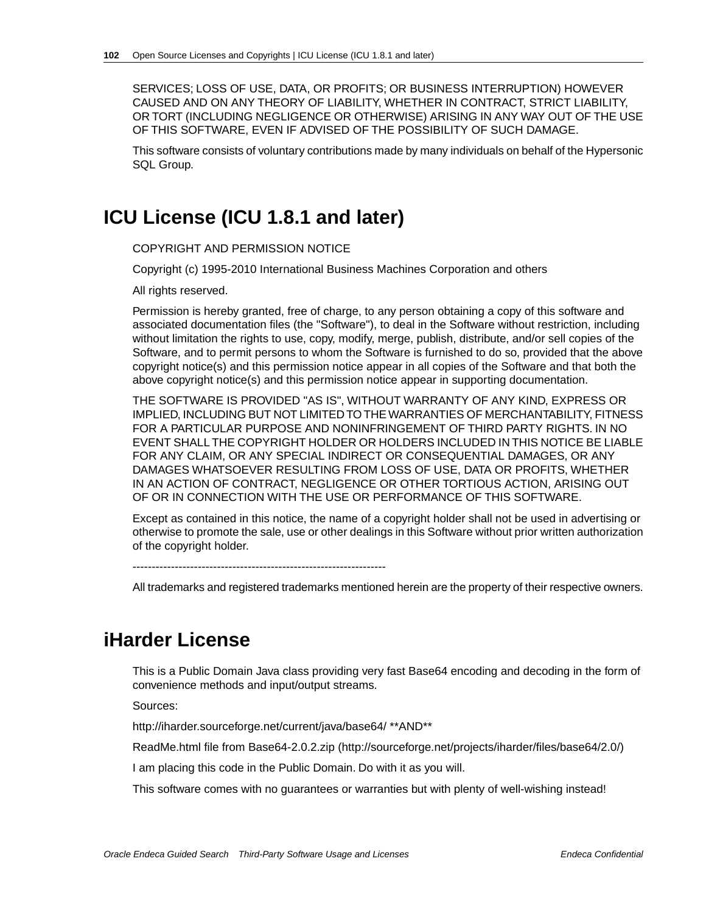SERVICES; LOSS OF USE, DATA, OR PROFITS; OR BUSINESS INTERRUPTION) HOWEVER CAUSED AND ON ANY THEORY OF LIABILITY, WHETHER IN CONTRACT, STRICT LIABILITY, OR TORT (INCLUDING NEGLIGENCE OR OTHERWISE) ARISING IN ANY WAY OUT OF THE USE OF THIS SOFTWARE, EVEN IF ADVISED OF THE POSSIBILITY OF SUCH DAMAGE.

This software consists of voluntary contributions made by many individuals on behalf of the Hypersonic SQL Group.

## ICU License (ICU 1.8.1 and later)

COPYRIGHT AND PERMISSION NOTICE

Copyright (c) 1995-2010 International Business Machines Corporation and others

All rights reserved.

Permission is hereby granted, free of charge, to any person obtaining a copy of this software and associated documentation files (the "Software"), to deal in the Software without restriction, including without limitation the rights to use, copy, modify, merge, publish, distribute, and/or sell copies of the Software, and to permit persons to whom the Software is furnished to do so, provided that the above copyright notice(s) and this permission notice appear in all copies of the Software and that both the above copyright notice(s) and this permission notice appear in supporting documentation.

THE SOFTWARE IS PROVIDED "AS IS", WITHOUT WARRANTY OF ANY KIND, EXPRESS OR IMPLIED, INCLUDING BUT NOT LIMITED TO THE WARRANTIES OF MERCHANTABILITY, FITNESS FOR A PARTICULAR PURPOSE AND NONINFRINGEMENT OF THIRD PARTY RIGHTS. IN NO EVENT SHALL THE COPYRIGHT HOLDER OR HOLDERS INCLUDED IN THIS NOTICE BE LIABLE FOR ANY CLAIM, OR ANY SPECIAL INDIRECT OR CONSEQUENTIAL DAMAGES, OR ANY DAMAGES WHATSOEVER RESULTING FROM LOSS OF USE, DATA OR PROFITS, WHETHER IN AN ACTION OF CONTRACT, NEGLIGENCE OR OTHER TORTIOUS ACTION, ARISING OUT OF OR IN CONNECTION WITH THE USE OR PERFORMANCE OF THIS SOFTWARE.

Except as contained in this notice, the name of a copyright holder shall not be used in advertising or otherwise to promote the sale, use or other dealings in this Software without prior written authorization of the copyright holder.

--------------------------------------------------------------------

All trademarks and registered trademarks mentioned herein are the property of their respective owners.

## iHarder License

This is a Public Domain Java class providing very fast Base64 encoding and decoding in the form of convenience methods and input/output streams.

Sources:

http://iharder.sourceforge.net/current/java/base64/ **AND**

ReadMe.html file from Base64-2.0.2.zip (http://sourceforge.net/projects/iharder/files/base64/2.0/)

I am placing this code in the Public Domain. Do with it as you will.

This software comes with no guarantees or warranties but with plenty of well-wishing instead!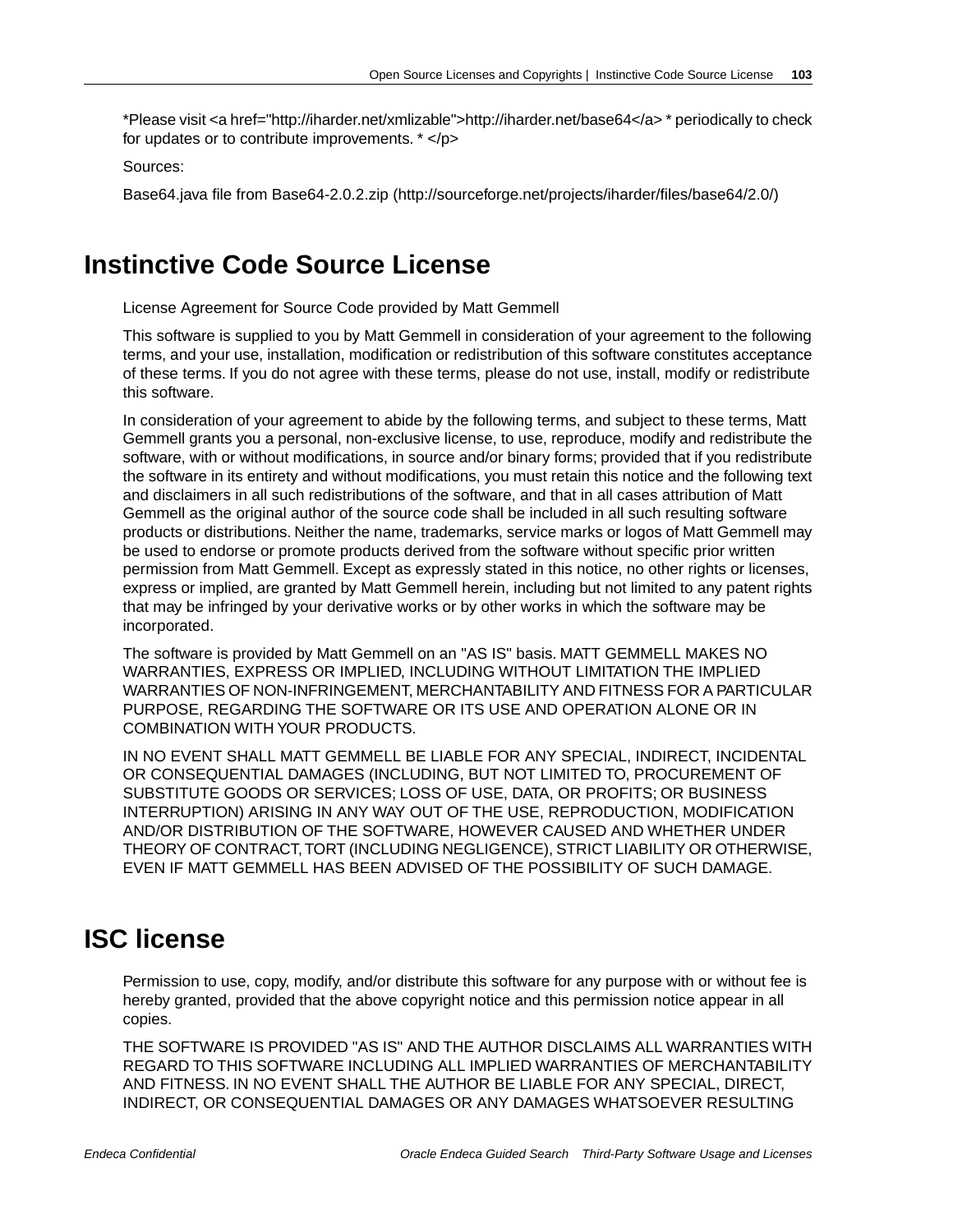*Please visit <a href="http://iharder.net/xmlizable">http://iharder.net/base64</a> * periodically to check for updates or to contribute improvements. * </p>

Sources:

Base64.java file from Base64-2.0.2.zip (http://sourceforge.net/projects/iharder/files/base64/2.0/)

# Instinctive Code Source License

License Agreement for Source Code provided by Matt Gemmell

This software is supplied to you by Matt Gemmell in consideration of your agreement to the following terms, and your use, installation, modification or redistribution of this software constitutes acceptance of these terms. If you do not agree with these terms, please do not use, install, modify or redistribute this software.

In consideration of your agreement to abide by the following terms, and subject to these terms, Matt Gemmell grants you a personal, non-exclusive license, to use, reproduce, modify and redistribute the software, with or without modifications, in source and/or binary forms; provided that if you redistribute the software in its entirety and without modifications, you must retain this notice and the following text and disclaimers in all such redistributions of the software, and that in all cases attribution of Matt Gemmell as the original author of the source code shall be included in all such resulting software products or distributions. Neither the name, trademarks, service marks or logos of Matt Gemmell may be used to endorse or promote products derived from the software without specific prior written permission from Matt Gemmell. Except as expressly stated in this notice, no other rights or licenses, express or implied, are granted by Matt Gemmell herein, including but not limited to any patent rights that may be infringed by your derivative works or by other works in which the software may be incorporated.

The software is provided by Matt Gemmell on an "AS IS" basis. MATT GEMMELL MAKES NO WARRANTIES, EXPRESS OR IMPLIED, INCLUDING WITHOUT LIMITATION THE IMPLIED WARRANTIES OF NON-INFRINGEMENT, MERCHANTABILITY AND FITNESS FOR A PARTICULAR PURPOSE, REGARDING THE SOFTWARE OR ITS USE AND OPERATION ALONE OR IN COMBINATION WITH YOUR PRODUCTS.

IN NO EVENT SHALL MATT GEMMELL BE LIABLE FOR ANY SPECIAL, INDIRECT, INCIDENTAL OR CONSEQUENTIAL DAMAGES (INCLUDING, BUT NOT LIMITED TO, PROCUREMENT OF SUBSTITUTE GOODS OR SERVICES; LOSS OF USE, DATA, OR PROFITS; OR BUSINESS INTERRUPTION) ARISING IN ANY WAY OUT OF THE USE, REPRODUCTION, MODIFICATION AND/OR DISTRIBUTION OF THE SOFTWARE, HOWEVER CAUSED AND WHETHER UNDER THEORY OF CONTRACT, TORT (INCLUDING NEGLIGENCE), STRICT LIABILITY OR OTHERWISE, EVEN IF MATT GEMMELL HAS BEEN ADVISED OF THE POSSIBILITY OF SUCH DAMAGE.

# ISC license

Permission to use, copy, modify, and/or distribute this software for any purpose with or without fee is hereby granted, provided that the above copyright notice and this permission notice appear in all copies.

THE SOFTWARE IS PROVIDED "AS IS" AND THE AUTHOR DISCLAIMS ALL WARRANTIES WITH REGARD TO THIS SOFTWARE INCLUDING ALL IMPLIED WARRANTIES OF MERCHANTABILITY AND FITNESS. IN NO EVENT SHALL THE AUTHOR BE LIABLE FOR ANY SPECIAL, DIRECT, INDIRECT, OR CONSEQUENTIAL DAMAGES OR ANY DAMAGES WHATSOEVER RESULTING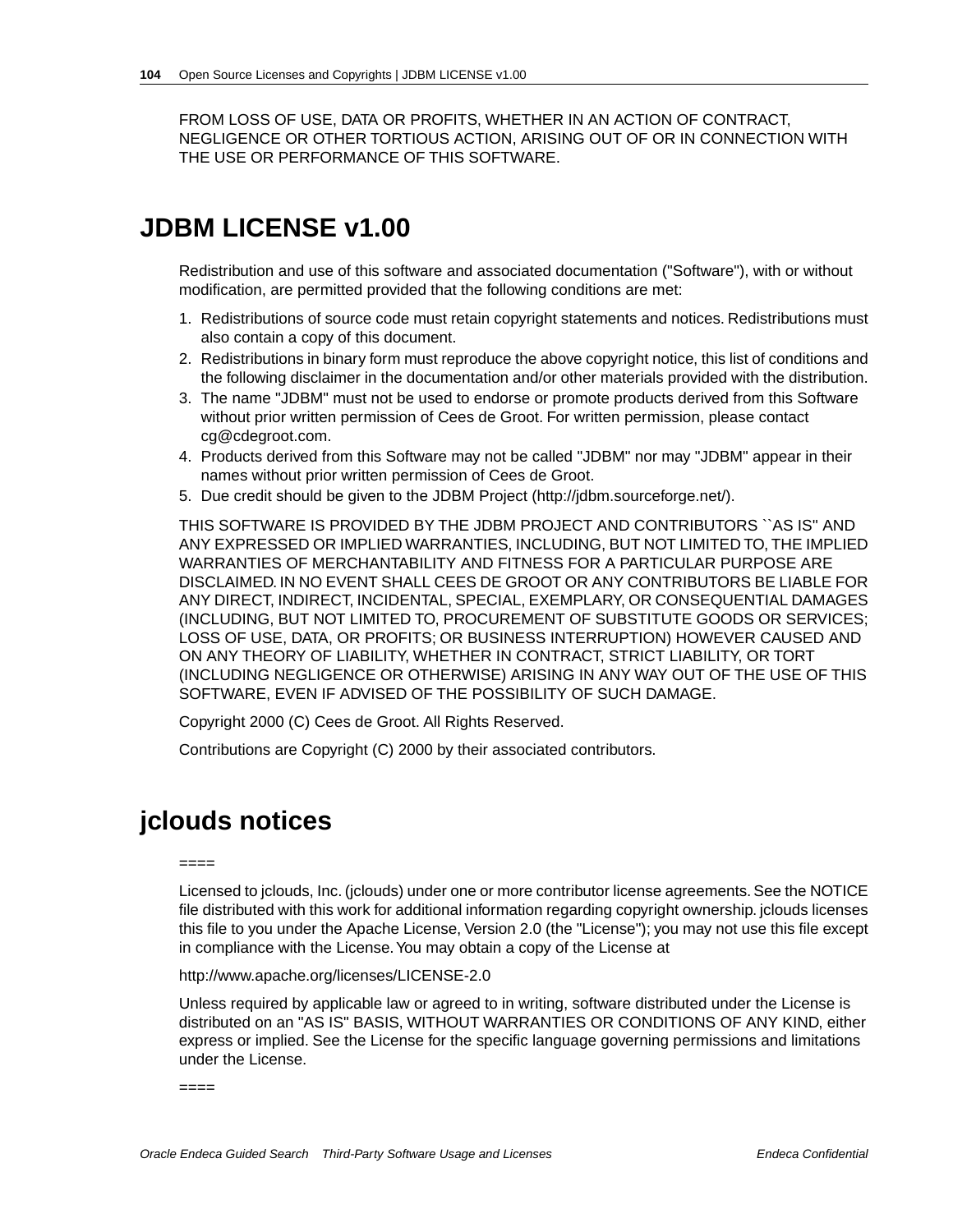FROM LOSS OF USE, DATA OR PROFITS, WHETHER IN AN ACTION OF CONTRACT, NEGLIGENCE OR OTHER TORTIOUS ACTION, ARISING OUT OF OR IN CONNECTION WITH THE USE OR PERFORMANCE OF THIS SOFTWARE.

# JDBM LICENSE v1.00

Redistribution and use of this software and associated documentation ("Software"), with or without modification, are permitted provided that the following conditions are met:

1. Redistributions of source code must retain copyright statements and notices. Redistributions must also contain a copy of this document.
2. Redistributions in binary form must reproduce the above copyright notice, this list of conditions and the following disclaimer in the documentation and/or other materials provided with the distribution.
3. The name "JDBM" must not be used to endorse or promote products derived from this Software without prior written permission of Cees de Groot. For written permission, please contact cg@cdegroot.com.
4. Products derived from this Software may not be called "JDBM" nor may "JDBM" appear in their names without prior written permission of Cees de Groot.
5. Due credit should be given to the JDBM Project (http://jdbm.sourceforge.net/).

THIS SOFTWARE IS PROVIDED BY THE JDBM PROJECT AND CONTRIBUTORS ``AS IS'' AND ANY EXPRESSED OR IMPLIED WARRANTIES, INCLUDING, BUT NOT LIMITED TO, THE IMPLIED WARRANTIES OF MERCHANTABILITY AND FITNESS FOR A PARTICULAR PURPOSE ARE DISCLAIMED. IN NO EVENT SHALL CEES DE GROOT OR ANY CONTRIBUTORS BE LIABLE FOR ANY DIRECT, INDIRECT, INCIDENTAL, SPECIAL, EXEMPLARY, OR CONSEQUENTIAL DAMAGES (INCLUDING, BUT NOT LIMITED TO, PROCUREMENT OF SUBSTITUTE GOODS OR SERVICES; LOSS OF USE, DATA, OR PROFITS; OR BUSINESS INTERRUPTION) HOWEVER CAUSED AND ON ANY THEORY OF LIABILITY, WHETHER IN CONTRACT, STRICT LIABILITY, OR TORT (INCLUDING NEGLIGENCE OR OTHERWISE) ARISING IN ANY WAY OUT OF THE USE OF THIS SOFTWARE, EVEN IF ADVISED OF THE POSSIBILITY OF SUCH DAMAGE.

Copyright 2000 (C) Cees de Groot. All Rights Reserved.

Contributions are Copyright (C) 2000 by their associated contributors.

# jclouds notices

====

Licensed to jclouds, Inc. (jclouds) under one or more contributor license agreements. See the NOTICE file distributed with this work for additional information regarding copyright ownership. jclouds licenses this file to you under the Apache License, Version 2.0 (the "License"); you may not use this file except in compliance with the License. You may obtain a copy of the License at

http://www.apache.org/licenses/LICENSE-2.0

Unless required by applicable law or agreed to in writing, software distributed under the License is distributed on an "AS IS" BASIS, WITHOUT WARRANTIES OR CONDITIONS OF ANY KIND, either express or implied. See the License for the specific language governing permissions and limitations under the License.

====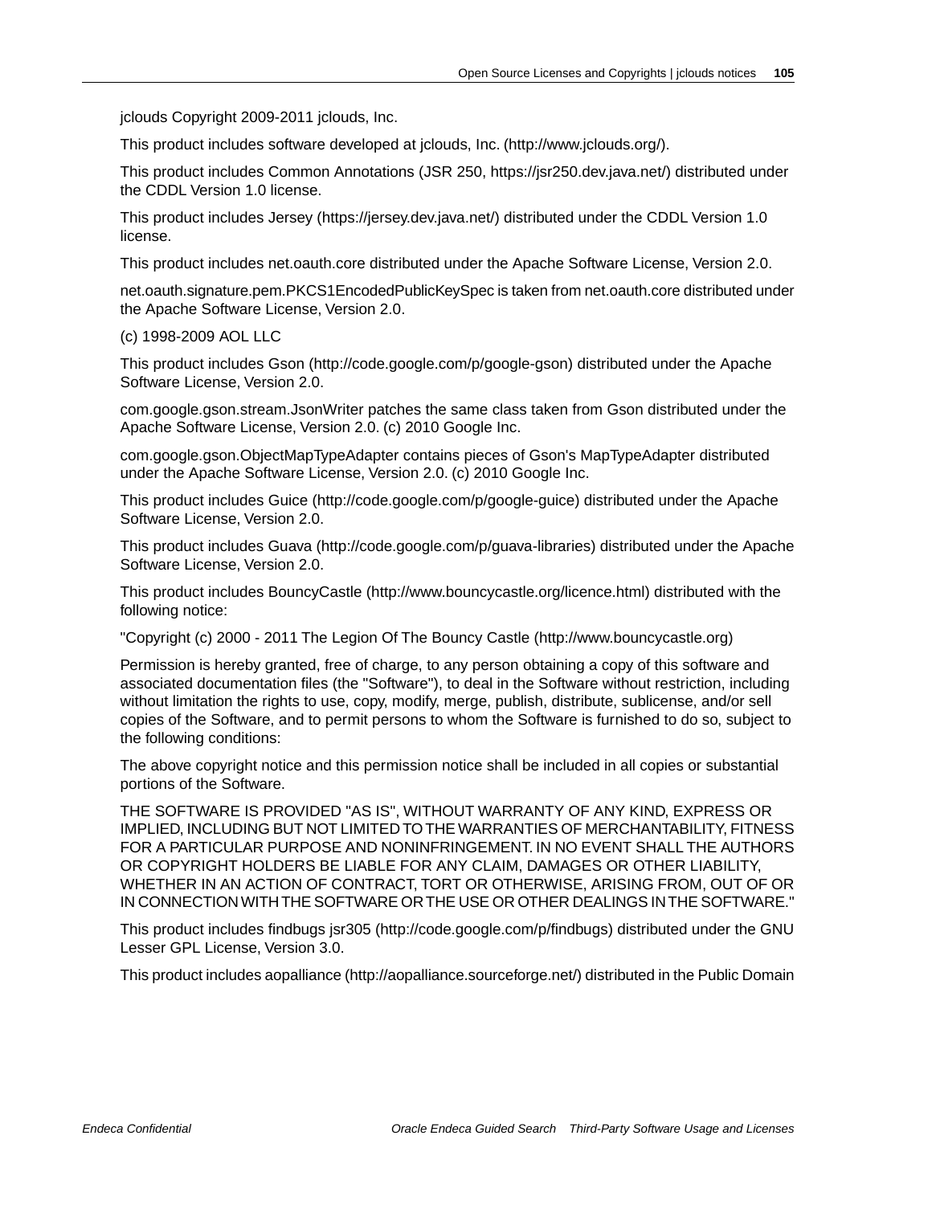jclouds Copyright 2009-2011 jclouds, Inc.

This product includes software developed at jclouds, Inc. (http://www.jclouds.org/).

This product includes Common Annotations (JSR 250, https://jsr250.dev.java.net/) distributed under the CDDL Version 1.0 license.

This product includes Jersey (https://jersey.dev.java.net/) distributed under the CDDL Version 1.0 license.

This product includes net.oauth.core distributed under the Apache Software License, Version 2.0.

net.oauth.signature.pem.PKCS1EncodedPublicKeySpec is taken from net.oauth.core distributed under the Apache Software License, Version 2.0.

(c) 1998-2009 AOL LLC

This product includes Gson (http://code.google.com/p/google-gson) distributed under the Apache Software License, Version 2.0.

com.google.gson.stream.JsonWriter patches the same class taken from Gson distributed under the Apache Software License, Version 2.0. (c) 2010 Google Inc.

com.google.gson.ObjectMapTypeAdapter contains pieces of Gson's MapTypeAdapter distributed under the Apache Software License, Version 2.0. (c) 2010 Google Inc.

This product includes Guice (http://code.google.com/p/google-guice) distributed under the Apache Software License, Version 2.0.

This product includes Guava (http://code.google.com/p/guava-libraries) distributed under the Apache Software License, Version 2.0.

This product includes BouncyCastle (http://www.bouncycastle.org/licence.html) distributed with the following notice:

"Copyright (c) 2000 - 2011 The Legion Of The Bouncy Castle (http://www.bouncycastle.org)

Permission is hereby granted, free of charge, to any person obtaining a copy of this software and associated documentation files (the "Software"), to deal in the Software without restriction, including without limitation the rights to use, copy, modify, merge, publish, distribute, sublicense, and/or sell copies of the Software, and to permit persons to whom the Software is furnished to do so, subject to the following conditions:

The above copyright notice and this permission notice shall be included in all copies or substantial portions of the Software.

THE SOFTWARE IS PROVIDED "AS IS", WITHOUT WARRANTY OF ANY KIND, EXPRESS OR IMPLIED, INCLUDING BUT NOT LIMITED TO THE WARRANTIES OF MERCHANTABILITY, FITNESS FOR A PARTICULAR PURPOSE AND NONINFRINGEMENT. IN NO EVENT SHALL THE AUTHORS OR COPYRIGHT HOLDERS BE LIABLE FOR ANY CLAIM, DAMAGES OR OTHER LIABILITY, WHETHER IN AN ACTION OF CONTRACT, TORT OR OTHERWISE, ARISING FROM, OUT OF OR IN CONNECTION WITH THE SOFTWARE OR THE USE OR OTHER DEALINGS IN THE SOFTWARE."

This product includes findbugs jsr305 (http://code.google.com/p/findbugs) distributed under the GNU Lesser GPL License, Version 3.0.

This product includes aopalliance (http://aopalliance.sourceforge.net/) distributed in the Public Domain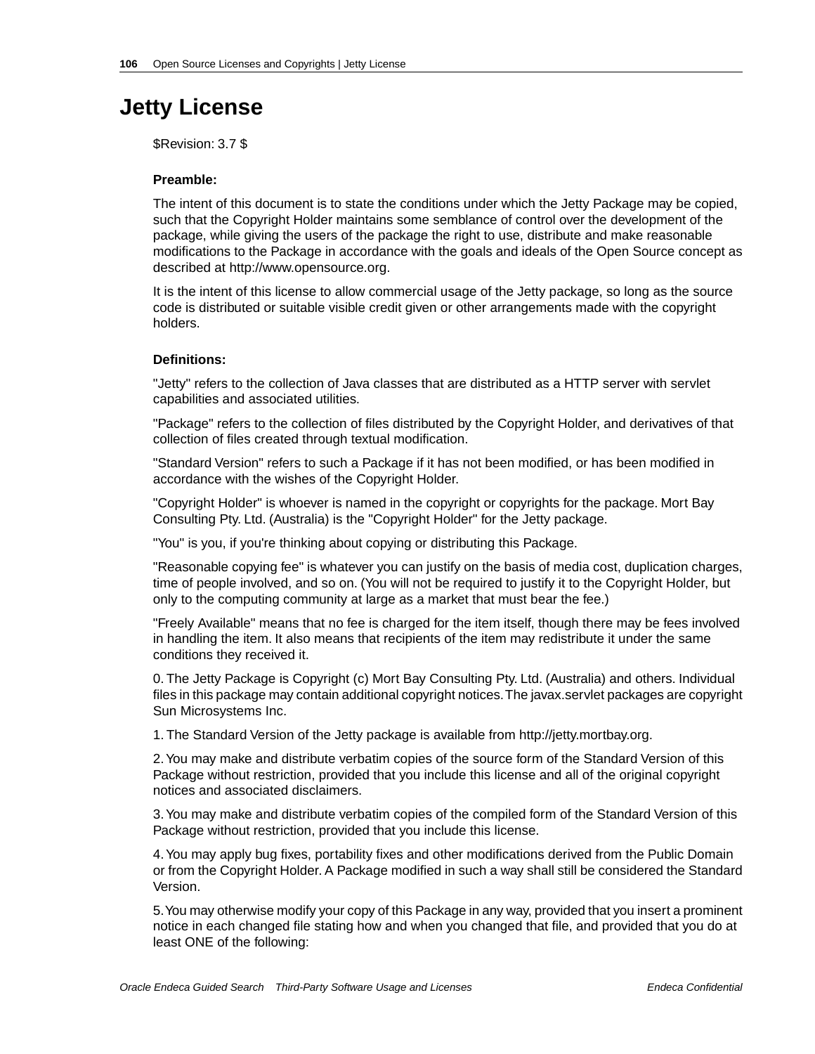# Jetty License

$Revision: 3.7 $

**Preamble:**

The intent of this document is to state the conditions under which the Jetty Package may be copied, such that the Copyright Holder maintains some semblance of control over the development of the package, while giving the users of the package the right to use, distribute and make reasonable modifications to the Package in accordance with the goals and ideals of the Open Source concept as described at http://www.opensource.org.

It is the intent of this license to allow commercial usage of the Jetty package, so long as the source code is distributed or suitable visible credit given or other arrangements made with the copyright holders.

**Definitions:**

"Jetty" refers to the collection of Java classes that are distributed as a HTTP server with servlet capabilities and associated utilities.

"Package" refers to the collection of files distributed by the Copyright Holder, and derivatives of that collection of files created through textual modification.

"Standard Version" refers to such a Package if it has not been modified, or has been modified in accordance with the wishes of the Copyright Holder.

"Copyright Holder" is whoever is named in the copyright or copyrights for the package. Mort Bay Consulting Pty. Ltd. (Australia) is the "Copyright Holder" for the Jetty package.

"You" is you, if you're thinking about copying or distributing this Package.

"Reasonable copying fee" is whatever you can justify on the basis of media cost, duplication charges, time of people involved, and so on. (You will not be required to justify it to the Copyright Holder, but only to the computing community at large as a market that must bear the fee.)

"Freely Available" means that no fee is charged for the item itself, though there may be fees involved in handling the item. It also means that recipients of the item may redistribute it under the same conditions they received it.

0. The Jetty Package is Copyright (c) Mort Bay Consulting Pty. Ltd. (Australia) and others. Individual files in this package may contain additional copyright notices. The javax.servlet packages are copyright Sun Microsystems Inc.

1. The Standard Version of the Jetty package is available from http://jetty.mortbay.org.

2. You may make and distribute verbatim copies of the source form of the Standard Version of this Package without restriction, provided that you include this license and all of the original copyright notices and associated disclaimers.

3. You may make and distribute verbatim copies of the compiled form of the Standard Version of this Package without restriction, provided that you include this license.

4. You may apply bug fixes, portability fixes and other modifications derived from the Public Domain or from the Copyright Holder. A Package modified in such a way shall still be considered the Standard Version.

5. You may otherwise modify your copy of this Package in any way, provided that you insert a prominent notice in each changed file stating how and when you changed that file, and provided that you do at least ONE of the following: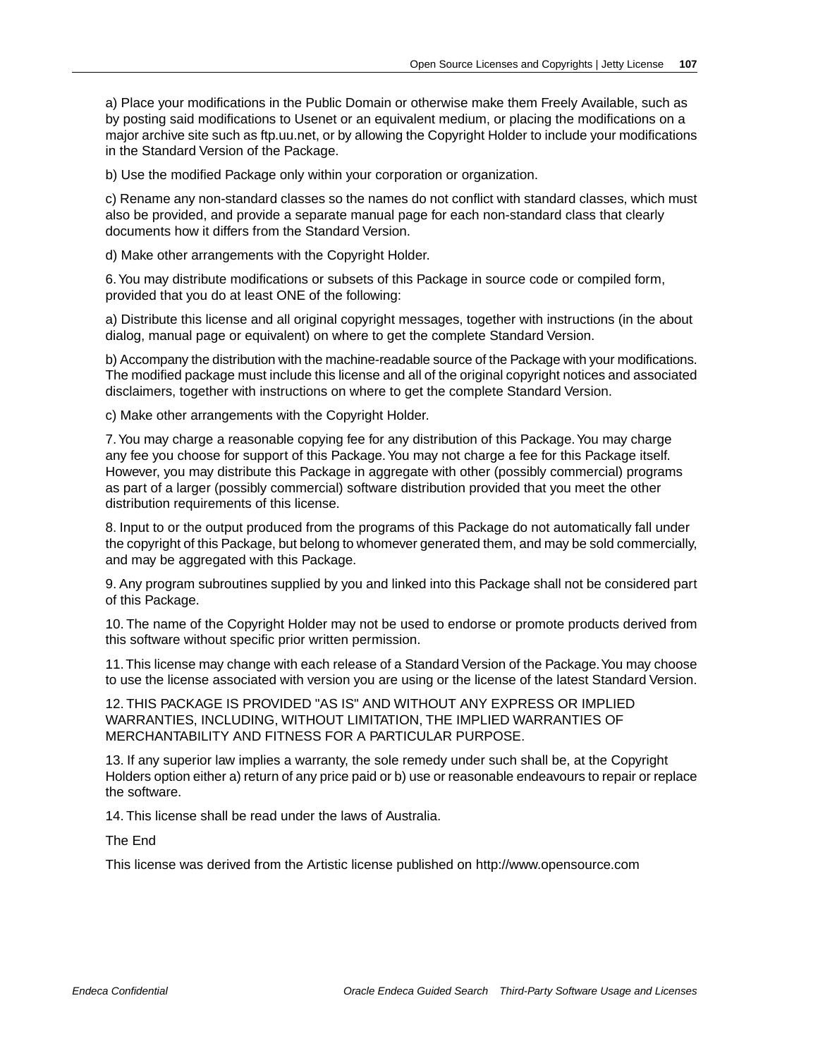a) Place your modifications in the Public Domain or otherwise make them Freely Available, such as by posting said modifications to Usenet or an equivalent medium, or placing the modifications on a major archive site such as ftp.uu.net, or by allowing the Copyright Holder to include your modifications in the Standard Version of the Package.

b) Use the modified Package only within your corporation or organization.

c) Rename any non-standard classes so the names do not conflict with standard classes, which must also be provided, and provide a separate manual page for each non-standard class that clearly documents how it differs from the Standard Version.

d) Make other arrangements with the Copyright Holder.

6. You may distribute modifications or subsets of this Package in source code or compiled form, provided that you do at least ONE of the following:

a) Distribute this license and all original copyright messages, together with instructions (in the about dialog, manual page or equivalent) on where to get the complete Standard Version.

b) Accompany the distribution with the machine-readable source of the Package with your modifications. The modified package must include this license and all of the original copyright notices and associated disclaimers, together with instructions on where to get the complete Standard Version.

c) Make other arrangements with the Copyright Holder.

7. You may charge a reasonable copying fee for any distribution of this Package. You may charge any fee you choose for support of this Package. You may not charge a fee for this Package itself. However, you may distribute this Package in aggregate with other (possibly commercial) programs as part of a larger (possibly commercial) software distribution provided that you meet the other distribution requirements of this license.

8. Input to or the output produced from the programs of this Package do not automatically fall under the copyright of this Package, but belong to whomever generated them, and may be sold commercially, and may be aggregated with this Package.

9. Any program subroutines supplied by you and linked into this Package shall not be considered part of this Package.

10. The name of the Copyright Holder may not be used to endorse or promote products derived from this software without specific prior written permission.

11. This license may change with each release of a Standard Version of the Package. You may choose to use the license associated with version you are using or the license of the latest Standard Version.

12. THIS PACKAGE IS PROVIDED "AS IS" AND WITHOUT ANY EXPRESS OR IMPLIED WARRANTIES, INCLUDING, WITHOUT LIMITATION, THE IMPLIED WARRANTIES OF MERCHANTABILITY AND FITNESS FOR A PARTICULAR PURPOSE.

13. If any superior law implies a warranty, the sole remedy under such shall be, at the Copyright Holders option either a) return of any price paid or b) use or reasonable endeavours to repair or replace the software.

14. This license shall be read under the laws of Australia.

The End

This license was derived from the Artistic license published on http://www.opensource.com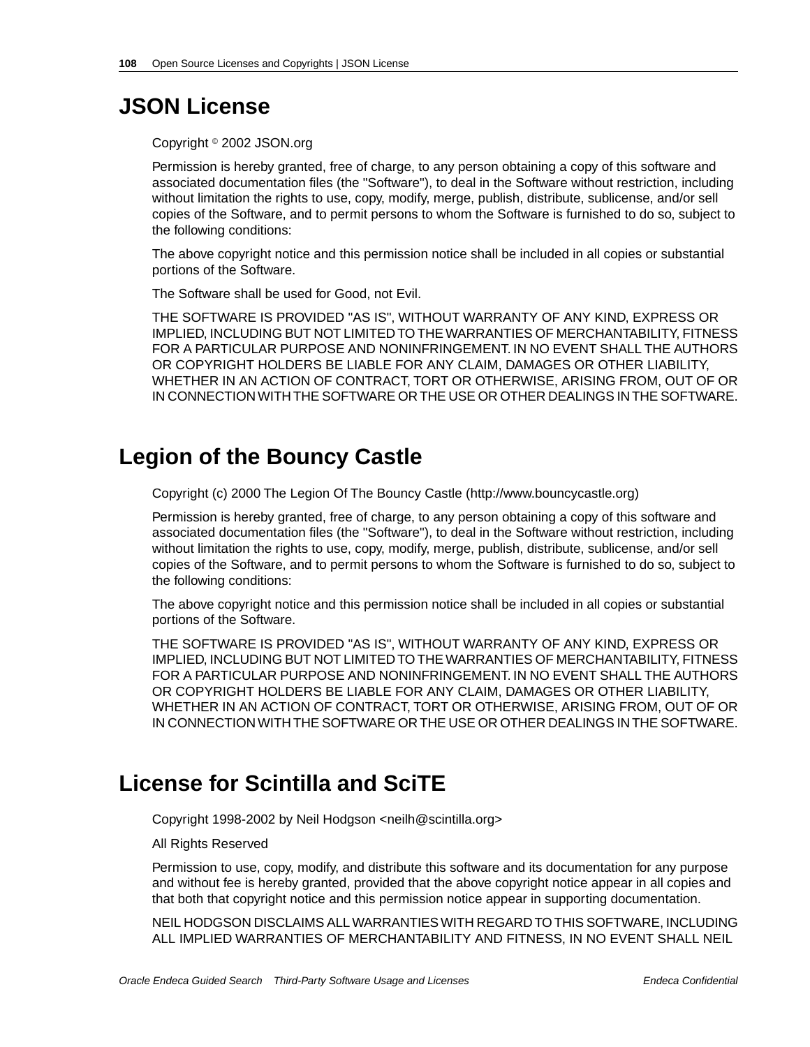# JSON License

Copyright © 2002 JSON.org

Permission is hereby granted, free of charge, to any person obtaining a copy of this software and associated documentation files (the "Software"), to deal in the Software without restriction, including without limitation the rights to use, copy, modify, merge, publish, distribute, sublicense, and/or sell copies of the Software, and to permit persons to whom the Software is furnished to do so, subject to the following conditions:

The above copyright notice and this permission notice shall be included in all copies or substantial portions of the Software.

The Software shall be used for Good, not Evil.

THE SOFTWARE IS PROVIDED "AS IS", WITHOUT WARRANTY OF ANY KIND, EXPRESS OR IMPLIED, INCLUDING BUT NOT LIMITED TO THE WARRANTIES OF MERCHANTABILITY, FITNESS FOR A PARTICULAR PURPOSE AND NONINFRINGEMENT. IN NO EVENT SHALL THE AUTHORS OR COPYRIGHT HOLDERS BE LIABLE FOR ANY CLAIM, DAMAGES OR OTHER LIABILITY, WHETHER IN AN ACTION OF CONTRACT, TORT OR OTHERWISE, ARISING FROM, OUT OF OR IN CONNECTION WITH THE SOFTWARE OR THE USE OR OTHER DEALINGS IN THE SOFTWARE.

# Legion of the Bouncy Castle

Copyright (c) 2000 The Legion Of The Bouncy Castle (http://www.bouncycastle.org)

Permission is hereby granted, free of charge, to any person obtaining a copy of this software and associated documentation files (the "Software"), to deal in the Software without restriction, including without limitation the rights to use, copy, modify, merge, publish, distribute, sublicense, and/or sell copies of the Software, and to permit persons to whom the Software is furnished to do so, subject to the following conditions:

The above copyright notice and this permission notice shall be included in all copies or substantial portions of the Software.

THE SOFTWARE IS PROVIDED "AS IS", WITHOUT WARRANTY OF ANY KIND, EXPRESS OR IMPLIED, INCLUDING BUT NOT LIMITED TO THE WARRANTIES OF MERCHANTABILITY, FITNESS FOR A PARTICULAR PURPOSE AND NONINFRINGEMENT. IN NO EVENT SHALL THE AUTHORS OR COPYRIGHT HOLDERS BE LIABLE FOR ANY CLAIM, DAMAGES OR OTHER LIABILITY, WHETHER IN AN ACTION OF CONTRACT, TORT OR OTHERWISE, ARISING FROM, OUT OF OR IN CONNECTION WITH THE SOFTWARE OR THE USE OR OTHER DEALINGS IN THE SOFTWARE.

# License for Scintilla and SciTE

Copyright 1998-2002 by Neil Hodgson <neilh@scintilla.org>

All Rights Reserved

Permission to use, copy, modify, and distribute this software and its documentation for any purpose and without fee is hereby granted, provided that the above copyright notice appear in all copies and that both that copyright notice and this permission notice appear in supporting documentation.

NEIL HODGSON DISCLAIMS ALL WARRANTIES WITH REGARD TO THIS SOFTWARE, INCLUDING ALL IMPLIED WARRANTIES OF MERCHANTABILITY AND FITNESS, IN NO EVENT SHALL NEIL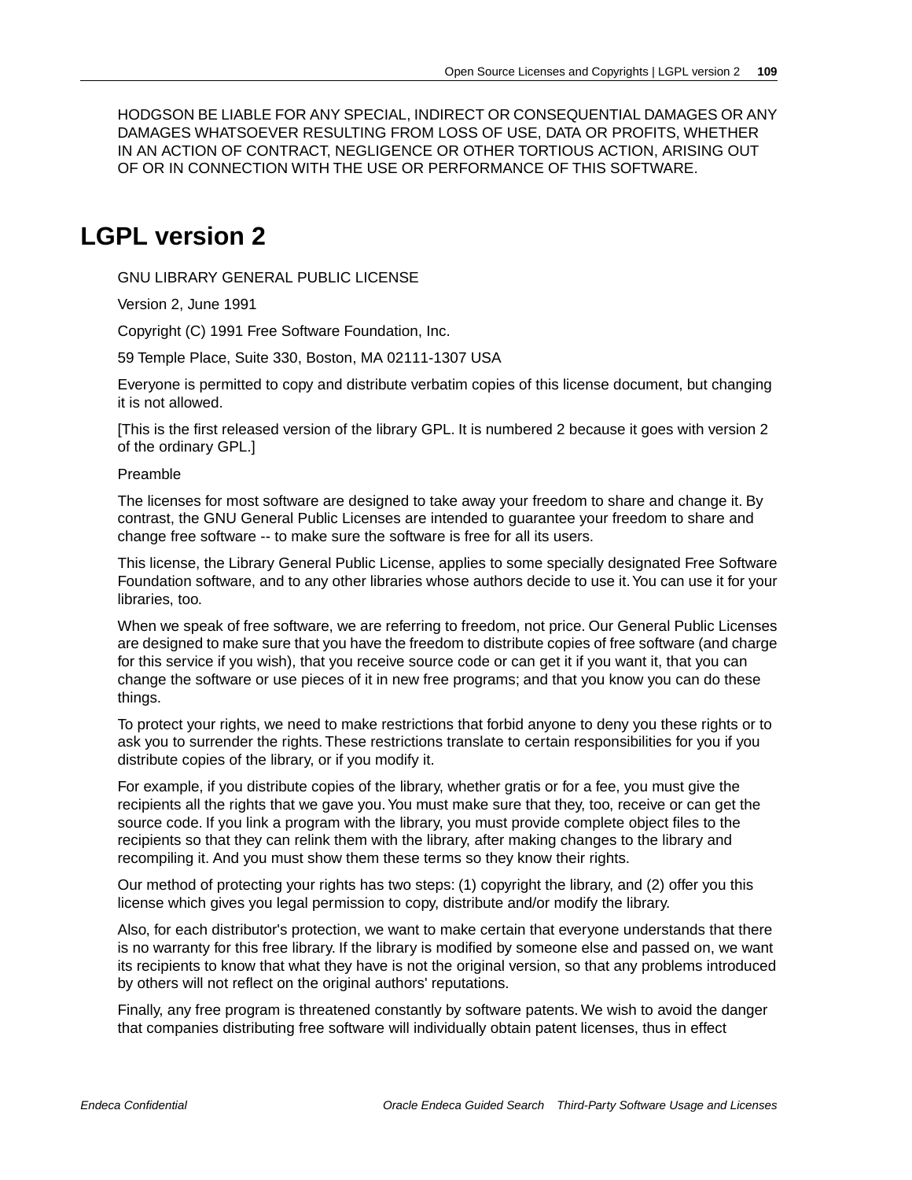HODGSON BE LIABLE FOR ANY SPECIAL, INDIRECT OR CONSEQUENTIAL DAMAGES OR ANY DAMAGES WHATSOEVER RESULTING FROM LOSS OF USE, DATA OR PROFITS, WHETHER IN AN ACTION OF CONTRACT, NEGLIGENCE OR OTHER TORTIOUS ACTION, ARISING OUT OF OR IN CONNECTION WITH THE USE OR PERFORMANCE OF THIS SOFTWARE.

# LGPL version 2

GNU LIBRARY GENERAL PUBLIC LICENSE

Version 2, June 1991

Copyright (C) 1991 Free Software Foundation, Inc.

59 Temple Place, Suite 330, Boston, MA 02111-1307 USA

Everyone is permitted to copy and distribute verbatim copies of this license document, but changing it is not allowed.

[This is the first released version of the library GPL. It is numbered 2 because it goes with version 2 of the ordinary GPL.]

Preamble

The licenses for most software are designed to take away your freedom to share and change it. By contrast, the GNU General Public Licenses are intended to guarantee your freedom to share and change free software -- to make sure the software is free for all its users.

This license, the Library General Public License, applies to some specially designated Free Software Foundation software, and to any other libraries whose authors decide to use it. You can use it for your libraries, too.

When we speak of free software, we are referring to freedom, not price. Our General Public Licenses are designed to make sure that you have the freedom to distribute copies of free software (and charge for this service if you wish), that you receive source code or can get it if you want it, that you can change the software or use pieces of it in new free programs; and that you know you can do these things.

To protect your rights, we need to make restrictions that forbid anyone to deny you these rights or to ask you to surrender the rights. These restrictions translate to certain responsibilities for you if you distribute copies of the library, or if you modify it.

For example, if you distribute copies of the library, whether gratis or for a fee, you must give the recipients all the rights that we gave you. You must make sure that they, too, receive or can get the source code. If you link a program with the library, you must provide complete object files to the recipients so that they can relink them with the library, after making changes to the library and recompiling it. And you must show them these terms so they know their rights.

Our method of protecting your rights has two steps: (1) copyright the library, and (2) offer you this license which gives you legal permission to copy, distribute and/or modify the library.

Also, for each distributor's protection, we want to make certain that everyone understands that there is no warranty for this free library. If the library is modified by someone else and passed on, we want its recipients to know that what they have is not the original version, so that any problems introduced by others will not reflect on the original authors' reputations.

Finally, any free program is threatened constantly by software patents. We wish to avoid the danger that companies distributing free software will individually obtain patent licenses, thus in effect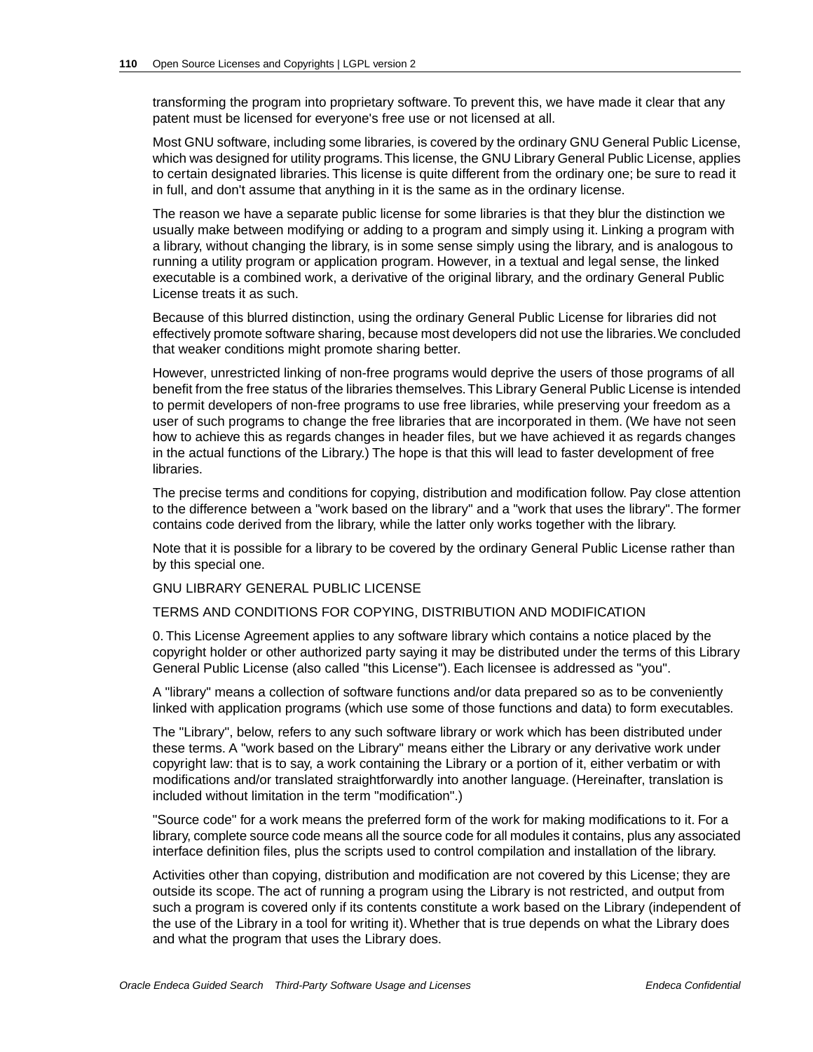transforming the program into proprietary software. To prevent this, we have made it clear that any patent must be licensed for everyone's free use or not licensed at all.

Most GNU software, including some libraries, is covered by the ordinary GNU General Public License, which was designed for utility programs. This license, the GNU Library General Public License, applies to certain designated libraries. This license is quite different from the ordinary one; be sure to read it in full, and don't assume that anything in it is the same as in the ordinary license.

The reason we have a separate public license for some libraries is that they blur the distinction we usually make between modifying or adding to a program and simply using it. Linking a program with a library, without changing the library, is in some sense simply using the library, and is analogous to running a utility program or application program. However, in a textual and legal sense, the linked executable is a combined work, a derivative of the original library, and the ordinary General Public License treats it as such.

Because of this blurred distinction, using the ordinary General Public License for libraries did not effectively promote software sharing, because most developers did not use the libraries. We concluded that weaker conditions might promote sharing better.

However, unrestricted linking of non-free programs would deprive the users of those programs of all benefit from the free status of the libraries themselves. This Library General Public License is intended to permit developers of non-free programs to use free libraries, while preserving your freedom as a user of such programs to change the free libraries that are incorporated in them. (We have not seen how to achieve this as regards changes in header files, but we have achieved it as regards changes in the actual functions of the Library.) The hope is that this will lead to faster development of free libraries.

The precise terms and conditions for copying, distribution and modification follow. Pay close attention to the difference between a "work based on the library" and a "work that uses the library". The former contains code derived from the library, while the latter only works together with the library.

Note that it is possible for a library to be covered by the ordinary General Public License rather than by this special one.

GNU LIBRARY GENERAL PUBLIC LICENSE

TERMS AND CONDITIONS FOR COPYING, DISTRIBUTION AND MODIFICATION

0. This License Agreement applies to any software library which contains a notice placed by the copyright holder or other authorized party saying it may be distributed under the terms of this Library General Public License (also called "this License"). Each licensee is addressed as "you".

A "library" means a collection of software functions and/or data prepared so as to be conveniently linked with application programs (which use some of those functions and data) to form executables.

The "Library", below, refers to any such software library or work which has been distributed under these terms. A "work based on the Library" means either the Library or any derivative work under copyright law: that is to say, a work containing the Library or a portion of it, either verbatim or with modifications and/or translated straightforwardly into another language. (Hereinafter, translation is included without limitation in the term "modification".)

"Source code" for a work means the preferred form of the work for making modifications to it. For a library, complete source code means all the source code for all modules it contains, plus any associated interface definition files, plus the scripts used to control compilation and installation of the library.

Activities other than copying, distribution and modification are not covered by this License; they are outside its scope. The act of running a program using the Library is not restricted, and output from such a program is covered only if its contents constitute a work based on the Library (independent of the use of the Library in a tool for writing it). Whether that is true depends on what the Library does and what the program that uses the Library does.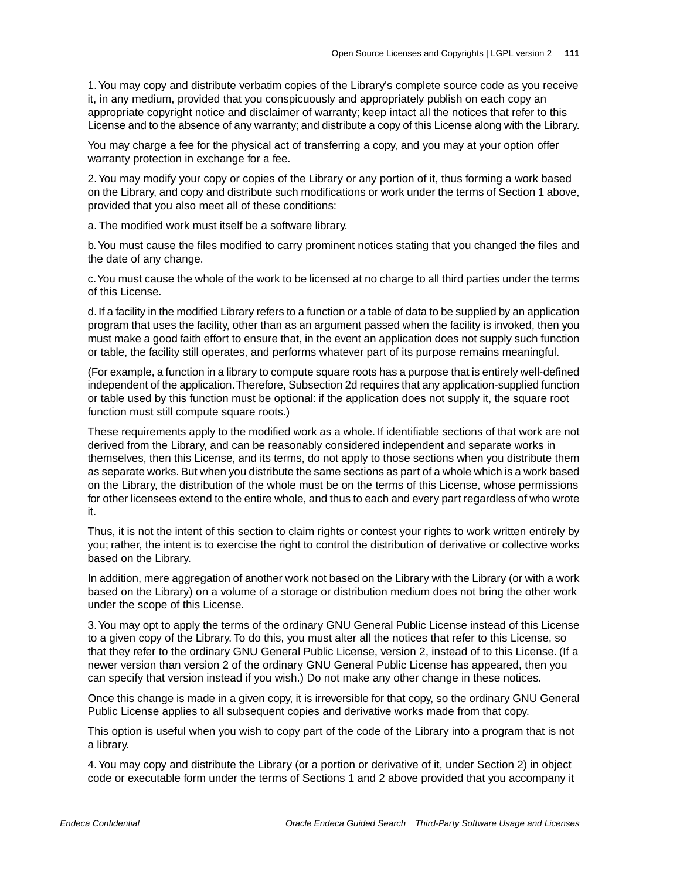1. You may copy and distribute verbatim copies of the Library's complete source code as you receive it, in any medium, provided that you conspicuously and appropriately publish on each copy an appropriate copyright notice and disclaimer of warranty; keep intact all the notices that refer to this License and to the absence of any warranty; and distribute a copy of this License along with the Library.

You may charge a fee for the physical act of transferring a copy, and you may at your option offer warranty protection in exchange for a fee.

2. You may modify your copy or copies of the Library or any portion of it, thus forming a work based on the Library, and copy and distribute such modifications or work under the terms of Section 1 above, provided that you also meet all of these conditions:

a. The modified work must itself be a software library.

b. You must cause the files modified to carry prominent notices stating that you changed the files and the date of any change.

c. You must cause the whole of the work to be licensed at no charge to all third parties under the terms of this License.

d. If a facility in the modified Library refers to a function or a table of data to be supplied by an application program that uses the facility, other than as an argument passed when the facility is invoked, then you must make a good faith effort to ensure that, in the event an application does not supply such function or table, the facility still operates, and performs whatever part of its purpose remains meaningful.

(For example, a function in a library to compute square roots has a purpose that is entirely well-defined independent of the application. Therefore, Subsection 2d requires that any application-supplied function or table used by this function must be optional: if the application does not supply it, the square root function must still compute square roots.)

These requirements apply to the modified work as a whole. If identifiable sections of that work are not derived from the Library, and can be reasonably considered independent and separate works in themselves, then this License, and its terms, do not apply to those sections when you distribute them as separate works. But when you distribute the same sections as part of a whole which is a work based on the Library, the distribution of the whole must be on the terms of this License, whose permissions for other licensees extend to the entire whole, and thus to each and every part regardless of who wrote it.

Thus, it is not the intent of this section to claim rights or contest your rights to work written entirely by you; rather, the intent is to exercise the right to control the distribution of derivative or collective works based on the Library.

In addition, mere aggregation of another work not based on the Library with the Library (or with a work based on the Library) on a volume of a storage or distribution medium does not bring the other work under the scope of this License.

3. You may opt to apply the terms of the ordinary GNU General Public License instead of this License to a given copy of the Library. To do this, you must alter all the notices that refer to this License, so that they refer to the ordinary GNU General Public License, version 2, instead of to this License. (If a newer version than version 2 of the ordinary GNU General Public License has appeared, then you can specify that version instead if you wish.) Do not make any other change in these notices.

Once this change is made in a given copy, it is irreversible for that copy, so the ordinary GNU General Public License applies to all subsequent copies and derivative works made from that copy.

This option is useful when you wish to copy part of the code of the Library into a program that is not a library.

4. You may copy and distribute the Library (or a portion or derivative of it, under Section 2) in object code or executable form under the terms of Sections 1 and 2 above provided that you accompany it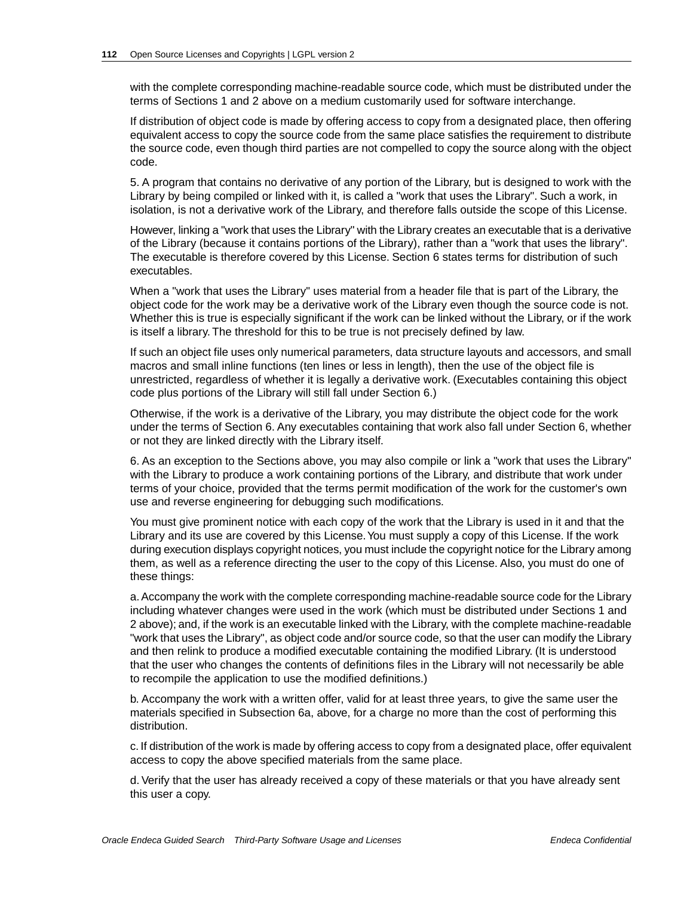with the complete corresponding machine-readable source code, which must be distributed under the terms of Sections 1 and 2 above on a medium customarily used for software interchange.

If distribution of object code is made by offering access to copy from a designated place, then offering equivalent access to copy the source code from the same place satisfies the requirement to distribute the source code, even though third parties are not compelled to copy the source along with the object code.

5. A program that contains no derivative of any portion of the Library, but is designed to work with the Library by being compiled or linked with it, is called a "work that uses the Library". Such a work, in isolation, is not a derivative work of the Library, and therefore falls outside the scope of this License.

However, linking a "work that uses the Library" with the Library creates an executable that is a derivative of the Library (because it contains portions of the Library), rather than a "work that uses the library". The executable is therefore covered by this License. Section 6 states terms for distribution of such executables.

When a "work that uses the Library" uses material from a header file that is part of the Library, the object code for the work may be a derivative work of the Library even though the source code is not. Whether this is true is especially significant if the work can be linked without the Library, or if the work is itself a library. The threshold for this to be true is not precisely defined by law.

If such an object file uses only numerical parameters, data structure layouts and accessors, and small macros and small inline functions (ten lines or less in length), then the use of the object file is unrestricted, regardless of whether it is legally a derivative work. (Executables containing this object code plus portions of the Library will still fall under Section 6.)

Otherwise, if the work is a derivative of the Library, you may distribute the object code for the work under the terms of Section 6. Any executables containing that work also fall under Section 6, whether or not they are linked directly with the Library itself.

6. As an exception to the Sections above, you may also compile or link a "work that uses the Library" with the Library to produce a work containing portions of the Library, and distribute that work under terms of your choice, provided that the terms permit modification of the work for the customer's own use and reverse engineering for debugging such modifications.

You must give prominent notice with each copy of the work that the Library is used in it and that the Library and its use are covered by this License. You must supply a copy of this License. If the work during execution displays copyright notices, you must include the copyright notice for the Library among them, as well as a reference directing the user to the copy of this License. Also, you must do one of these things:

a. Accompany the work with the complete corresponding machine-readable source code for the Library including whatever changes were used in the work (which must be distributed under Sections 1 and 2 above); and, if the work is an executable linked with the Library, with the complete machine-readable "work that uses the Library", as object code and/or source code, so that the user can modify the Library and then relink to produce a modified executable containing the modified Library. (It is understood that the user who changes the contents of definitions files in the Library will not necessarily be able to recompile the application to use the modified definitions.)

b. Accompany the work with a written offer, valid for at least three years, to give the same user the materials specified in Subsection 6a, above, for a charge no more than the cost of performing this distribution.

c. If distribution of the work is made by offering access to copy from a designated place, offer equivalent access to copy the above specified materials from the same place.

d. Verify that the user has already received a copy of these materials or that you have already sent this user a copy.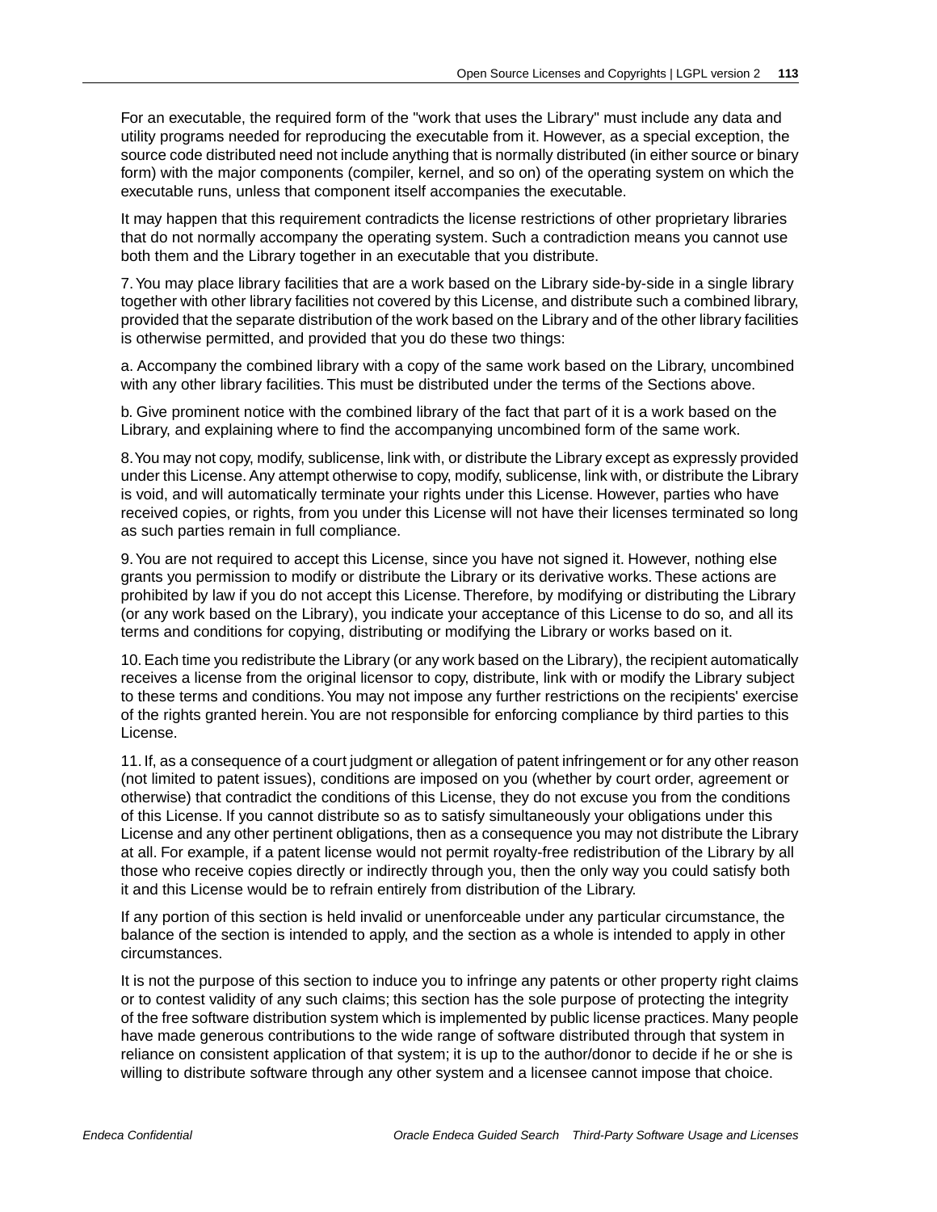For an executable, the required form of the "work that uses the Library" must include any data and utility programs needed for reproducing the executable from it. However, as a special exception, the source code distributed need not include anything that is normally distributed (in either source or binary form) with the major components (compiler, kernel, and so on) of the operating system on which the executable runs, unless that component itself accompanies the executable.

It may happen that this requirement contradicts the license restrictions of other proprietary libraries that do not normally accompany the operating system. Such a contradiction means you cannot use both them and the Library together in an executable that you distribute.

7. You may place library facilities that are a work based on the Library side-by-side in a single library together with other library facilities not covered by this License, and distribute such a combined library, provided that the separate distribution of the work based on the Library and of the other library facilities is otherwise permitted, and provided that you do these two things:

a. Accompany the combined library with a copy of the same work based on the Library, uncombined with any other library facilities. This must be distributed under the terms of the Sections above.

b. Give prominent notice with the combined library of the fact that part of it is a work based on the Library, and explaining where to find the accompanying uncombined form of the same work.

8. You may not copy, modify, sublicense, link with, or distribute the Library except as expressly provided under this License. Any attempt otherwise to copy, modify, sublicense, link with, or distribute the Library is void, and will automatically terminate your rights under this License. However, parties who have received copies, or rights, from you under this License will not have their licenses terminated so long as such parties remain in full compliance.

9. You are not required to accept this License, since you have not signed it. However, nothing else grants you permission to modify or distribute the Library or its derivative works. These actions are prohibited by law if you do not accept this License. Therefore, by modifying or distributing the Library (or any work based on the Library), you indicate your acceptance of this License to do so, and all its terms and conditions for copying, distributing or modifying the Library or works based on it.

10. Each time you redistribute the Library (or any work based on the Library), the recipient automatically receives a license from the original licensor to copy, distribute, link with or modify the Library subject to these terms and conditions. You may not impose any further restrictions on the recipients' exercise of the rights granted herein. You are not responsible for enforcing compliance by third parties to this License.

11. If, as a consequence of a court judgment or allegation of patent infringement or for any other reason (not limited to patent issues), conditions are imposed on you (whether by court order, agreement or otherwise) that contradict the conditions of this License, they do not excuse you from the conditions of this License. If you cannot distribute so as to satisfy simultaneously your obligations under this License and any other pertinent obligations, then as a consequence you may not distribute the Library at all. For example, if a patent license would not permit royalty-free redistribution of the Library by all those who receive copies directly or indirectly through you, then the only way you could satisfy both it and this License would be to refrain entirely from distribution of the Library.

If any portion of this section is held invalid or unenforceable under any particular circumstance, the balance of the section is intended to apply, and the section as a whole is intended to apply in other circumstances.

It is not the purpose of this section to induce you to infringe any patents or other property right claims or to contest validity of any such claims; this section has the sole purpose of protecting the integrity of the free software distribution system which is implemented by public license practices. Many people have made generous contributions to the wide range of software distributed through that system in reliance on consistent application of that system; it is up to the author/donor to decide if he or she is willing to distribute software through any other system and a licensee cannot impose that choice.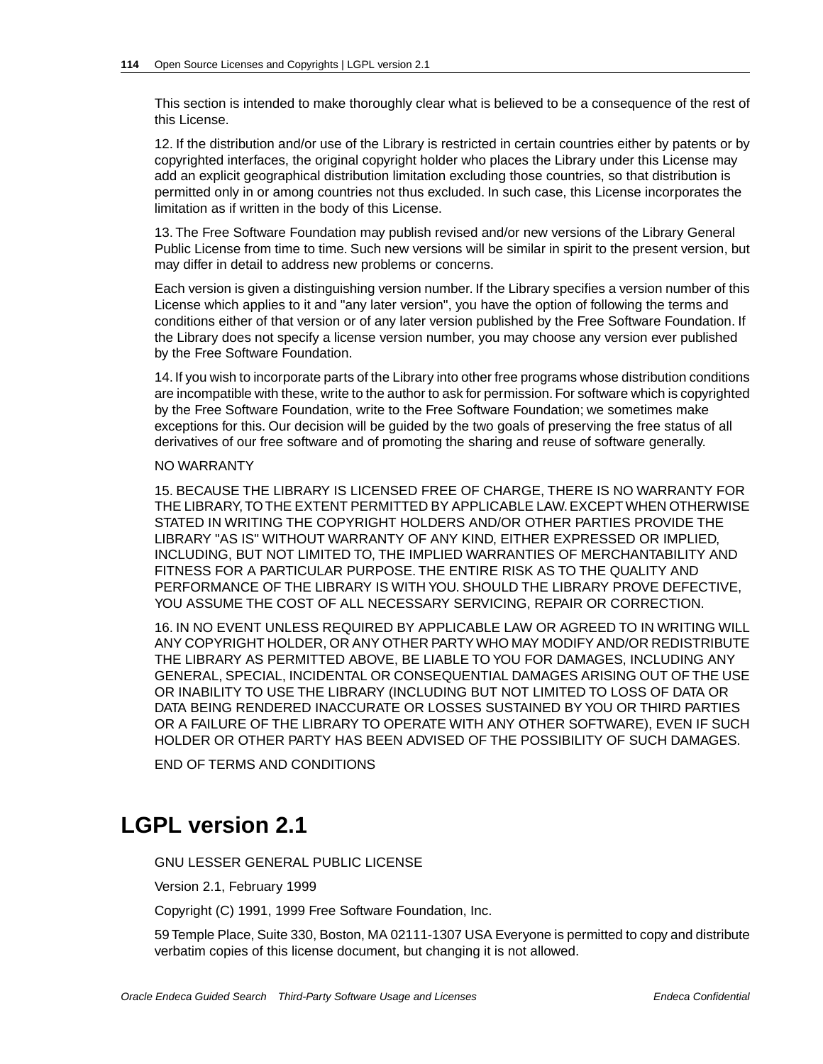This section is intended to make thoroughly clear what is believed to be a consequence of the rest of this License.

12. If the distribution and/or use of the Library is restricted in certain countries either by patents or by copyrighted interfaces, the original copyright holder who places the Library under this License may add an explicit geographical distribution limitation excluding those countries, so that distribution is permitted only in or among countries not thus excluded. In such case, this License incorporates the limitation as if written in the body of this License.

13. The Free Software Foundation may publish revised and/or new versions of the Library General Public License from time to time. Such new versions will be similar in spirit to the present version, but may differ in detail to address new problems or concerns.

Each version is given a distinguishing version number. If the Library specifies a version number of this License which applies to it and "any later version", you have the option of following the terms and conditions either of that version or of any later version published by the Free Software Foundation. If the Library does not specify a license version number, you may choose any version ever published by the Free Software Foundation.

14. If you wish to incorporate parts of the Library into other free programs whose distribution conditions are incompatible with these, write to the author to ask for permission. For software which is copyrighted by the Free Software Foundation, write to the Free Software Foundation; we sometimes make exceptions for this. Our decision will be guided by the two goals of preserving the free status of all derivatives of our free software and of promoting the sharing and reuse of software generally.

NO WARRANTY

15. BECAUSE THE LIBRARY IS LICENSED FREE OF CHARGE, THERE IS NO WARRANTY FOR THE LIBRARY, TO THE EXTENT PERMITTED BY APPLICABLE LAW. EXCEPT WHEN OTHERWISE STATED IN WRITING THE COPYRIGHT HOLDERS AND/OR OTHER PARTIES PROVIDE THE LIBRARY "AS IS" WITHOUT WARRANTY OF ANY KIND, EITHER EXPRESSED OR IMPLIED, INCLUDING, BUT NOT LIMITED TO, THE IMPLIED WARRANTIES OF MERCHANTABILITY AND FITNESS FOR A PARTICULAR PURPOSE. THE ENTIRE RISK AS TO THE QUALITY AND PERFORMANCE OF THE LIBRARY IS WITH YOU. SHOULD THE LIBRARY PROVE DEFECTIVE, YOU ASSUME THE COST OF ALL NECESSARY SERVICING, REPAIR OR CORRECTION.

16. IN NO EVENT UNLESS REQUIRED BY APPLICABLE LAW OR AGREED TO IN WRITING WILL ANY COPYRIGHT HOLDER, OR ANY OTHER PARTY WHO MAY MODIFY AND/OR REDISTRIBUTE THE LIBRARY AS PERMITTED ABOVE, BE LIABLE TO YOU FOR DAMAGES, INCLUDING ANY GENERAL, SPECIAL, INCIDENTAL OR CONSEQUENTIAL DAMAGES ARISING OUT OF THE USE OR INABILITY TO USE THE LIBRARY (INCLUDING BUT NOT LIMITED TO LOSS OF DATA OR DATA BEING RENDERED INACCURATE OR LOSSES SUSTAINED BY YOU OR THIRD PARTIES OR A FAILURE OF THE LIBRARY TO OPERATE WITH ANY OTHER SOFTWARE), EVEN IF SUCH HOLDER OR OTHER PARTY HAS BEEN ADVISED OF THE POSSIBILITY OF SUCH DAMAGES.

END OF TERMS AND CONDITIONS

# LGPL version 2.1

GNU LESSER GENERAL PUBLIC LICENSE

Version 2.1, February 1999

Copyright (C) 1991, 1999 Free Software Foundation, Inc.

59 Temple Place, Suite 330, Boston, MA 02111-1307 USA Everyone is permitted to copy and distribute verbatim copies of this license document, but changing it is not allowed.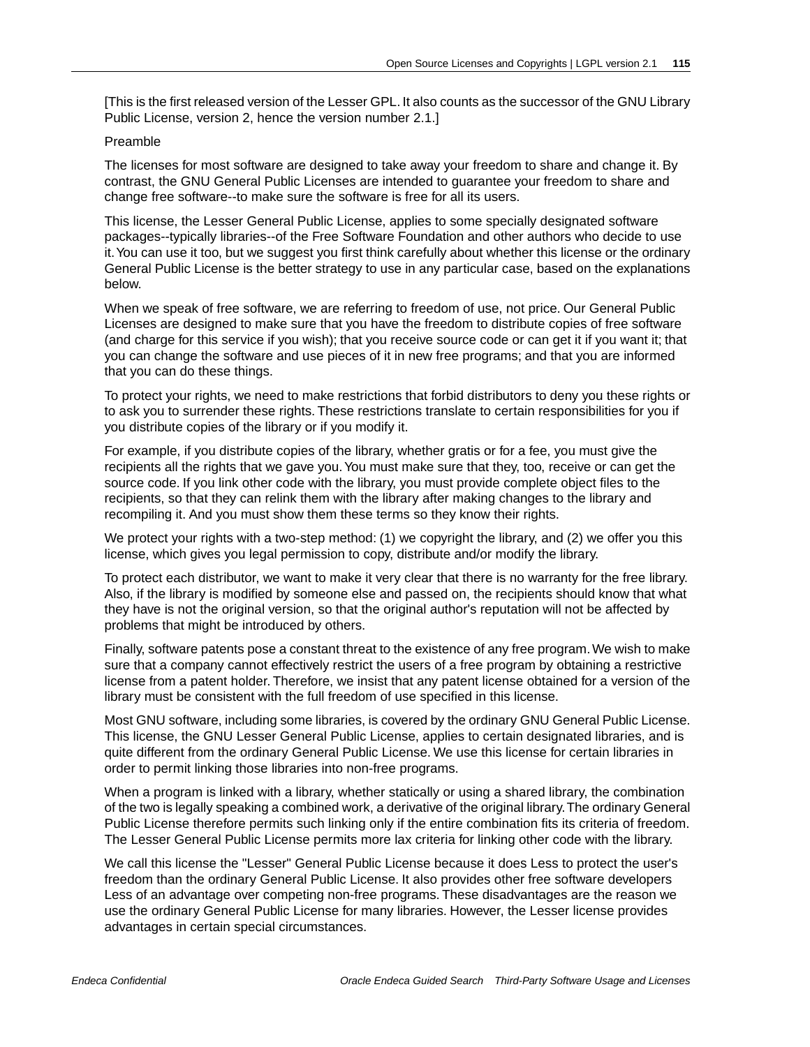[This is the first released version of the Lesser GPL. It also counts as the successor of the GNU Library Public License, version 2, hence the version number 2.1.]

Preamble

The licenses for most software are designed to take away your freedom to share and change it. By contrast, the GNU General Public Licenses are intended to guarantee your freedom to share and change free software--to make sure the software is free for all its users.

This license, the Lesser General Public License, applies to some specially designated software packages--typically libraries--of the Free Software Foundation and other authors who decide to use it. You can use it too, but we suggest you first think carefully about whether this license or the ordinary General Public License is the better strategy to use in any particular case, based on the explanations below.

When we speak of free software, we are referring to freedom of use, not price. Our General Public Licenses are designed to make sure that you have the freedom to distribute copies of free software (and charge for this service if you wish); that you receive source code or can get it if you want it; that you can change the software and use pieces of it in new free programs; and that you are informed that you can do these things.

To protect your rights, we need to make restrictions that forbid distributors to deny you these rights or to ask you to surrender these rights. These restrictions translate to certain responsibilities for you if you distribute copies of the library or if you modify it.

For example, if you distribute copies of the library, whether gratis or for a fee, you must give the recipients all the rights that we gave you. You must make sure that they, too, receive or can get the source code. If you link other code with the library, you must provide complete object files to the recipients, so that they can relink them with the library after making changes to the library and recompiling it. And you must show them these terms so they know their rights.

We protect your rights with a two-step method: (1) we copyright the library, and (2) we offer you this license, which gives you legal permission to copy, distribute and/or modify the library.

To protect each distributor, we want to make it very clear that there is no warranty for the free library. Also, if the library is modified by someone else and passed on, the recipients should know that what they have is not the original version, so that the original author's reputation will not be affected by problems that might be introduced by others.

Finally, software patents pose a constant threat to the existence of any free program. We wish to make sure that a company cannot effectively restrict the users of a free program by obtaining a restrictive license from a patent holder. Therefore, we insist that any patent license obtained for a version of the library must be consistent with the full freedom of use specified in this license.

Most GNU software, including some libraries, is covered by the ordinary GNU General Public License. This license, the GNU Lesser General Public License, applies to certain designated libraries, and is quite different from the ordinary General Public License. We use this license for certain libraries in order to permit linking those libraries into non-free programs.

When a program is linked with a library, whether statically or using a shared library, the combination of the two is legally speaking a combined work, a derivative of the original library. The ordinary General Public License therefore permits such linking only if the entire combination fits its criteria of freedom. The Lesser General Public License permits more lax criteria for linking other code with the library.

We call this license the "Lesser" General Public License because it does Less to protect the user's freedom than the ordinary General Public License. It also provides other free software developers Less of an advantage over competing non-free programs. These disadvantages are the reason we use the ordinary General Public License for many libraries. However, the Lesser license provides advantages in certain special circumstances.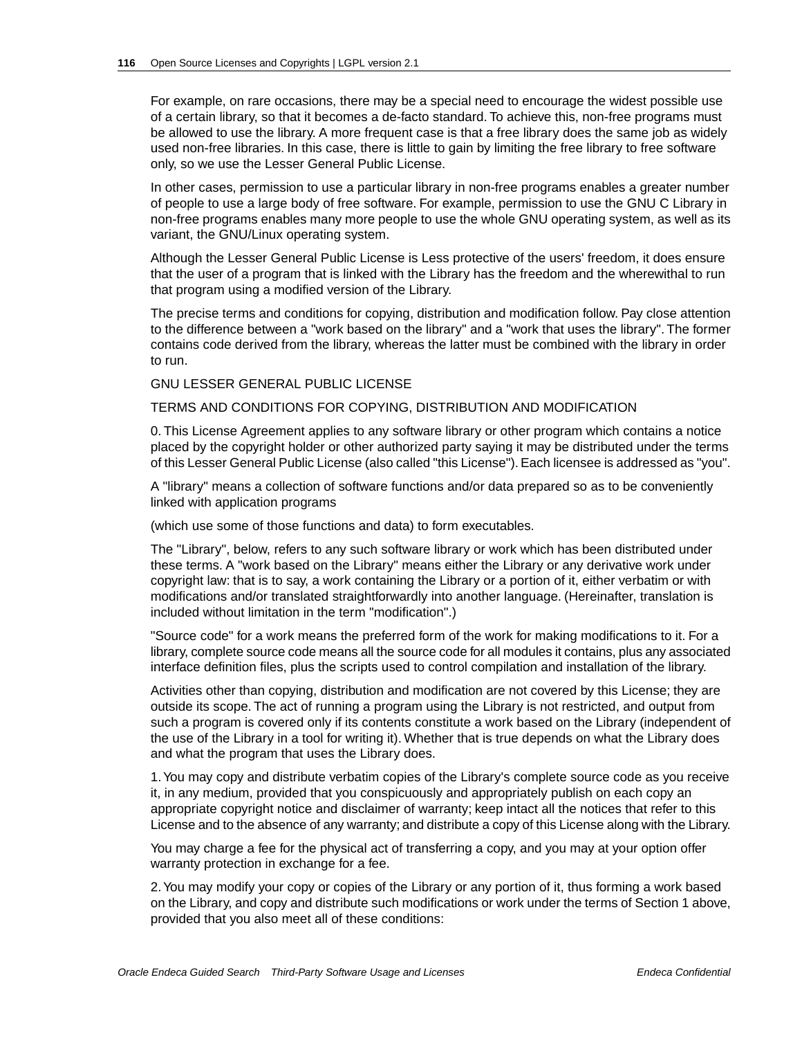For example, on rare occasions, there may be a special need to encourage the widest possible use of a certain library, so that it becomes a de-facto standard. To achieve this, non-free programs must be allowed to use the library. A more frequent case is that a free library does the same job as widely used non-free libraries. In this case, there is little to gain by limiting the free library to free software only, so we use the Lesser General Public License.

In other cases, permission to use a particular library in non-free programs enables a greater number of people to use a large body of free software. For example, permission to use the GNU C Library in non-free programs enables many more people to use the whole GNU operating system, as well as its variant, the GNU/Linux operating system.

Although the Lesser General Public License is Less protective of the users' freedom, it does ensure that the user of a program that is linked with the Library has the freedom and the wherewithal to run that program using a modified version of the Library.

The precise terms and conditions for copying, distribution and modification follow. Pay close attention to the difference between a "work based on the library" and a "work that uses the library". The former contains code derived from the library, whereas the latter must be combined with the library in order to run.

GNU LESSER GENERAL PUBLIC LICENSE

TERMS AND CONDITIONS FOR COPYING, DISTRIBUTION AND MODIFICATION

0. This License Agreement applies to any software library or other program which contains a notice placed by the copyright holder or other authorized party saying it may be distributed under the terms of this Lesser General Public License (also called "this License"). Each licensee is addressed as "you".

A "library" means a collection of software functions and/or data prepared so as to be conveniently linked with application programs

(which use some of those functions and data) to form executables.

The "Library", below, refers to any such software library or work which has been distributed under these terms. A "work based on the Library" means either the Library or any derivative work under copyright law: that is to say, a work containing the Library or a portion of it, either verbatim or with modifications and/or translated straightforwardly into another language. (Hereinafter, translation is included without limitation in the term "modification".)

"Source code" for a work means the preferred form of the work for making modifications to it. For a library, complete source code means all the source code for all modules it contains, plus any associated interface definition files, plus the scripts used to control compilation and installation of the library.

Activities other than copying, distribution and modification are not covered by this License; they are outside its scope. The act of running a program using the Library is not restricted, and output from such a program is covered only if its contents constitute a work based on the Library (independent of the use of the Library in a tool for writing it). Whether that is true depends on what the Library does and what the program that uses the Library does.

1. You may copy and distribute verbatim copies of the Library's complete source code as you receive it, in any medium, provided that you conspicuously and appropriately publish on each copy an appropriate copyright notice and disclaimer of warranty; keep intact all the notices that refer to this License and to the absence of any warranty; and distribute a copy of this License along with the Library.

You may charge a fee for the physical act of transferring a copy, and you may at your option offer warranty protection in exchange for a fee.

2. You may modify your copy or copies of the Library or any portion of it, thus forming a work based on the Library, and copy and distribute such modifications or work under the terms of Section 1 above, provided that you also meet all of these conditions: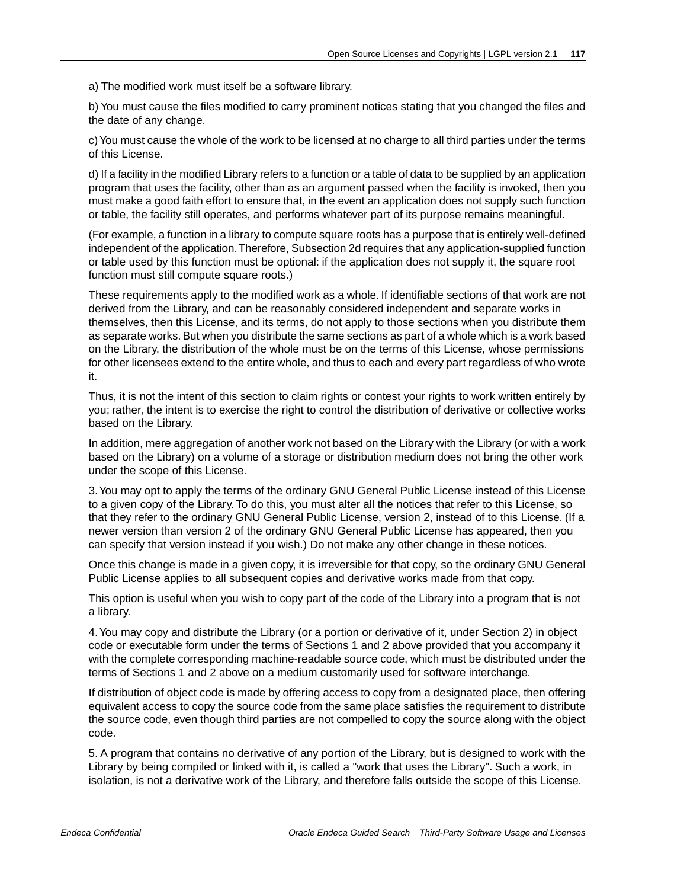a) The modified work must itself be a software library.

b) You must cause the files modified to carry prominent notices stating that you changed the files and the date of any change.

c) You must cause the whole of the work to be licensed at no charge to all third parties under the terms of this License.

d) If a facility in the modified Library refers to a function or a table of data to be supplied by an application program that uses the facility, other than as an argument passed when the facility is invoked, then you must make a good faith effort to ensure that, in the event an application does not supply such function or table, the facility still operates, and performs whatever part of its purpose remains meaningful.

(For example, a function in a library to compute square roots has a purpose that is entirely well-defined independent of the application. Therefore, Subsection 2d requires that any application-supplied function or table used by this function must be optional: if the application does not supply it, the square root function must still compute square roots.)

These requirements apply to the modified work as a whole. If identifiable sections of that work are not derived from the Library, and can be reasonably considered independent and separate works in themselves, then this License, and its terms, do not apply to those sections when you distribute them as separate works. But when you distribute the same sections as part of a whole which is a work based on the Library, the distribution of the whole must be on the terms of this License, whose permissions for other licensees extend to the entire whole, and thus to each and every part regardless of who wrote it.

Thus, it is not the intent of this section to claim rights or contest your rights to work written entirely by you; rather, the intent is to exercise the right to control the distribution of derivative or collective works based on the Library.

In addition, mere aggregation of another work not based on the Library with the Library (or with a work based on the Library) on a volume of a storage or distribution medium does not bring the other work under the scope of this License.

3. You may opt to apply the terms of the ordinary GNU General Public License instead of this License to a given copy of the Library. To do this, you must alter all the notices that refer to this License, so that they refer to the ordinary GNU General Public License, version 2, instead of to this License. (If a newer version than version 2 of the ordinary GNU General Public License has appeared, then you can specify that version instead if you wish.) Do not make any other change in these notices.

Once this change is made in a given copy, it is irreversible for that copy, so the ordinary GNU General Public License applies to all subsequent copies and derivative works made from that copy.

This option is useful when you wish to copy part of the code of the Library into a program that is not a library.

4. You may copy and distribute the Library (or a portion or derivative of it, under Section 2) in object code or executable form under the terms of Sections 1 and 2 above provided that you accompany it with the complete corresponding machine-readable source code, which must be distributed under the terms of Sections 1 and 2 above on a medium customarily used for software interchange.

If distribution of object code is made by offering access to copy from a designated place, then offering equivalent access to copy the source code from the same place satisfies the requirement to distribute the source code, even though third parties are not compelled to copy the source along with the object code.

5. A program that contains no derivative of any portion of the Library, but is designed to work with the Library by being compiled or linked with it, is called a "work that uses the Library". Such a work, in isolation, is not a derivative work of the Library, and therefore falls outside the scope of this License.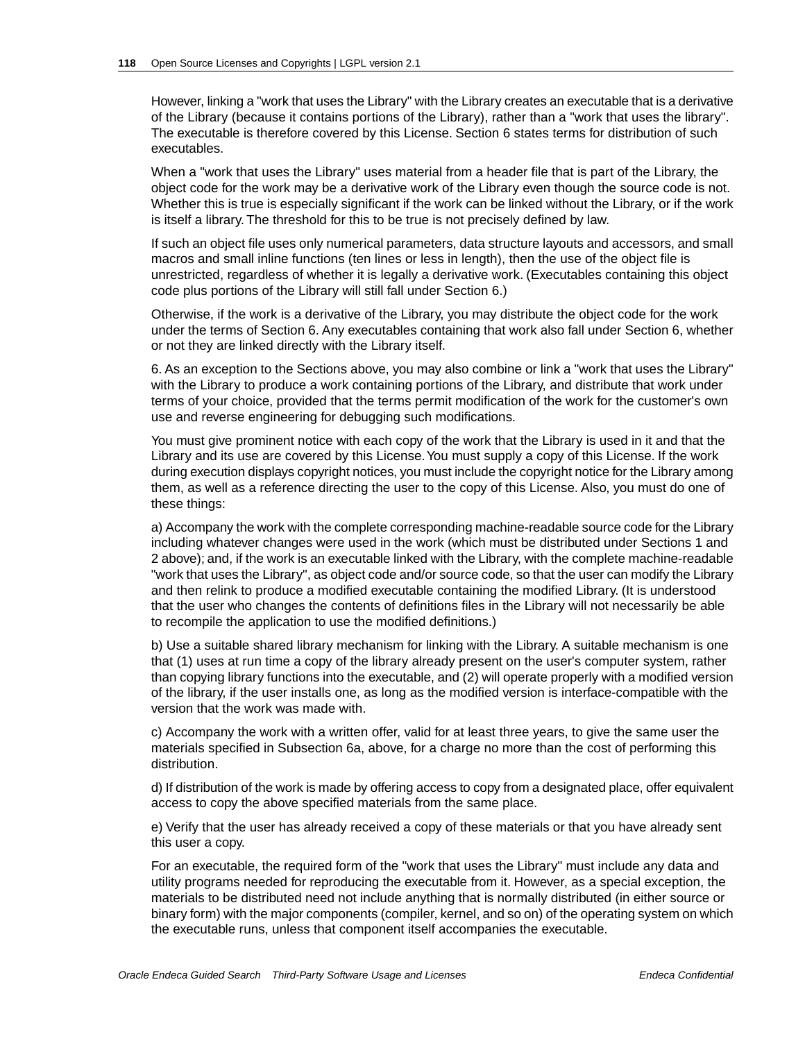However, linking a "work that uses the Library" with the Library creates an executable that is a derivative of the Library (because it contains portions of the Library), rather than a "work that uses the library". The executable is therefore covered by this License. Section 6 states terms for distribution of such executables.

When a "work that uses the Library" uses material from a header file that is part of the Library, the object code for the work may be a derivative work of the Library even though the source code is not. Whether this is true is especially significant if the work can be linked without the Library, or if the work is itself a library. The threshold for this to be true is not precisely defined by law.

If such an object file uses only numerical parameters, data structure layouts and accessors, and small macros and small inline functions (ten lines or less in length), then the use of the object file is unrestricted, regardless of whether it is legally a derivative work. (Executables containing this object code plus portions of the Library will still fall under Section 6.)

Otherwise, if the work is a derivative of the Library, you may distribute the object code for the work under the terms of Section 6. Any executables containing that work also fall under Section 6, whether or not they are linked directly with the Library itself.

6. As an exception to the Sections above, you may also combine or link a "work that uses the Library" with the Library to produce a work containing portions of the Library, and distribute that work under terms of your choice, provided that the terms permit modification of the work for the customer's own use and reverse engineering for debugging such modifications.

You must give prominent notice with each copy of the work that the Library is used in it and that the Library and its use are covered by this License. You must supply a copy of this License. If the work during execution displays copyright notices, you must include the copyright notice for the Library among them, as well as a reference directing the user to the copy of this License. Also, you must do one of these things:

a) Accompany the work with the complete corresponding machine-readable source code for the Library including whatever changes were used in the work (which must be distributed under Sections 1 and 2 above); and, if the work is an executable linked with the Library, with the complete machine-readable "work that uses the Library", as object code and/or source code, so that the user can modify the Library and then relink to produce a modified executable containing the modified Library. (It is understood that the user who changes the contents of definitions files in the Library will not necessarily be able to recompile the application to use the modified definitions.)

b) Use a suitable shared library mechanism for linking with the Library. A suitable mechanism is one that (1) uses at run time a copy of the library already present on the user's computer system, rather than copying library functions into the executable, and (2) will operate properly with a modified version of the library, if the user installs one, as long as the modified version is interface-compatible with the version that the work was made with.

c) Accompany the work with a written offer, valid for at least three years, to give the same user the materials specified in Subsection 6a, above, for a charge no more than the cost of performing this distribution.

d) If distribution of the work is made by offering access to copy from a designated place, offer equivalent access to copy the above specified materials from the same place.

e) Verify that the user has already received a copy of these materials or that you have already sent this user a copy.

For an executable, the required form of the "work that uses the Library" must include any data and utility programs needed for reproducing the executable from it. However, as a special exception, the materials to be distributed need not include anything that is normally distributed (in either source or binary form) with the major components (compiler, kernel, and so on) of the operating system on which the executable runs, unless that component itself accompanies the executable.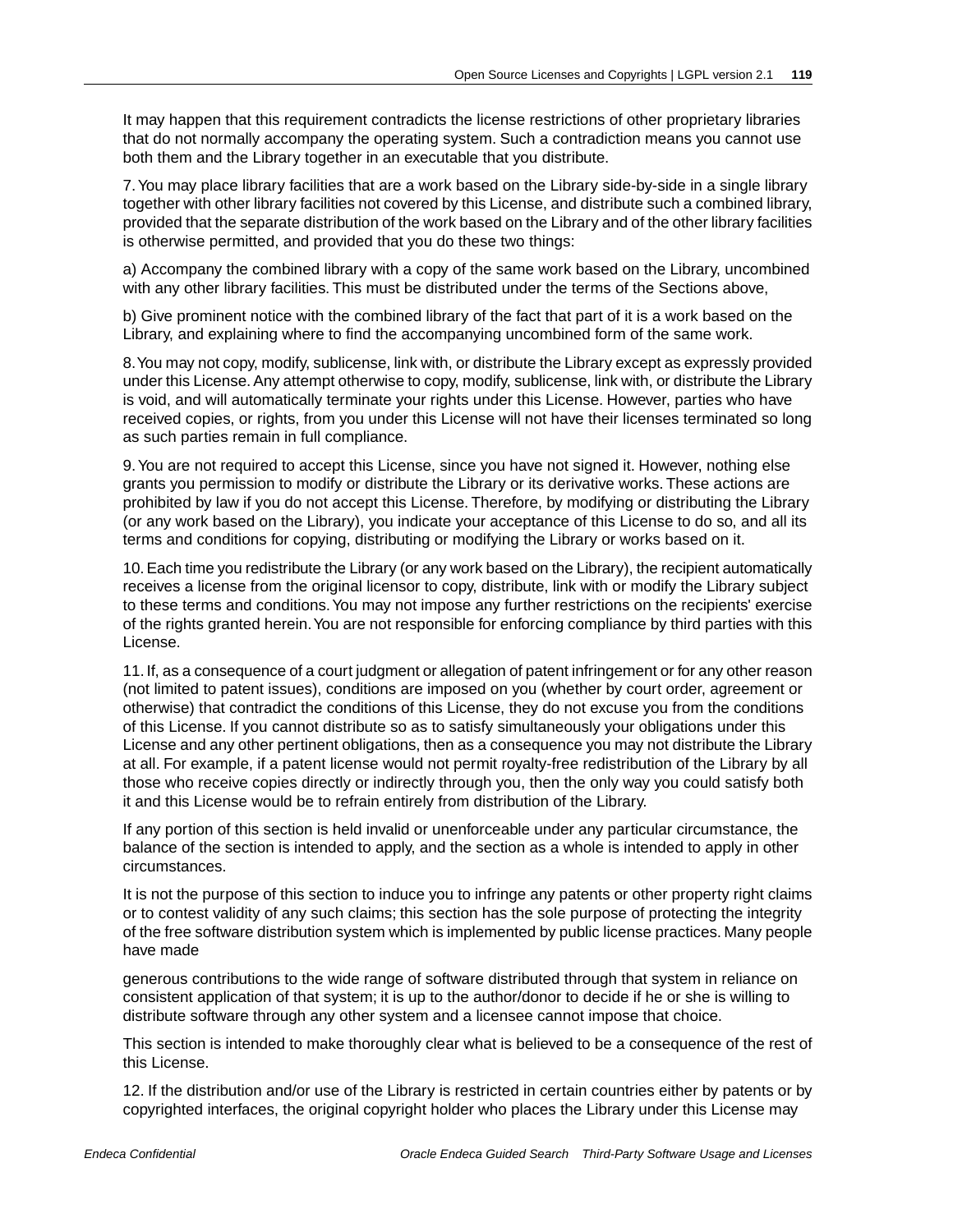It may happen that this requirement contradicts the license restrictions of other proprietary libraries that do not normally accompany the operating system. Such a contradiction means you cannot use both them and the Library together in an executable that you distribute.

7. You may place library facilities that are a work based on the Library side-by-side in a single library together with other library facilities not covered by this License, and distribute such a combined library, provided that the separate distribution of the work based on the Library and of the other library facilities is otherwise permitted, and provided that you do these two things:

a) Accompany the combined library with a copy of the same work based on the Library, uncombined with any other library facilities. This must be distributed under the terms of the Sections above,

b) Give prominent notice with the combined library of the fact that part of it is a work based on the Library, and explaining where to find the accompanying uncombined form of the same work.

8. You may not copy, modify, sublicense, link with, or distribute the Library except as expressly provided under this License. Any attempt otherwise to copy, modify, sublicense, link with, or distribute the Library is void, and will automatically terminate your rights under this License. However, parties who have received copies, or rights, from you under this License will not have their licenses terminated so long as such parties remain in full compliance.

9. You are not required to accept this License, since you have not signed it. However, nothing else grants you permission to modify or distribute the Library or its derivative works. These actions are prohibited by law if you do not accept this License. Therefore, by modifying or distributing the Library (or any work based on the Library), you indicate your acceptance of this License to do so, and all its terms and conditions for copying, distributing or modifying the Library or works based on it.

10. Each time you redistribute the Library (or any work based on the Library), the recipient automatically receives a license from the original licensor to copy, distribute, link with or modify the Library subject to these terms and conditions. You may not impose any further restrictions on the recipients' exercise of the rights granted herein. You are not responsible for enforcing compliance by third parties with this License.

11. If, as a consequence of a court judgment or allegation of patent infringement or for any other reason (not limited to patent issues), conditions are imposed on you (whether by court order, agreement or otherwise) that contradict the conditions of this License, they do not excuse you from the conditions of this License. If you cannot distribute so as to satisfy simultaneously your obligations under this License and any other pertinent obligations, then as a consequence you may not distribute the Library at all. For example, if a patent license would not permit royalty-free redistribution of the Library by all those who receive copies directly or indirectly through you, then the only way you could satisfy both it and this License would be to refrain entirely from distribution of the Library.

If any portion of this section is held invalid or unenforceable under any particular circumstance, the balance of the section is intended to apply, and the section as a whole is intended to apply in other circumstances.

It is not the purpose of this section to induce you to infringe any patents or other property right claims or to contest validity of any such claims; this section has the sole purpose of protecting the integrity of the free software distribution system which is implemented by public license practices. Many people have made

generous contributions to the wide range of software distributed through that system in reliance on consistent application of that system; it is up to the author/donor to decide if he or she is willing to distribute software through any other system and a licensee cannot impose that choice.

This section is intended to make thoroughly clear what is believed to be a consequence of the rest of this License.

12. If the distribution and/or use of the Library is restricted in certain countries either by patents or by copyrighted interfaces, the original copyright holder who places the Library under this License may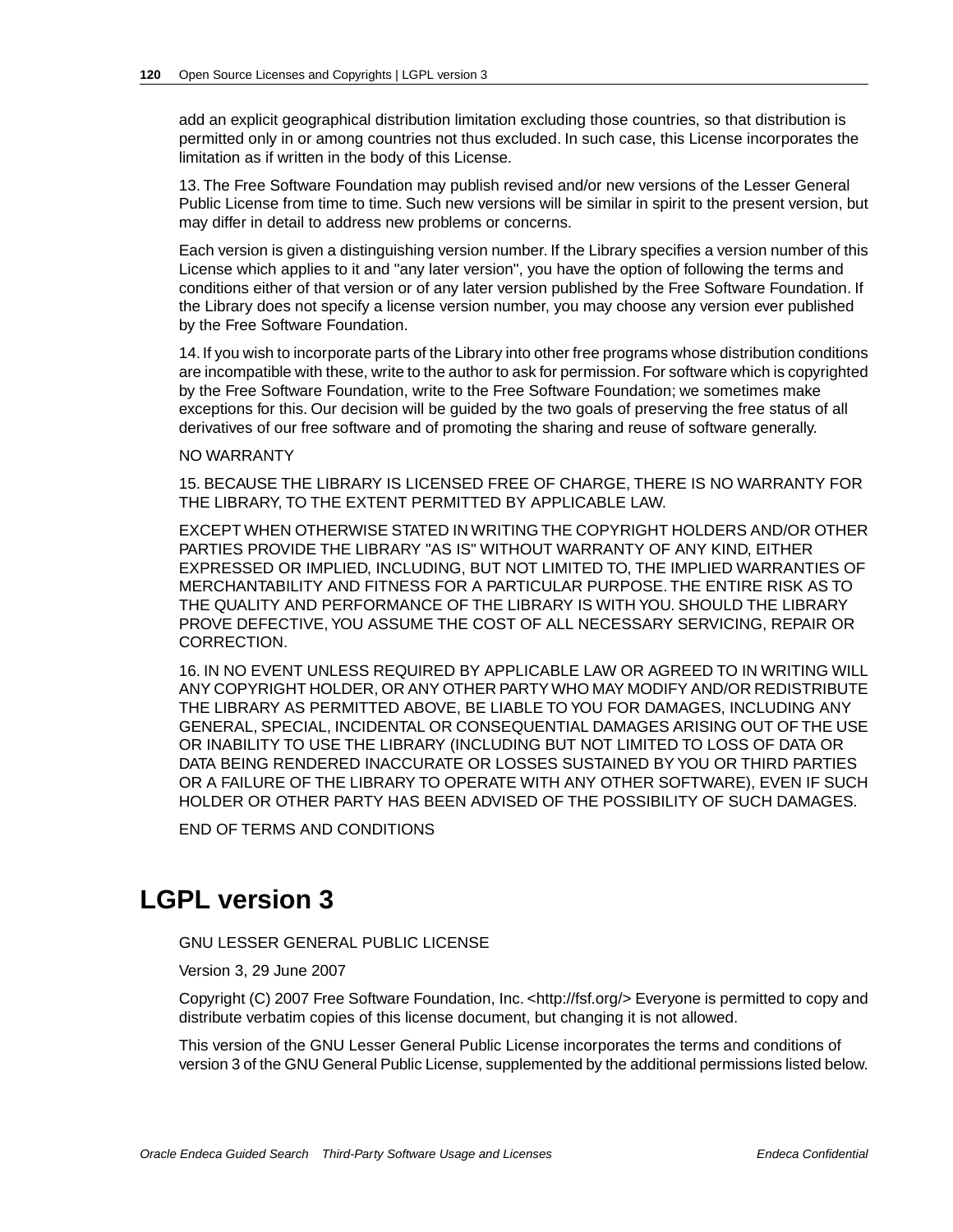add an explicit geographical distribution limitation excluding those countries, so that distribution is permitted only in or among countries not thus excluded. In such case, this License incorporates the limitation as if written in the body of this License.

13. The Free Software Foundation may publish revised and/or new versions of the Lesser General Public License from time to time. Such new versions will be similar in spirit to the present version, but may differ in detail to address new problems or concerns.

Each version is given a distinguishing version number. If the Library specifies a version number of this License which applies to it and "any later version", you have the option of following the terms and conditions either of that version or of any later version published by the Free Software Foundation. If the Library does not specify a license version number, you may choose any version ever published by the Free Software Foundation.

14. If you wish to incorporate parts of the Library into other free programs whose distribution conditions are incompatible with these, write to the author to ask for permission. For software which is copyrighted by the Free Software Foundation, write to the Free Software Foundation; we sometimes make exceptions for this. Our decision will be guided by the two goals of preserving the free status of all derivatives of our free software and of promoting the sharing and reuse of software generally.

NO WARRANTY

15. BECAUSE THE LIBRARY IS LICENSED FREE OF CHARGE, THERE IS NO WARRANTY FOR THE LIBRARY, TO THE EXTENT PERMITTED BY APPLICABLE LAW.

EXCEPT WHEN OTHERWISE STATED IN WRITING THE COPYRIGHT HOLDERS AND/OR OTHER PARTIES PROVIDE THE LIBRARY "AS IS" WITHOUT WARRANTY OF ANY KIND, EITHER EXPRESSED OR IMPLIED, INCLUDING, BUT NOT LIMITED TO, THE IMPLIED WARRANTIES OF MERCHANTABILITY AND FITNESS FOR A PARTICULAR PURPOSE. THE ENTIRE RISK AS TO THE QUALITY AND PERFORMANCE OF THE LIBRARY IS WITH YOU. SHOULD THE LIBRARY PROVE DEFECTIVE, YOU ASSUME THE COST OF ALL NECESSARY SERVICING, REPAIR OR CORRECTION.

16. IN NO EVENT UNLESS REQUIRED BY APPLICABLE LAW OR AGREED TO IN WRITING WILL ANY COPYRIGHT HOLDER, OR ANY OTHER PARTY WHO MAY MODIFY AND/OR REDISTRIBUTE THE LIBRARY AS PERMITTED ABOVE, BE LIABLE TO YOU FOR DAMAGES, INCLUDING ANY GENERAL, SPECIAL, INCIDENTAL OR CONSEQUENTIAL DAMAGES ARISING OUT OF THE USE OR INABILITY TO USE THE LIBRARY (INCLUDING BUT NOT LIMITED TO LOSS OF DATA OR DATA BEING RENDERED INACCURATE OR LOSSES SUSTAINED BY YOU OR THIRD PARTIES OR A FAILURE OF THE LIBRARY TO OPERATE WITH ANY OTHER SOFTWARE), EVEN IF SUCH HOLDER OR OTHER PARTY HAS BEEN ADVISED OF THE POSSIBILITY OF SUCH DAMAGES.

END OF TERMS AND CONDITIONS

# LGPL version 3

GNU LESSER GENERAL PUBLIC LICENSE

Version 3, 29 June 2007

Copyright (C) 2007 Free Software Foundation, Inc. <http://fsf.org/> Everyone is permitted to copy and distribute verbatim copies of this license document, but changing it is not allowed.

This version of the GNU Lesser General Public License incorporates the terms and conditions of version 3 of the GNU General Public License, supplemented by the additional permissions listed below.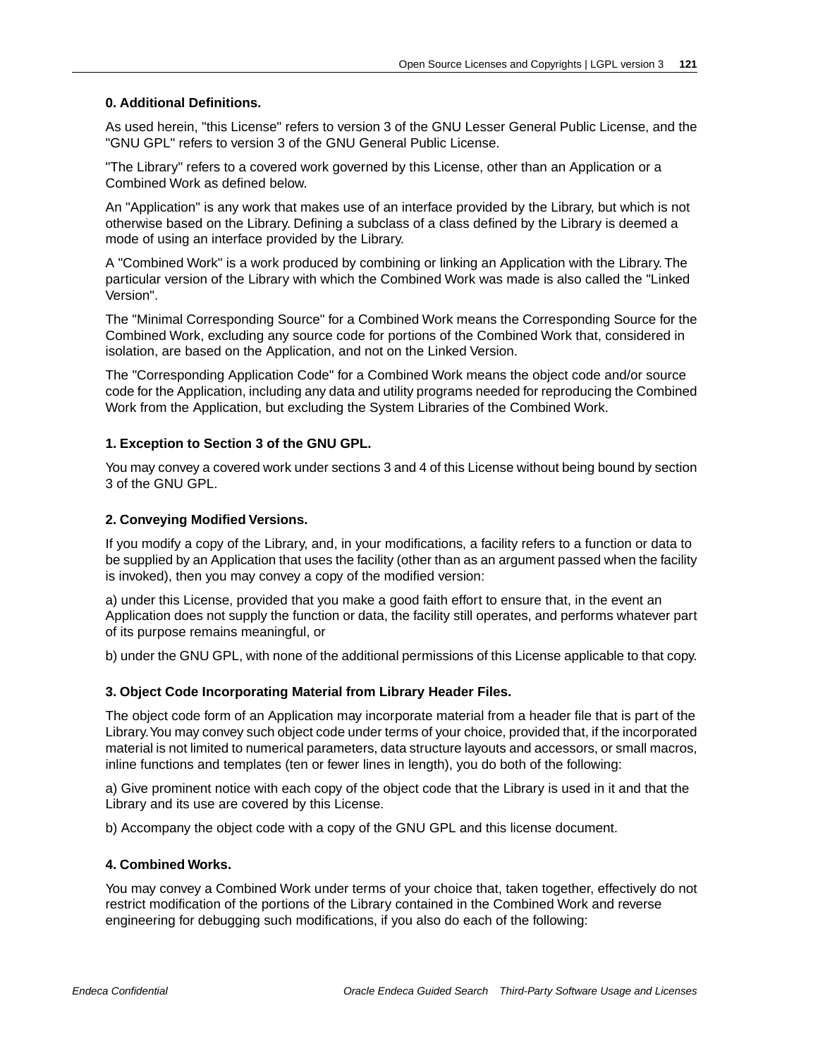**0. Additional Definitions.**

As used herein, "this License" refers to version 3 of the GNU Lesser General Public License, and the "GNU GPL" refers to version 3 of the GNU General Public License.

"The Library" refers to a covered work governed by this License, other than an Application or a Combined Work as defined below.

An "Application" is any work that makes use of an interface provided by the Library, but which is not otherwise based on the Library. Defining a subclass of a class defined by the Library is deemed a mode of using an interface provided by the Library.

A "Combined Work" is a work produced by combining or linking an Application with the Library. The particular version of the Library with which the Combined Work was made is also called the "Linked Version".

The "Minimal Corresponding Source" for a Combined Work means the Corresponding Source for the Combined Work, excluding any source code for portions of the Combined Work that, considered in isolation, are based on the Application, and not on the Linked Version.

The "Corresponding Application Code" for a Combined Work means the object code and/or source code for the Application, including any data and utility programs needed for reproducing the Combined Work from the Application, but excluding the System Libraries of the Combined Work.

**1. Exception to Section 3 of the GNU GPL.**

You may convey a covered work under sections 3 and 4 of this License without being bound by section 3 of the GNU GPL.

**2. Conveying Modified Versions.**

If you modify a copy of the Library, and, in your modifications, a facility refers to a function or data to be supplied by an Application that uses the facility (other than as an argument passed when the facility is invoked), then you may convey a copy of the modified version:

a) under this License, provided that you make a good faith effort to ensure that, in the event an Application does not supply the function or data, the facility still operates, and performs whatever part of its purpose remains meaningful, or

b) under the GNU GPL, with none of the additional permissions of this License applicable to that copy.

**3. Object Code Incorporating Material from Library Header Files.**

The object code form of an Application may incorporate material from a header file that is part of the Library. You may convey such object code under terms of your choice, provided that, if the incorporated material is not limited to numerical parameters, data structure layouts and accessors, or small macros, inline functions and templates (ten or fewer lines in length), you do both of the following:

a) Give prominent notice with each copy of the object code that the Library is used in it and that the Library and its use are covered by this License.

b) Accompany the object code with a copy of the GNU GPL and this license document.

**4. Combined Works.**

You may convey a Combined Work under terms of your choice that, taken together, effectively do not restrict modification of the portions of the Library contained in the Combined Work and reverse engineering for debugging such modifications, if you also do each of the following: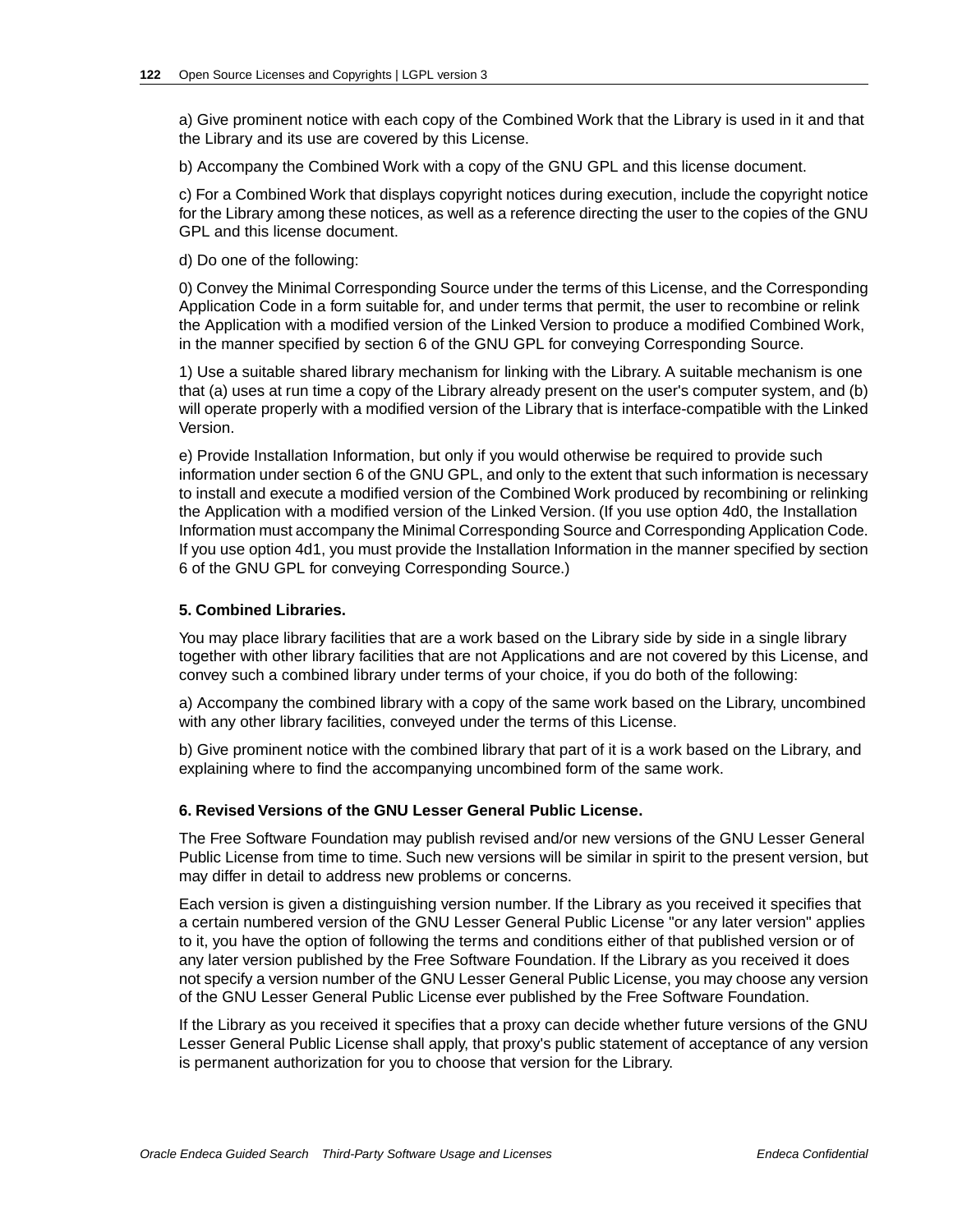a) Give prominent notice with each copy of the Combined Work that the Library is used in it and that the Library and its use are covered by this License.

b) Accompany the Combined Work with a copy of the GNU GPL and this license document.

c) For a Combined Work that displays copyright notices during execution, include the copyright notice for the Library among these notices, as well as a reference directing the user to the copies of the GNU GPL and this license document.

d) Do one of the following:

0) Convey the Minimal Corresponding Source under the terms of this License, and the Corresponding Application Code in a form suitable for, and under terms that permit, the user to recombine or relink the Application with a modified version of the Linked Version to produce a modified Combined Work, in the manner specified by section 6 of the GNU GPL for conveying Corresponding Source.

1) Use a suitable shared library mechanism for linking with the Library. A suitable mechanism is one that (a) uses at run time a copy of the Library already present on the user's computer system, and (b) will operate properly with a modified version of the Library that is interface-compatible with the Linked Version.

e) Provide Installation Information, but only if you would otherwise be required to provide such information under section 6 of the GNU GPL, and only to the extent that such information is necessary to install and execute a modified version of the Combined Work produced by recombining or relinking the Application with a modified version of the Linked Version. (If you use option 4d0, the Installation Information must accompany the Minimal Corresponding Source and Corresponding Application Code. If you use option 4d1, you must provide the Installation Information in the manner specified by section 6 of the GNU GPL for conveying Corresponding Source.)

#### 5. Combined Libraries.

You may place library facilities that are a work based on the Library side by side in a single library together with other library facilities that are not Applications and are not covered by this License, and convey such a combined library under terms of your choice, if you do both of the following:

a) Accompany the combined library with a copy of the same work based on the Library, uncombined with any other library facilities, conveyed under the terms of this License.

b) Give prominent notice with the combined library that part of it is a work based on the Library, and explaining where to find the accompanying uncombined form of the same work.

#### 6. Revised Versions of the GNU Lesser General Public License.

The Free Software Foundation may publish revised and/or new versions of the GNU Lesser General Public License from time to time. Such new versions will be similar in spirit to the present version, but may differ in detail to address new problems or concerns.

Each version is given a distinguishing version number. If the Library as you received it specifies that a certain numbered version of the GNU Lesser General Public License "or any later version" applies to it, you have the option of following the terms and conditions either of that published version or of any later version published by the Free Software Foundation. If the Library as you received it does not specify a version number of the GNU Lesser General Public License, you may choose any version of the GNU Lesser General Public License ever published by the Free Software Foundation.

If the Library as you received it specifies that a proxy can decide whether future versions of the GNU Lesser General Public License shall apply, that proxy's public statement of acceptance of any version is permanent authorization for you to choose that version for the Library.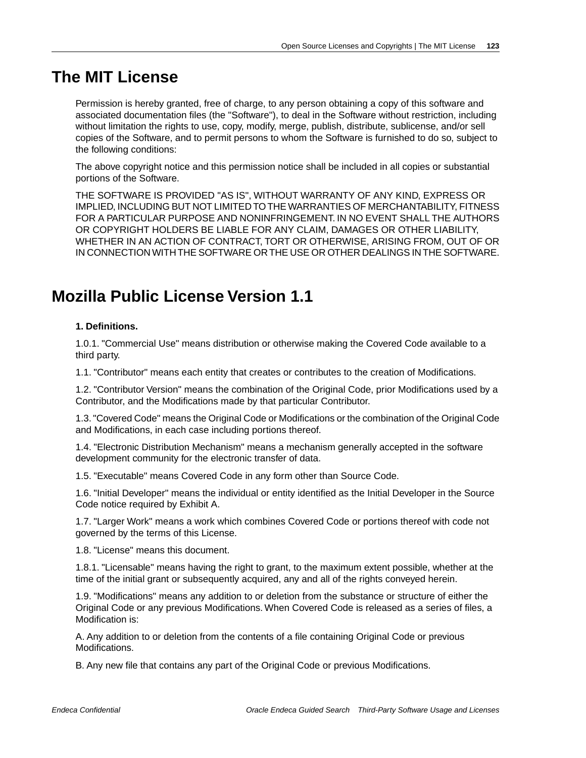# The MIT License

Permission is hereby granted, free of charge, to any person obtaining a copy of this software and associated documentation files (the "Software"), to deal in the Software without restriction, including without limitation the rights to use, copy, modify, merge, publish, distribute, sublicense, and/or sell copies of the Software, and to permit persons to whom the Software is furnished to do so, subject to the following conditions:

The above copyright notice and this permission notice shall be included in all copies or substantial portions of the Software.

THE SOFTWARE IS PROVIDED "AS IS", WITHOUT WARRANTY OF ANY KIND, EXPRESS OR IMPLIED, INCLUDING BUT NOT LIMITED TO THE WARRANTIES OF MERCHANTABILITY, FITNESS FOR A PARTICULAR PURPOSE AND NONINFRINGEMENT. IN NO EVENT SHALL THE AUTHORS OR COPYRIGHT HOLDERS BE LIABLE FOR ANY CLAIM, DAMAGES OR OTHER LIABILITY, WHETHER IN AN ACTION OF CONTRACT, TORT OR OTHERWISE, ARISING FROM, OUT OF OR IN CONNECTION WITH THE SOFTWARE OR THE USE OR OTHER DEALINGS IN THE SOFTWARE.

# Mozilla Public License Version 1.1

**1. Definitions.**

1.0.1. "Commercial Use" means distribution or otherwise making the Covered Code available to a third party.

1.1. "Contributor" means each entity that creates or contributes to the creation of Modifications.

1.2. "Contributor Version" means the combination of the Original Code, prior Modifications used by a Contributor, and the Modifications made by that particular Contributor.

1.3. "Covered Code" means the Original Code or Modifications or the combination of the Original Code and Modifications, in each case including portions thereof.

1.4. "Electronic Distribution Mechanism" means a mechanism generally accepted in the software development community for the electronic transfer of data.

1.5. "Executable" means Covered Code in any form other than Source Code.

1.6. "Initial Developer" means the individual or entity identified as the Initial Developer in the Source Code notice required by Exhibit A.

1.7. "Larger Work" means a work which combines Covered Code or portions thereof with code not governed by the terms of this License.

1.8. "License" means this document.

1.8.1. "Licensable" means having the right to grant, to the maximum extent possible, whether at the time of the initial grant or subsequently acquired, any and all of the rights conveyed herein.

1.9. "Modifications" means any addition to or deletion from the substance or structure of either the Original Code or any previous Modifications. When Covered Code is released as a series of files, a Modification is:

A. Any addition to or deletion from the contents of a file containing Original Code or previous Modifications.

B. Any new file that contains any part of the Original Code or previous Modifications.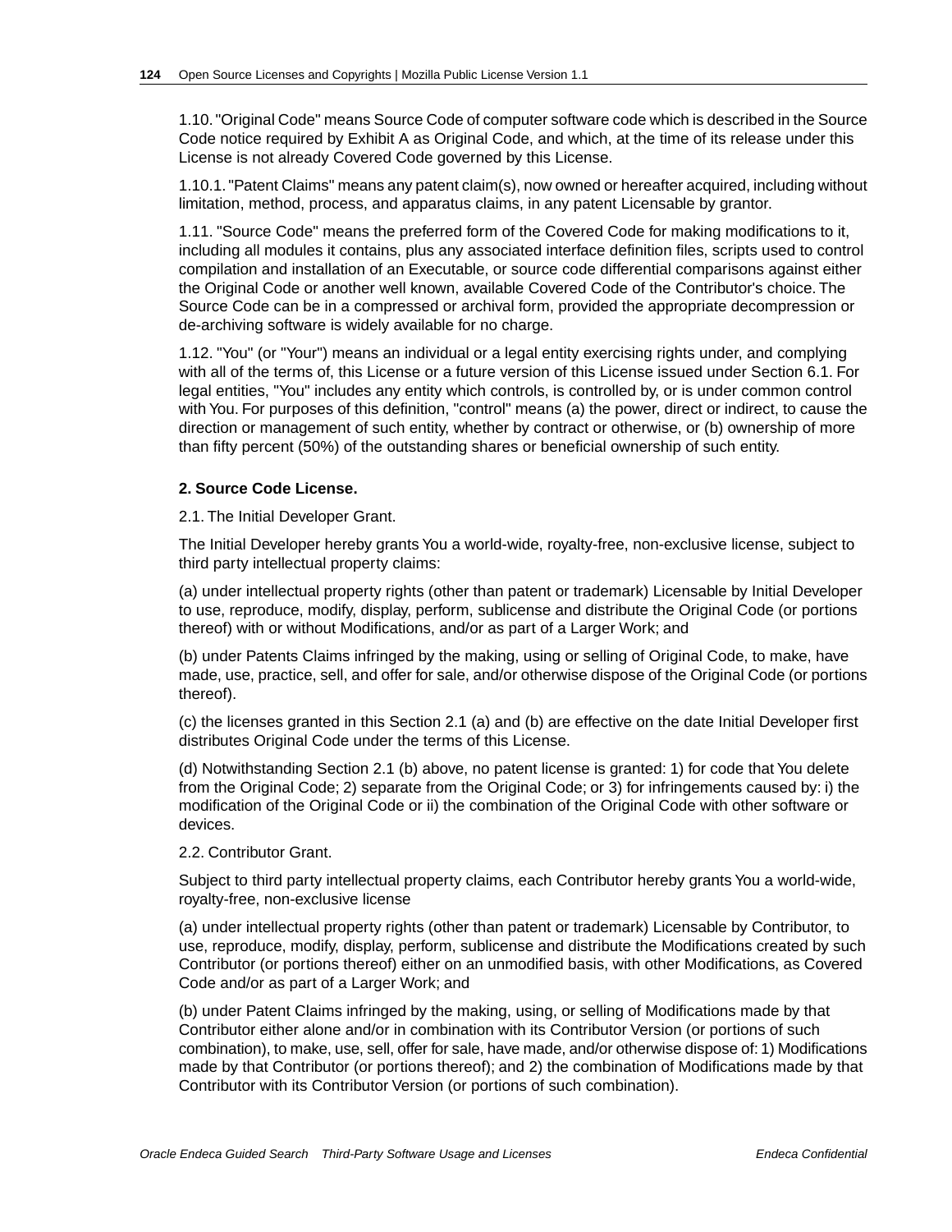1.10. "Original Code" means Source Code of computer software code which is described in the Source Code notice required by Exhibit A as Original Code, and which, at the time of its release under this License is not already Covered Code governed by this License.

1.10.1. "Patent Claims" means any patent claim(s), now owned or hereafter acquired, including without limitation, method, process, and apparatus claims, in any patent Licensable by grantor.

1.11. "Source Code" means the preferred form of the Covered Code for making modifications to it, including all modules it contains, plus any associated interface definition files, scripts used to control compilation and installation of an Executable, or source code differential comparisons against either the Original Code or another well known, available Covered Code of the Contributor's choice. The Source Code can be in a compressed or archival form, provided the appropriate decompression or de-archiving software is widely available for no charge.

1.12. "You" (or "Your") means an individual or a legal entity exercising rights under, and complying with all of the terms of, this License or a future version of this License issued under Section 6.1. For legal entities, "You" includes any entity which controls, is controlled by, or is under common control with You. For purposes of this definition, "control" means (a) the power, direct or indirect, to cause the direction or management of such entity, whether by contract or otherwise, or (b) ownership of more than fifty percent (50%) of the outstanding shares or beneficial ownership of such entity.

**2. Source Code License.**

2.1. The Initial Developer Grant.

The Initial Developer hereby grants You a world-wide, royalty-free, non-exclusive license, subject to third party intellectual property claims:

(a) under intellectual property rights (other than patent or trademark) Licensable by Initial Developer to use, reproduce, modify, display, perform, sublicense and distribute the Original Code (or portions thereof) with or without Modifications, and/or as part of a Larger Work; and

(b) under Patents Claims infringed by the making, using or selling of Original Code, to make, have made, use, practice, sell, and offer for sale, and/or otherwise dispose of the Original Code (or portions thereof).

(c) the licenses granted in this Section 2.1 (a) and (b) are effective on the date Initial Developer first distributes Original Code under the terms of this License.

(d) Notwithstanding Section 2.1 (b) above, no patent license is granted: 1) for code that You delete from the Original Code; 2) separate from the Original Code; or 3) for infringements caused by: i) the modification of the Original Code or ii) the combination of the Original Code with other software or devices.

2.2. Contributor Grant.

Subject to third party intellectual property claims, each Contributor hereby grants You a world-wide, royalty-free, non-exclusive license

(a) under intellectual property rights (other than patent or trademark) Licensable by Contributor, to use, reproduce, modify, display, perform, sublicense and distribute the Modifications created by such Contributor (or portions thereof) either on an unmodified basis, with other Modifications, as Covered Code and/or as part of a Larger Work; and

(b) under Patent Claims infringed by the making, using, or selling of Modifications made by that Contributor either alone and/or in combination with its Contributor Version (or portions of such combination), to make, use, sell, offer for sale, have made, and/or otherwise dispose of: 1) Modifications made by that Contributor (or portions thereof); and 2) the combination of Modifications made by that Contributor with its Contributor Version (or portions of such combination).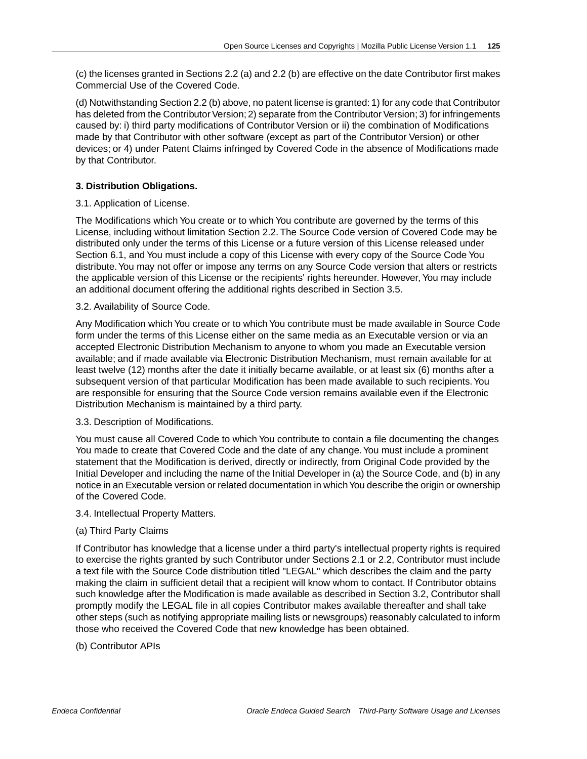(c) the licenses granted in Sections 2.2 (a) and 2.2 (b) are effective on the date Contributor first makes Commercial Use of the Covered Code.

(d) Notwithstanding Section 2.2 (b) above, no patent license is granted: 1) for any code that Contributor has deleted from the Contributor Version; 2) separate from the Contributor Version; 3) for infringements caused by: i) third party modifications of Contributor Version or ii) the combination of Modifications made by that Contributor with other software (except as part of the Contributor Version) or other devices; or 4) under Patent Claims infringed by Covered Code in the absence of Modifications made by that Contributor.

**3. Distribution Obligations.**

3.1. Application of License.

The Modifications which You create or to which You contribute are governed by the terms of this License, including without limitation Section 2.2. The Source Code version of Covered Code may be distributed only under the terms of this License or a future version of this License released under Section 6.1, and You must include a copy of this License with every copy of the Source Code You distribute. You may not offer or impose any terms on any Source Code version that alters or restricts the applicable version of this License or the recipients' rights hereunder. However, You may include an additional document offering the additional rights described in Section 3.5.

3.2. Availability of Source Code.

Any Modification which You create or to which You contribute must be made available in Source Code form under the terms of this License either on the same media as an Executable version or via an accepted Electronic Distribution Mechanism to anyone to whom you made an Executable version available; and if made available via Electronic Distribution Mechanism, must remain available for at least twelve (12) months after the date it initially became available, or at least six (6) months after a subsequent version of that particular Modification has been made available to such recipients. You are responsible for ensuring that the Source Code version remains available even if the Electronic Distribution Mechanism is maintained by a third party.

3.3. Description of Modifications.

You must cause all Covered Code to which You contribute to contain a file documenting the changes You made to create that Covered Code and the date of any change. You must include a prominent statement that the Modification is derived, directly or indirectly, from Original Code provided by the Initial Developer and including the name of the Initial Developer in (a) the Source Code, and (b) in any notice in an Executable version or related documentation in which You describe the origin or ownership of the Covered Code.

3.4. Intellectual Property Matters.

(a) Third Party Claims

If Contributor has knowledge that a license under a third party's intellectual property rights is required to exercise the rights granted by such Contributor under Sections 2.1 or 2.2, Contributor must include a text file with the Source Code distribution titled "LEGAL" which describes the claim and the party making the claim in sufficient detail that a recipient will know whom to contact. If Contributor obtains such knowledge after the Modification is made available as described in Section 3.2, Contributor shall promptly modify the LEGAL file in all copies Contributor makes available thereafter and shall take other steps (such as notifying appropriate mailing lists or newsgroups) reasonably calculated to inform those who received the Covered Code that new knowledge has been obtained.

(b) Contributor APIs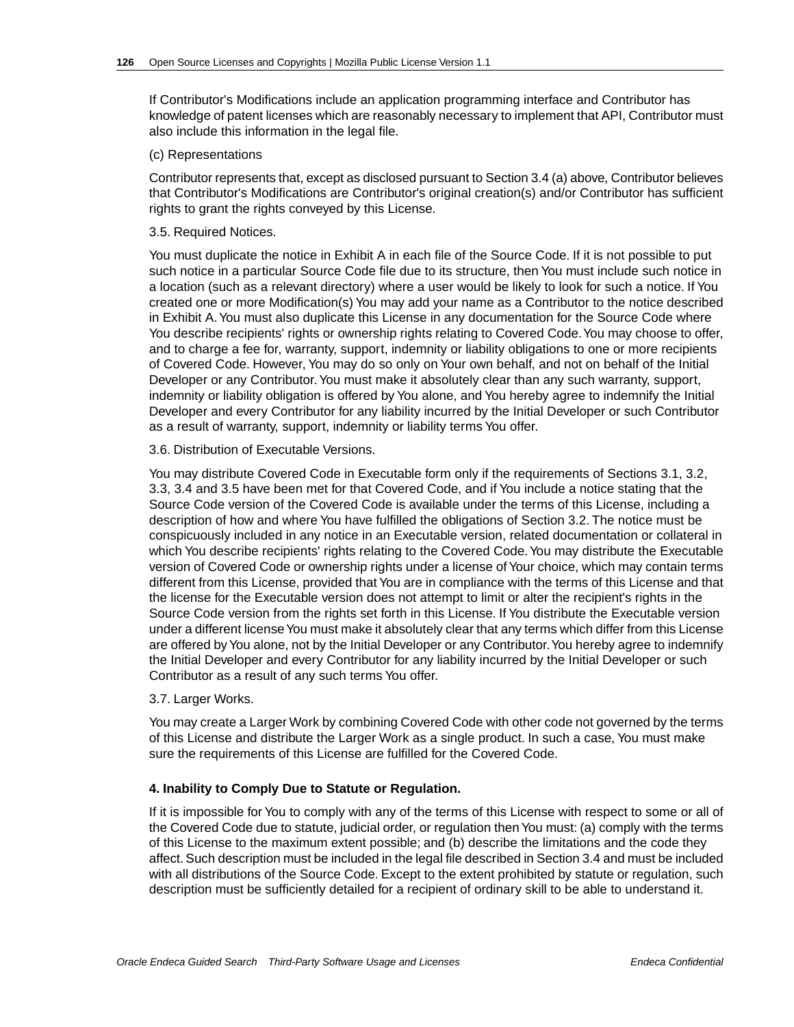If Contributor's Modifications include an application programming interface and Contributor has knowledge of patent licenses which are reasonably necessary to implement that API, Contributor must also include this information in the legal file.

(c) Representations

Contributor represents that, except as disclosed pursuant to Section 3.4 (a) above, Contributor believes that Contributor's Modifications are Contributor's original creation(s) and/or Contributor has sufficient rights to grant the rights conveyed by this License.

3.5. Required Notices.

You must duplicate the notice in Exhibit A in each file of the Source Code. If it is not possible to put such notice in a particular Source Code file due to its structure, then You must include such notice in a location (such as a relevant directory) where a user would be likely to look for such a notice. If You created one or more Modification(s) You may add your name as a Contributor to the notice described in Exhibit A. You must also duplicate this License in any documentation for the Source Code where You describe recipients' rights or ownership rights relating to Covered Code. You may choose to offer, and to charge a fee for, warranty, support, indemnity or liability obligations to one or more recipients of Covered Code. However, You may do so only on Your own behalf, and not on behalf of the Initial Developer or any Contributor. You must make it absolutely clear than any such warranty, support, indemnity or liability obligation is offered by You alone, and You hereby agree to indemnify the Initial Developer and every Contributor for any liability incurred by the Initial Developer or such Contributor as a result of warranty, support, indemnity or liability terms You offer.

3.6. Distribution of Executable Versions.

You may distribute Covered Code in Executable form only if the requirements of Sections 3.1, 3.2, 3.3, 3.4 and 3.5 have been met for that Covered Code, and if You include a notice stating that the Source Code version of the Covered Code is available under the terms of this License, including a description of how and where You have fulfilled the obligations of Section 3.2. The notice must be conspicuously included in any notice in an Executable version, related documentation or collateral in which You describe recipients' rights relating to the Covered Code. You may distribute the Executable version of Covered Code or ownership rights under a license of Your choice, which may contain terms different from this License, provided that You are in compliance with the terms of this License and that the license for the Executable version does not attempt to limit or alter the recipient's rights in the Source Code version from the rights set forth in this License. If You distribute the Executable version under a different license You must make it absolutely clear that any terms which differ from this License are offered by You alone, not by the Initial Developer or any Contributor. You hereby agree to indemnify the Initial Developer and every Contributor for any liability incurred by the Initial Developer or such Contributor as a result of any such terms You offer.

3.7. Larger Works.

You may create a Larger Work by combining Covered Code with other code not governed by the terms of this License and distribute the Larger Work as a single product. In such a case, You must make sure the requirements of this License are fulfilled for the Covered Code.

**4. Inability to Comply Due to Statute or Regulation.**

If it is impossible for You to comply with any of the terms of this License with respect to some or all of the Covered Code due to statute, judicial order, or regulation then You must: (a) comply with the terms of this License to the maximum extent possible; and (b) describe the limitations and the code they affect. Such description must be included in the legal file described in Section 3.4 and must be included with all distributions of the Source Code. Except to the extent prohibited by statute or regulation, such description must be sufficiently detailed for a recipient of ordinary skill to be able to understand it.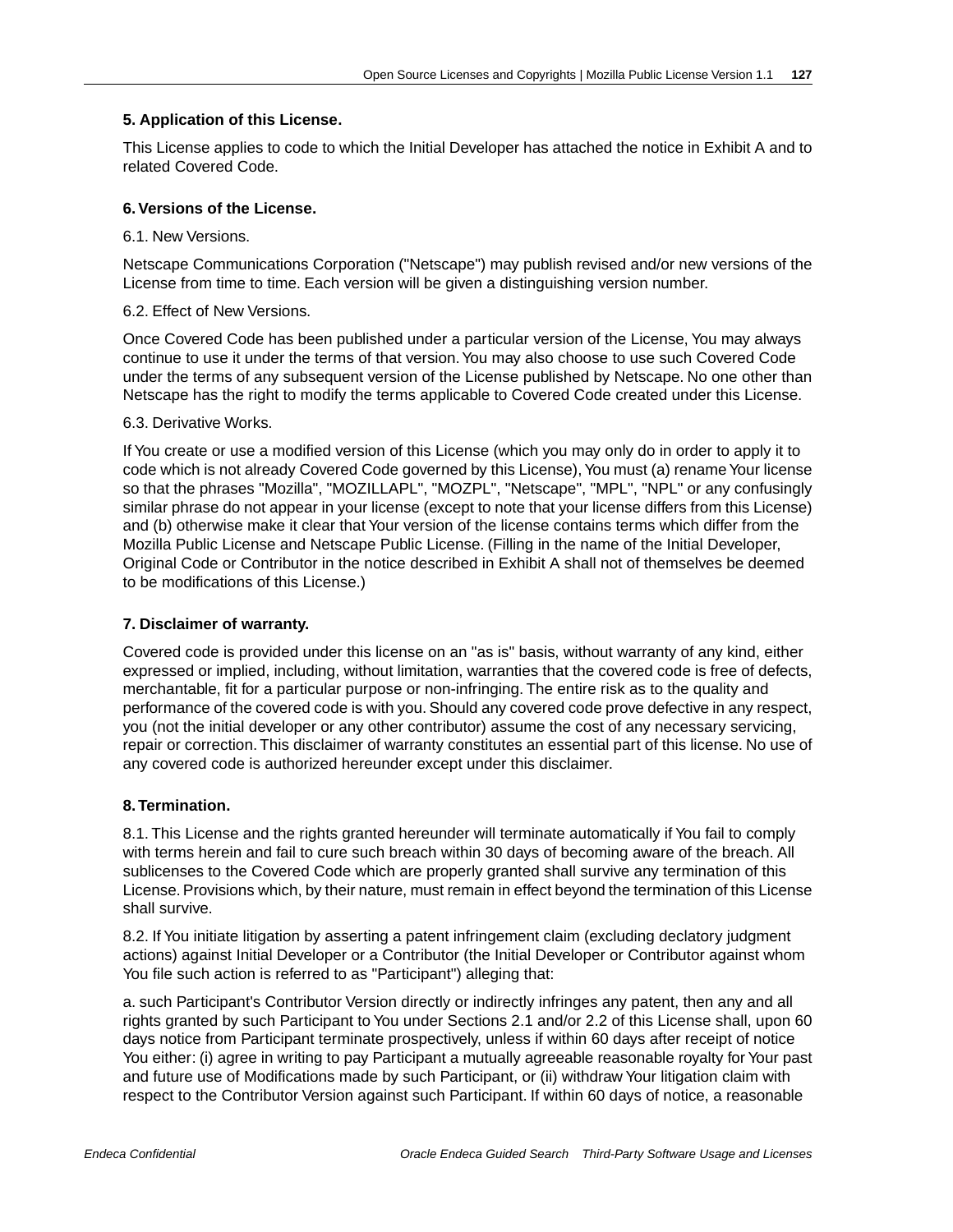### 5. Application of this License.

This License applies to code to which the Initial Developer has attached the notice in Exhibit A and to related Covered Code.

### 6. Versions of the License.

6.1. New Versions.

Netscape Communications Corporation ("Netscape") may publish revised and/or new versions of the License from time to time. Each version will be given a distinguishing version number.

6.2. Effect of New Versions.

Once Covered Code has been published under a particular version of the License, You may always continue to use it under the terms of that version. You may also choose to use such Covered Code under the terms of any subsequent version of the License published by Netscape. No one other than Netscape has the right to modify the terms applicable to Covered Code created under this License.

6.3. Derivative Works.

If You create or use a modified version of this License (which you may only do in order to apply it to code which is not already Covered Code governed by this License), You must (a) rename Your license so that the phrases "Mozilla", "MOZILLAPL", "MOZPL", "Netscape", "MPL", "NPL" or any confusingly similar phrase do not appear in your license (except to note that your license differs from this License) and (b) otherwise make it clear that Your version of the license contains terms which differ from the Mozilla Public License and Netscape Public License. (Filling in the name of the Initial Developer, Original Code or Contributor in the notice described in Exhibit A shall not of themselves be deemed to be modifications of this License.)

### 7. Disclaimer of warranty.

Covered code is provided under this license on an "as is" basis, without warranty of any kind, either expressed or implied, including, without limitation, warranties that the covered code is free of defects, merchantable, fit for a particular purpose or non-infringing. The entire risk as to the quality and performance of the covered code is with you. Should any covered code prove defective in any respect, you (not the initial developer or any other contributor) assume the cost of any necessary servicing, repair or correction. This disclaimer of warranty constitutes an essential part of this license. No use of any covered code is authorized hereunder except under this disclaimer.

### 8. Termination.

8.1. This License and the rights granted hereunder will terminate automatically if You fail to comply with terms herein and fail to cure such breach within 30 days of becoming aware of the breach. All sublicenses to the Covered Code which are properly granted shall survive any termination of this License. Provisions which, by their nature, must remain in effect beyond the termination of this License shall survive.

8.2. If You initiate litigation by asserting a patent infringement claim (excluding declatory judgment actions) against Initial Developer or a Contributor (the Initial Developer or Contributor against whom You file such action is referred to as "Participant") alleging that:

a. such Participant's Contributor Version directly or indirectly infringes any patent, then any and all rights granted by such Participant to You under Sections 2.1 and/or 2.2 of this License shall, upon 60 days notice from Participant terminate prospectively, unless if within 60 days after receipt of notice You either: (i) agree in writing to pay Participant a mutually agreeable reasonable royalty for Your past and future use of Modifications made by such Participant, or (ii) withdraw Your litigation claim with respect to the Contributor Version against such Participant. If within 60 days of notice, a reasonable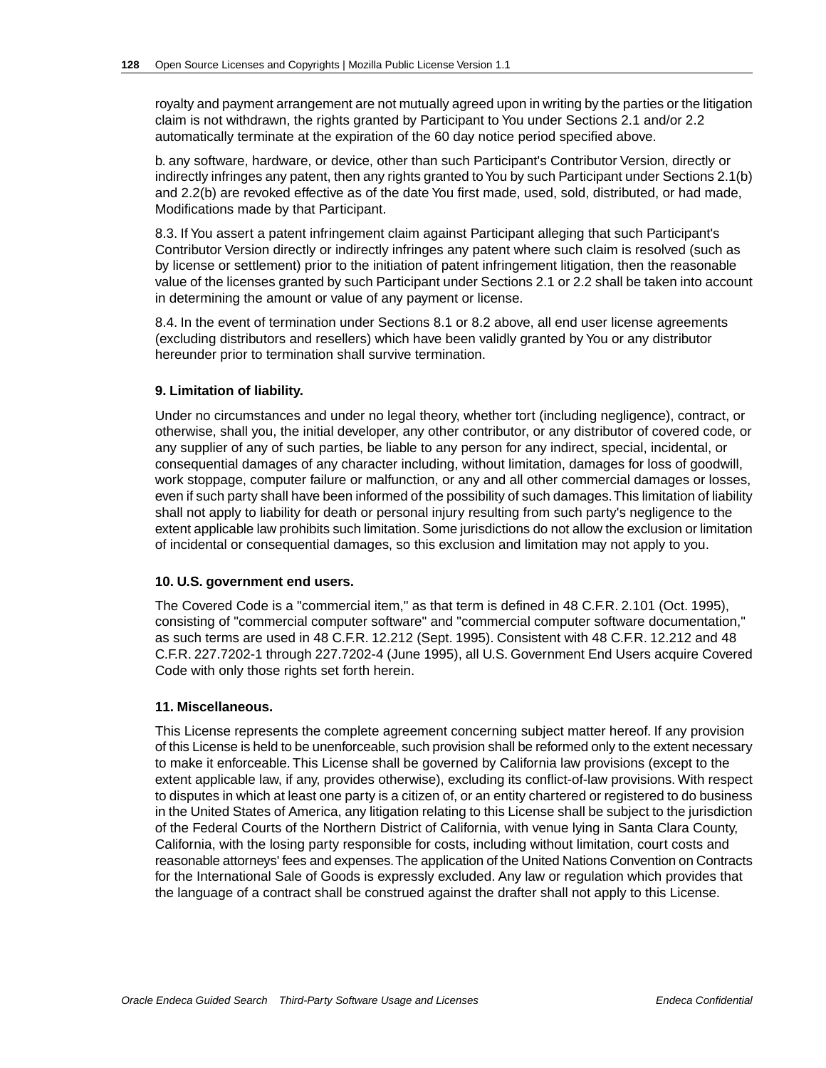royalty and payment arrangement are not mutually agreed upon in writing by the parties or the litigation claim is not withdrawn, the rights granted by Participant to You under Sections 2.1 and/or 2.2 automatically terminate at the expiration of the 60 day notice period specified above.

b. any software, hardware, or device, other than such Participant's Contributor Version, directly or indirectly infringes any patent, then any rights granted to You by such Participant under Sections 2.1(b) and 2.2(b) are revoked effective as of the date You first made, used, sold, distributed, or had made, Modifications made by that Participant.

8.3. If You assert a patent infringement claim against Participant alleging that such Participant's Contributor Version directly or indirectly infringes any patent where such claim is resolved (such as by license or settlement) prior to the initiation of patent infringement litigation, then the reasonable value of the licenses granted by such Participant under Sections 2.1 or 2.2 shall be taken into account in determining the amount or value of any payment or license.

8.4. In the event of termination under Sections 8.1 or 8.2 above, all end user license agreements (excluding distributors and resellers) which have been validly granted by You or any distributor hereunder prior to termination shall survive termination.

**9. Limitation of liability.**

Under no circumstances and under no legal theory, whether tort (including negligence), contract, or otherwise, shall you, the initial developer, any other contributor, or any distributor of covered code, or any supplier of any of such parties, be liable to any person for any indirect, special, incidental, or consequential damages of any character including, without limitation, damages for loss of goodwill, work stoppage, computer failure or malfunction, or any and all other commercial damages or losses, even if such party shall have been informed of the possibility of such damages. This limitation of liability shall not apply to liability for death or personal injury resulting from such party's negligence to the extent applicable law prohibits such limitation. Some jurisdictions do not allow the exclusion or limitation of incidental or consequential damages, so this exclusion and limitation may not apply to you.

**10. U.S. government end users.**

The Covered Code is a "commercial item," as that term is defined in 48 C.F.R. 2.101 (Oct. 1995), consisting of "commercial computer software" and "commercial computer software documentation," as such terms are used in 48 C.F.R. 12.212 (Sept. 1995). Consistent with 48 C.F.R. 12.212 and 48 C.F.R. 227.7202-1 through 227.7202-4 (June 1995), all U.S. Government End Users acquire Covered Code with only those rights set forth herein.

**11. Miscellaneous.**

This License represents the complete agreement concerning subject matter hereof. If any provision of this License is held to be unenforceable, such provision shall be reformed only to the extent necessary to make it enforceable. This License shall be governed by California law provisions (except to the extent applicable law, if any, provides otherwise), excluding its conflict-of-law provisions. With respect to disputes in which at least one party is a citizen of, or an entity chartered or registered to do business in the United States of America, any litigation relating to this License shall be subject to the jurisdiction of the Federal Courts of the Northern District of California, with venue lying in Santa Clara County, California, with the losing party responsible for costs, including without limitation, court costs and reasonable attorneys' fees and expenses. The application of the United Nations Convention on Contracts for the International Sale of Goods is expressly excluded. Any law or regulation which provides that the language of a contract shall be construed against the drafter shall not apply to this License.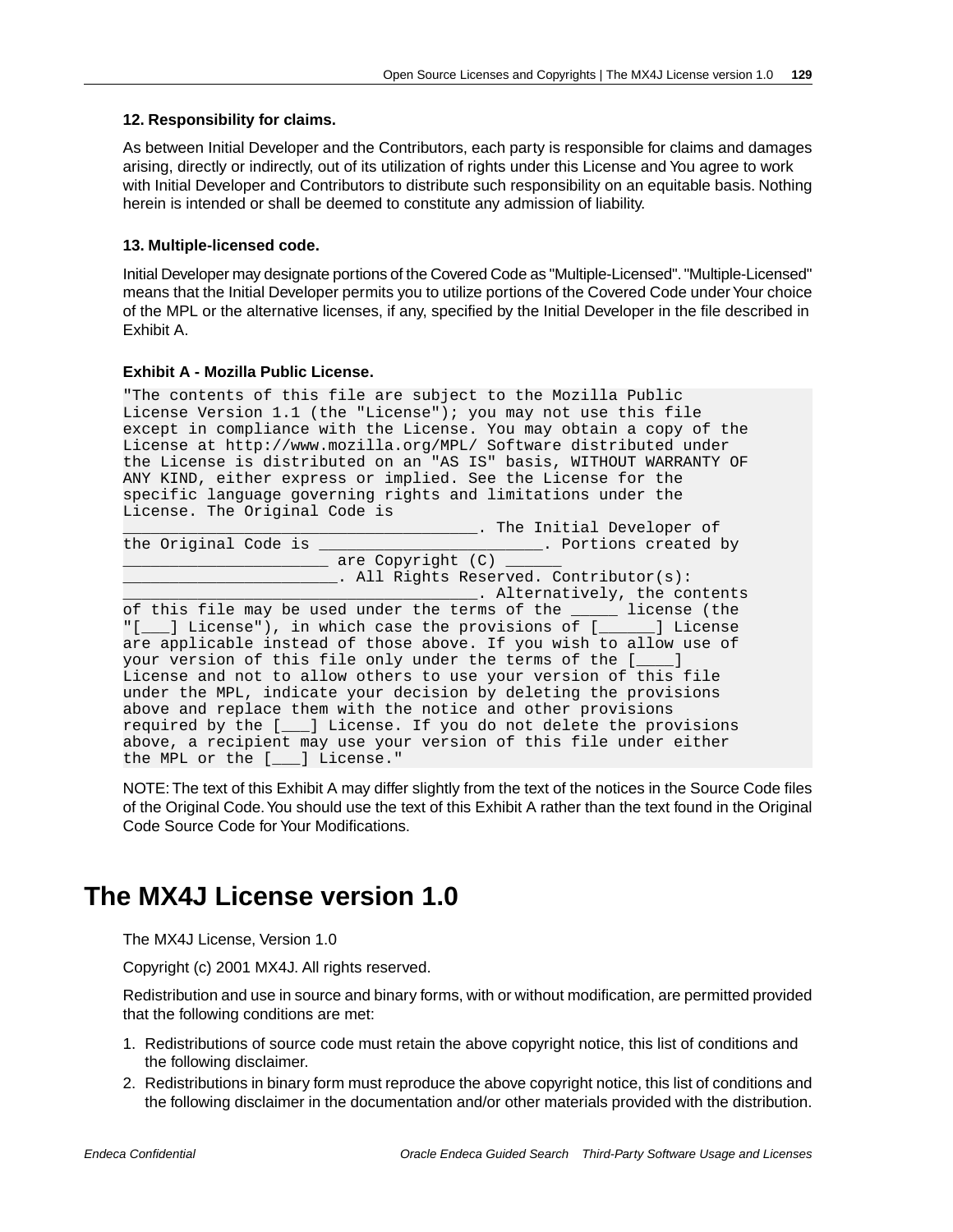#### 12. Responsibility for claims.

As between Initial Developer and the Contributors, each party is responsible for claims and damages arising, directly or indirectly, out of its utilization of rights under this License and You agree to work with Initial Developer and Contributors to distribute such responsibility on an equitable basis. Nothing herein is intended or shall be deemed to constitute any admission of liability.

#### 13. Multiple-licensed code.

Initial Developer may designate portions of the Covered Code as "Multiple-Licensed". "Multiple-Licensed" means that the Initial Developer permits you to utilize portions of the Covered Code under Your choice of the MPL or the alternative licenses, if any, specified by the Initial Developer in the file described in Exhibit A.

#### Exhibit A - Mozilla Public License.

```
"The contents of this file are subject to the Mozilla Public
License Version 1.1 (the "License"); you may not use this file
except in compliance with the License. You may obtain a copy of the
License at http://www.mozilla.org/MPL/ Software distributed under
the License is distributed on an "AS IS" basis, WITHOUT WARRANTY OF
ANY KIND, either express or implied. See the License for the
specific language governing rights and limitations under the
License. The Original Code is
______________________________________. The Initial Developer of
the Original Code is ________________________. Portions created by
______________________ are Copyright (C) ______
_______________________. All Rights Reserved. Contributor(s):
______________________________________. Alternatively, the contents
of this file may be used under the terms of the _____ license (the
"[___] License"), in which case the provisions of [______] License
are applicable instead of those above. If you wish to allow use of
your version of this file only under the terms of the [____]
License and not to allow others to use your version of this file
under the MPL, indicate your decision by deleting the provisions
above and replace them with the notice and other provisions
required by the [___] License. If you do not delete the provisions
above, a recipient may use your version of this file under either
the MPL or the [___] License."
```

NOTE: The text of this Exhibit A may differ slightly from the text of the notices in the Source Code files of the Original Code. You should use the text of this Exhibit A rather than the text found in the Original Code Source Code for Your Modifications.

# The MX4J License version 1.0

The MX4J License, Version 1.0

Copyright (c) 2001 MX4J. All rights reserved.

Redistribution and use in source and binary forms, with or without modification, are permitted provided that the following conditions are met:

1. Redistributions of source code must retain the above copyright notice, this list of conditions and the following disclaimer.
2. Redistributions in binary form must reproduce the above copyright notice, this list of conditions and the following disclaimer in the documentation and/or other materials provided with the distribution.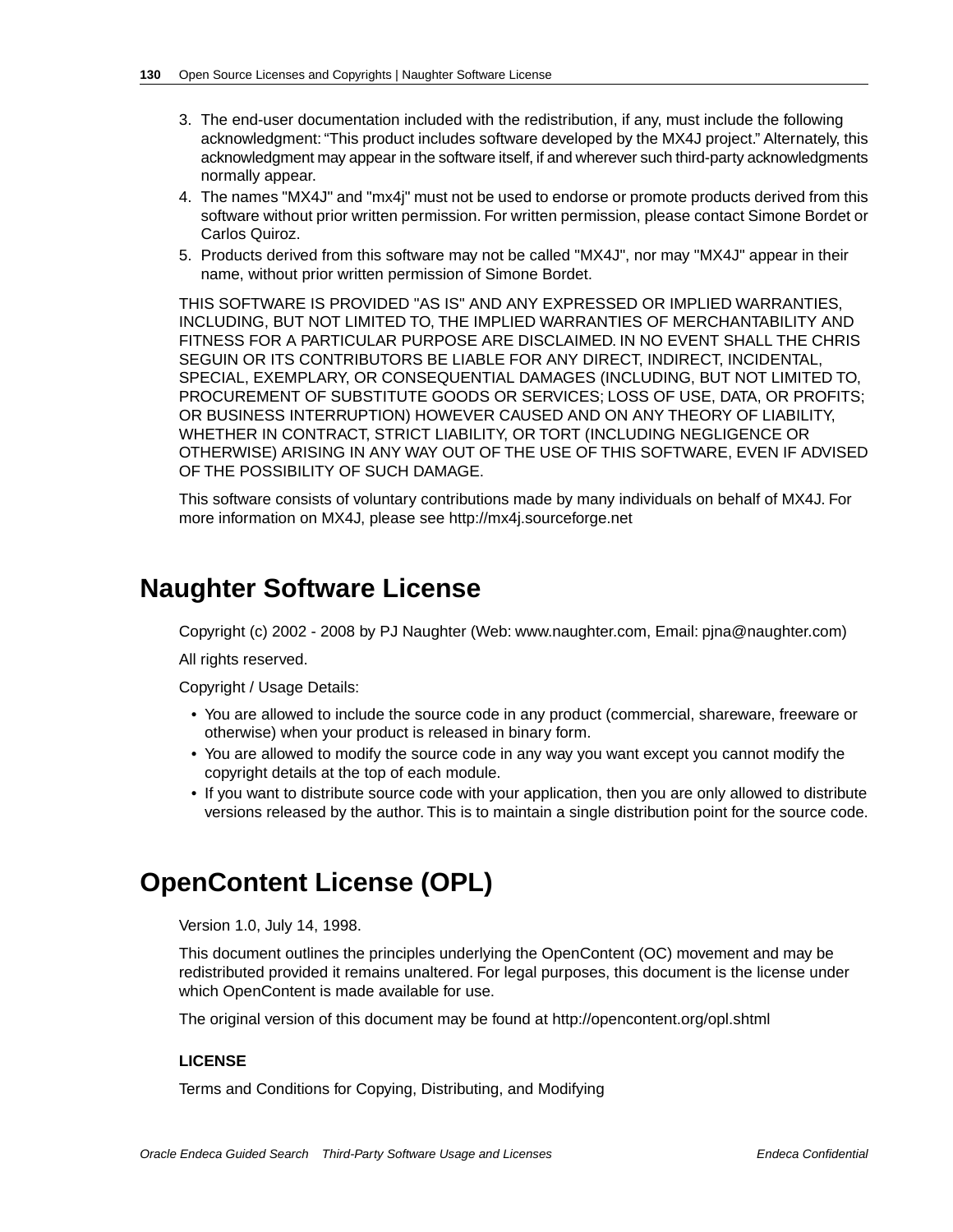3. The end-user documentation included with the redistribution, if any, must include the following acknowledgment: “This product includes software developed by the MX4J project.” Alternately, this acknowledgment may appear in the software itself, if and wherever such third-party acknowledgments normally appear.
4. The names "MX4J" and "mx4j" must not be used to endorse or promote products derived from this software without prior written permission. For written permission, please contact Simone Bordet or Carlos Quiroz.
5. Products derived from this software may not be called "MX4J", nor may "MX4J" appear in their name, without prior written permission of Simone Bordet.

THIS SOFTWARE IS PROVIDED "AS IS" AND ANY EXPRESSED OR IMPLIED WARRANTIES, INCLUDING, BUT NOT LIMITED TO, THE IMPLIED WARRANTIES OF MERCHANTABILITY AND FITNESS FOR A PARTICULAR PURPOSE ARE DISCLAIMED. IN NO EVENT SHALL THE CHRIS SEGUIN OR ITS CONTRIBUTORS BE LIABLE FOR ANY DIRECT, INDIRECT, INCIDENTAL, SPECIAL, EXEMPLARY, OR CONSEQUENTIAL DAMAGES (INCLUDING, BUT NOT LIMITED TO, PROCUREMENT OF SUBSTITUTE GOODS OR SERVICES; LOSS OF USE, DATA, OR PROFITS; OR BUSINESS INTERRUPTION) HOWEVER CAUSED AND ON ANY THEORY OF LIABILITY, WHETHER IN CONTRACT, STRICT LIABILITY, OR TORT (INCLUDING NEGLIGENCE OR OTHERWISE) ARISING IN ANY WAY OUT OF THE USE OF THIS SOFTWARE, EVEN IF ADVISED OF THE POSSIBILITY OF SUCH DAMAGE.

This software consists of voluntary contributions made by many individuals on behalf of MX4J. For more information on MX4J, please see http://mx4j.sourceforge.net

## Naughter Software License

Copyright (c) 2002 - 2008 by PJ Naughter (Web: www.naughter.com, Email: pjna@naughter.com)

All rights reserved.

Copyright / Usage Details:

- You are allowed to include the source code in any product (commercial, shareware, freeware or otherwise) when your product is released in binary form.
- You are allowed to modify the source code in any way you want except you cannot modify the copyright details at the top of each module.
- If you want to distribute source code with your application, then you are only allowed to distribute versions released by the author. This is to maintain a single distribution point for the source code.

## OpenContent License (OPL)

Version 1.0, July 14, 1998.

This document outlines the principles underlying the OpenContent (OC) movement and may be redistributed provided it remains unaltered. For legal purposes, this document is the license under which OpenContent is made available for use.

The original version of this document may be found at http://opencontent.org/opl.shtml

**LICENSE**

Terms and Conditions for Copying, Distributing, and Modifying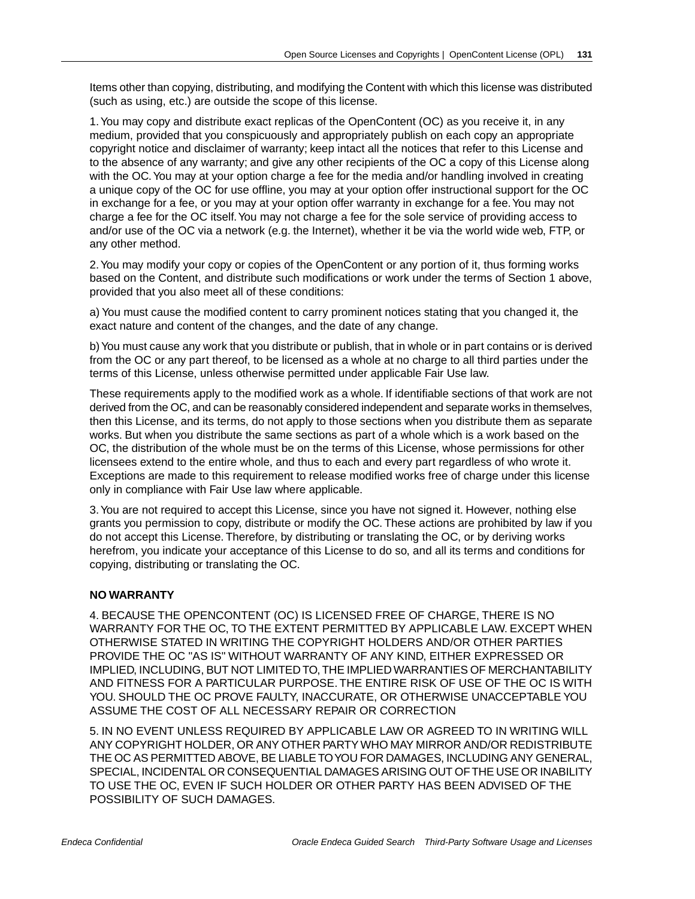Items other than copying, distributing, and modifying the Content with which this license was distributed (such as using, etc.) are outside the scope of this license.

1. You may copy and distribute exact replicas of the OpenContent (OC) as you receive it, in any medium, provided that you conspicuously and appropriately publish on each copy an appropriate copyright notice and disclaimer of warranty; keep intact all the notices that refer to this License and to the absence of any warranty; and give any other recipients of the OC a copy of this License along with the OC. You may at your option charge a fee for the media and/or handling involved in creating a unique copy of the OC for use offline, you may at your option offer instructional support for the OC in exchange for a fee, or you may at your option offer warranty in exchange for a fee. You may not charge a fee for the OC itself. You may not charge a fee for the sole service of providing access to and/or use of the OC via a network (e.g. the Internet), whether it be via the world wide web, FTP, or any other method.

2. You may modify your copy or copies of the OpenContent or any portion of it, thus forming works based on the Content, and distribute such modifications or work under the terms of Section 1 above, provided that you also meet all of these conditions:

a) You must cause the modified content to carry prominent notices stating that you changed it, the exact nature and content of the changes, and the date of any change.

b) You must cause any work that you distribute or publish, that in whole or in part contains or is derived from the OC or any part thereof, to be licensed as a whole at no charge to all third parties under the terms of this License, unless otherwise permitted under applicable Fair Use law.

These requirements apply to the modified work as a whole. If identifiable sections of that work are not derived from the OC, and can be reasonably considered independent and separate works in themselves, then this License, and its terms, do not apply to those sections when you distribute them as separate works. But when you distribute the same sections as part of a whole which is a work based on the OC, the distribution of the whole must be on the terms of this License, whose permissions for other licensees extend to the entire whole, and thus to each and every part regardless of who wrote it. Exceptions are made to this requirement to release modified works free of charge under this license only in compliance with Fair Use law where applicable.

3. You are not required to accept this License, since you have not signed it. However, nothing else grants you permission to copy, distribute or modify the OC. These actions are prohibited by law if you do not accept this License. Therefore, by distributing or translating the OC, or by deriving works herefrom, you indicate your acceptance of this License to do so, and all its terms and conditions for copying, distributing or translating the OC.

**NO WARRANTY**

4. BECAUSE THE OPENCONTENT (OC) IS LICENSED FREE OF CHARGE, THERE IS NO WARRANTY FOR THE OC, TO THE EXTENT PERMITTED BY APPLICABLE LAW. EXCEPT WHEN OTHERWISE STATED IN WRITING THE COPYRIGHT HOLDERS AND/OR OTHER PARTIES PROVIDE THE OC "AS IS" WITHOUT WARRANTY OF ANY KIND, EITHER EXPRESSED OR IMPLIED, INCLUDING, BUT NOT LIMITED TO, THE IMPLIED WARRANTIES OF MERCHANTABILITY AND FITNESS FOR A PARTICULAR PURPOSE. THE ENTIRE RISK OF USE OF THE OC IS WITH YOU. SHOULD THE OC PROVE FAULTY, INACCURATE, OR OTHERWISE UNACCEPTABLE YOU ASSUME THE COST OF ALL NECESSARY REPAIR OR CORRECTION

5. IN NO EVENT UNLESS REQUIRED BY APPLICABLE LAW OR AGREED TO IN WRITING WILL ANY COPYRIGHT HOLDER, OR ANY OTHER PARTY WHO MAY MIRROR AND/OR REDISTRIBUTE THE OC AS PERMITTED ABOVE, BE LIABLE TO YOU FOR DAMAGES, INCLUDING ANY GENERAL, SPECIAL, INCIDENTAL OR CONSEQUENTIAL DAMAGES ARISING OUT OF THE USE OR INABILITY TO USE THE OC, EVEN IF SUCH HOLDER OR OTHER PARTY HAS BEEN ADVISED OF THE POSSIBILITY OF SUCH DAMAGES.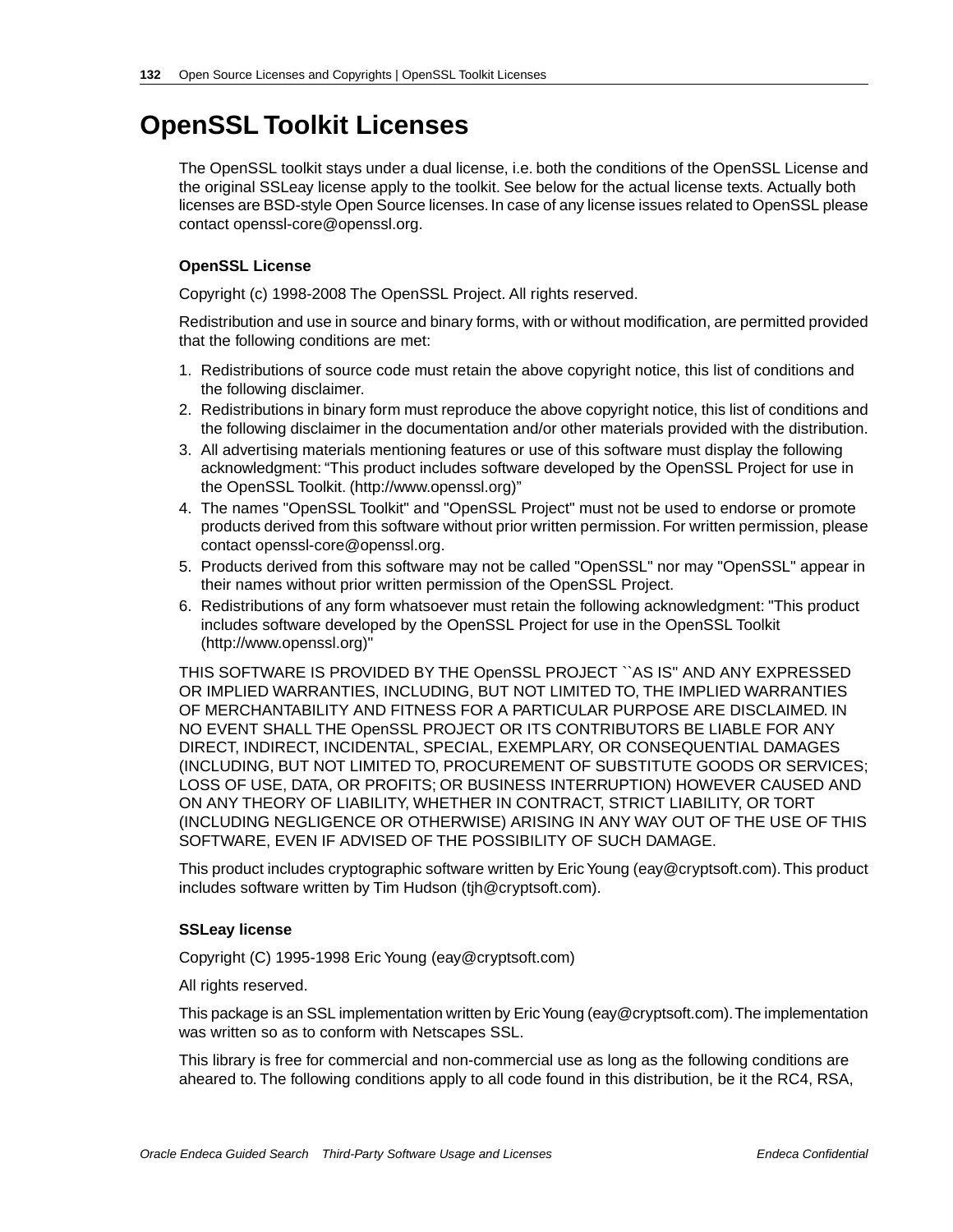# OpenSSL Toolkit Licenses

The OpenSSL toolkit stays under a dual license, i.e. both the conditions of the OpenSSL License and the original SSLeay license apply to the toolkit. See below for the actual license texts. Actually both licenses are BSD-style Open Source licenses. In case of any license issues related to OpenSSL please contact openssl-core@openssl.org.

**OpenSSL License**

Copyright (c) 1998-2008 The OpenSSL Project. All rights reserved.

Redistribution and use in source and binary forms, with or without modification, are permitted provided that the following conditions are met:

1. Redistributions of source code must retain the above copyright notice, this list of conditions and the following disclaimer.
2. Redistributions in binary form must reproduce the above copyright notice, this list of conditions and the following disclaimer in the documentation and/or other materials provided with the distribution.
3. All advertising materials mentioning features or use of this software must display the following acknowledgment: “This product includes software developed by the OpenSSL Project for use in the OpenSSL Toolkit. (http://www.openssl.org)”
4. The names "OpenSSL Toolkit" and "OpenSSL Project" must not be used to endorse or promote products derived from this software without prior written permission. For written permission, please contact openssl-core@openssl.org.
5. Products derived from this software may not be called "OpenSSL" nor may "OpenSSL" appear in their names without prior written permission of the OpenSSL Project.
6. Redistributions of any form whatsoever must retain the following acknowledgment: "This product includes software developed by the OpenSSL Project for use in the OpenSSL Toolkit (http://www.openssl.org)"

THIS SOFTWARE IS PROVIDED BY THE OpenSSL PROJECT ``AS IS'' AND ANY EXPRESSED OR IMPLIED WARRANTIES, INCLUDING, BUT NOT LIMITED TO, THE IMPLIED WARRANTIES OF MERCHANTABILITY AND FITNESS FOR A PARTICULAR PURPOSE ARE DISCLAIMED. IN NO EVENT SHALL THE OpenSSL PROJECT OR ITS CONTRIBUTORS BE LIABLE FOR ANY DIRECT, INDIRECT, INCIDENTAL, SPECIAL, EXEMPLARY, OR CONSEQUENTIAL DAMAGES (INCLUDING, BUT NOT LIMITED TO, PROCUREMENT OF SUBSTITUTE GOODS OR SERVICES; LOSS OF USE, DATA, OR PROFITS; OR BUSINESS INTERRUPTION) HOWEVER CAUSED AND ON ANY THEORY OF LIABILITY, WHETHER IN CONTRACT, STRICT LIABILITY, OR TORT (INCLUDING NEGLIGENCE OR OTHERWISE) ARISING IN ANY WAY OUT OF THE USE OF THIS SOFTWARE, EVEN IF ADVISED OF THE POSSIBILITY OF SUCH DAMAGE.

This product includes cryptographic software written by Eric Young (eay@cryptsoft.com). This product includes software written by Tim Hudson (tjh@cryptsoft.com).

**SSLeay license**

Copyright (C) 1995-1998 Eric Young (eay@cryptsoft.com)

All rights reserved.

This package is an SSL implementation written by Eric Young (eay@cryptsoft.com). The implementation was written so as to conform with Netscapes SSL.

This library is free for commercial and non-commercial use as long as the following conditions are aheared to. The following conditions apply to all code found in this distribution, be it the RC4, RSA,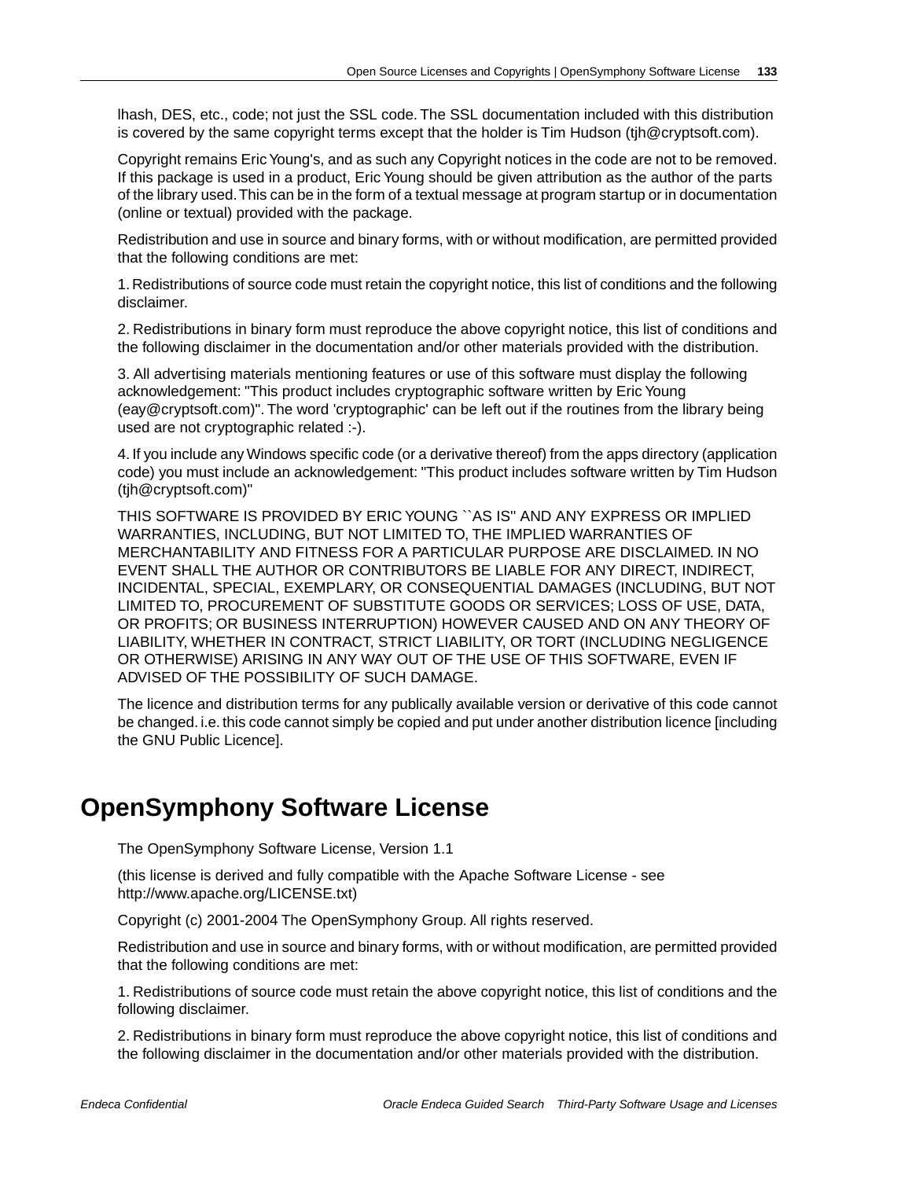lhash, DES, etc., code; not just the SSL code. The SSL documentation included with this distribution is covered by the same copyright terms except that the holder is Tim Hudson (tjh@cryptsoft.com).

Copyright remains Eric Young's, and as such any Copyright notices in the code are not to be removed. If this package is used in a product, Eric Young should be given attribution as the author of the parts of the library used. This can be in the form of a textual message at program startup or in documentation (online or textual) provided with the package.

Redistribution and use in source and binary forms, with or without modification, are permitted provided that the following conditions are met:

1. Redistributions of source code must retain the copyright notice, this list of conditions and the following disclaimer.

2. Redistributions in binary form must reproduce the above copyright notice, this list of conditions and the following disclaimer in the documentation and/or other materials provided with the distribution.

3. All advertising materials mentioning features or use of this software must display the following acknowledgement: "This product includes cryptographic software written by Eric Young (eay@cryptsoft.com)". The word 'cryptographic' can be left out if the routines from the library being used are not cryptographic related :-).

4. If you include any Windows specific code (or a derivative thereof) from the apps directory (application code) you must include an acknowledgement: "This product includes software written by Tim Hudson (tjh@cryptsoft.com)"

THIS SOFTWARE IS PROVIDED BY ERIC YOUNG ``AS IS'' AND ANY EXPRESS OR IMPLIED WARRANTIES, INCLUDING, BUT NOT LIMITED TO, THE IMPLIED WARRANTIES OF MERCHANTABILITY AND FITNESS FOR A PARTICULAR PURPOSE ARE DISCLAIMED. IN NO EVENT SHALL THE AUTHOR OR CONTRIBUTORS BE LIABLE FOR ANY DIRECT, INDIRECT, INCIDENTAL, SPECIAL, EXEMPLARY, OR CONSEQUENTIAL DAMAGES (INCLUDING, BUT NOT LIMITED TO, PROCUREMENT OF SUBSTITUTE GOODS OR SERVICES; LOSS OF USE, DATA, OR PROFITS; OR BUSINESS INTERRUPTION) HOWEVER CAUSED AND ON ANY THEORY OF LIABILITY, WHETHER IN CONTRACT, STRICT LIABILITY, OR TORT (INCLUDING NEGLIGENCE OR OTHERWISE) ARISING IN ANY WAY OUT OF THE USE OF THIS SOFTWARE, EVEN IF ADVISED OF THE POSSIBILITY OF SUCH DAMAGE.

The licence and distribution terms for any publically available version or derivative of this code cannot be changed. i.e. this code cannot simply be copied and put under another distribution licence [including the GNU Public Licence].

# OpenSymphony Software License

The OpenSymphony Software License, Version 1.1

(this license is derived and fully compatible with the Apache Software License - see http://www.apache.org/LICENSE.txt)

Copyright (c) 2001-2004 The OpenSymphony Group. All rights reserved.

Redistribution and use in source and binary forms, with or without modification, are permitted provided that the following conditions are met:

1. Redistributions of source code must retain the above copyright notice, this list of conditions and the following disclaimer.

2. Redistributions in binary form must reproduce the above copyright notice, this list of conditions and the following disclaimer in the documentation and/or other materials provided with the distribution.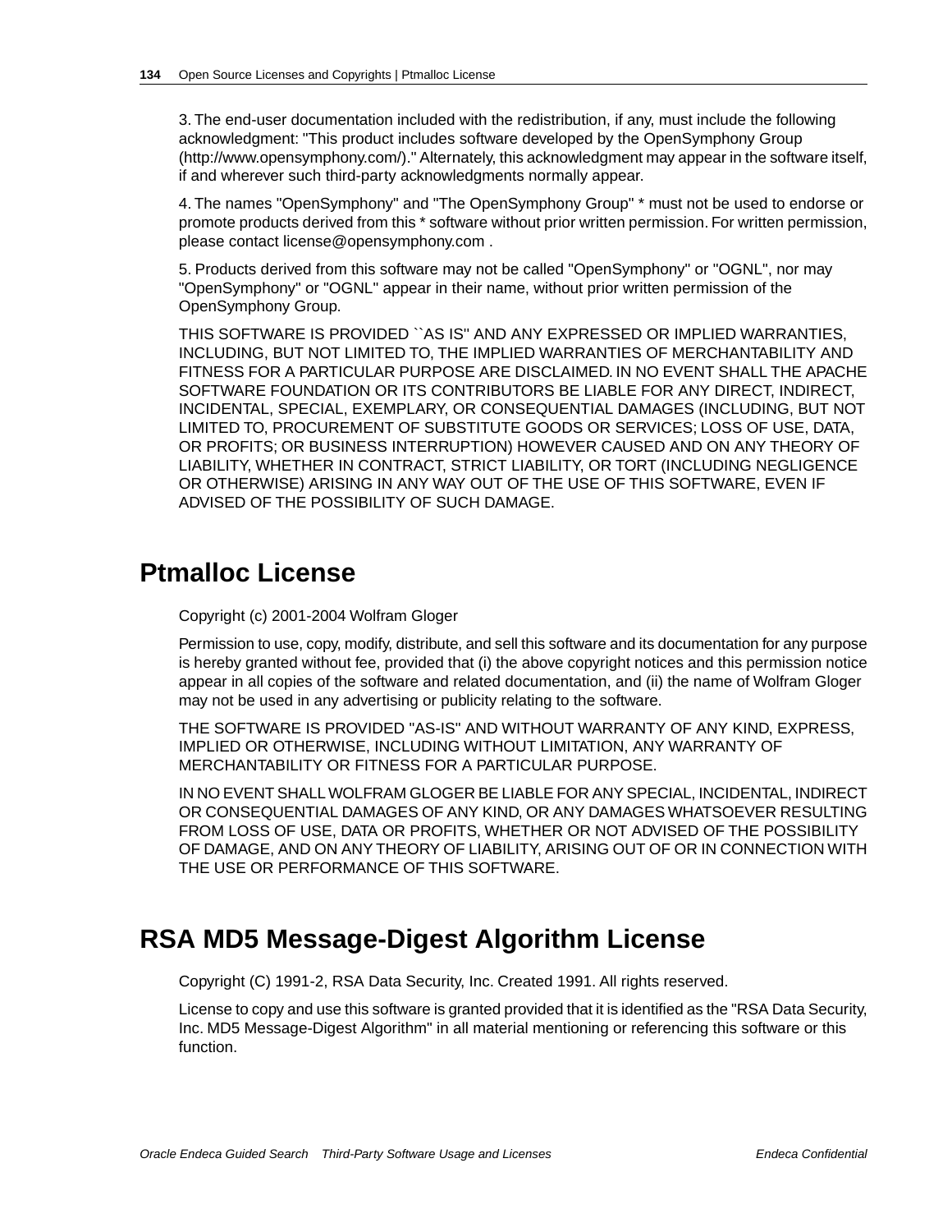3. The end-user documentation included with the redistribution, if any, must include the following acknowledgment: "This product includes software developed by the OpenSymphony Group (http://www.opensymphony.com/)." Alternately, this acknowledgment may appear in the software itself, if and wherever such third-party acknowledgments normally appear.

4. The names "OpenSymphony" and "The OpenSymphony Group" * must not be used to endorse or promote products derived from this * software without prior written permission. For written permission, please contact license@opensymphony.com .

5. Products derived from this software may not be called "OpenSymphony" or "OGNL", nor may "OpenSymphony" or "OGNL" appear in their name, without prior written permission of the OpenSymphony Group.

THIS SOFTWARE IS PROVIDED ``AS IS'' AND ANY EXPRESSED OR IMPLIED WARRANTIES, INCLUDING, BUT NOT LIMITED TO, THE IMPLIED WARRANTIES OF MERCHANTABILITY AND FITNESS FOR A PARTICULAR PURPOSE ARE DISCLAIMED. IN NO EVENT SHALL THE APACHE SOFTWARE FOUNDATION OR ITS CONTRIBUTORS BE LIABLE FOR ANY DIRECT, INDIRECT, INCIDENTAL, SPECIAL, EXEMPLARY, OR CONSEQUENTIAL DAMAGES (INCLUDING, BUT NOT LIMITED TO, PROCUREMENT OF SUBSTITUTE GOODS OR SERVICES; LOSS OF USE, DATA, OR PROFITS; OR BUSINESS INTERRUPTION) HOWEVER CAUSED AND ON ANY THEORY OF LIABILITY, WHETHER IN CONTRACT, STRICT LIABILITY, OR TORT (INCLUDING NEGLIGENCE OR OTHERWISE) ARISING IN ANY WAY OUT OF THE USE OF THIS SOFTWARE, EVEN IF ADVISED OF THE POSSIBILITY OF SUCH DAMAGE.

## Ptmalloc License

Copyright (c) 2001-2004 Wolfram Gloger

Permission to use, copy, modify, distribute, and sell this software and its documentation for any purpose is hereby granted without fee, provided that (i) the above copyright notices and this permission notice appear in all copies of the software and related documentation, and (ii) the name of Wolfram Gloger may not be used in any advertising or publicity relating to the software.

THE SOFTWARE IS PROVIDED "AS-IS" AND WITHOUT WARRANTY OF ANY KIND, EXPRESS, IMPLIED OR OTHERWISE, INCLUDING WITHOUT LIMITATION, ANY WARRANTY OF MERCHANTABILITY OR FITNESS FOR A PARTICULAR PURPOSE.

IN NO EVENT SHALL WOLFRAM GLOGER BE LIABLE FOR ANY SPECIAL, INCIDENTAL, INDIRECT OR CONSEQUENTIAL DAMAGES OF ANY KIND, OR ANY DAMAGES WHATSOEVER RESULTING FROM LOSS OF USE, DATA OR PROFITS, WHETHER OR NOT ADVISED OF THE POSSIBILITY OF DAMAGE, AND ON ANY THEORY OF LIABILITY, ARISING OUT OF OR IN CONNECTION WITH THE USE OR PERFORMANCE OF THIS SOFTWARE.

## RSA MD5 Message-Digest Algorithm License

Copyright (C) 1991-2, RSA Data Security, Inc. Created 1991. All rights reserved.

License to copy and use this software is granted provided that it is identified as the "RSA Data Security, Inc. MD5 Message-Digest Algorithm" in all material mentioning or referencing this software or this function.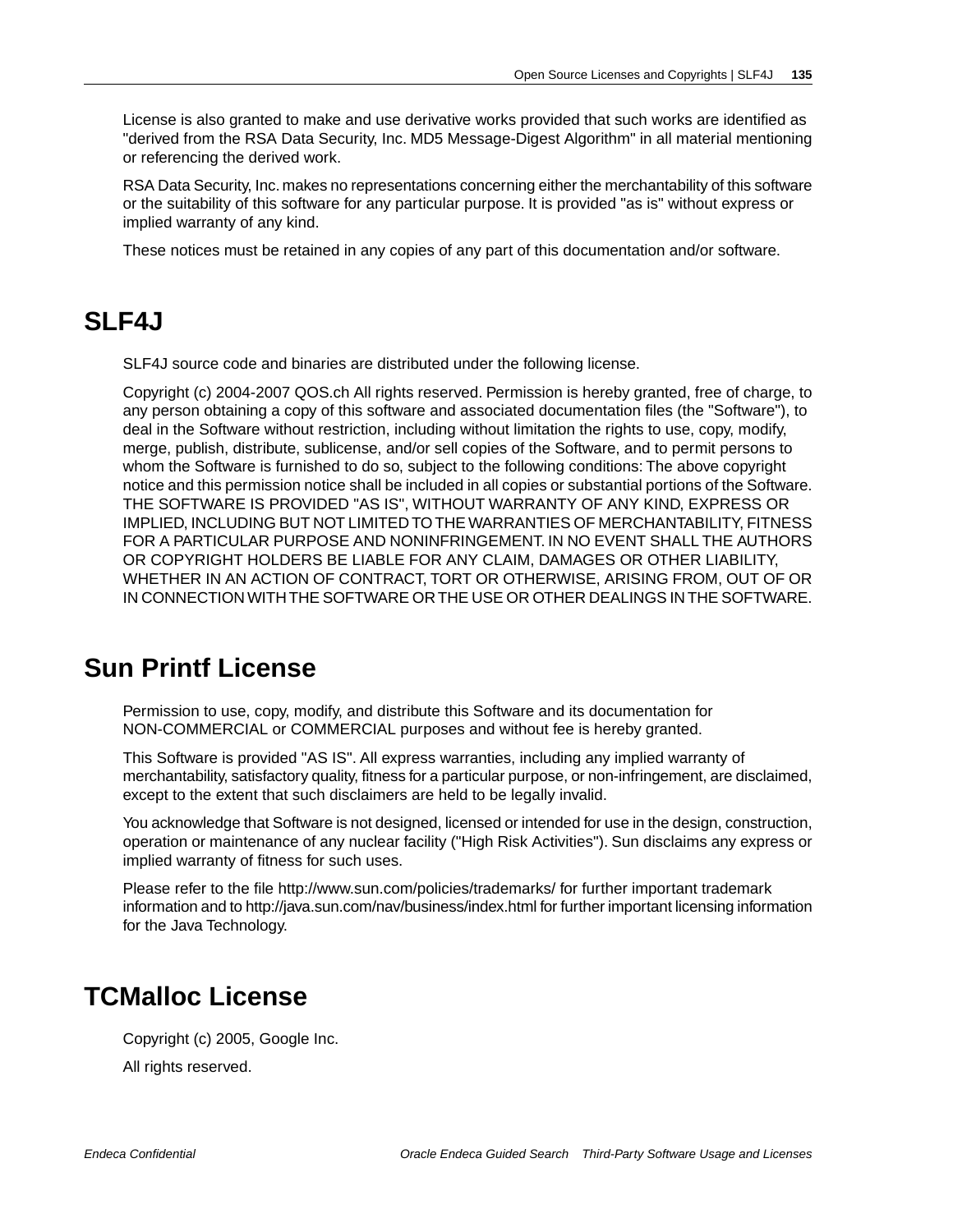License is also granted to make and use derivative works provided that such works are identified as "derived from the RSA Data Security, Inc. MD5 Message-Digest Algorithm" in all material mentioning or referencing the derived work.

RSA Data Security, Inc. makes no representations concerning either the merchantability of this software or the suitability of this software for any particular purpose. It is provided "as is" without express or implied warranty of any kind.

These notices must be retained in any copies of any part of this documentation and/or software.

## SLF4J

SLF4J source code and binaries are distributed under the following license.

Copyright (c) 2004-2007 QOS.ch All rights reserved. Permission is hereby granted, free of charge, to any person obtaining a copy of this software and associated documentation files (the "Software"), to deal in the Software without restriction, including without limitation the rights to use, copy, modify, merge, publish, distribute, sublicense, and/or sell copies of the Software, and to permit persons to whom the Software is furnished to do so, subject to the following conditions: The above copyright notice and this permission notice shall be included in all copies or substantial portions of the Software. THE SOFTWARE IS PROVIDED "AS IS", WITHOUT WARRANTY OF ANY KIND, EXPRESS OR IMPLIED, INCLUDING BUT NOT LIMITED TO THE WARRANTIES OF MERCHANTABILITY, FITNESS FOR A PARTICULAR PURPOSE AND NONINFRINGEMENT. IN NO EVENT SHALL THE AUTHORS OR COPYRIGHT HOLDERS BE LIABLE FOR ANY CLAIM, DAMAGES OR OTHER LIABILITY, WHETHER IN AN ACTION OF CONTRACT, TORT OR OTHERWISE, ARISING FROM, OUT OF OR IN CONNECTION WITH THE SOFTWARE OR THE USE OR OTHER DEALINGS IN THE SOFTWARE.

## Sun Printf License

Permission to use, copy, modify, and distribute this Software and its documentation for NON-COMMERCIAL or COMMERCIAL purposes and without fee is hereby granted.

This Software is provided "AS IS". All express warranties, including any implied warranty of merchantability, satisfactory quality, fitness for a particular purpose, or non-infringement, are disclaimed, except to the extent that such disclaimers are held to be legally invalid.

You acknowledge that Software is not designed, licensed or intended for use in the design, construction, operation or maintenance of any nuclear facility ("High Risk Activities"). Sun disclaims any express or implied warranty of fitness for such uses.

Please refer to the file http://www.sun.com/policies/trademarks/ for further important trademark information and to http://java.sun.com/nav/business/index.html for further important licensing information for the Java Technology.

## TCMalloc License

Copyright (c) 2005, Google Inc.

All rights reserved.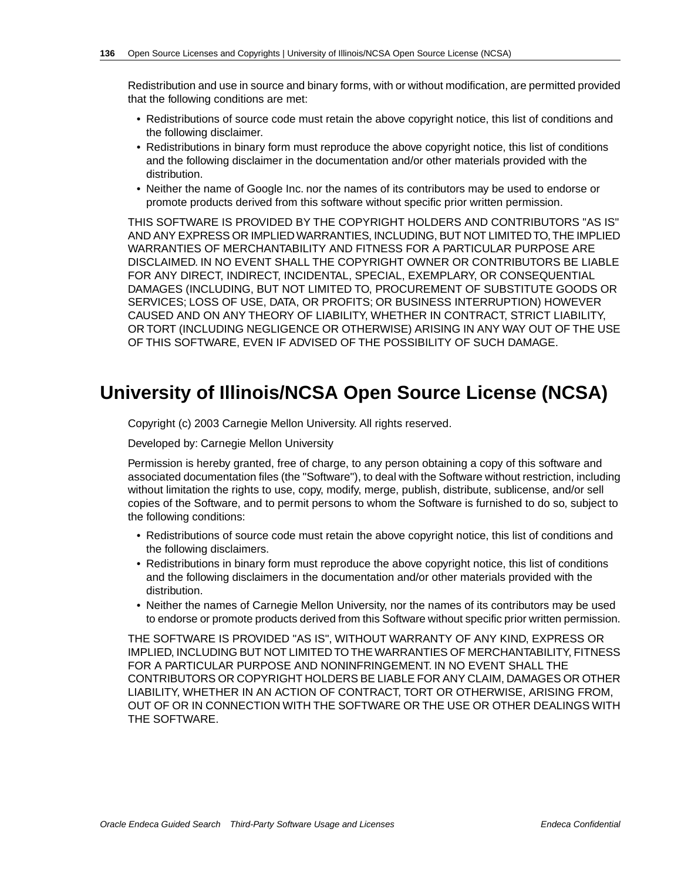Redistribution and use in source and binary forms, with or without modification, are permitted provided that the following conditions are met:

- Redistributions of source code must retain the above copyright notice, this list of conditions and the following disclaimer.
- Redistributions in binary form must reproduce the above copyright notice, this list of conditions and the following disclaimer in the documentation and/or other materials provided with the distribution.
- Neither the name of Google Inc. nor the names of its contributors may be used to endorse or promote products derived from this software without specific prior written permission.

THIS SOFTWARE IS PROVIDED BY THE COPYRIGHT HOLDERS AND CONTRIBUTORS "AS IS" AND ANY EXPRESS OR IMPLIED WARRANTIES, INCLUDING, BUT NOT LIMITED TO, THE IMPLIED WARRANTIES OF MERCHANTABILITY AND FITNESS FOR A PARTICULAR PURPOSE ARE DISCLAIMED. IN NO EVENT SHALL THE COPYRIGHT OWNER OR CONTRIBUTORS BE LIABLE FOR ANY DIRECT, INDIRECT, INCIDENTAL, SPECIAL, EXEMPLARY, OR CONSEQUENTIAL DAMAGES (INCLUDING, BUT NOT LIMITED TO, PROCUREMENT OF SUBSTITUTE GOODS OR SERVICES; LOSS OF USE, DATA, OR PROFITS; OR BUSINESS INTERRUPTION) HOWEVER CAUSED AND ON ANY THEORY OF LIABILITY, WHETHER IN CONTRACT, STRICT LIABILITY, OR TORT (INCLUDING NEGLIGENCE OR OTHERWISE) ARISING IN ANY WAY OUT OF THE USE OF THIS SOFTWARE, EVEN IF ADVISED OF THE POSSIBILITY OF SUCH DAMAGE.

## University of Illinois/NCSA Open Source License (NCSA)

Copyright (c) 2003 Carnegie Mellon University. All rights reserved.

Developed by: Carnegie Mellon University

Permission is hereby granted, free of charge, to any person obtaining a copy of this software and associated documentation files (the "Software"), to deal with the Software without restriction, including without limitation the rights to use, copy, modify, merge, publish, distribute, sublicense, and/or sell copies of the Software, and to permit persons to whom the Software is furnished to do so, subject to the following conditions:

- Redistributions of source code must retain the above copyright notice, this list of conditions and the following disclaimers.
- Redistributions in binary form must reproduce the above copyright notice, this list of conditions and the following disclaimers in the documentation and/or other materials provided with the distribution.
- Neither the names of Carnegie Mellon University, nor the names of its contributors may be used to endorse or promote products derived from this Software without specific prior written permission.

THE SOFTWARE IS PROVIDED "AS IS", WITHOUT WARRANTY OF ANY KIND, EXPRESS OR IMPLIED, INCLUDING BUT NOT LIMITED TO THE WARRANTIES OF MERCHANTABILITY, FITNESS FOR A PARTICULAR PURPOSE AND NONINFRINGEMENT. IN NO EVENT SHALL THE CONTRIBUTORS OR COPYRIGHT HOLDERS BE LIABLE FOR ANY CLAIM, DAMAGES OR OTHER LIABILITY, WHETHER IN AN ACTION OF CONTRACT, TORT OR OTHERWISE, ARISING FROM, OUT OF OR IN CONNECTION WITH THE SOFTWARE OR THE USE OR OTHER DEALINGS WITH THE SOFTWARE.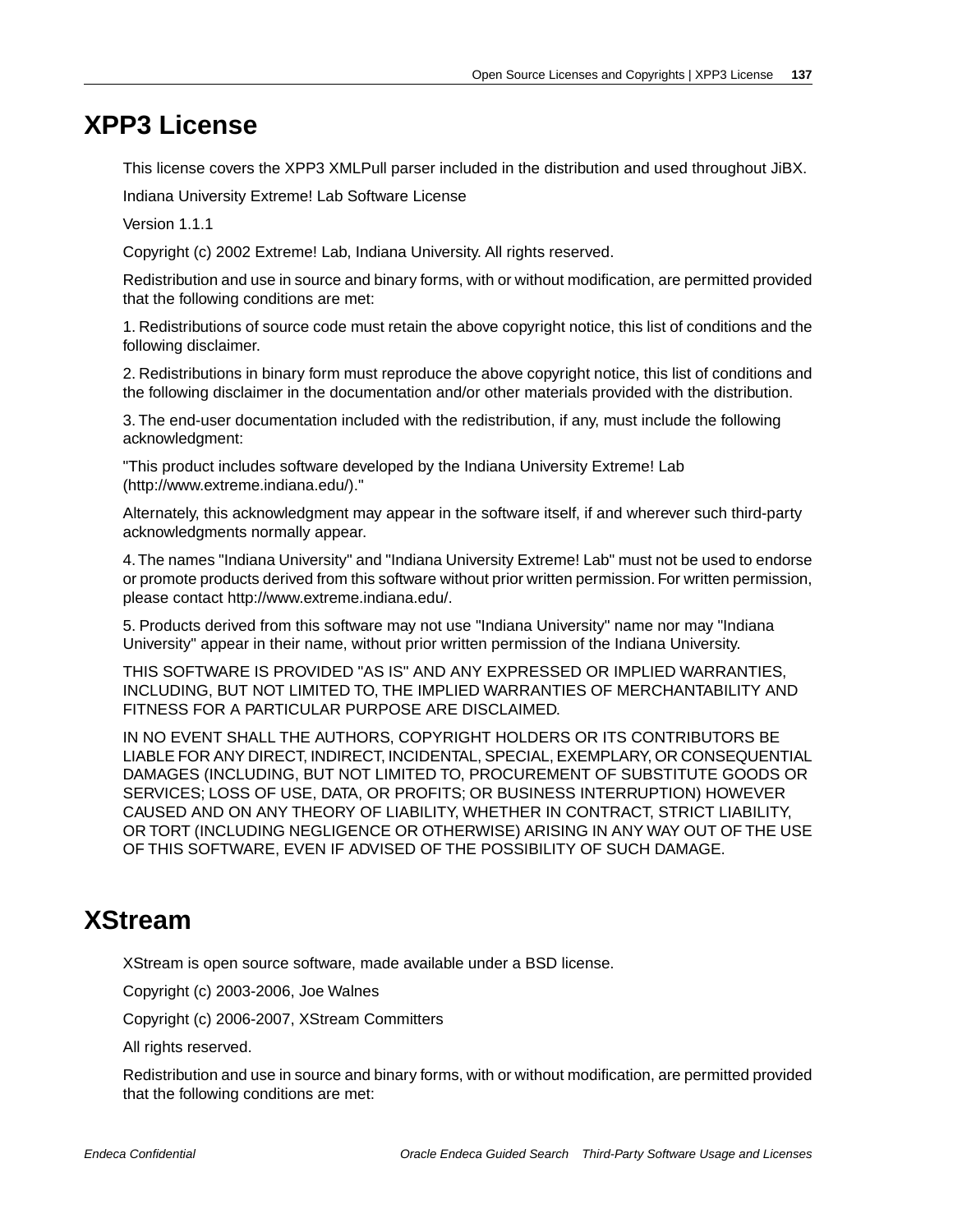# XPP3 License

This license covers the XPP3 XMLPull parser included in the distribution and used throughout JiBX.

Indiana University Extreme! Lab Software License

Version 1.1.1

Copyright (c) 2002 Extreme! Lab, Indiana University. All rights reserved.

Redistribution and use in source and binary forms, with or without modification, are permitted provided that the following conditions are met:

1. Redistributions of source code must retain the above copyright notice, this list of conditions and the following disclaimer.

2. Redistributions in binary form must reproduce the above copyright notice, this list of conditions and the following disclaimer in the documentation and/or other materials provided with the distribution.

3. The end-user documentation included with the redistribution, if any, must include the following acknowledgment:

"This product includes software developed by the Indiana University Extreme! Lab (http://www.extreme.indiana.edu/)."

Alternately, this acknowledgment may appear in the software itself, if and wherever such third-party acknowledgments normally appear.

4. The names "Indiana University" and "Indiana University Extreme! Lab" must not be used to endorse or promote products derived from this software without prior written permission. For written permission, please contact http://www.extreme.indiana.edu/.

5. Products derived from this software may not use "Indiana University" name nor may "Indiana University" appear in their name, without prior written permission of the Indiana University.

THIS SOFTWARE IS PROVIDED "AS IS" AND ANY EXPRESSED OR IMPLIED WARRANTIES, INCLUDING, BUT NOT LIMITED TO, THE IMPLIED WARRANTIES OF MERCHANTABILITY AND FITNESS FOR A PARTICULAR PURPOSE ARE DISCLAIMED.

IN NO EVENT SHALL THE AUTHORS, COPYRIGHT HOLDERS OR ITS CONTRIBUTORS BE LIABLE FOR ANY DIRECT, INDIRECT, INCIDENTAL, SPECIAL, EXEMPLARY, OR CONSEQUENTIAL DAMAGES (INCLUDING, BUT NOT LIMITED TO, PROCUREMENT OF SUBSTITUTE GOODS OR SERVICES; LOSS OF USE, DATA, OR PROFITS; OR BUSINESS INTERRUPTION) HOWEVER CAUSED AND ON ANY THEORY OF LIABILITY, WHETHER IN CONTRACT, STRICT LIABILITY, OR TORT (INCLUDING NEGLIGENCE OR OTHERWISE) ARISING IN ANY WAY OUT OF THE USE OF THIS SOFTWARE, EVEN IF ADVISED OF THE POSSIBILITY OF SUCH DAMAGE.

# XStream

XStream is open source software, made available under a BSD license.

Copyright (c) 2003-2006, Joe Walnes

Copyright (c) 2006-2007, XStream Committers

All rights reserved.

Redistribution and use in source and binary forms, with or without modification, are permitted provided that the following conditions are met: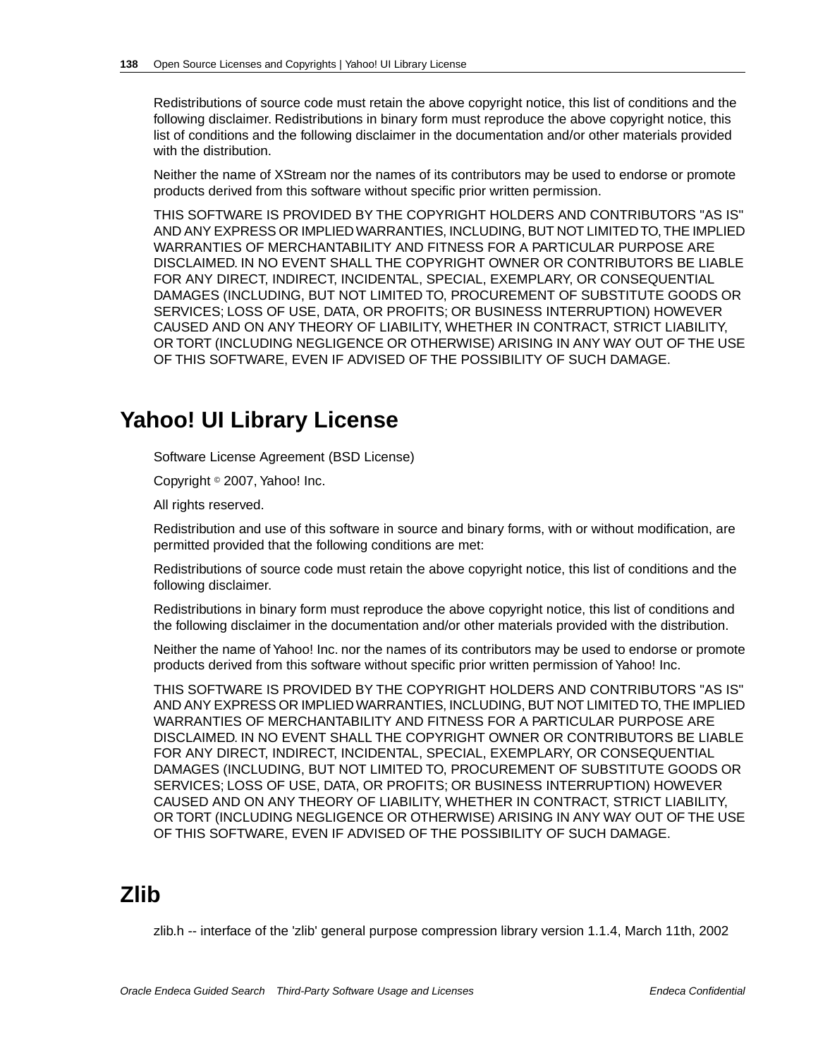Redistributions of source code must retain the above copyright notice, this list of conditions and the following disclaimer. Redistributions in binary form must reproduce the above copyright notice, this list of conditions and the following disclaimer in the documentation and/or other materials provided with the distribution.

Neither the name of XStream nor the names of its contributors may be used to endorse or promote products derived from this software without specific prior written permission.

THIS SOFTWARE IS PROVIDED BY THE COPYRIGHT HOLDERS AND CONTRIBUTORS "AS IS" AND ANY EXPRESS OR IMPLIED WARRANTIES, INCLUDING, BUT NOT LIMITED TO, THE IMPLIED WARRANTIES OF MERCHANTABILITY AND FITNESS FOR A PARTICULAR PURPOSE ARE DISCLAIMED. IN NO EVENT SHALL THE COPYRIGHT OWNER OR CONTRIBUTORS BE LIABLE FOR ANY DIRECT, INDIRECT, INCIDENTAL, SPECIAL, EXEMPLARY, OR CONSEQUENTIAL DAMAGES (INCLUDING, BUT NOT LIMITED TO, PROCUREMENT OF SUBSTITUTE GOODS OR SERVICES; LOSS OF USE, DATA, OR PROFITS; OR BUSINESS INTERRUPTION) HOWEVER CAUSED AND ON ANY THEORY OF LIABILITY, WHETHER IN CONTRACT, STRICT LIABILITY, OR TORT (INCLUDING NEGLIGENCE OR OTHERWISE) ARISING IN ANY WAY OUT OF THE USE OF THIS SOFTWARE, EVEN IF ADVISED OF THE POSSIBILITY OF SUCH DAMAGE.

## Yahoo! UI Library License

Software License Agreement (BSD License)

Copyright © 2007, Yahoo! Inc.

All rights reserved.

Redistribution and use of this software in source and binary forms, with or without modification, are permitted provided that the following conditions are met:

Redistributions of source code must retain the above copyright notice, this list of conditions and the following disclaimer.

Redistributions in binary form must reproduce the above copyright notice, this list of conditions and the following disclaimer in the documentation and/or other materials provided with the distribution.

Neither the name of Yahoo! Inc. nor the names of its contributors may be used to endorse or promote products derived from this software without specific prior written permission of Yahoo! Inc.

THIS SOFTWARE IS PROVIDED BY THE COPYRIGHT HOLDERS AND CONTRIBUTORS "AS IS" AND ANY EXPRESS OR IMPLIED WARRANTIES, INCLUDING, BUT NOT LIMITED TO, THE IMPLIED WARRANTIES OF MERCHANTABILITY AND FITNESS FOR A PARTICULAR PURPOSE ARE DISCLAIMED. IN NO EVENT SHALL THE COPYRIGHT OWNER OR CONTRIBUTORS BE LIABLE FOR ANY DIRECT, INDIRECT, INCIDENTAL, SPECIAL, EXEMPLARY, OR CONSEQUENTIAL DAMAGES (INCLUDING, BUT NOT LIMITED TO, PROCUREMENT OF SUBSTITUTE GOODS OR SERVICES; LOSS OF USE, DATA, OR PROFITS; OR BUSINESS INTERRUPTION) HOWEVER CAUSED AND ON ANY THEORY OF LIABILITY, WHETHER IN CONTRACT, STRICT LIABILITY, OR TORT (INCLUDING NEGLIGENCE OR OTHERWISE) ARISING IN ANY WAY OUT OF THE USE OF THIS SOFTWARE, EVEN IF ADVISED OF THE POSSIBILITY OF SUCH DAMAGE.

## Zlib

zlib.h -- interface of the 'zlib' general purpose compression library version 1.1.4, March 11th, 2002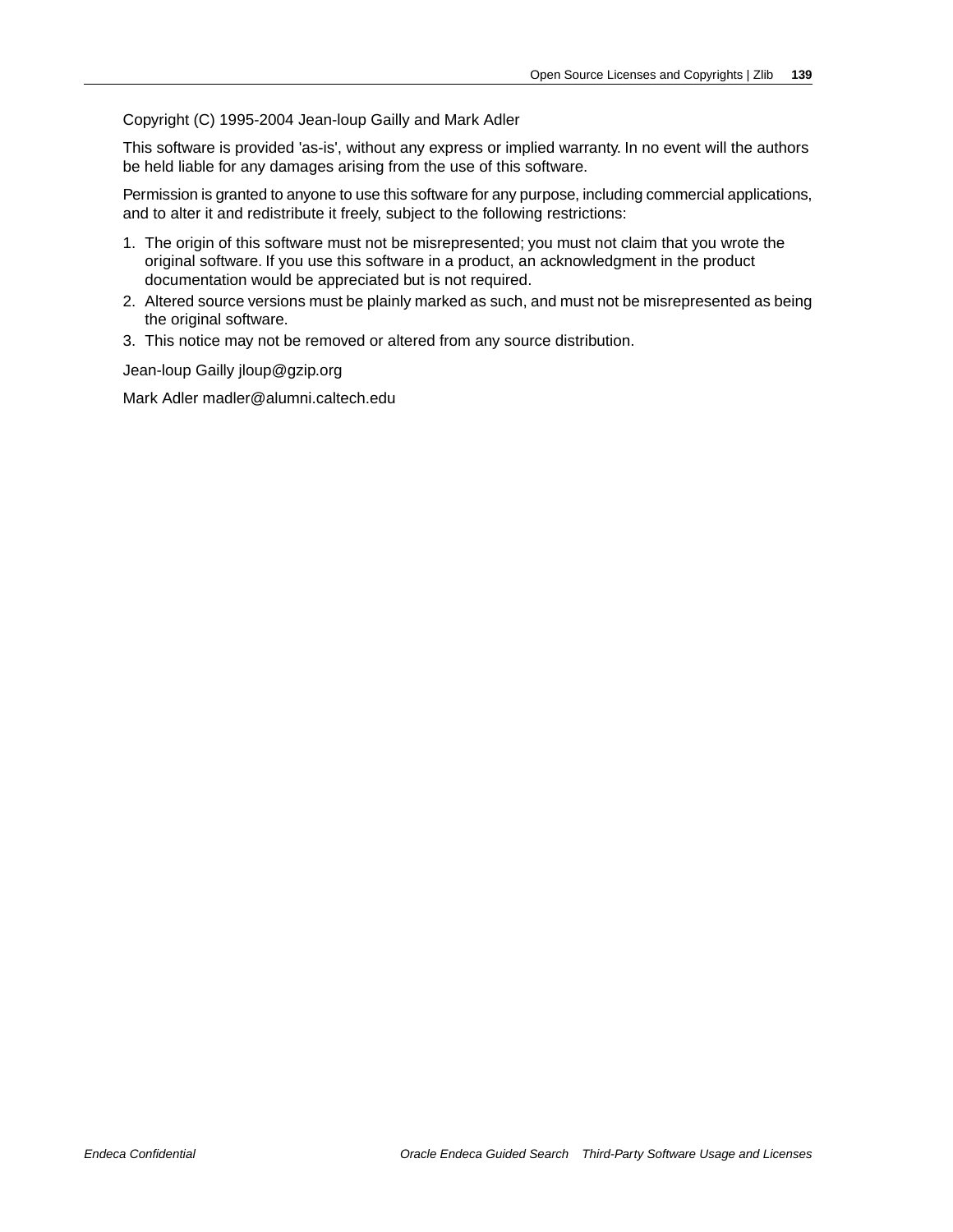Copyright (C) 1995-2004 Jean-loup Gailly and Mark Adler

This software is provided 'as-is', without any express or implied warranty. In no event will the authors be held liable for any damages arising from the use of this software.

Permission is granted to anyone to use this software for any purpose, including commercial applications, and to alter it and redistribute it freely, subject to the following restrictions:

1. The origin of this software must not be misrepresented; you must not claim that you wrote the original software. If you use this software in a product, an acknowledgment in the product documentation would be appreciated but is not required.
2. Altered source versions must be plainly marked as such, and must not be misrepresented as being the original software.
3. This notice may not be removed or altered from any source distribution.

Jean-loup Gailly jloup@gzip.org

Mark Adler madler@alumni.caltech.edu